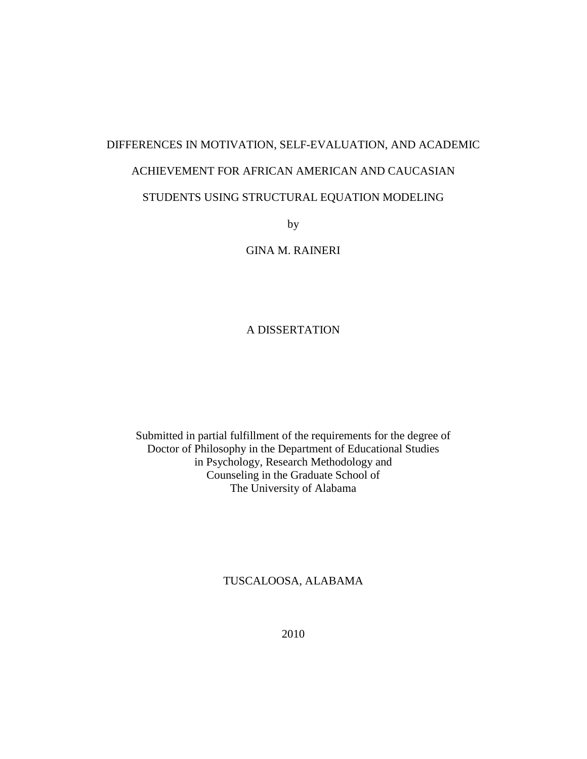# DIFFERENCES IN MOTIVATION, SELF-EVALUATION, AND ACADEMIC ACHIEVEMENT FOR AFRICAN AMERICAN AND CAUCASIAN STUDENTS USING STRUCTURAL EQUATION MODELING

by

GINA M. RAINERI

A DISSERTATION

Submitted in partial fulfillment of the requirements for the degree of
Doctor of Philosophy in the Department of Educational Studies
in Psychology, Research Methodology and
Counseling in the Graduate School of
The University of Alabama

TUSCALOOSA, ALABAMA

2010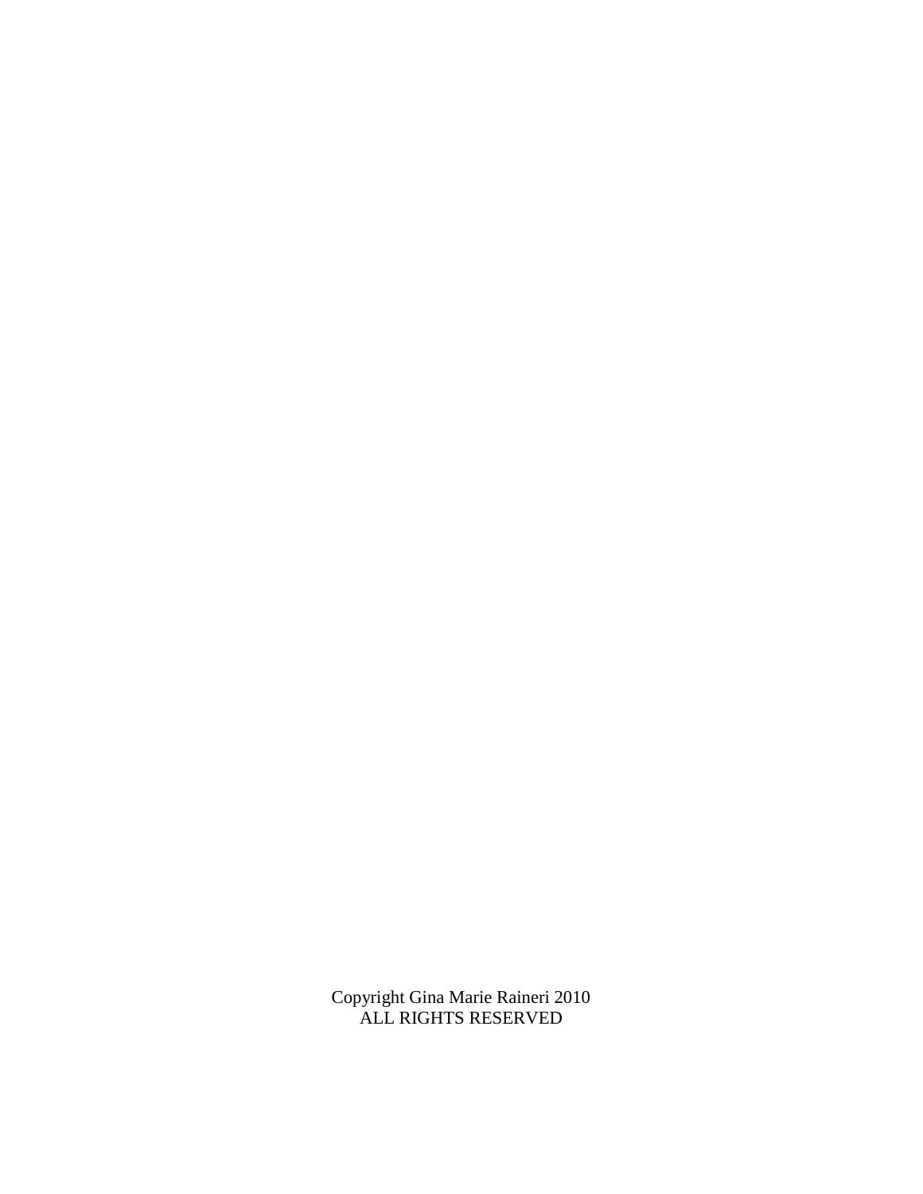Copyright Gina Marie Raineri 2010
ALL RIGHTS RESERVED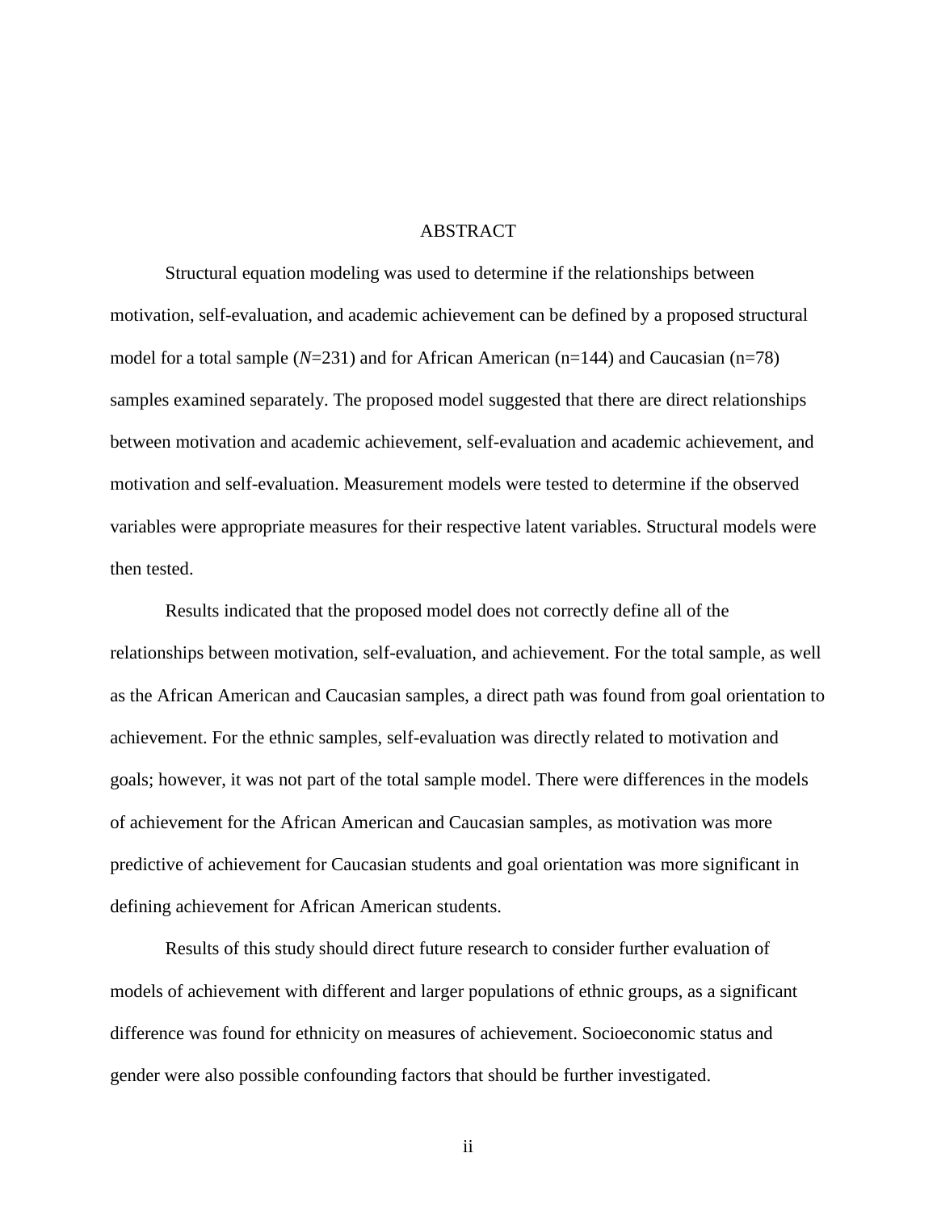# ABSTRACT

Structural equation modeling was used to determine if the relationships between motivation, self-evaluation, and academic achievement can be defined by a proposed structural model for a total sample ($N$=231) and for African American (n=144) and Caucasian (n=78) samples examined separately. The proposed model suggested that there are direct relationships between motivation and academic achievement, self-evaluation and academic achievement, and motivation and self-evaluation. Measurement models were tested to determine if the observed variables were appropriate measures for their respective latent variables. Structural models were then tested.

Results indicated that the proposed model does not correctly define all of the relationships between motivation, self-evaluation, and achievement. For the total sample, as well as the African American and Caucasian samples, a direct path was found from goal orientation to achievement. For the ethnic samples, self-evaluation was directly related to motivation and goals; however, it was not part of the total sample model. There were differences in the models of achievement for the African American and Caucasian samples, as motivation was more predictive of achievement for Caucasian students and goal orientation was more significant in defining achievement for African American students.

Results of this study should direct future research to consider further evaluation of models of achievement with different and larger populations of ethnic groups, as a significant difference was found for ethnicity on measures of achievement. Socioeconomic status and gender were also possible confounding factors that should be further investigated.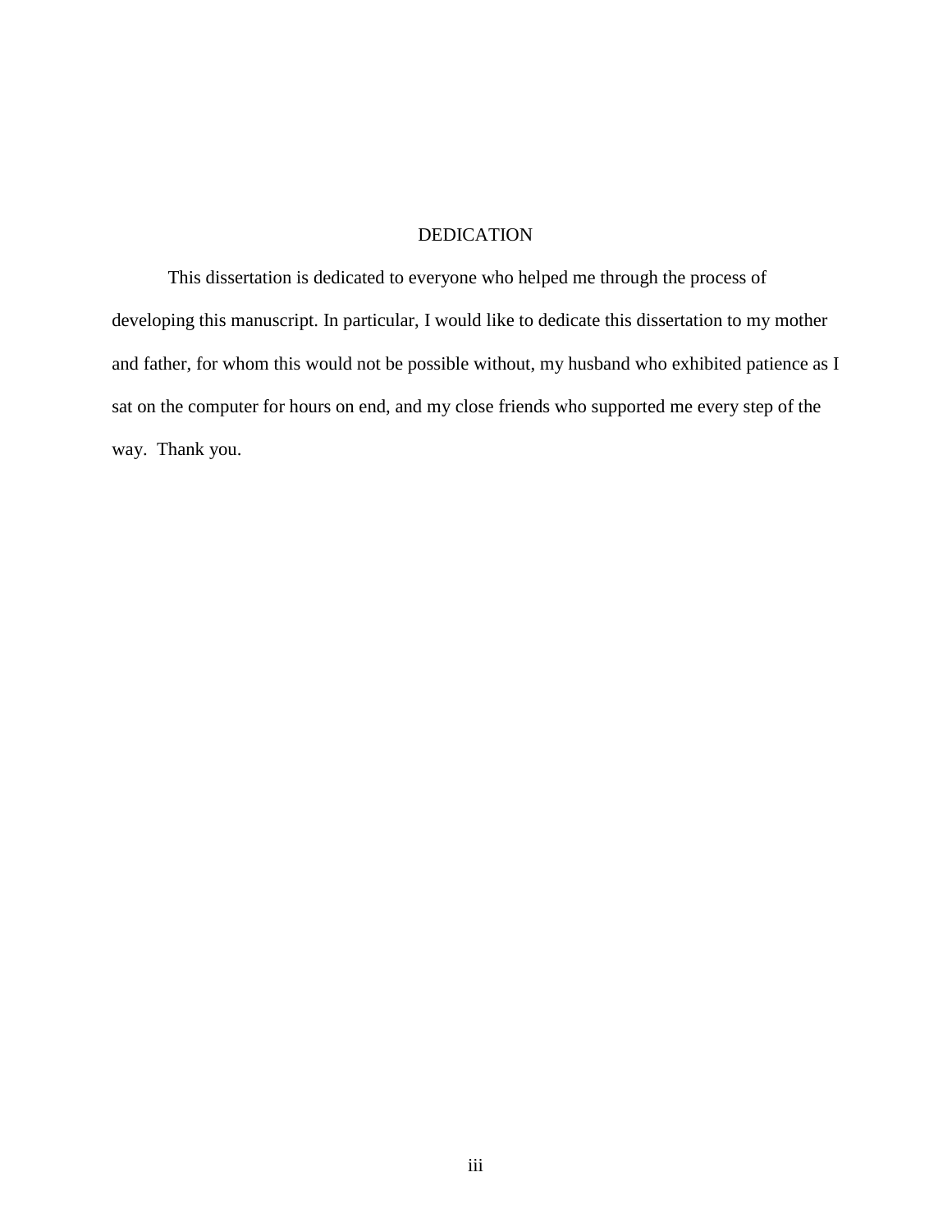# DEDICATION

This dissertation is dedicated to everyone who helped me through the process of developing this manuscript. In particular, I would like to dedicate this dissertation to my mother and father, for whom this would not be possible without, my husband who exhibited patience as I sat on the computer for hours on end, and my close friends who supported me every step of the way. Thank you.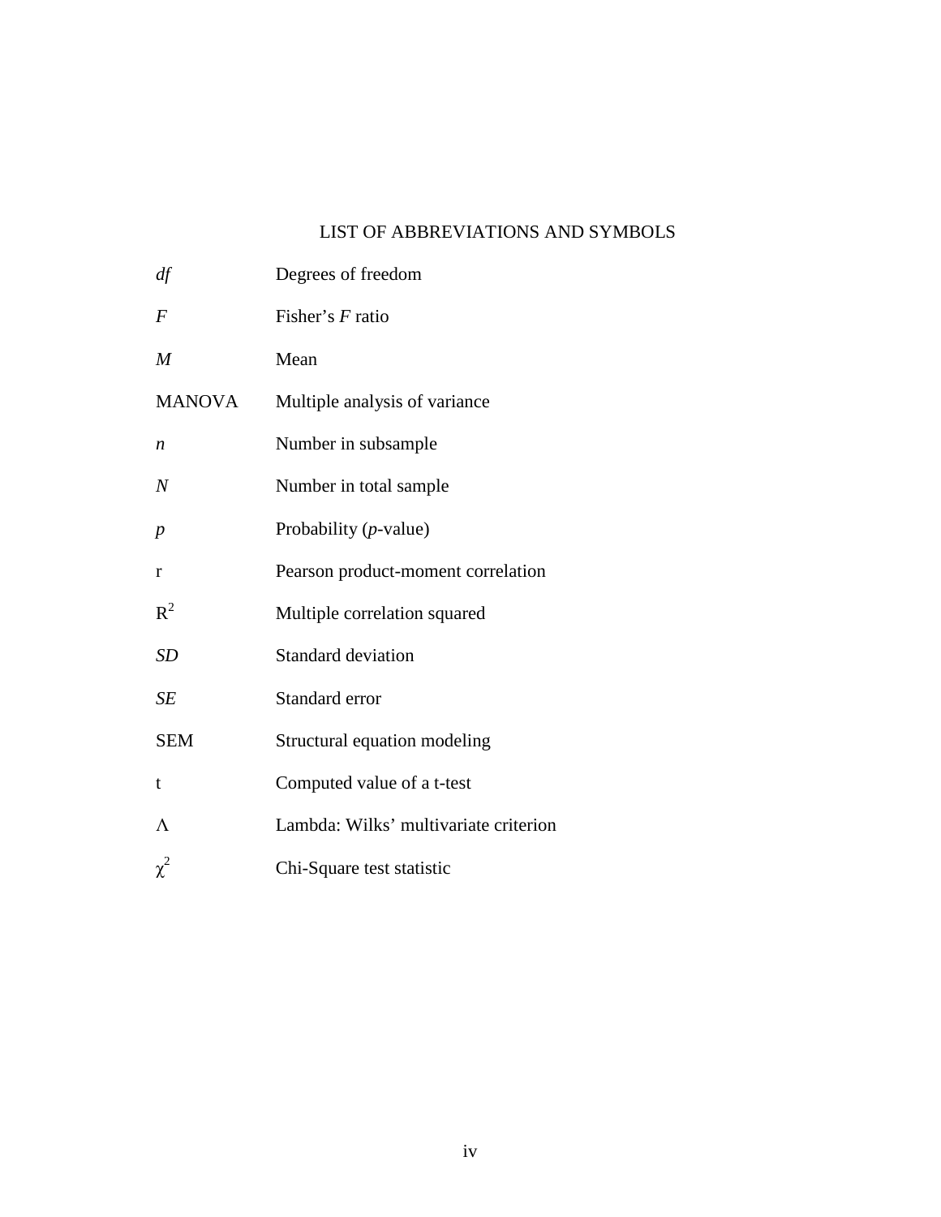# LIST OF ABBREVIATIONS AND SYMBOLS

| | |
|---|---|
| *df* | Degrees of freedom |
| *F* | Fisher's *F* ratio |
| *M* | Mean |
| MANOVA | Multiple analysis of variance |
| *n* | Number in subsample |
| *N* | Number in total sample |
| *p* | Probability (*p*-value) |
| r | Pearson product-moment correlation |
| $R^2$ | Multiple correlation squared |
| *SD* | Standard deviation |
| *SE* | Standard error |
| SEM | Structural equation modeling |
| t | Computed value of a t-test |
| $\Lambda$ | Lambda: Wilks' multivariate criterion |
| $\chi^2$ | Chi-Square test statistic |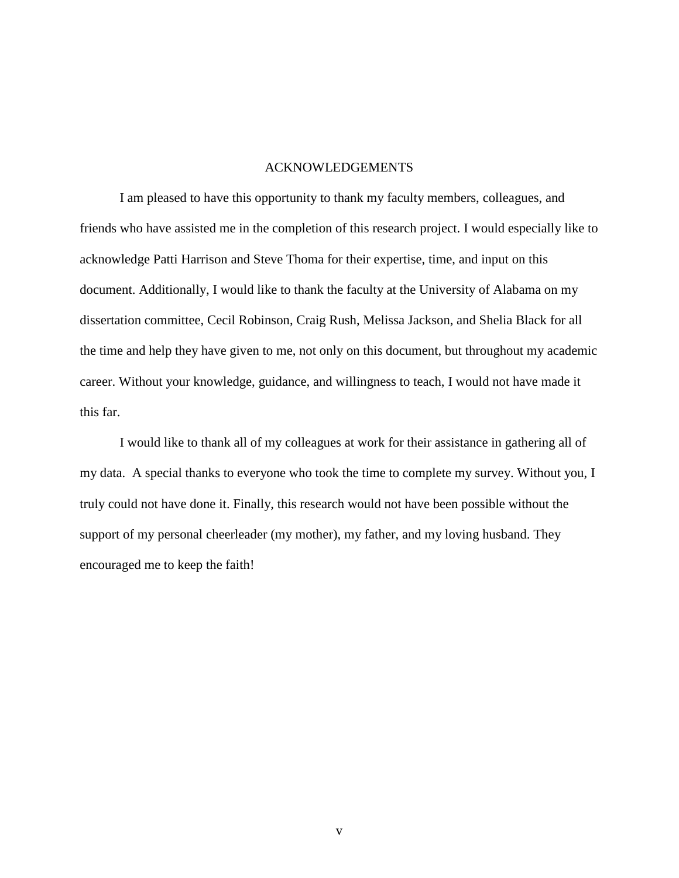# ACKNOWLEDGEMENTS

I am pleased to have this opportunity to thank my faculty members, colleagues, and friends who have assisted me in the completion of this research project. I would especially like to acknowledge Patti Harrison and Steve Thoma for their expertise, time, and input on this document. Additionally, I would like to thank the faculty at the University of Alabama on my dissertation committee, Cecil Robinson, Craig Rush, Melissa Jackson, and Shelia Black for all the time and help they have given to me, not only on this document, but throughout my academic career. Without your knowledge, guidance, and willingness to teach, I would not have made it this far.

I would like to thank all of my colleagues at work for their assistance in gathering all of my data. A special thanks to everyone who took the time to complete my survey. Without you, I truly could not have done it. Finally, this research would not have been possible without the support of my personal cheerleader (my mother), my father, and my loving husband. They encouraged me to keep the faith!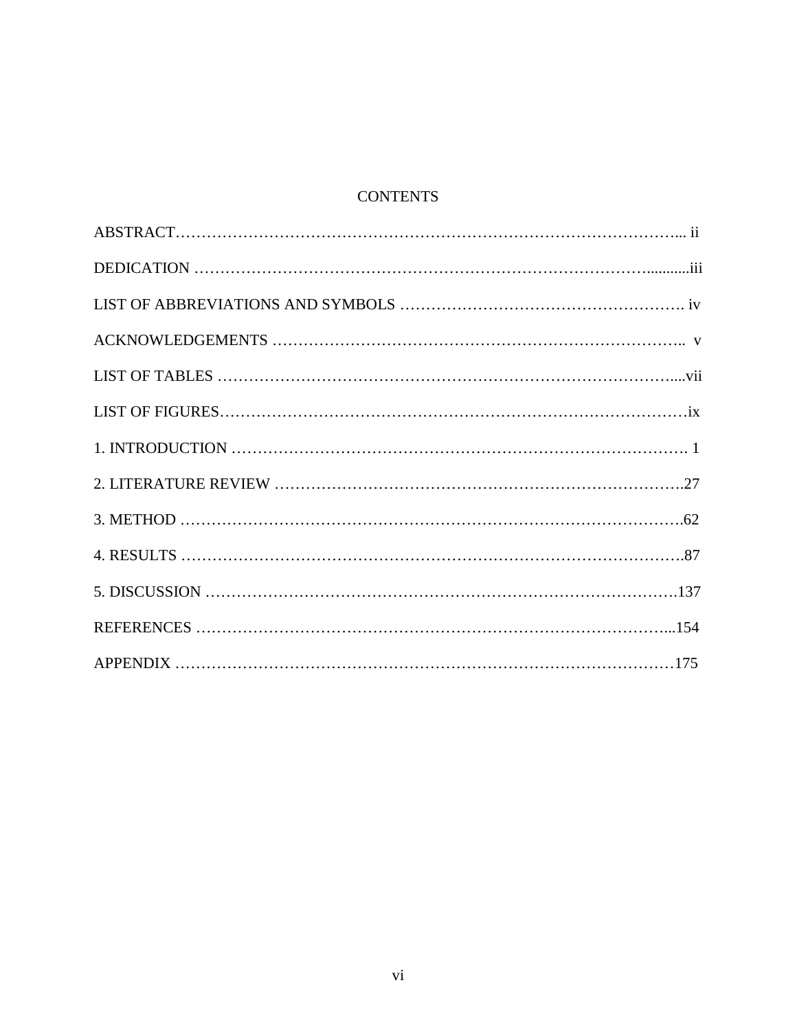# CONTENTS

ABSTRACT……………………………………………………………………………………... ii

DEDICATION ………………………………………………………………………………...........iii

LIST OF ABBREVIATIONS AND SYMBOLS ……………………………………………. iv

ACKNOWLEDGEMENTS ……………………………………………………………………..  v

LIST OF TABLES ……………………………………………………………………………....vii

LIST OF FIGURES………………………………………………………………………………ix

1. INTRODUCTION ………………………………………………………………………………. 1

2. LITERATURE REVIEW …………………………………………………………………….27

3. METHOD ………………………………………………………………………………….62

4. RESULTS ………………………………………………………………………………….87

5. DISCUSSION ……………………………………………………………………………….137

REFERENCES ………………………………………………………………………………...154

APPENDIX …………………………………………………………………………………175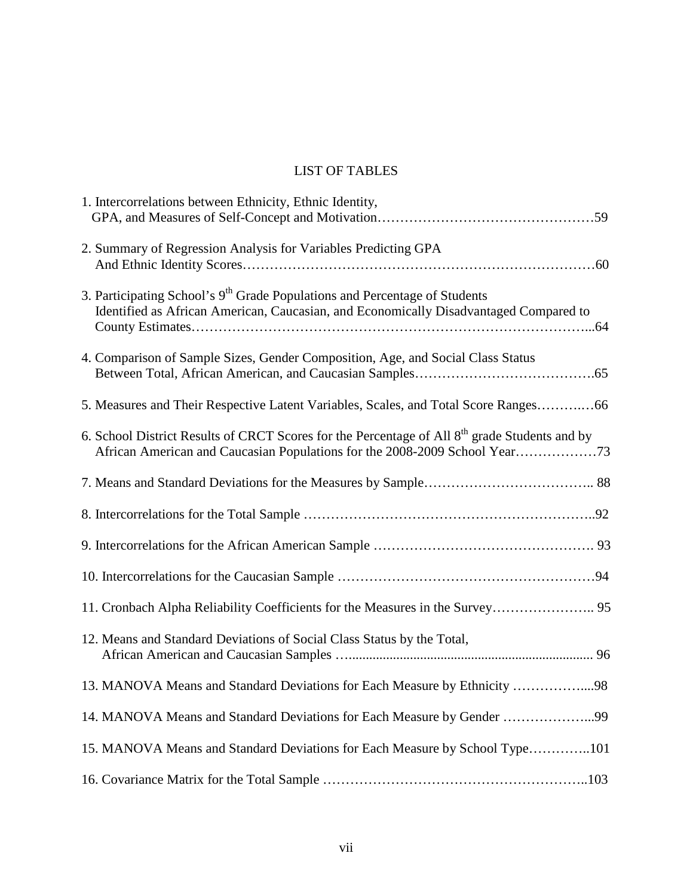# LIST OF TABLES

1. Intercorrelations between Ethnicity, Ethnic Identity, GPA, and Measures of Self-Concept and Motivation……………………………………………59

2. Summary of Regression Analysis for Variables Predicting GPA And Ethnic Identity Scores……………………………………………………………………60

3. Participating School's 9th Grade Populations and Percentage of Students Identified as African American, Caucasian, and Economically Disadvantaged Compared to County Estimates…………………………………………………………………………...64

4. Comparison of Sample Sizes, Gender Composition, Age, and Social Class Status Between Total, African American, and Caucasian Samples………………………………….65

5. Measures and Their Respective Latent Variables, Scales, and Total Score Ranges………..…66

6. School District Results of CRCT Scores for the Percentage of All 8th grade Students and by African American and Caucasian Populations for the 2008-2009 School Year………………73

7. Means and Standard Deviations for the Measures by Sample……………………………….. 88

8. Intercorrelations for the Total Sample ………………………………………………………..92

9. Intercorrelations for the African American Sample …………………………………………. 93

10. Intercorrelations for the Caucasian Sample …………………………………………………94

11. Cronbach Alpha Reliability Coefficients for the Measures in the Survey………………….. 95

12. Means and Standard Deviations of Social Class Status by the Total, African American and Caucasian Samples …...................................................................... 96

13. MANOVA Means and Standard Deviations for Each Measure by Ethnicity ……………....98

14. MANOVA Means and Standard Deviations for Each Measure by Gender ………………...99

15. MANOVA Means and Standard Deviations for Each Measure by School Type…………..101

16. Covariance Matrix for the Total Sample …………………………………………………..103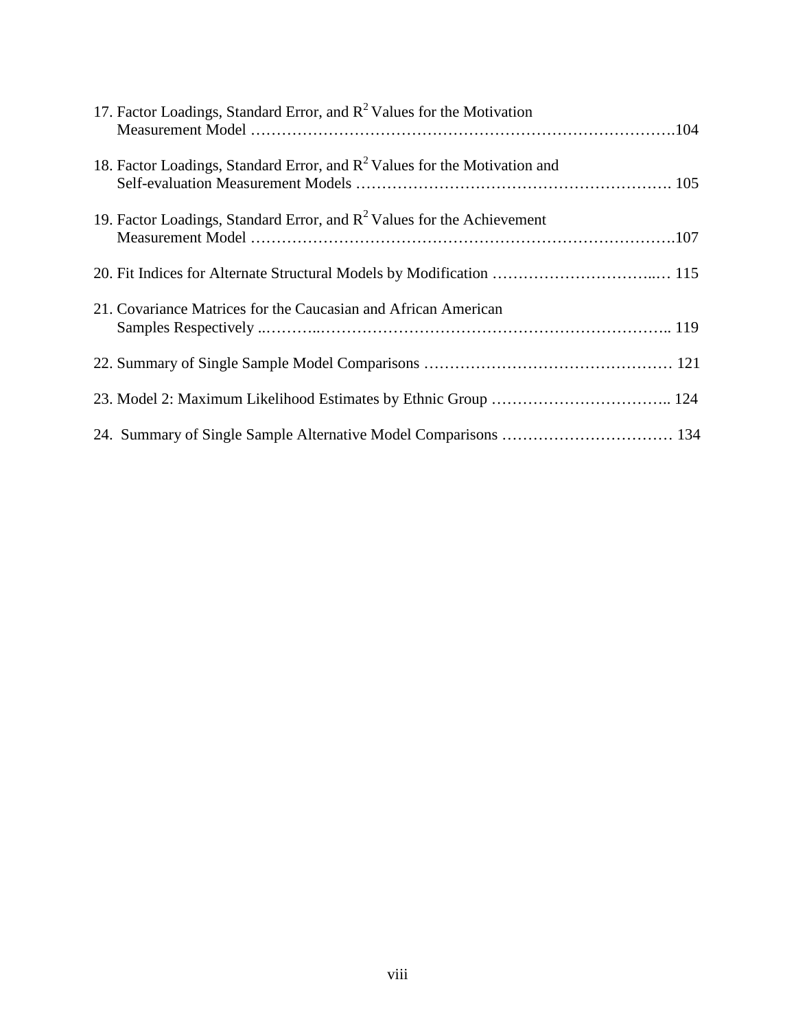17. Factor Loadings, Standard Error, and $R^2$ Values for the Motivation Measurement Model ……………………………………………………………………….104

18. Factor Loadings, Standard Error, and $R^2$ Values for the Motivation and Self-evaluation Measurement Models …………………………………………………. 105

19. Factor Loadings, Standard Error, and $R^2$ Values for the Achievement Measurement Model ……………………………………………………………………….107

20. Fit Indices for Alternate Structural Models by Modification …………………………..… 115

21. Covariance Matrices for the Caucasian and African American Samples Respectively ..………..…………………………………………………………….. 119

22. Summary of Single Sample Model Comparisons ………………………………………… 121

23. Model 2: Maximum Likelihood Estimates by Ethnic Group …………………………….. 124

24. Summary of Single Sample Alternative Model Comparisons …………………………… 134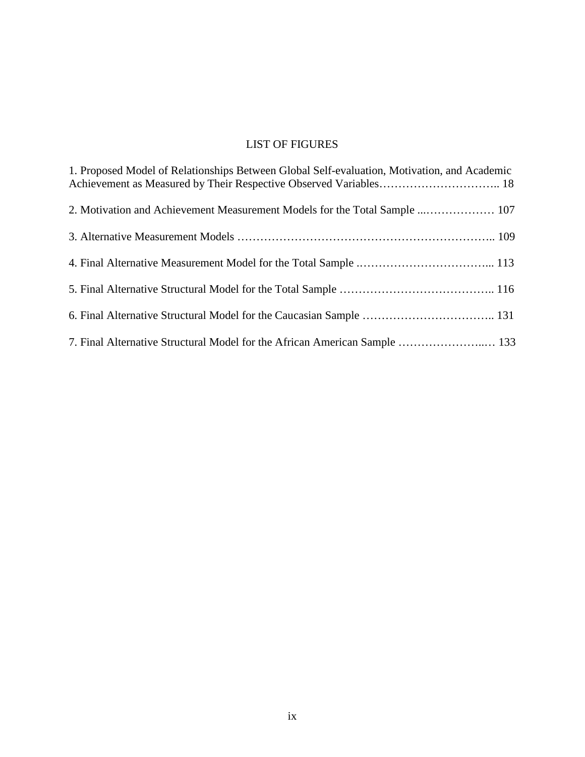# LIST OF FIGURES

1. Proposed Model of Relationships Between Global Self-evaluation, Motivation, and Academic Achievement as Measured by Their Respective Observed Variables………………………….. 18

2. Motivation and Achievement Measurement Models for the Total Sample ...……………… 107

3. Alternative Measurement Models …………………………………………………………….. 109

4. Final Alternative Measurement Model for the Total Sample .…………………………….... 113

5. Final Alternative Structural Model for the Total Sample ………………………………….. 116

6. Final Alternative Structural Model for the Caucasian Sample ……………………….…….. 131

7. Final Alternative Structural Model for the African American Sample …………………..… 133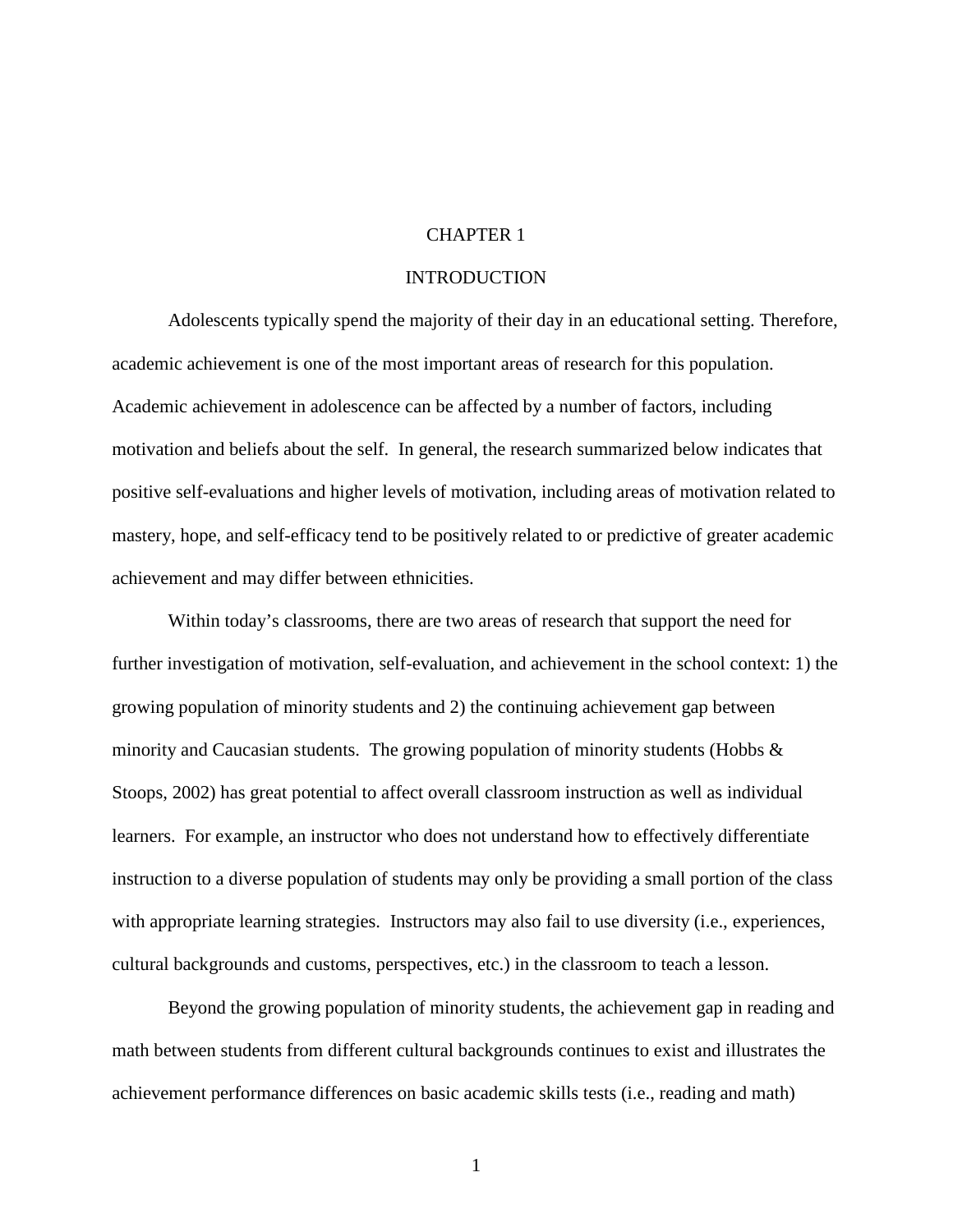# CHAPTER 1

## INTRODUCTION

Adolescents typically spend the majority of their day in an educational setting. Therefore, academic achievement is one of the most important areas of research for this population. Academic achievement in adolescence can be affected by a number of factors, including motivation and beliefs about the self. In general, the research summarized below indicates that positive self-evaluations and higher levels of motivation, including areas of motivation related to mastery, hope, and self-efficacy tend to be positively related to or predictive of greater academic achievement and may differ between ethnicities.

Within today's classrooms, there are two areas of research that support the need for further investigation of motivation, self-evaluation, and achievement in the school context: 1) the growing population of minority students and 2) the continuing achievement gap between minority and Caucasian students. The growing population of minority students (Hobbs & Stoops, 2002) has great potential to affect overall classroom instruction as well as individual learners. For example, an instructor who does not understand how to effectively differentiate instruction to a diverse population of students may only be providing a small portion of the class with appropriate learning strategies. Instructors may also fail to use diversity (i.e., experiences, cultural backgrounds and customs, perspectives, etc.) in the classroom to teach a lesson.

Beyond the growing population of minority students, the achievement gap in reading and math between students from different cultural backgrounds continues to exist and illustrates the achievement performance differences on basic academic skills tests (i.e., reading and math)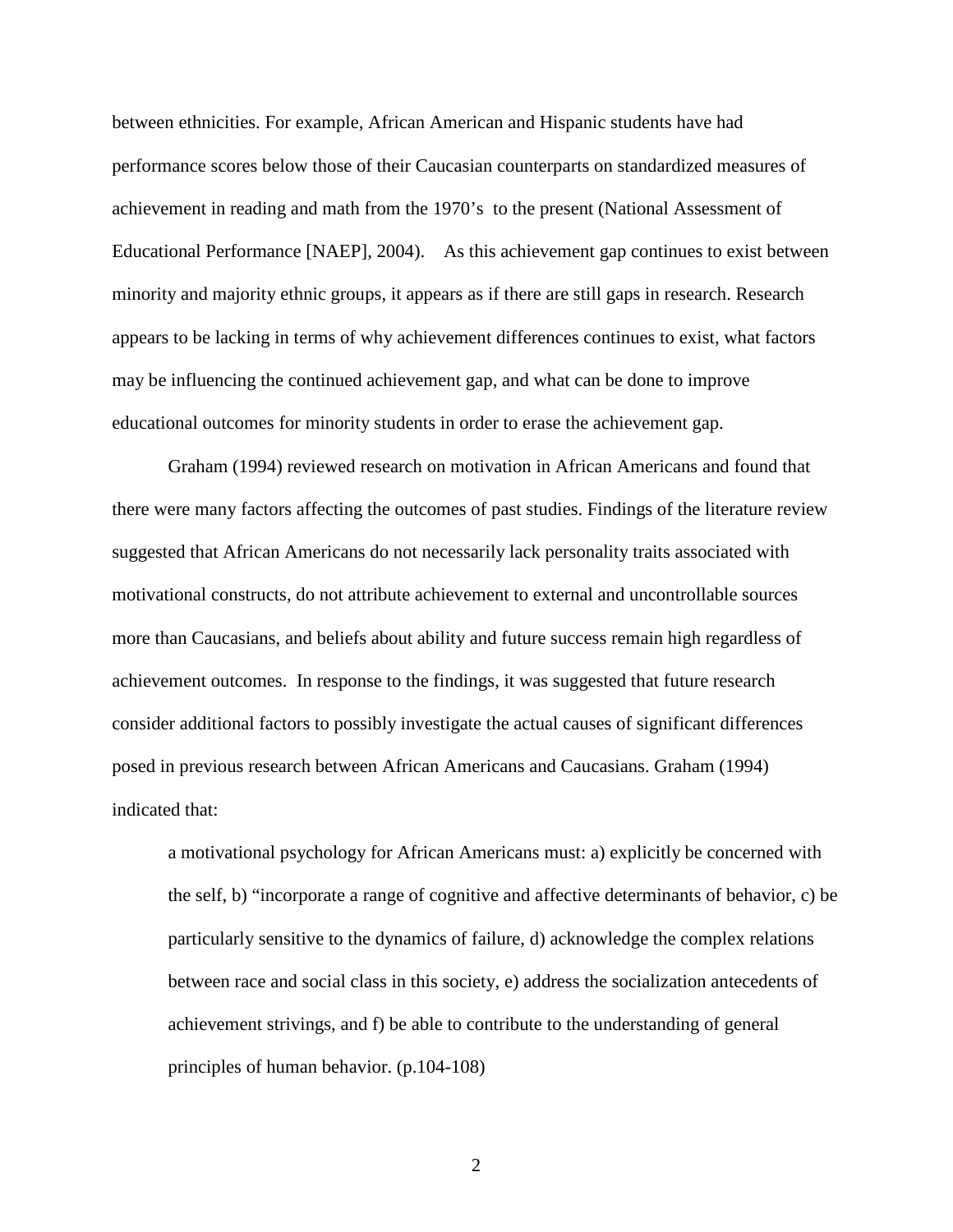between ethnicities. For example, African American and Hispanic students have had performance scores below those of their Caucasian counterparts on standardized measures of achievement in reading and math from the 1970's to the present (National Assessment of Educational Performance [NAEP], 2004). As this achievement gap continues to exist between minority and majority ethnic groups, it appears as if there are still gaps in research. Research appears to be lacking in terms of why achievement differences continues to exist, what factors may be influencing the continued achievement gap, and what can be done to improve educational outcomes for minority students in order to erase the achievement gap.

Graham (1994) reviewed research on motivation in African Americans and found that there were many factors affecting the outcomes of past studies. Findings of the literature review suggested that African Americans do not necessarily lack personality traits associated with motivational constructs, do not attribute achievement to external and uncontrollable sources more than Caucasians, and beliefs about ability and future success remain high regardless of achievement outcomes. In response to the findings, it was suggested that future research consider additional factors to possibly investigate the actual causes of significant differences posed in previous research between African Americans and Caucasians. Graham (1994) indicated that:

> a motivational psychology for African Americans must: a) explicitly be concerned with the self, b) "incorporate a range of cognitive and affective determinants of behavior, c) be particularly sensitive to the dynamics of failure, d) acknowledge the complex relations between race and social class in this society, e) address the socialization antecedents of achievement strivings, and f) be able to contribute to the understanding of general principles of human behavior. (p.104-108)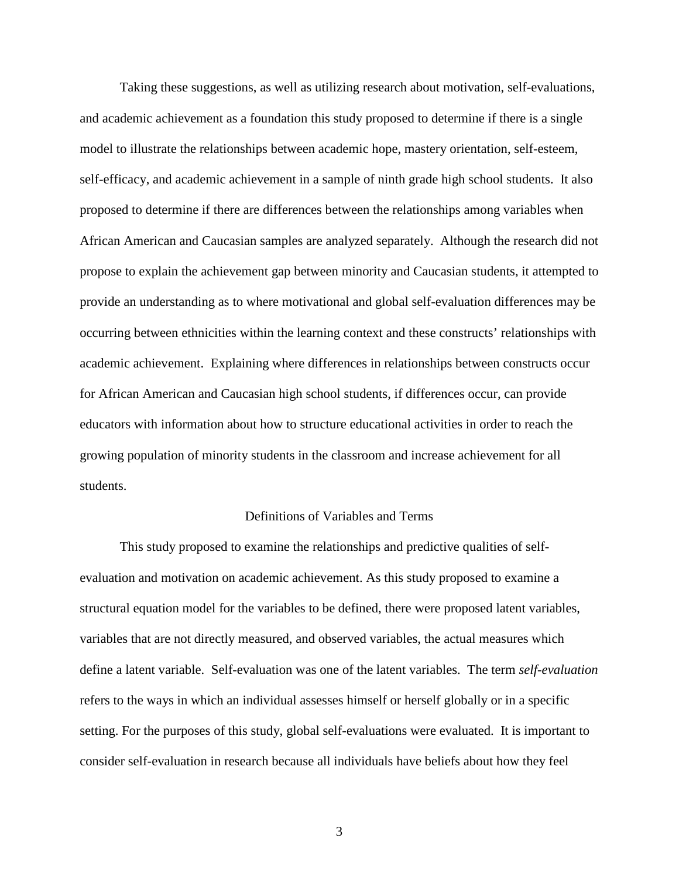Taking these suggestions, as well as utilizing research about motivation, self-evaluations, and academic achievement as a foundation this study proposed to determine if there is a single model to illustrate the relationships between academic hope, mastery orientation, self-esteem, self-efficacy, and academic achievement in a sample of ninth grade high school students. It also proposed to determine if there are differences between the relationships among variables when African American and Caucasian samples are analyzed separately. Although the research did not propose to explain the achievement gap between minority and Caucasian students, it attempted to provide an understanding as to where motivational and global self-evaluation differences may be occurring between ethnicities within the learning context and these constructs' relationships with academic achievement. Explaining where differences in relationships between constructs occur for African American and Caucasian high school students, if differences occur, can provide educators with information about how to structure educational activities in order to reach the growing population of minority students in the classroom and increase achievement for all students.

## Definitions of Variables and Terms

This study proposed to examine the relationships and predictive qualities of self-evaluation and motivation on academic achievement. As this study proposed to examine a structural equation model for the variables to be defined, there were proposed latent variables, variables that are not directly measured, and observed variables, the actual measures which define a latent variable. Self-evaluation was one of the latent variables. The term *self-evaluation* refers to the ways in which an individual assesses himself or herself globally or in a specific setting. For the purposes of this study, global self-evaluations were evaluated. It is important to consider self-evaluation in research because all individuals have beliefs about how they feel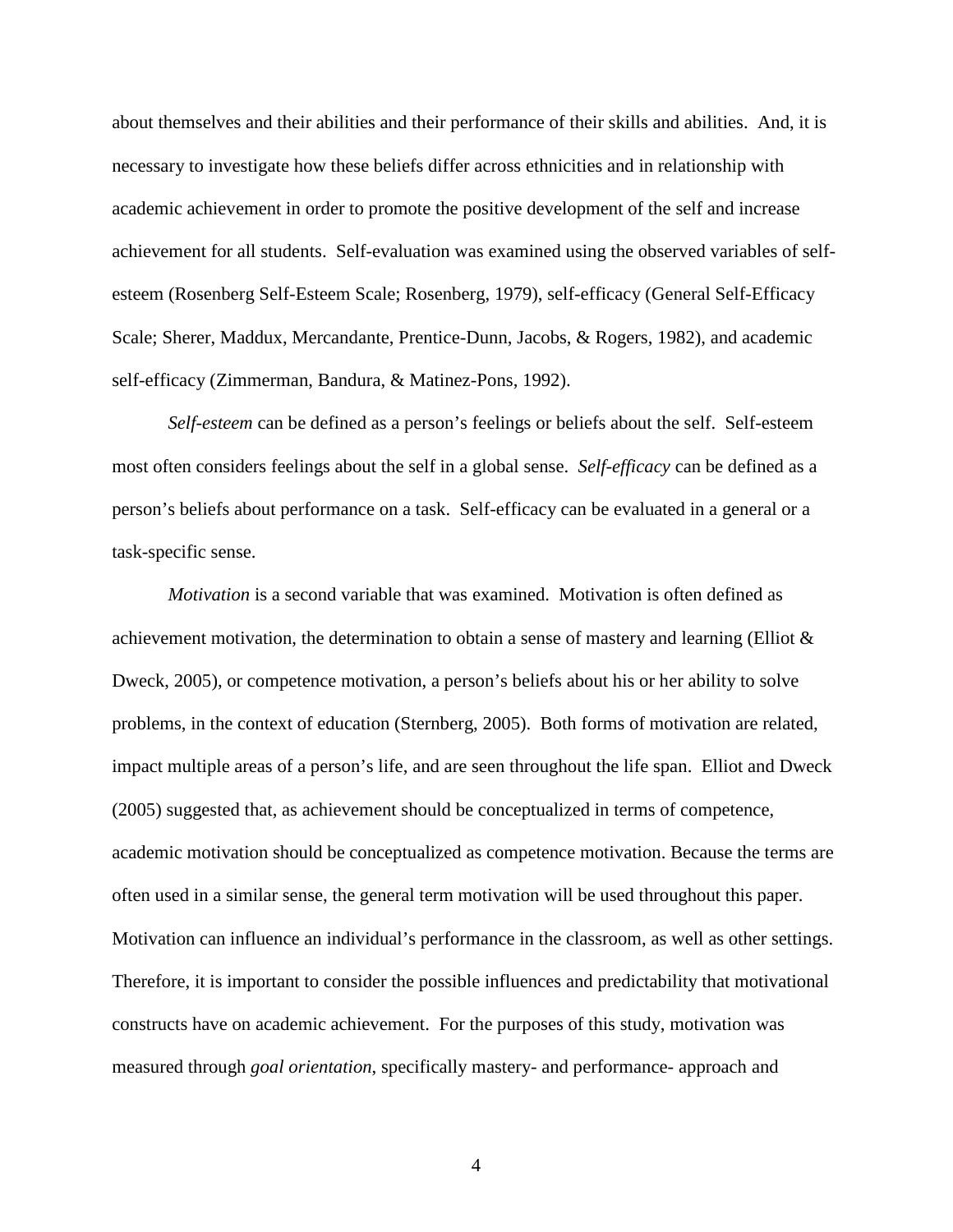about themselves and their abilities and their performance of their skills and abilities. And, it is necessary to investigate how these beliefs differ across ethnicities and in relationship with academic achievement in order to promote the positive development of the self and increase achievement for all students. Self-evaluation was examined using the observed variables of self-esteem (Rosenberg Self-Esteem Scale; Rosenberg, 1979), self-efficacy (General Self-Efficacy Scale; Sherer, Maddux, Mercandante, Prentice-Dunn, Jacobs, & Rogers, 1982), and academic self-efficacy (Zimmerman, Bandura, & Matinez-Pons, 1992).

*Self-esteem* can be defined as a person's feelings or beliefs about the self. Self-esteem most often considers feelings about the self in a global sense. *Self-efficacy* can be defined as a person's beliefs about performance on a task. Self-efficacy can be evaluated in a general or a task-specific sense.

*Motivation* is a second variable that was examined. Motivation is often defined as achievement motivation, the determination to obtain a sense of mastery and learning (Elliot & Dweck, 2005), or competence motivation, a person's beliefs about his or her ability to solve problems, in the context of education (Sternberg, 2005). Both forms of motivation are related, impact multiple areas of a person's life, and are seen throughout the life span. Elliot and Dweck (2005) suggested that, as achievement should be conceptualized in terms of competence, academic motivation should be conceptualized as competence motivation. Because the terms are often used in a similar sense, the general term motivation will be used throughout this paper. Motivation can influence an individual's performance in the classroom, as well as other settings. Therefore, it is important to consider the possible influences and predictability that motivational constructs have on academic achievement. For the purposes of this study, motivation was measured through *goal orientation*, specifically mastery- and performance- approach and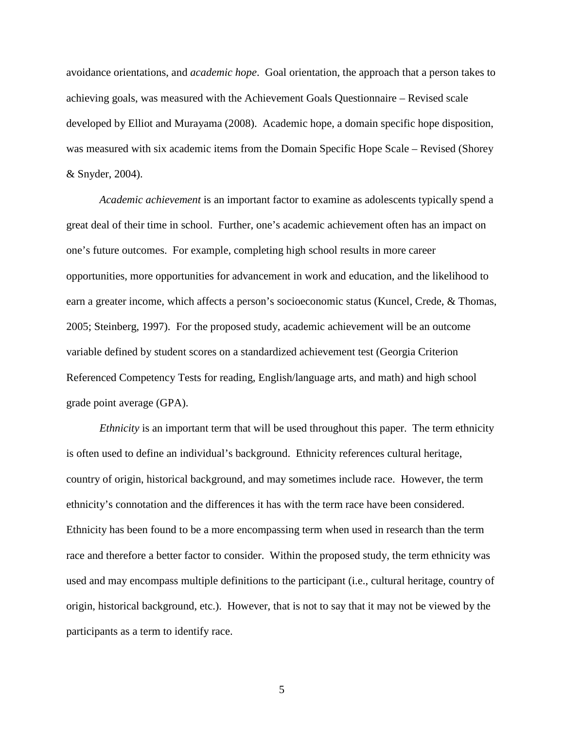avoidance orientations, and *academic hope*. Goal orientation, the approach that a person takes to achieving goals, was measured with the Achievement Goals Questionnaire – Revised scale developed by Elliot and Murayama (2008). Academic hope, a domain specific hope disposition, was measured with six academic items from the Domain Specific Hope Scale – Revised (Shorey & Snyder, 2004).

*Academic achievement* is an important factor to examine as adolescents typically spend a great deal of their time in school. Further, one's academic achievement often has an impact on one's future outcomes. For example, completing high school results in more career opportunities, more opportunities for advancement in work and education, and the likelihood to earn a greater income, which affects a person's socioeconomic status (Kuncel, Crede, & Thomas, 2005; Steinberg, 1997). For the proposed study, academic achievement will be an outcome variable defined by student scores on a standardized achievement test (Georgia Criterion Referenced Competency Tests for reading, English/language arts, and math) and high school grade point average (GPA).

*Ethnicity* is an important term that will be used throughout this paper. The term ethnicity is often used to define an individual's background. Ethnicity references cultural heritage, country of origin, historical background, and may sometimes include race. However, the term ethnicity's connotation and the differences it has with the term race have been considered. Ethnicity has been found to be a more encompassing term when used in research than the term race and therefore a better factor to consider. Within the proposed study, the term ethnicity was used and may encompass multiple definitions to the participant (i.e., cultural heritage, country of origin, historical background, etc.). However, that is not to say that it may not be viewed by the participants as a term to identify race.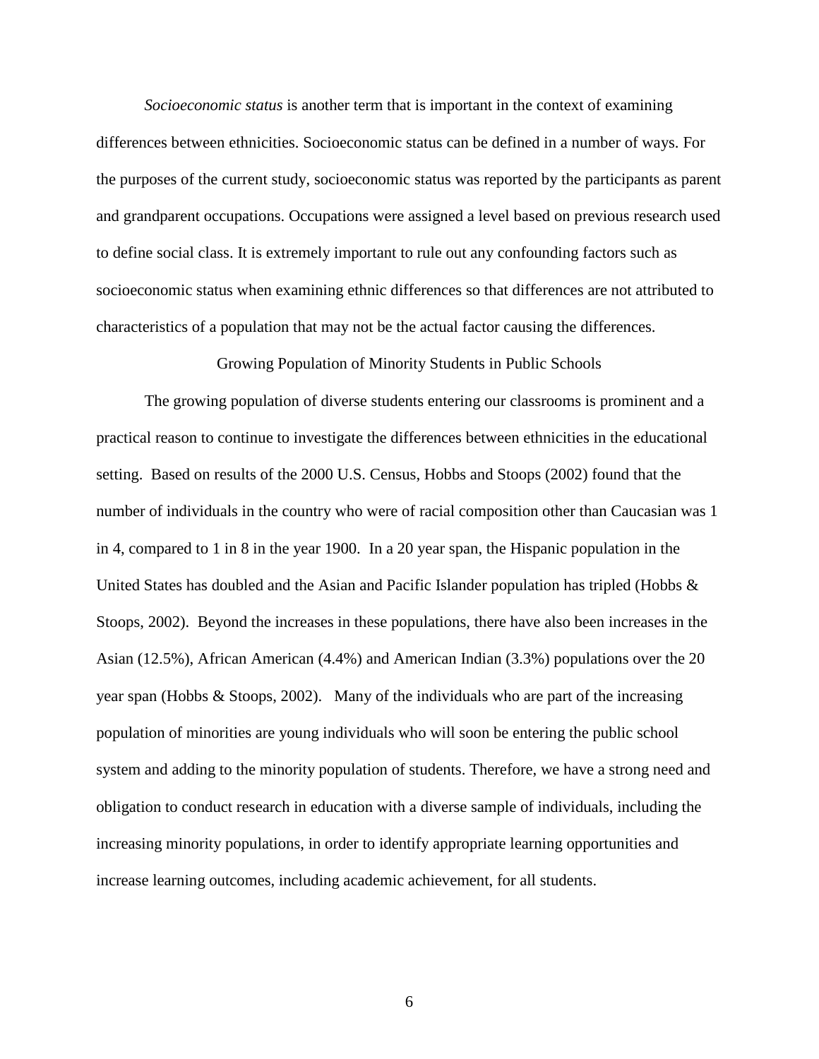*Socioeconomic status* is another term that is important in the context of examining differences between ethnicities. Socioeconomic status can be defined in a number of ways. For the purposes of the current study, socioeconomic status was reported by the participants as parent and grandparent occupations. Occupations were assigned a level based on previous research used to define social class. It is extremely important to rule out any confounding factors such as socioeconomic status when examining ethnic differences so that differences are not attributed to characteristics of a population that may not be the actual factor causing the differences.

## Growing Population of Minority Students in Public Schools

The growing population of diverse students entering our classrooms is prominent and a practical reason to continue to investigate the differences between ethnicities in the educational setting. Based on results of the 2000 U.S. Census, Hobbs and Stoops (2002) found that the number of individuals in the country who were of racial composition other than Caucasian was 1 in 4, compared to 1 in 8 in the year 1900. In a 20 year span, the Hispanic population in the United States has doubled and the Asian and Pacific Islander population has tripled (Hobbs & Stoops, 2002). Beyond the increases in these populations, there have also been increases in the Asian (12.5%), African American (4.4%) and American Indian (3.3%) populations over the 20 year span (Hobbs & Stoops, 2002). Many of the individuals who are part of the increasing population of minorities are young individuals who will soon be entering the public school system and adding to the minority population of students. Therefore, we have a strong need and obligation to conduct research in education with a diverse sample of individuals, including the increasing minority populations, in order to identify appropriate learning opportunities and increase learning outcomes, including academic achievement, for all students.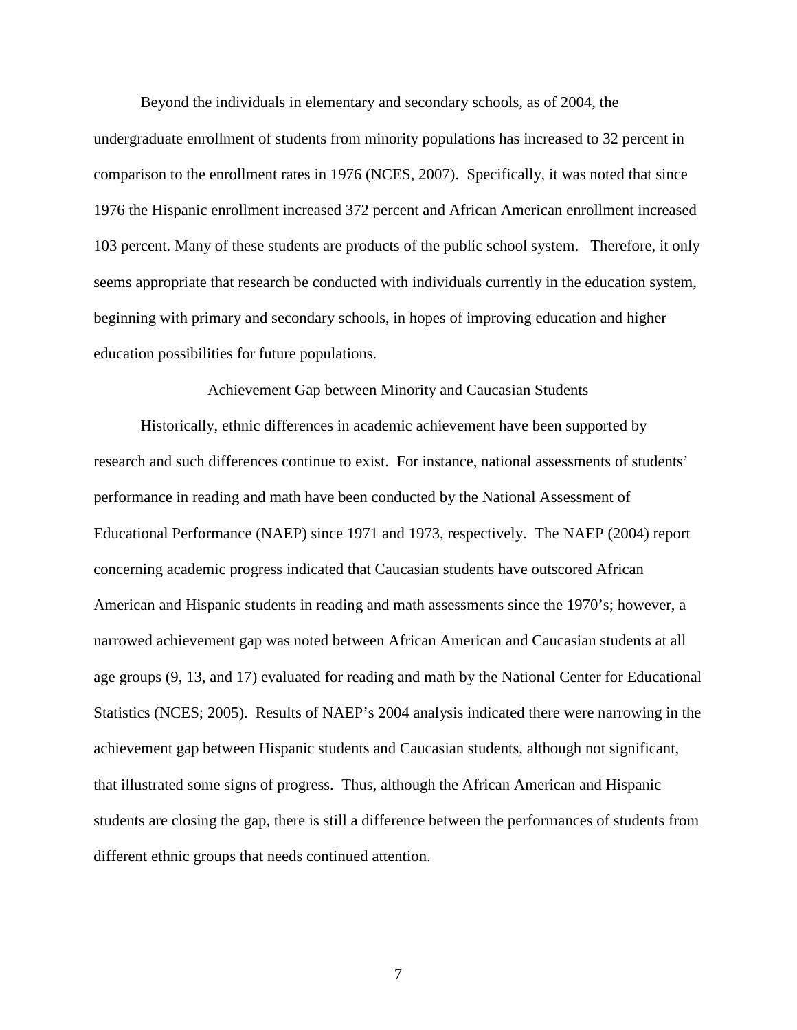Beyond the individuals in elementary and secondary schools, as of 2004, the undergraduate enrollment of students from minority populations has increased to 32 percent in comparison to the enrollment rates in 1976 (NCES, 2007). Specifically, it was noted that since 1976 the Hispanic enrollment increased 372 percent and African American enrollment increased 103 percent. Many of these students are products of the public school system. Therefore, it only seems appropriate that research be conducted with individuals currently in the education system, beginning with primary and secondary schools, in hopes of improving education and higher education possibilities for future populations.

## Achievement Gap between Minority and Caucasian Students

Historically, ethnic differences in academic achievement have been supported by research and such differences continue to exist. For instance, national assessments of students' performance in reading and math have been conducted by the National Assessment of Educational Performance (NAEP) since 1971 and 1973, respectively. The NAEP (2004) report concerning academic progress indicated that Caucasian students have outscored African American and Hispanic students in reading and math assessments since the 1970's; however, a narrowed achievement gap was noted between African American and Caucasian students at all age groups (9, 13, and 17) evaluated for reading and math by the National Center for Educational Statistics (NCES; 2005). Results of NAEP's 2004 analysis indicated there were narrowing in the achievement gap between Hispanic students and Caucasian students, although not significant, that illustrated some signs of progress. Thus, although the African American and Hispanic students are closing the gap, there is still a difference between the performances of students from different ethnic groups that needs continued attention.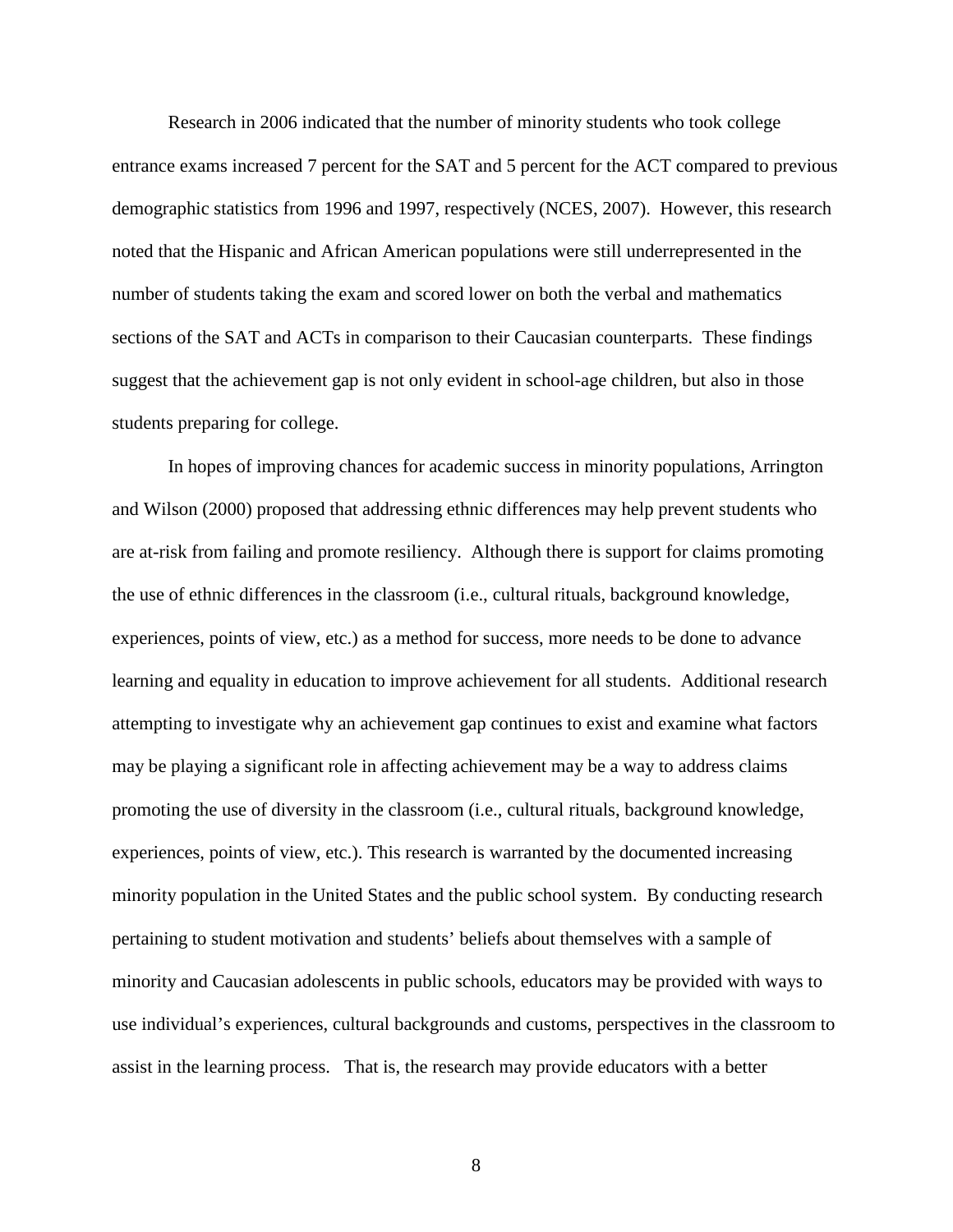Research in 2006 indicated that the number of minority students who took college entrance exams increased 7 percent for the SAT and 5 percent for the ACT compared to previous demographic statistics from 1996 and 1997, respectively (NCES, 2007). However, this research noted that the Hispanic and African American populations were still underrepresented in the number of students taking the exam and scored lower on both the verbal and mathematics sections of the SAT and ACTs in comparison to their Caucasian counterparts. These findings suggest that the achievement gap is not only evident in school-age children, but also in those students preparing for college.

In hopes of improving chances for academic success in minority populations, Arrington and Wilson (2000) proposed that addressing ethnic differences may help prevent students who are at-risk from failing and promote resiliency. Although there is support for claims promoting the use of ethnic differences in the classroom (i.e., cultural rituals, background knowledge, experiences, points of view, etc.) as a method for success, more needs to be done to advance learning and equality in education to improve achievement for all students. Additional research attempting to investigate why an achievement gap continues to exist and examine what factors may be playing a significant role in affecting achievement may be a way to address claims promoting the use of diversity in the classroom (i.e., cultural rituals, background knowledge, experiences, points of view, etc.). This research is warranted by the documented increasing minority population in the United States and the public school system. By conducting research pertaining to student motivation and students' beliefs about themselves with a sample of minority and Caucasian adolescents in public schools, educators may be provided with ways to use individual's experiences, cultural backgrounds and customs, perspectives in the classroom to assist in the learning process. That is, the research may provide educators with a better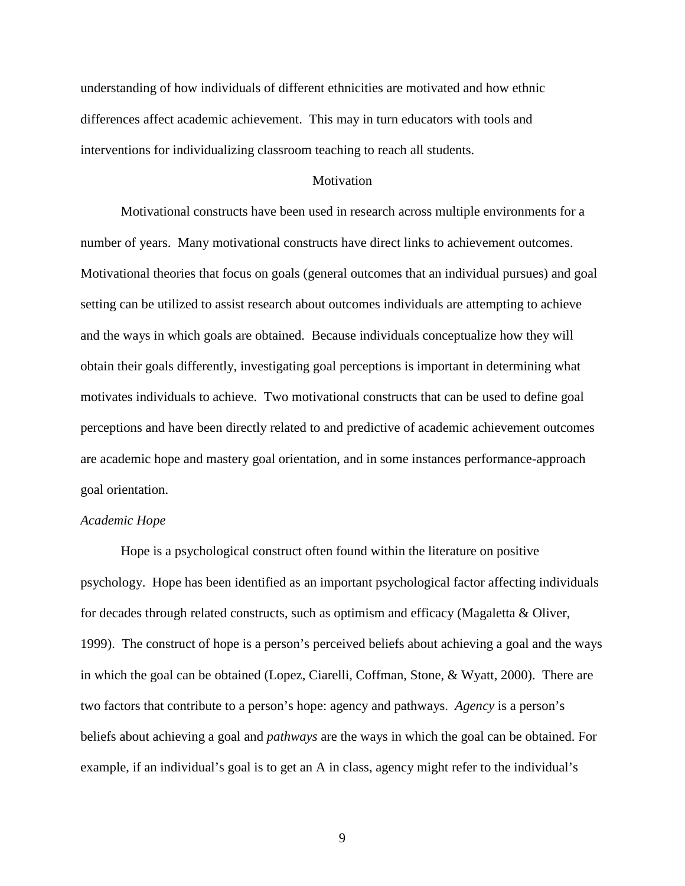understanding of how individuals of different ethnicities are motivated and how ethnic differences affect academic achievement. This may in turn educators with tools and interventions for individualizing classroom teaching to reach all students.

## Motivation

Motivational constructs have been used in research across multiple environments for a number of years. Many motivational constructs have direct links to achievement outcomes. Motivational theories that focus on goals (general outcomes that an individual pursues) and goal setting can be utilized to assist research about outcomes individuals are attempting to achieve and the ways in which goals are obtained. Because individuals conceptualize how they will obtain their goals differently, investigating goal perceptions is important in determining what motivates individuals to achieve. Two motivational constructs that can be used to define goal perceptions and have been directly related to and predictive of academic achievement outcomes are academic hope and mastery goal orientation, and in some instances performance-approach goal orientation.

### *Academic Hope*

Hope is a psychological construct often found within the literature on positive psychology. Hope has been identified as an important psychological factor affecting individuals for decades through related constructs, such as optimism and efficacy (Magaletta & Oliver, 1999). The construct of hope is a person's perceived beliefs about achieving a goal and the ways in which the goal can be obtained (Lopez, Ciarelli, Coffman, Stone, & Wyatt, 2000). There are two factors that contribute to a person's hope: agency and pathways. *Agency* is a person's beliefs about achieving a goal and *pathways* are the ways in which the goal can be obtained. For example, if an individual's goal is to get an A in class, agency might refer to the individual's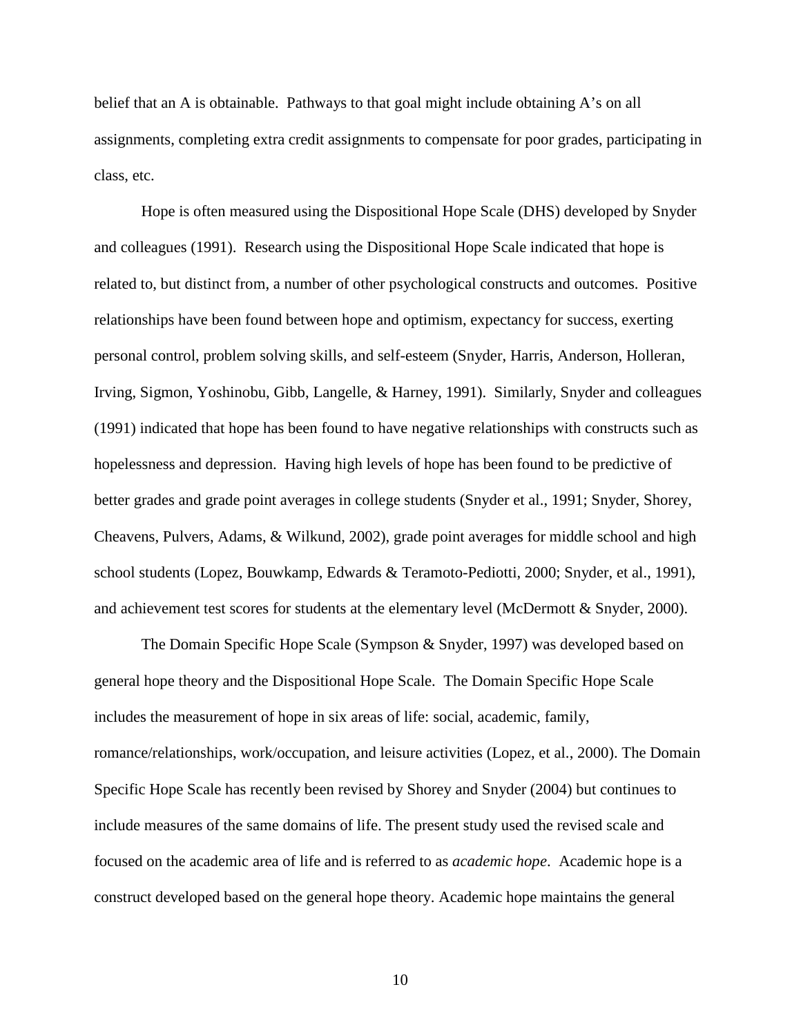belief that an A is obtainable. Pathways to that goal might include obtaining A's on all assignments, completing extra credit assignments to compensate for poor grades, participating in class, etc.

Hope is often measured using the Dispositional Hope Scale (DHS) developed by Snyder and colleagues (1991). Research using the Dispositional Hope Scale indicated that hope is related to, but distinct from, a number of other psychological constructs and outcomes. Positive relationships have been found between hope and optimism, expectancy for success, exerting personal control, problem solving skills, and self-esteem (Snyder, Harris, Anderson, Holleran, Irving, Sigmon, Yoshinobu, Gibb, Langelle, & Harney, 1991). Similarly, Snyder and colleagues (1991) indicated that hope has been found to have negative relationships with constructs such as hopelessness and depression. Having high levels of hope has been found to be predictive of better grades and grade point averages in college students (Snyder et al., 1991; Snyder, Shorey, Cheavens, Pulvers, Adams, & Wilkund, 2002), grade point averages for middle school and high school students (Lopez, Bouwkamp, Edwards & Teramoto-Pediotti, 2000; Snyder, et al., 1991), and achievement test scores for students at the elementary level (McDermott & Snyder, 2000).

The Domain Specific Hope Scale (Sympson & Snyder, 1997) was developed based on general hope theory and the Dispositional Hope Scale. The Domain Specific Hope Scale includes the measurement of hope in six areas of life: social, academic, family, romance/relationships, work/occupation, and leisure activities (Lopez, et al., 2000). The Domain Specific Hope Scale has recently been revised by Shorey and Snyder (2004) but continues to include measures of the same domains of life. The present study used the revised scale and focused on the academic area of life and is referred to as *academic hope*. Academic hope is a construct developed based on the general hope theory. Academic hope maintains the general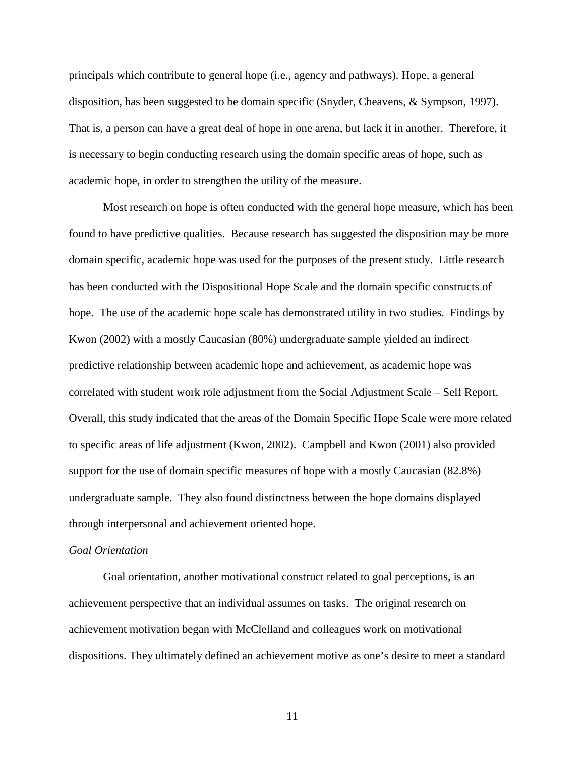principals which contribute to general hope (i.e., agency and pathways). Hope, a general disposition, has been suggested to be domain specific (Snyder, Cheavens, & Sympson, 1997). That is, a person can have a great deal of hope in one arena, but lack it in another. Therefore, it is necessary to begin conducting research using the domain specific areas of hope, such as academic hope, in order to strengthen the utility of the measure.

Most research on hope is often conducted with the general hope measure, which has been found to have predictive qualities. Because research has suggested the disposition may be more domain specific, academic hope was used for the purposes of the present study. Little research has been conducted with the Dispositional Hope Scale and the domain specific constructs of hope. The use of the academic hope scale has demonstrated utility in two studies. Findings by Kwon (2002) with a mostly Caucasian (80%) undergraduate sample yielded an indirect predictive relationship between academic hope and achievement, as academic hope was correlated with student work role adjustment from the Social Adjustment Scale – Self Report. Overall, this study indicated that the areas of the Domain Specific Hope Scale were more related to specific areas of life adjustment (Kwon, 2002). Campbell and Kwon (2001) also provided support for the use of domain specific measures of hope with a mostly Caucasian (82.8%) undergraduate sample. They also found distinctness between the hope domains displayed through interpersonal and achievement oriented hope.

*Goal Orientation*

Goal orientation, another motivational construct related to goal perceptions, is an achievement perspective that an individual assumes on tasks. The original research on achievement motivation began with McClelland and colleagues work on motivational dispositions. They ultimately defined an achievement motive as one's desire to meet a standard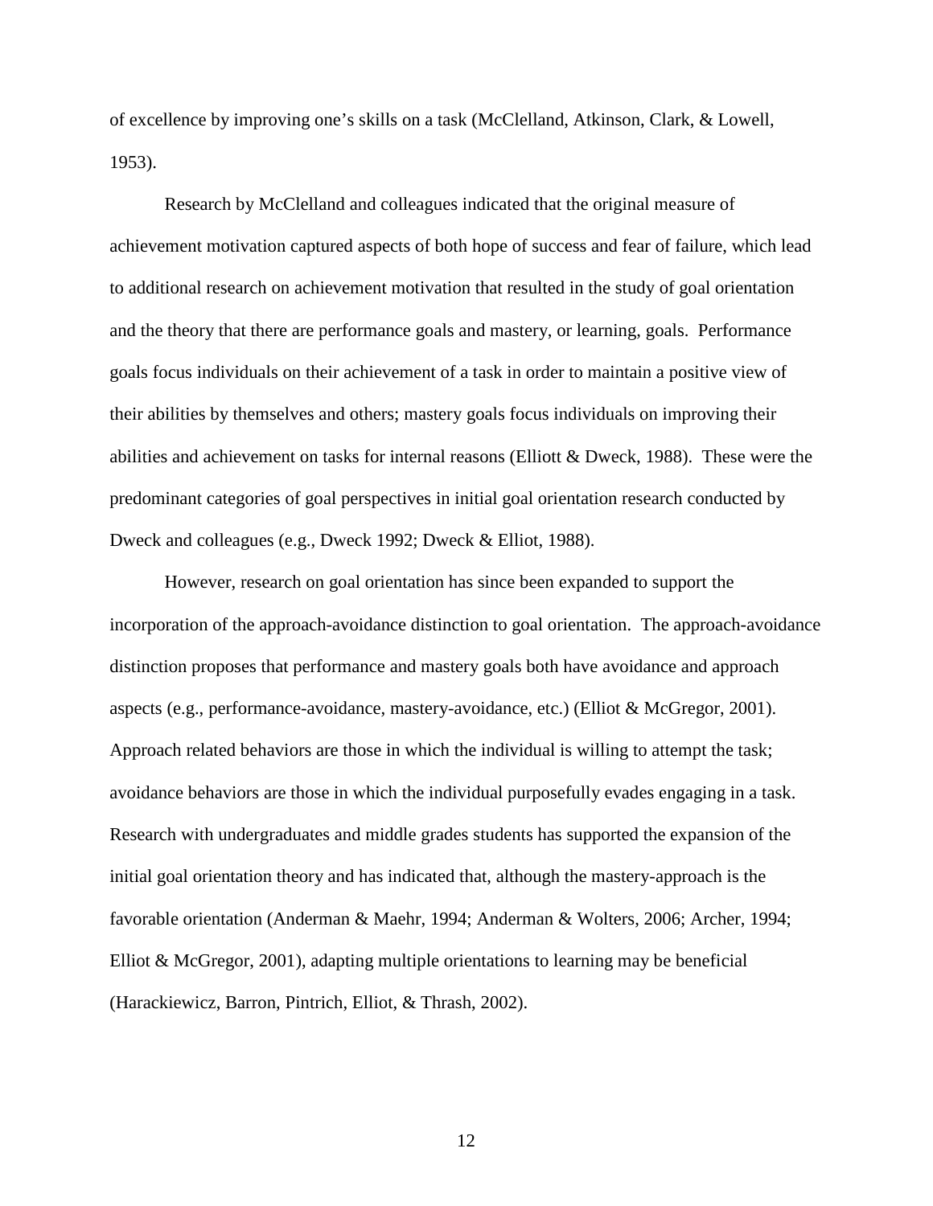of excellence by improving one's skills on a task (McClelland, Atkinson, Clark, & Lowell, 1953).

Research by McClelland and colleagues indicated that the original measure of achievement motivation captured aspects of both hope of success and fear of failure, which lead to additional research on achievement motivation that resulted in the study of goal orientation and the theory that there are performance goals and mastery, or learning, goals. Performance goals focus individuals on their achievement of a task in order to maintain a positive view of their abilities by themselves and others; mastery goals focus individuals on improving their abilities and achievement on tasks for internal reasons (Elliott & Dweck, 1988). These were the predominant categories of goal perspectives in initial goal orientation research conducted by Dweck and colleagues (e.g., Dweck 1992; Dweck & Elliot, 1988).

However, research on goal orientation has since been expanded to support the incorporation of the approach-avoidance distinction to goal orientation. The approach-avoidance distinction proposes that performance and mastery goals both have avoidance and approach aspects (e.g., performance-avoidance, mastery-avoidance, etc.) (Elliot & McGregor, 2001). Approach related behaviors are those in which the individual is willing to attempt the task; avoidance behaviors are those in which the individual purposefully evades engaging in a task. Research with undergraduates and middle grades students has supported the expansion of the initial goal orientation theory and has indicated that, although the mastery-approach is the favorable orientation (Anderman & Maehr, 1994; Anderman & Wolters, 2006; Archer, 1994; Elliot & McGregor, 2001), adapting multiple orientations to learning may be beneficial (Harackiewicz, Barron, Pintrich, Elliot, & Thrash, 2002).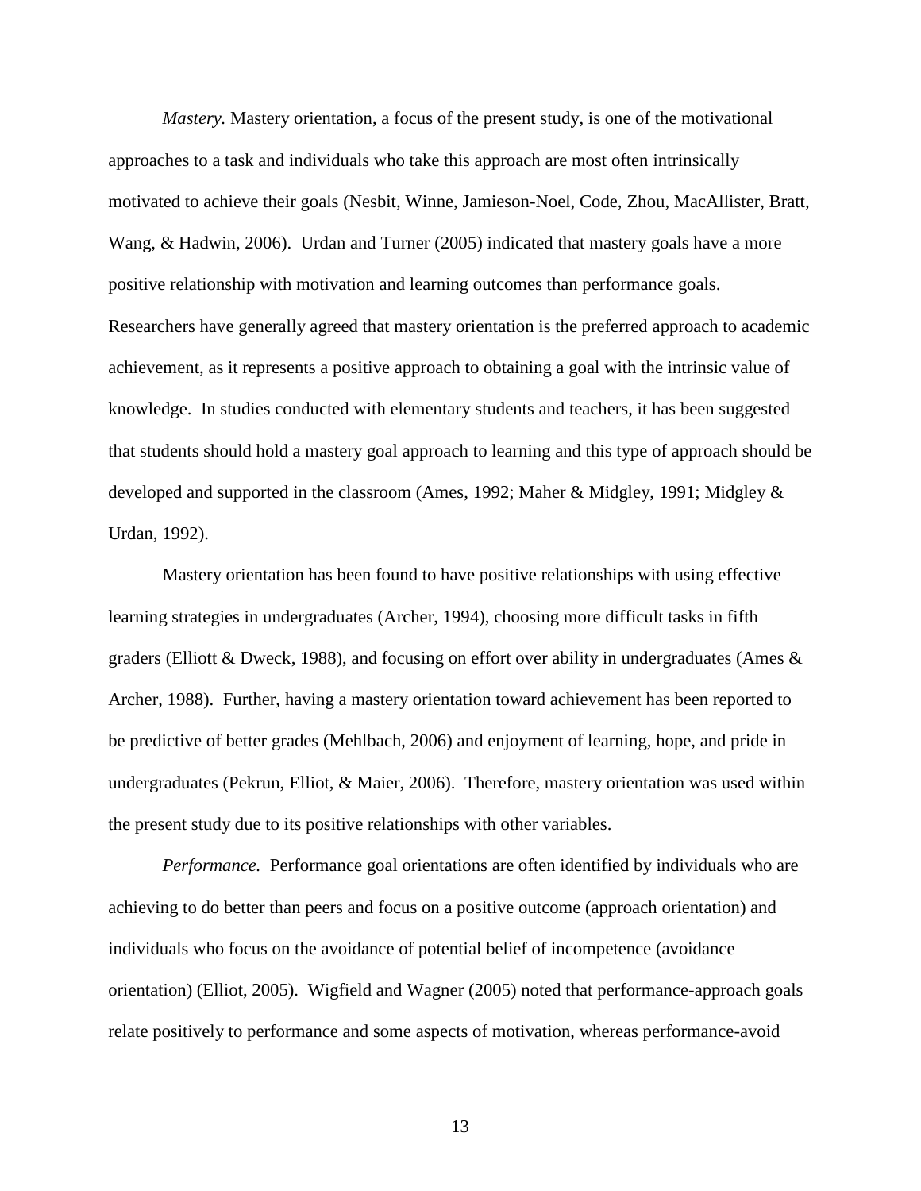*Mastery.* Mastery orientation, a focus of the present study, is one of the motivational approaches to a task and individuals who take this approach are most often intrinsically motivated to achieve their goals (Nesbit, Winne, Jamieson-Noel, Code, Zhou, MacAllister, Bratt, Wang, & Hadwin, 2006). Urdan and Turner (2005) indicated that mastery goals have a more positive relationship with motivation and learning outcomes than performance goals. Researchers have generally agreed that mastery orientation is the preferred approach to academic achievement, as it represents a positive approach to obtaining a goal with the intrinsic value of knowledge. In studies conducted with elementary students and teachers, it has been suggested that students should hold a mastery goal approach to learning and this type of approach should be developed and supported in the classroom (Ames, 1992; Maher & Midgley, 1991; Midgley & Urdan, 1992).

Mastery orientation has been found to have positive relationships with using effective learning strategies in undergraduates (Archer, 1994), choosing more difficult tasks in fifth graders (Elliott & Dweck, 1988), and focusing on effort over ability in undergraduates (Ames & Archer, 1988). Further, having a mastery orientation toward achievement has been reported to be predictive of better grades (Mehlbach, 2006) and enjoyment of learning, hope, and pride in undergraduates (Pekrun, Elliot, & Maier, 2006). Therefore, mastery orientation was used within the present study due to its positive relationships with other variables.

*Performance.* Performance goal orientations are often identified by individuals who are achieving to do better than peers and focus on a positive outcome (approach orientation) and individuals who focus on the avoidance of potential belief of incompetence (avoidance orientation) (Elliot, 2005). Wigfield and Wagner (2005) noted that performance-approach goals relate positively to performance and some aspects of motivation, whereas performance-avoid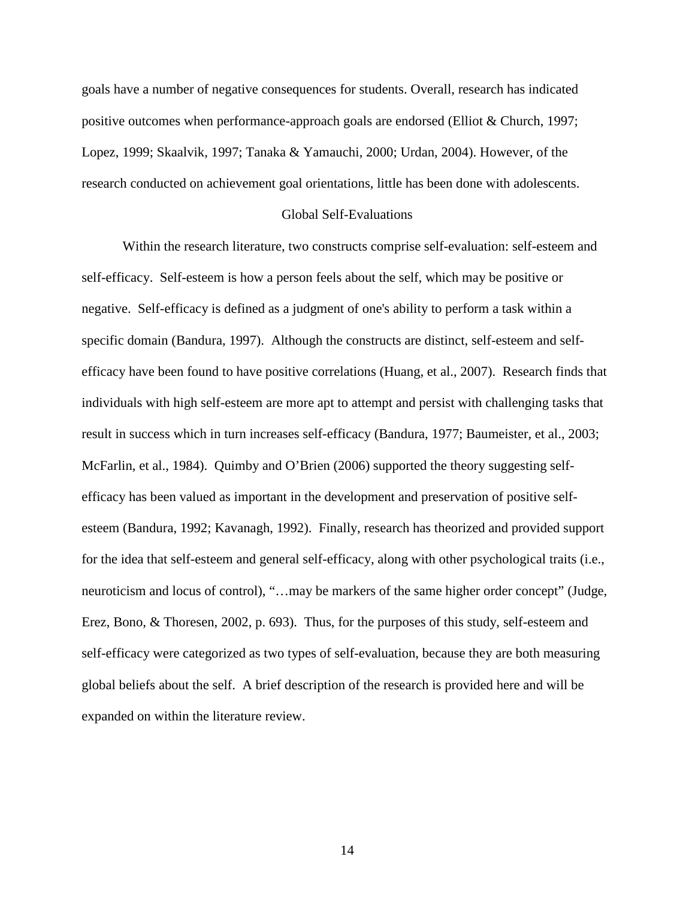goals have a number of negative consequences for students. Overall, research has indicated positive outcomes when performance-approach goals are endorsed (Elliot & Church, 1997; Lopez, 1999; Skaalvik, 1997; Tanaka & Yamauchi, 2000; Urdan, 2004). However, of the research conducted on achievement goal orientations, little has been done with adolescents.

## Global Self-Evaluations

Within the research literature, two constructs comprise self-evaluation: self-esteem and self-efficacy. Self-esteem is how a person feels about the self, which may be positive or negative. Self-efficacy is defined as a judgment of one's ability to perform a task within a specific domain (Bandura, 1997). Although the constructs are distinct, self-esteem and self-efficacy have been found to have positive correlations (Huang, et al., 2007). Research finds that individuals with high self-esteem are more apt to attempt and persist with challenging tasks that result in success which in turn increases self-efficacy (Bandura, 1977; Baumeister, et al., 2003; McFarlin, et al., 1984). Quimby and O'Brien (2006) supported the theory suggesting self-efficacy has been valued as important in the development and preservation of positive self-esteem (Bandura, 1992; Kavanagh, 1992). Finally, research has theorized and provided support for the idea that self-esteem and general self-efficacy, along with other psychological traits (i.e., neuroticism and locus of control), "…may be markers of the same higher order concept" (Judge, Erez, Bono, & Thoresen, 2002, p. 693). Thus, for the purposes of this study, self-esteem and self-efficacy were categorized as two types of self-evaluation, because they are both measuring global beliefs about the self. A brief description of the research is provided here and will be expanded on within the literature review.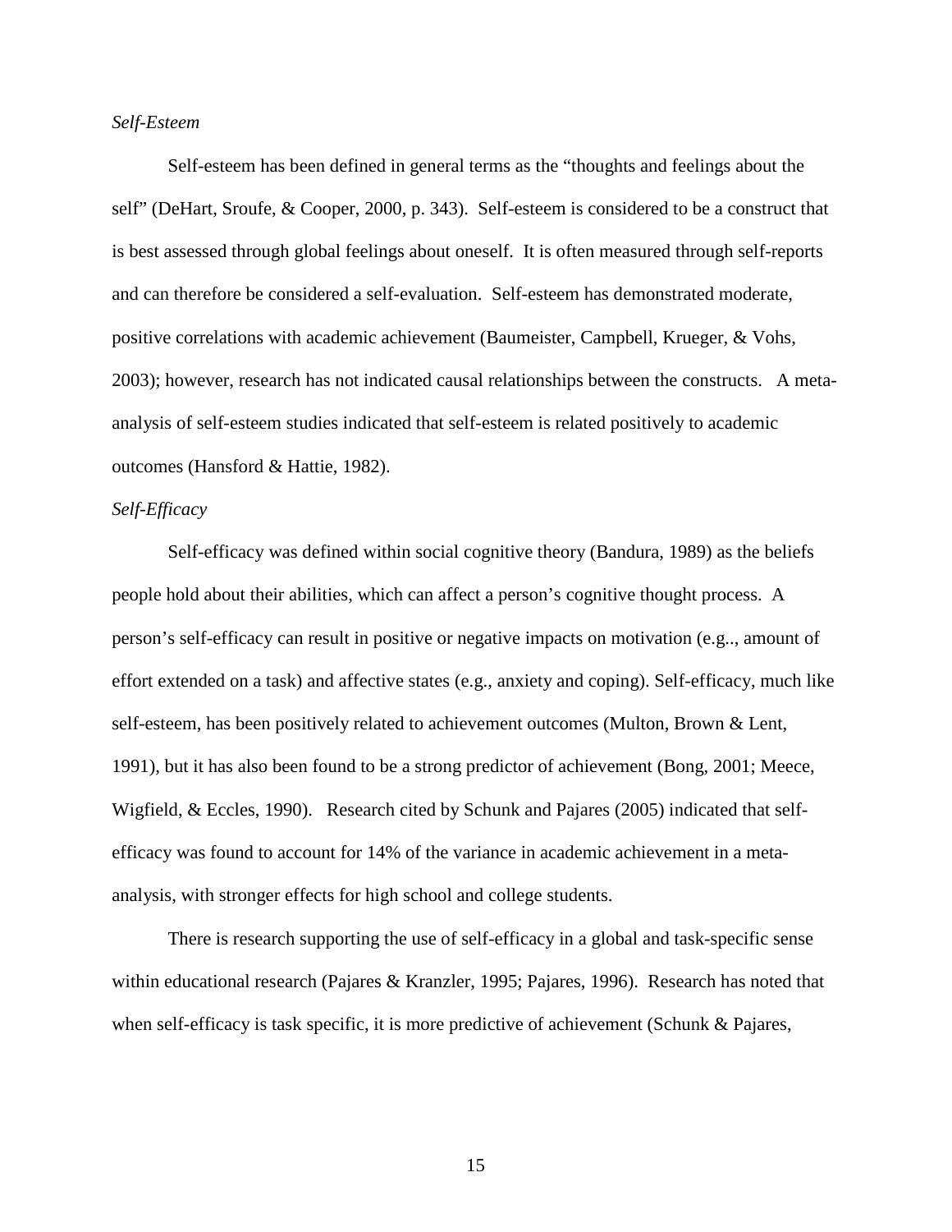*Self-Esteem*

Self-esteem has been defined in general terms as the "thoughts and feelings about the self" (DeHart, Sroufe, & Cooper, 2000, p. 343). Self-esteem is considered to be a construct that is best assessed through global feelings about oneself. It is often measured through self-reports and can therefore be considered a self-evaluation. Self-esteem has demonstrated moderate, positive correlations with academic achievement (Baumeister, Campbell, Krueger, & Vohs, 2003); however, research has not indicated causal relationships between the constructs. A meta-analysis of self-esteem studies indicated that self-esteem is related positively to academic outcomes (Hansford & Hattie, 1982).

*Self-Efficacy*

Self-efficacy was defined within social cognitive theory (Bandura, 1989) as the beliefs people hold about their abilities, which can affect a person's cognitive thought process. A person's self-efficacy can result in positive or negative impacts on motivation (e.g.., amount of effort extended on a task) and affective states (e.g., anxiety and coping). Self-efficacy, much like self-esteem, has been positively related to achievement outcomes (Multon, Brown & Lent, 1991), but it has also been found to be a strong predictor of achievement (Bong, 2001; Meece, Wigfield, & Eccles, 1990). Research cited by Schunk and Pajares (2005) indicated that self-efficacy was found to account for 14% of the variance in academic achievement in a meta-analysis, with stronger effects for high school and college students.

There is research supporting the use of self-efficacy in a global and task-specific sense within educational research (Pajares & Kranzler, 1995; Pajares, 1996). Research has noted that when self-efficacy is task specific, it is more predictive of achievement (Schunk & Pajares,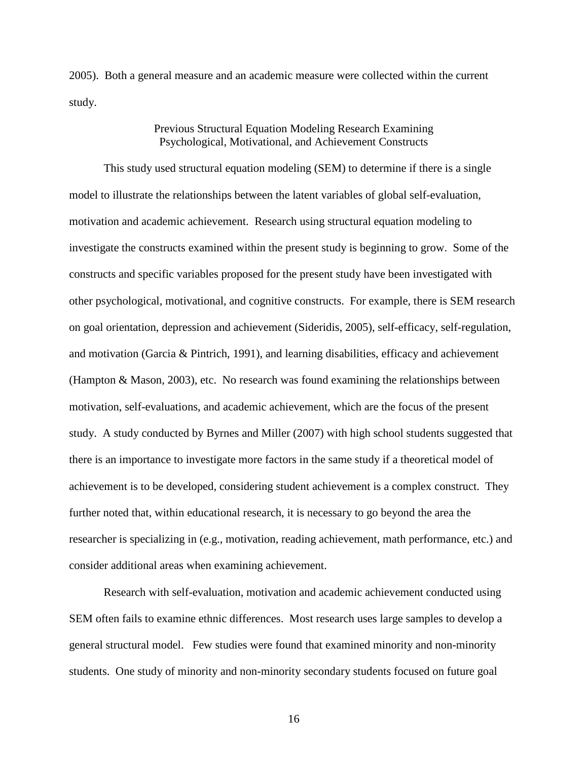2005). Both a general measure and an academic measure were collected within the current study.

## Previous Structural Equation Modeling Research Examining Psychological, Motivational, and Achievement Constructs

This study used structural equation modeling (SEM) to determine if there is a single model to illustrate the relationships between the latent variables of global self-evaluation, motivation and academic achievement. Research using structural equation modeling to investigate the constructs examined within the present study is beginning to grow. Some of the constructs and specific variables proposed for the present study have been investigated with other psychological, motivational, and cognitive constructs. For example, there is SEM research on goal orientation, depression and achievement (Sideridis, 2005), self-efficacy, self-regulation, and motivation (Garcia & Pintrich, 1991), and learning disabilities, efficacy and achievement (Hampton & Mason, 2003), etc. No research was found examining the relationships between motivation, self-evaluations, and academic achievement, which are the focus of the present study. A study conducted by Byrnes and Miller (2007) with high school students suggested that there is an importance to investigate more factors in the same study if a theoretical model of achievement is to be developed, considering student achievement is a complex construct. They further noted that, within educational research, it is necessary to go beyond the area the researcher is specializing in (e.g., motivation, reading achievement, math performance, etc.) and consider additional areas when examining achievement.

Research with self-evaluation, motivation and academic achievement conducted using SEM often fails to examine ethnic differences. Most research uses large samples to develop a general structural model. Few studies were found that examined minority and non-minority students. One study of minority and non-minority secondary students focused on future goal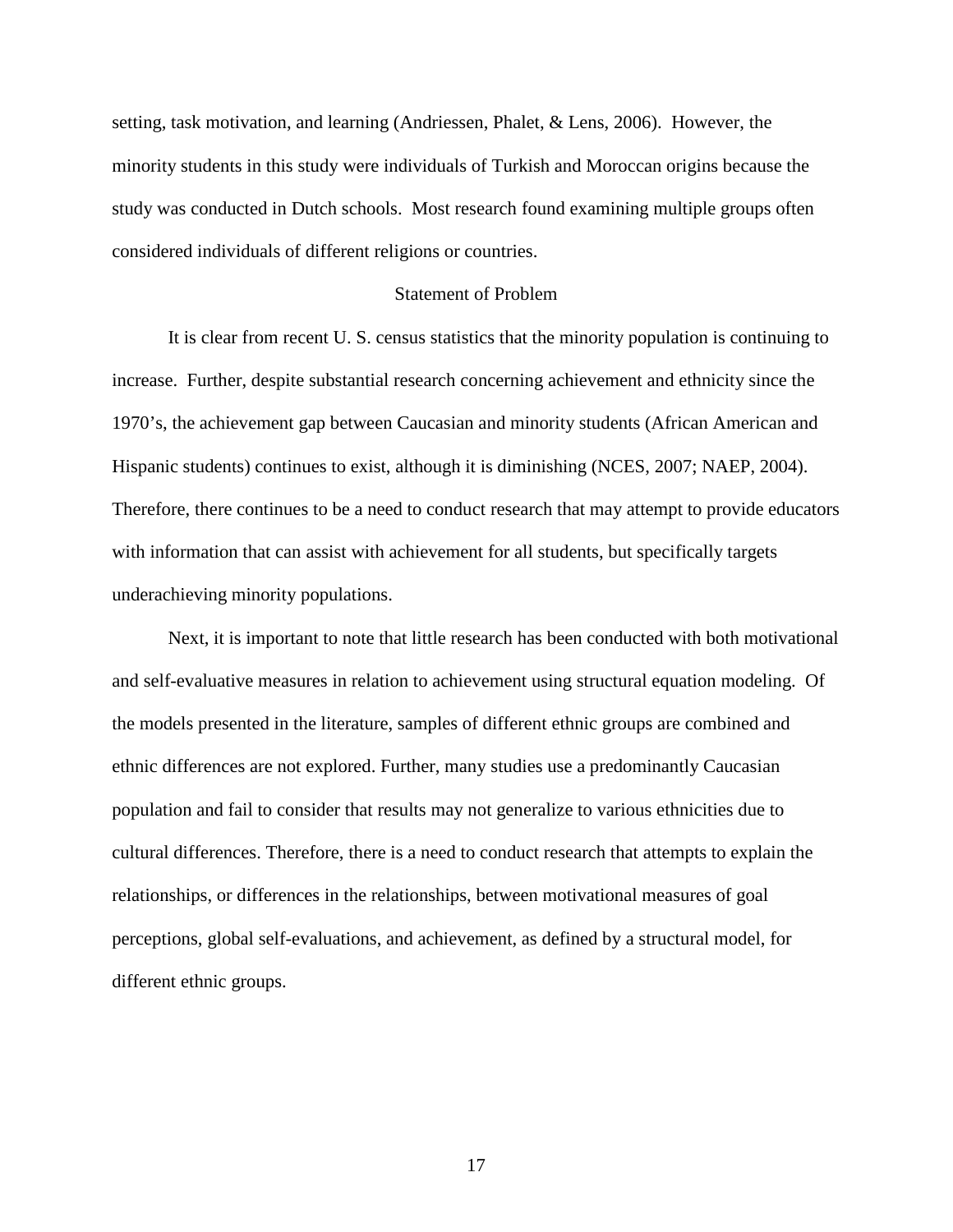setting, task motivation, and learning (Andriessen, Phalet, & Lens, 2006). However, the minority students in this study were individuals of Turkish and Moroccan origins because the study was conducted in Dutch schools. Most research found examining multiple groups often considered individuals of different religions or countries.

## Statement of Problem

It is clear from recent U. S. census statistics that the minority population is continuing to increase. Further, despite substantial research concerning achievement and ethnicity since the 1970's, the achievement gap between Caucasian and minority students (African American and Hispanic students) continues to exist, although it is diminishing (NCES, 2007; NAEP, 2004). Therefore, there continues to be a need to conduct research that may attempt to provide educators with information that can assist with achievement for all students, but specifically targets underachieving minority populations.

Next, it is important to note that little research has been conducted with both motivational and self-evaluative measures in relation to achievement using structural equation modeling. Of the models presented in the literature, samples of different ethnic groups are combined and ethnic differences are not explored. Further, many studies use a predominantly Caucasian population and fail to consider that results may not generalize to various ethnicities due to cultural differences. Therefore, there is a need to conduct research that attempts to explain the relationships, or differences in the relationships, between motivational measures of goal perceptions, global self-evaluations, and achievement, as defined by a structural model, for different ethnic groups.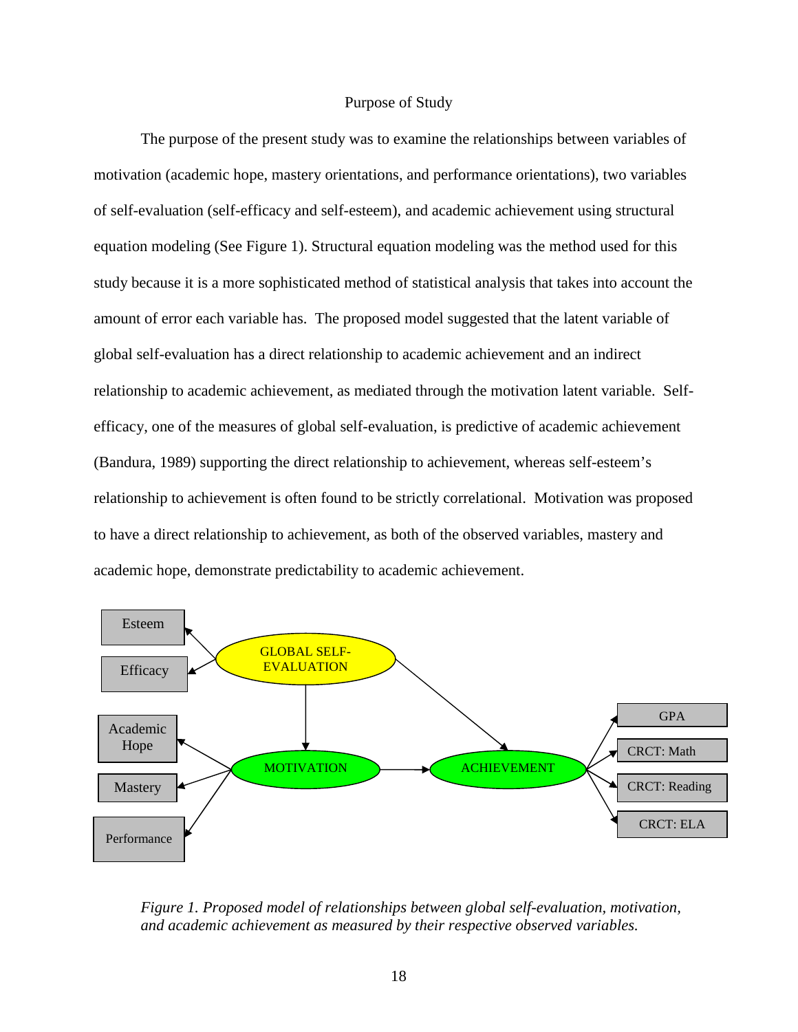## Purpose of Study

The purpose of the present study was to examine the relationships between variables of motivation (academic hope, mastery orientations, and performance orientations), two variables of self-evaluation (self-efficacy and self-esteem), and academic achievement using structural equation modeling (See Figure 1). Structural equation modeling was the method used for this study because it is a more sophisticated method of statistical analysis that takes into account the amount of error each variable has. The proposed model suggested that the latent variable of global self-evaluation has a direct relationship to academic achievement and an indirect relationship to academic achievement, as mediated through the motivation latent variable. Self-efficacy, one of the measures of global self-evaluation, is predictive of academic achievement (Bandura, 1989) supporting the direct relationship to achievement, whereas self-esteem's relationship to achievement is often found to be strictly correlational. Motivation was proposed to have a direct relationship to achievement, as both of the observed variables, mastery and academic hope, demonstrate predictability to academic achievement.

*Figure 1. Proposed model of relationships between global self-evaluation, motivation, and academic achievement as measured by their respective observed variables.*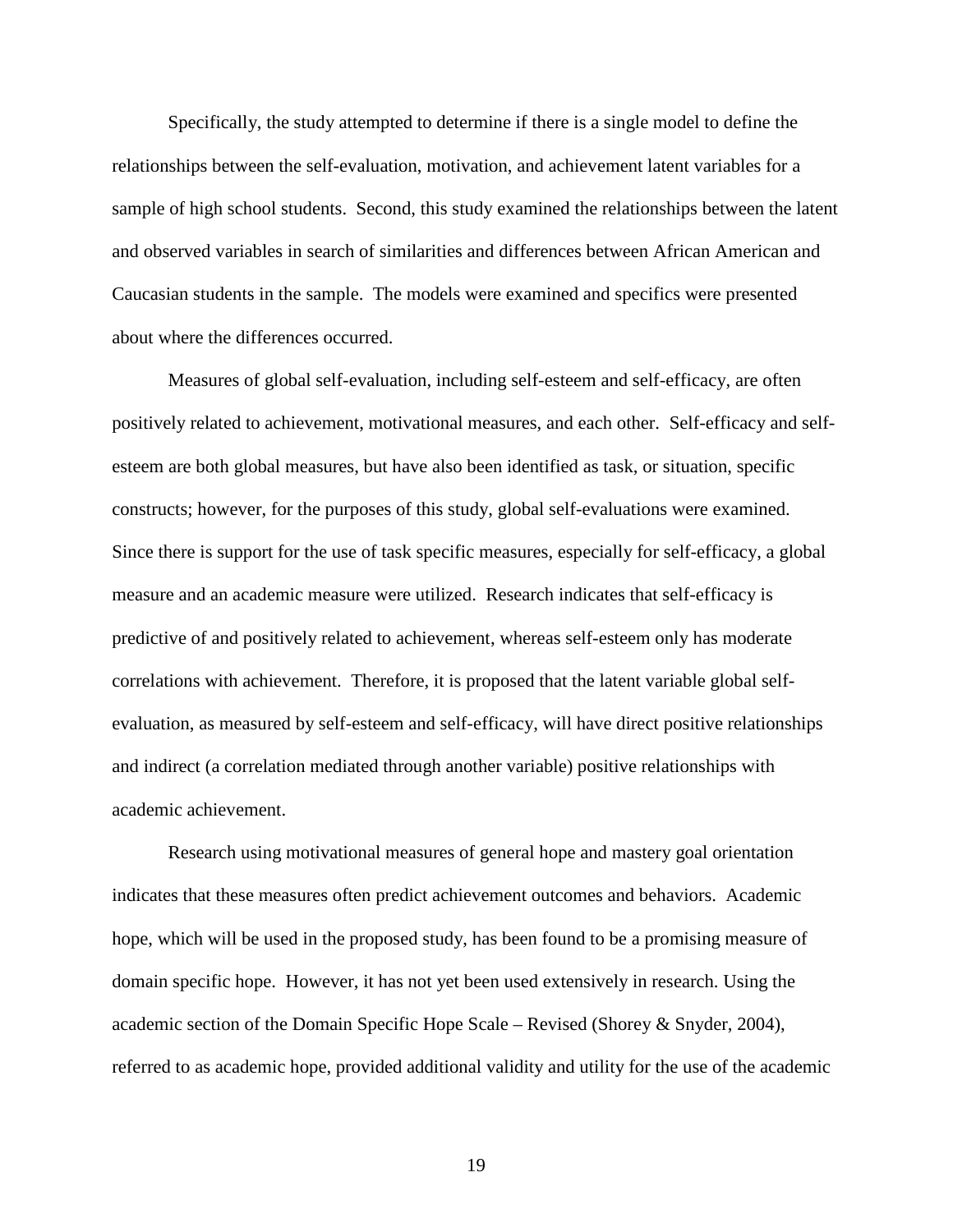Specifically, the study attempted to determine if there is a single model to define the relationships between the self-evaluation, motivation, and achievement latent variables for a sample of high school students. Second, this study examined the relationships between the latent and observed variables in search of similarities and differences between African American and Caucasian students in the sample. The models were examined and specifics were presented about where the differences occurred.

Measures of global self-evaluation, including self-esteem and self-efficacy, are often positively related to achievement, motivational measures, and each other. Self-efficacy and self-esteem are both global measures, but have also been identified as task, or situation, specific constructs; however, for the purposes of this study, global self-evaluations were examined. Since there is support for the use of task specific measures, especially for self-efficacy, a global measure and an academic measure were utilized. Research indicates that self-efficacy is predictive of and positively related to achievement, whereas self-esteem only has moderate correlations with achievement. Therefore, it is proposed that the latent variable global self-evaluation, as measured by self-esteem and self-efficacy, will have direct positive relationships and indirect (a correlation mediated through another variable) positive relationships with academic achievement.

Research using motivational measures of general hope and mastery goal orientation indicates that these measures often predict achievement outcomes and behaviors. Academic hope, which will be used in the proposed study, has been found to be a promising measure of domain specific hope. However, it has not yet been used extensively in research. Using the academic section of the Domain Specific Hope Scale – Revised (Shorey & Snyder, 2004), referred to as academic hope, provided additional validity and utility for the use of the academic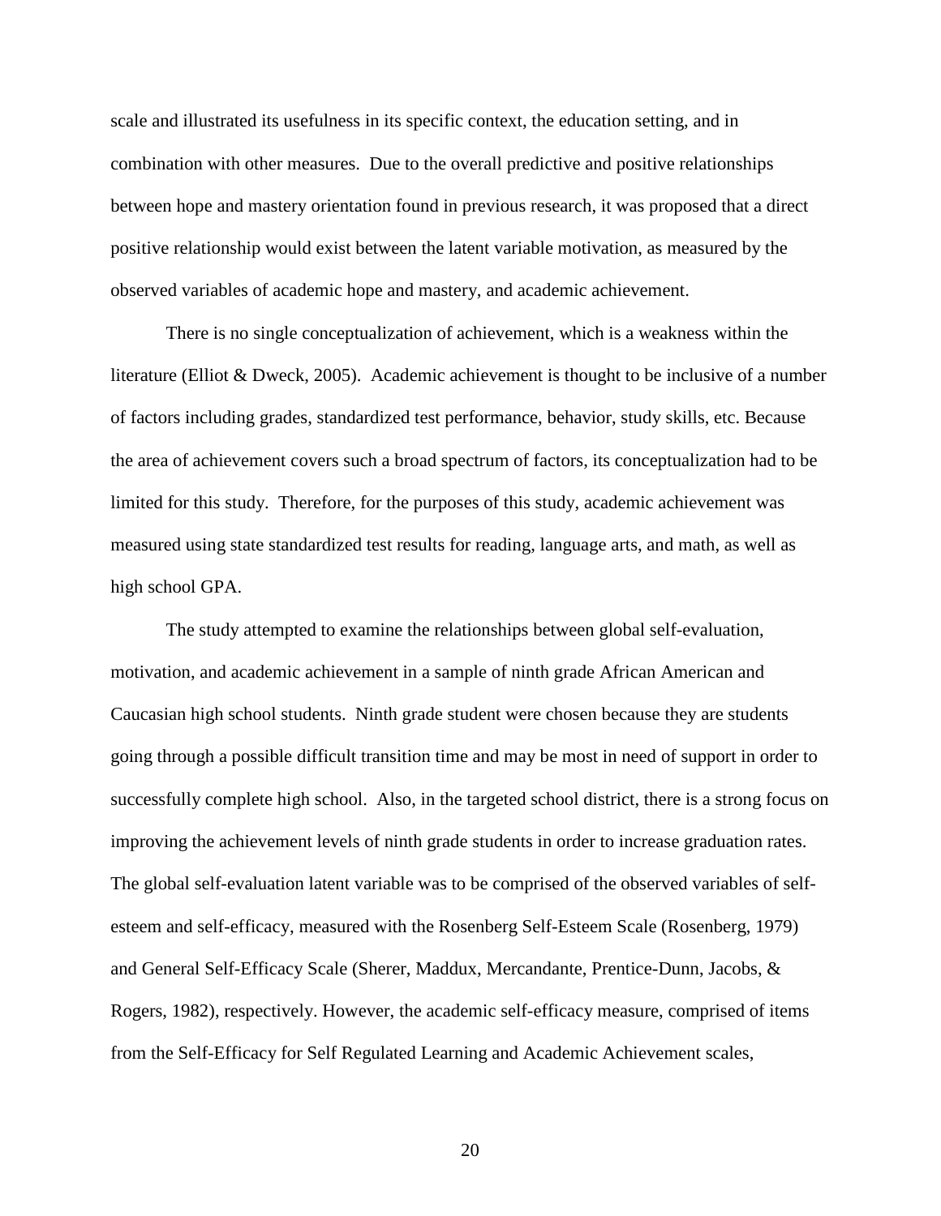scale and illustrated its usefulness in its specific context, the education setting, and in combination with other measures. Due to the overall predictive and positive relationships between hope and mastery orientation found in previous research, it was proposed that a direct positive relationship would exist between the latent variable motivation, as measured by the observed variables of academic hope and mastery, and academic achievement.

There is no single conceptualization of achievement, which is a weakness within the literature (Elliot & Dweck, 2005). Academic achievement is thought to be inclusive of a number of factors including grades, standardized test performance, behavior, study skills, etc. Because the area of achievement covers such a broad spectrum of factors, its conceptualization had to be limited for this study. Therefore, for the purposes of this study, academic achievement was measured using state standardized test results for reading, language arts, and math, as well as high school GPA.

The study attempted to examine the relationships between global self-evaluation, motivation, and academic achievement in a sample of ninth grade African American and Caucasian high school students. Ninth grade student were chosen because they are students going through a possible difficult transition time and may be most in need of support in order to successfully complete high school. Also, in the targeted school district, there is a strong focus on improving the achievement levels of ninth grade students in order to increase graduation rates. The global self-evaluation latent variable was to be comprised of the observed variables of self-esteem and self-efficacy, measured with the Rosenberg Self-Esteem Scale (Rosenberg, 1979) and General Self-Efficacy Scale (Sherer, Maddux, Mercandante, Prentice-Dunn, Jacobs, & Rogers, 1982), respectively. However, the academic self-efficacy measure, comprised of items from the Self-Efficacy for Self Regulated Learning and Academic Achievement scales,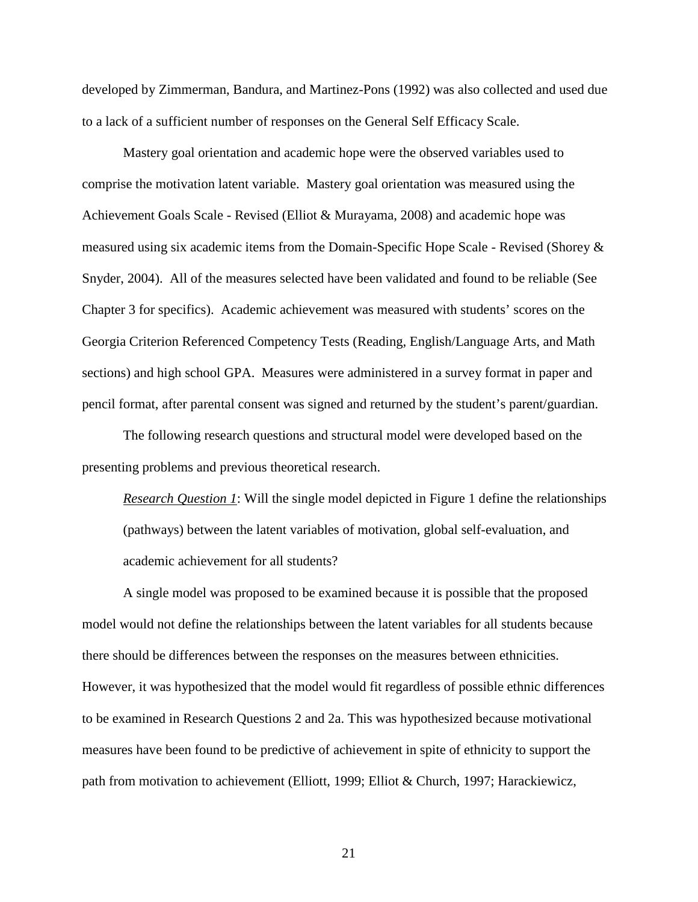developed by Zimmerman, Bandura, and Martinez-Pons (1992) was also collected and used due to a lack of a sufficient number of responses on the General Self Efficacy Scale.

Mastery goal orientation and academic hope were the observed variables used to comprise the motivation latent variable. Mastery goal orientation was measured using the Achievement Goals Scale - Revised (Elliot & Murayama, 2008) and academic hope was measured using six academic items from the Domain-Specific Hope Scale - Revised (Shorey & Snyder, 2004). All of the measures selected have been validated and found to be reliable (See Chapter 3 for specifics). Academic achievement was measured with students' scores on the Georgia Criterion Referenced Competency Tests (Reading, English/Language Arts, and Math sections) and high school GPA. Measures were administered in a survey format in paper and pencil format, after parental consent was signed and returned by the student's parent/guardian.

The following research questions and structural model were developed based on the presenting problems and previous theoretical research.

> *Research Question 1*: Will the single model depicted in Figure 1 define the relationships (pathways) between the latent variables of motivation, global self-evaluation, and academic achievement for all students?

A single model was proposed to be examined because it is possible that the proposed model would not define the relationships between the latent variables for all students because there should be differences between the responses on the measures between ethnicities. However, it was hypothesized that the model would fit regardless of possible ethnic differences to be examined in Research Questions 2 and 2a. This was hypothesized because motivational measures have been found to be predictive of achievement in spite of ethnicity to support the path from motivation to achievement (Elliott, 1999; Elliot & Church, 1997; Harackiewicz,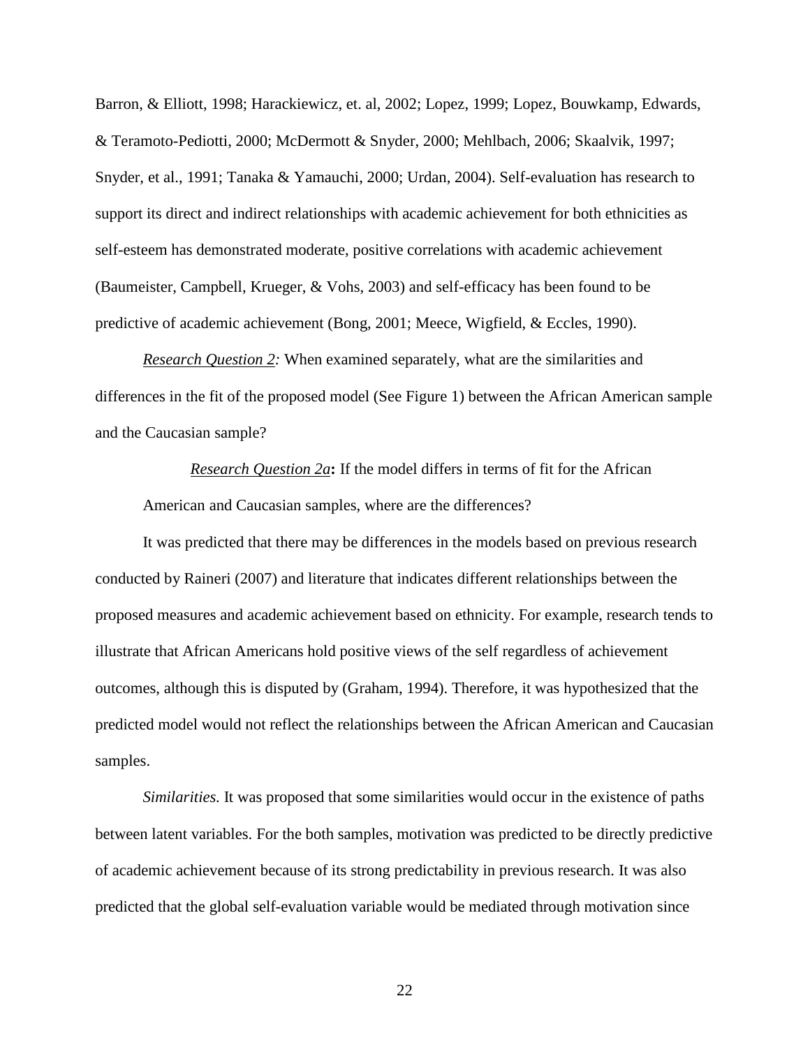Barron, & Elliott, 1998; Harackiewicz, et. al, 2002; Lopez, 1999; Lopez, Bouwkamp, Edwards, & Teramoto-Pediotti, 2000; McDermott & Snyder, 2000; Mehlbach, 2006; Skaalvik, 1997; Snyder, et al., 1991; Tanaka & Yamauchi, 2000; Urdan, 2004). Self-evaluation has research to support its direct and indirect relationships with academic achievement for both ethnicities as self-esteem has demonstrated moderate, positive correlations with academic achievement (Baumeister, Campbell, Krueger, & Vohs, 2003) and self-efficacy has been found to be predictive of academic achievement (Bong, 2001; Meece, Wigfield, & Eccles, 1990).

*Research Question 2:* When examined separately, what are the similarities and differences in the fit of the proposed model (See Figure 1) between the African American sample and the Caucasian sample?

> *Research Question 2a***:** If the model differs in terms of fit for the African American and Caucasian samples, where are the differences?

It was predicted that there may be differences in the models based on previous research conducted by Raineri (2007) and literature that indicates different relationships between the proposed measures and academic achievement based on ethnicity. For example, research tends to illustrate that African Americans hold positive views of the self regardless of achievement outcomes, although this is disputed by (Graham, 1994). Therefore, it was hypothesized that the predicted model would not reflect the relationships between the African American and Caucasian samples.

*Similarities.* It was proposed that some similarities would occur in the existence of paths between latent variables. For the both samples, motivation was predicted to be directly predictive of academic achievement because of its strong predictability in previous research. It was also predicted that the global self-evaluation variable would be mediated through motivation since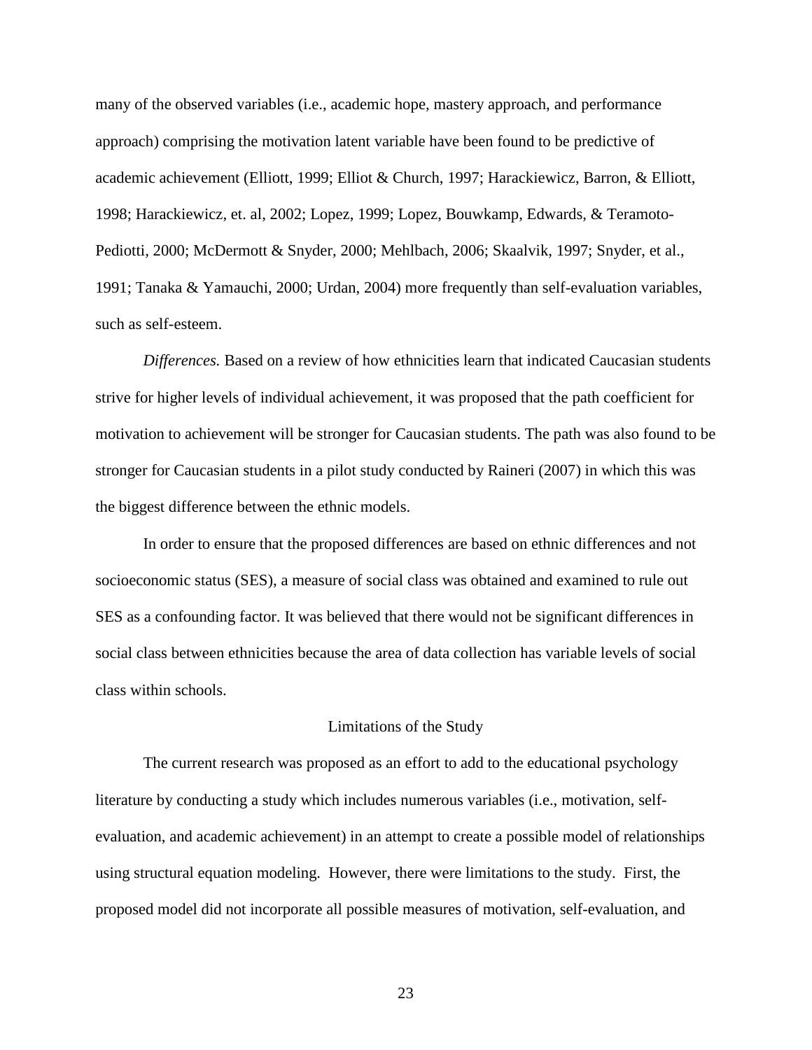many of the observed variables (i.e., academic hope, mastery approach, and performance approach) comprising the motivation latent variable have been found to be predictive of academic achievement (Elliott, 1999; Elliot & Church, 1997; Harackiewicz, Barron, & Elliott, 1998; Harackiewicz, et. al, 2002; Lopez, 1999; Lopez, Bouwkamp, Edwards, & Teramoto-Pediotti, 2000; McDermott & Snyder, 2000; Mehlbach, 2006; Skaalvik, 1997; Snyder, et al., 1991; Tanaka & Yamauchi, 2000; Urdan, 2004) more frequently than self-evaluation variables, such as self-esteem.

*Differences.* Based on a review of how ethnicities learn that indicated Caucasian students strive for higher levels of individual achievement, it was proposed that the path coefficient for motivation to achievement will be stronger for Caucasian students. The path was also found to be stronger for Caucasian students in a pilot study conducted by Raineri (2007) in which this was the biggest difference between the ethnic models.

In order to ensure that the proposed differences are based on ethnic differences and not socioeconomic status (SES), a measure of social class was obtained and examined to rule out SES as a confounding factor. It was believed that there would not be significant differences in social class between ethnicities because the area of data collection has variable levels of social class within schools.

## Limitations of the Study

The current research was proposed as an effort to add to the educational psychology literature by conducting a study which includes numerous variables (i.e., motivation, self-evaluation, and academic achievement) in an attempt to create a possible model of relationships using structural equation modeling. However, there were limitations to the study. First, the proposed model did not incorporate all possible measures of motivation, self-evaluation, and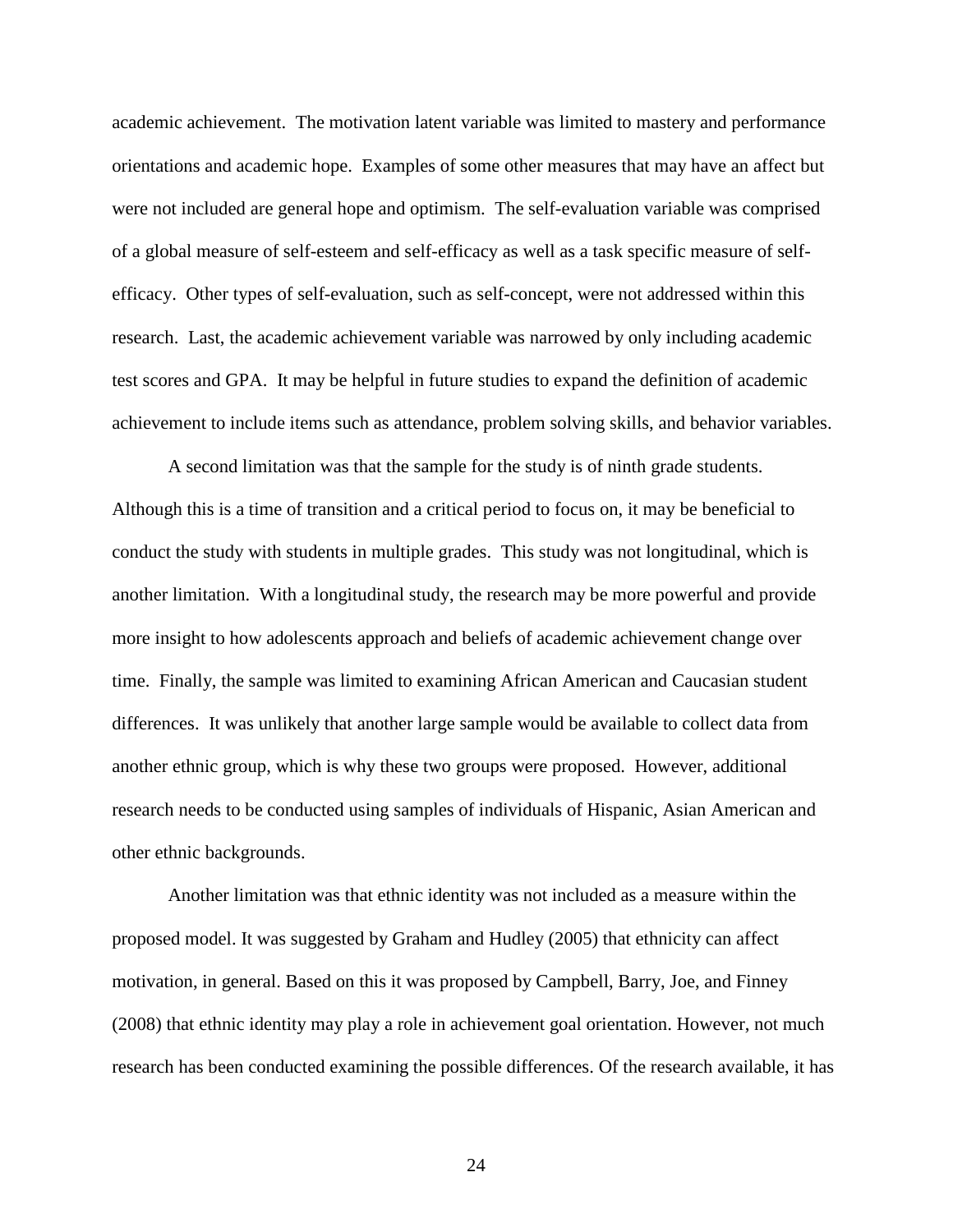academic achievement. The motivation latent variable was limited to mastery and performance orientations and academic hope. Examples of some other measures that may have an affect but were not included are general hope and optimism. The self-evaluation variable was comprised of a global measure of self-esteem and self-efficacy as well as a task specific measure of self-efficacy. Other types of self-evaluation, such as self-concept, were not addressed within this research. Last, the academic achievement variable was narrowed by only including academic test scores and GPA. It may be helpful in future studies to expand the definition of academic achievement to include items such as attendance, problem solving skills, and behavior variables.

A second limitation was that the sample for the study is of ninth grade students. Although this is a time of transition and a critical period to focus on, it may be beneficial to conduct the study with students in multiple grades. This study was not longitudinal, which is another limitation. With a longitudinal study, the research may be more powerful and provide more insight to how adolescents approach and beliefs of academic achievement change over time. Finally, the sample was limited to examining African American and Caucasian student differences. It was unlikely that another large sample would be available to collect data from another ethnic group, which is why these two groups were proposed. However, additional research needs to be conducted using samples of individuals of Hispanic, Asian American and other ethnic backgrounds.

Another limitation was that ethnic identity was not included as a measure within the proposed model. It was suggested by Graham and Hudley (2005) that ethnicity can affect motivation, in general. Based on this it was proposed by Campbell, Barry, Joe, and Finney (2008) that ethnic identity may play a role in achievement goal orientation. However, not much research has been conducted examining the possible differences. Of the research available, it has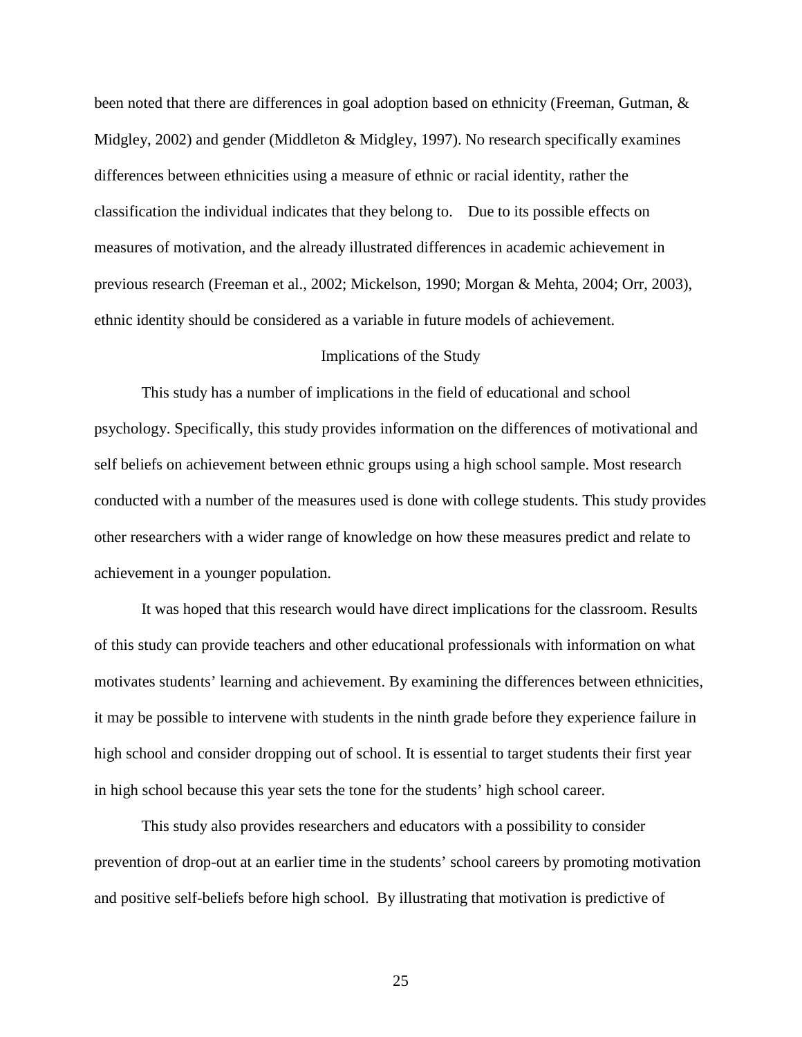been noted that there are differences in goal adoption based on ethnicity (Freeman, Gutman, & Midgley, 2002) and gender (Middleton & Midgley, 1997). No research specifically examines differences between ethnicities using a measure of ethnic or racial identity, rather the classification the individual indicates that they belong to. Due to its possible effects on measures of motivation, and the already illustrated differences in academic achievement in previous research (Freeman et al., 2002; Mickelson, 1990; Morgan & Mehta, 2004; Orr, 2003), ethnic identity should be considered as a variable in future models of achievement.

## Implications of the Study

This study has a number of implications in the field of educational and school psychology. Specifically, this study provides information on the differences of motivational and self beliefs on achievement between ethnic groups using a high school sample. Most research conducted with a number of the measures used is done with college students. This study provides other researchers with a wider range of knowledge on how these measures predict and relate to achievement in a younger population.

It was hoped that this research would have direct implications for the classroom. Results of this study can provide teachers and other educational professionals with information on what motivates students' learning and achievement. By examining the differences between ethnicities, it may be possible to intervene with students in the ninth grade before they experience failure in high school and consider dropping out of school. It is essential to target students their first year in high school because this year sets the tone for the students' high school career.

This study also provides researchers and educators with a possibility to consider prevention of drop-out at an earlier time in the students' school careers by promoting motivation and positive self-beliefs before high school. By illustrating that motivation is predictive of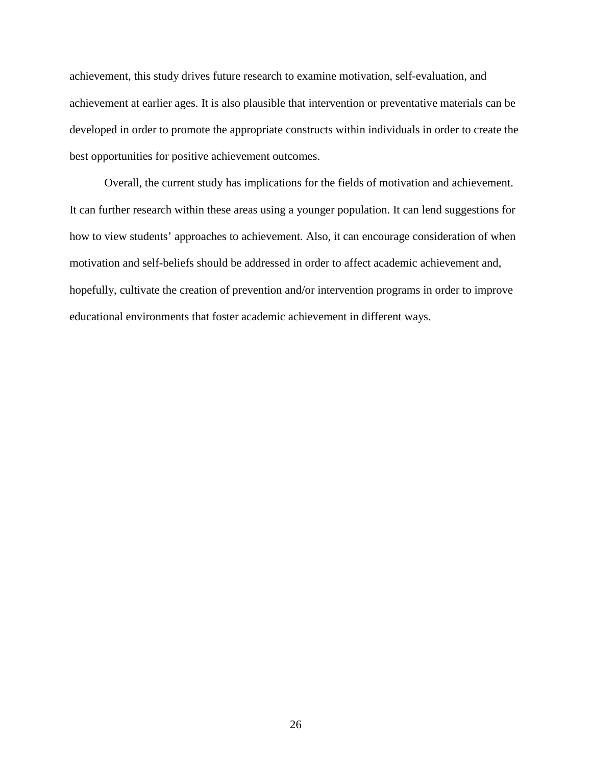achievement, this study drives future research to examine motivation, self-evaluation, and achievement at earlier ages. It is also plausible that intervention or preventative materials can be developed in order to promote the appropriate constructs within individuals in order to create the best opportunities for positive achievement outcomes.

Overall, the current study has implications for the fields of motivation and achievement. It can further research within these areas using a younger population. It can lend suggestions for how to view students' approaches to achievement. Also, it can encourage consideration of when motivation and self-beliefs should be addressed in order to affect academic achievement and, hopefully, cultivate the creation of prevention and/or intervention programs in order to improve educational environments that foster academic achievement in different ways.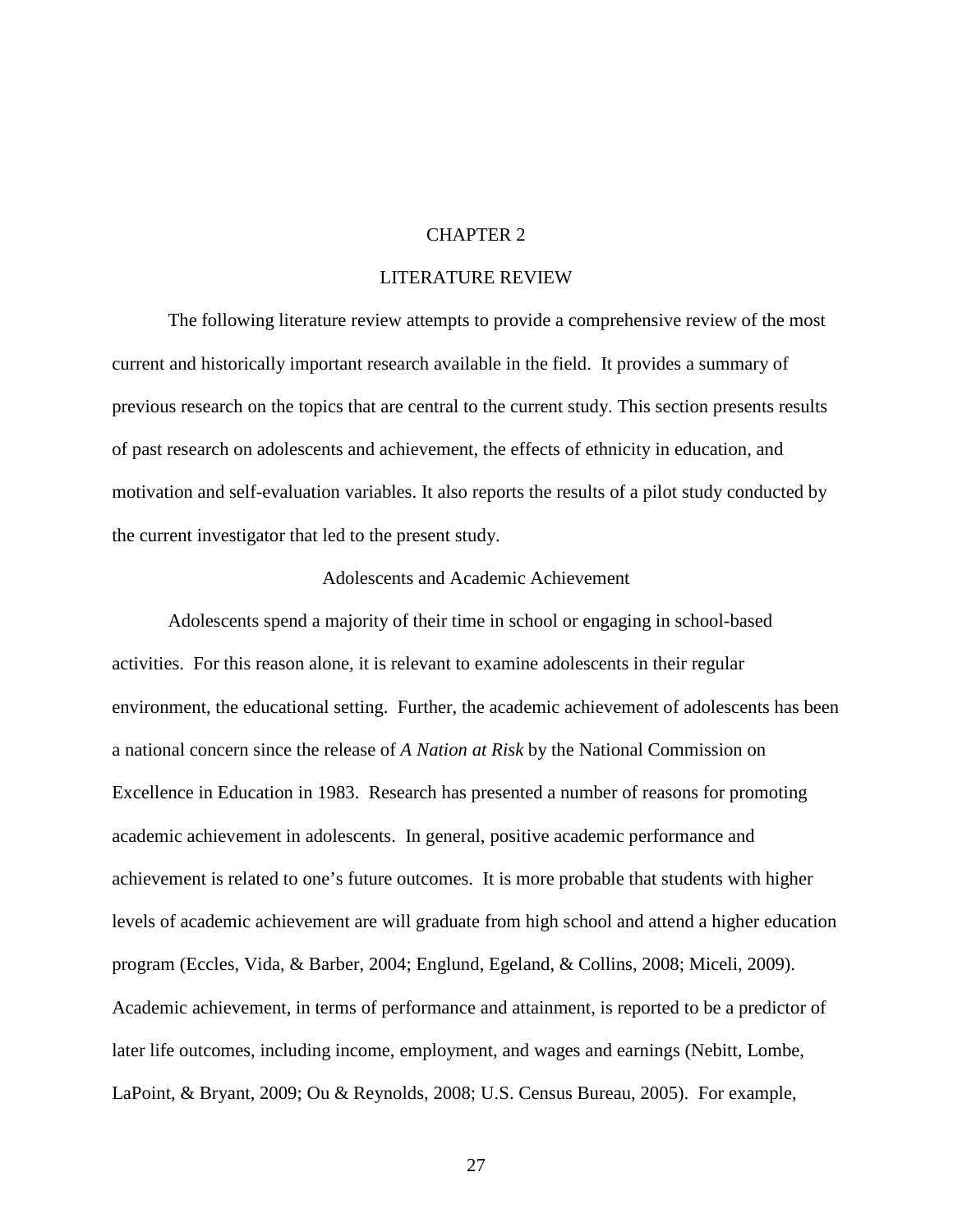# CHAPTER 2

# LITERATURE REVIEW

The following literature review attempts to provide a comprehensive review of the most current and historically important research available in the field. It provides a summary of previous research on the topics that are central to the current study. This section presents results of past research on adolescents and achievement, the effects of ethnicity in education, and motivation and self-evaluation variables. It also reports the results of a pilot study conducted by the current investigator that led to the present study.

## Adolescents and Academic Achievement

Adolescents spend a majority of their time in school or engaging in school-based activities. For this reason alone, it is relevant to examine adolescents in their regular environment, the educational setting. Further, the academic achievement of adolescents has been a national concern since the release of *A Nation at Risk* by the National Commission on Excellence in Education in 1983. Research has presented a number of reasons for promoting academic achievement in adolescents. In general, positive academic performance and achievement is related to one's future outcomes. It is more probable that students with higher levels of academic achievement are will graduate from high school and attend a higher education program (Eccles, Vida, & Barber, 2004; Englund, Egeland, & Collins, 2008; Miceli, 2009). Academic achievement, in terms of performance and attainment, is reported to be a predictor of later life outcomes, including income, employment, and wages and earnings (Nebitt, Lombe, LaPoint, & Bryant, 2009; Ou & Reynolds, 2008; U.S. Census Bureau, 2005). For example,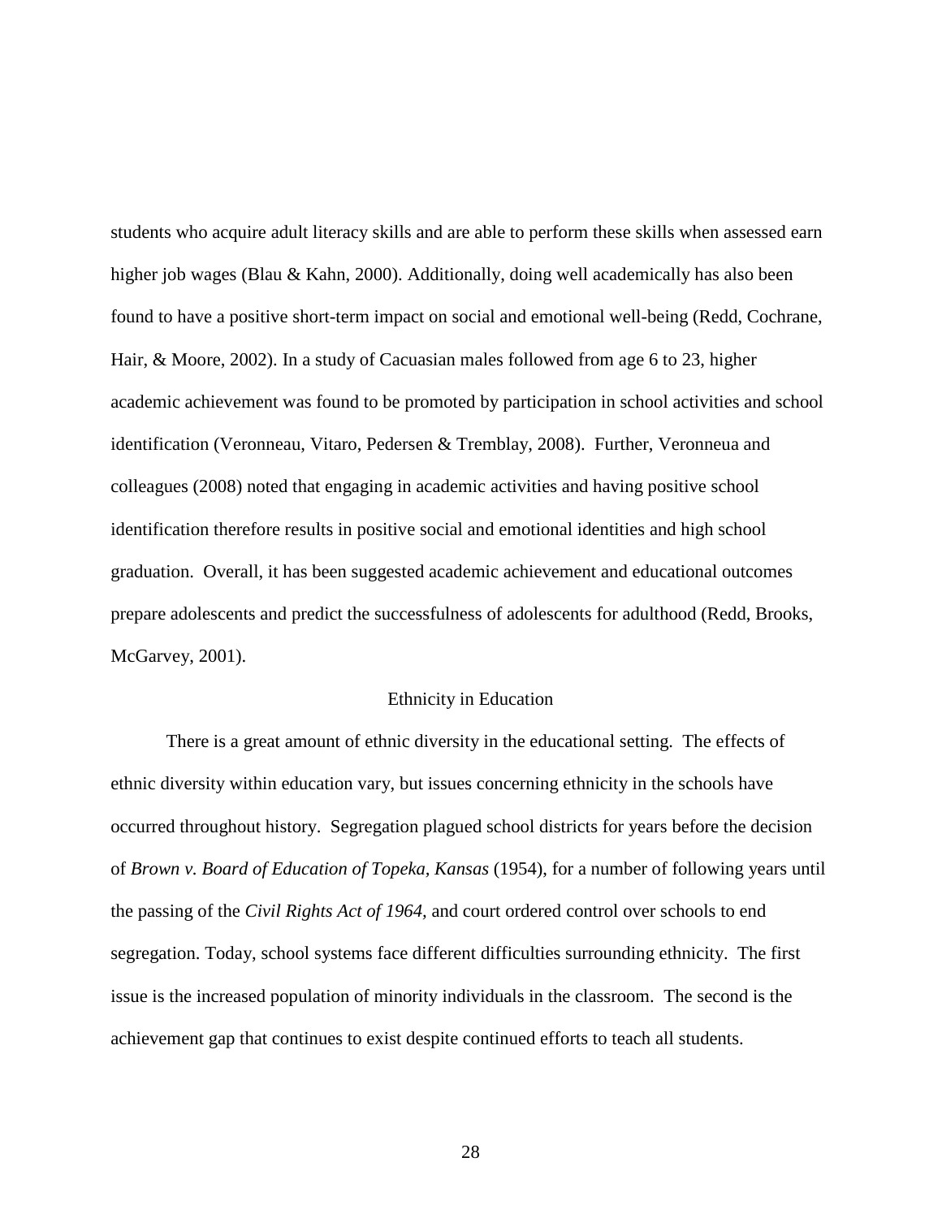students who acquire adult literacy skills and are able to perform these skills when assessed earn higher job wages (Blau & Kahn, 2000). Additionally, doing well academically has also been found to have a positive short-term impact on social and emotional well-being (Redd, Cochrane, Hair, & Moore, 2002). In a study of Cacuasian males followed from age 6 to 23, higher academic achievement was found to be promoted by participation in school activities and school identification (Veronneau, Vitaro, Pedersen & Tremblay, 2008). Further, Veronneua and colleagues (2008) noted that engaging in academic activities and having positive school identification therefore results in positive social and emotional identities and high school graduation. Overall, it has been suggested academic achievement and educational outcomes prepare adolescents and predict the successfulness of adolescents for adulthood (Redd, Brooks, McGarvey, 2001).

## Ethnicity in Education

There is a great amount of ethnic diversity in the educational setting. The effects of ethnic diversity within education vary, but issues concerning ethnicity in the schools have occurred throughout history. Segregation plagued school districts for years before the decision of *Brown v. Board of Education of Topeka, Kansas* (1954), for a number of following years until the passing of the *Civil Rights Act of 1964*, and court ordered control over schools to end segregation. Today, school systems face different difficulties surrounding ethnicity. The first issue is the increased population of minority individuals in the classroom. The second is the achievement gap that continues to exist despite continued efforts to teach all students.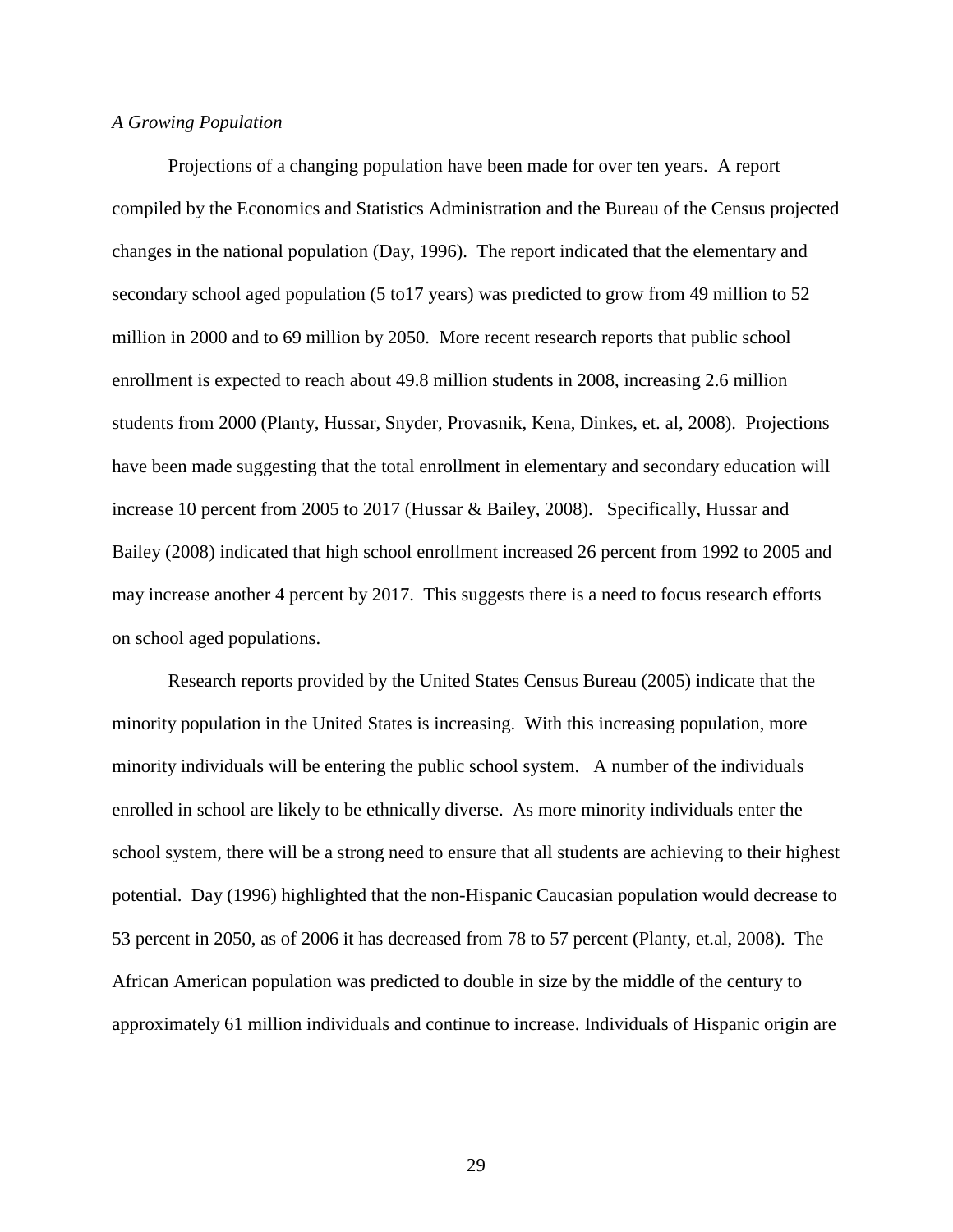*A Growing Population*

Projections of a changing population have been made for over ten years. A report compiled by the Economics and Statistics Administration and the Bureau of the Census projected changes in the national population (Day, 1996). The report indicated that the elementary and secondary school aged population (5 to17 years) was predicted to grow from 49 million to 52 million in 2000 and to 69 million by 2050. More recent research reports that public school enrollment is expected to reach about 49.8 million students in 2008, increasing 2.6 million students from 2000 (Planty, Hussar, Snyder, Provasnik, Kena, Dinkes, et. al, 2008). Projections have been made suggesting that the total enrollment in elementary and secondary education will increase 10 percent from 2005 to 2017 (Hussar & Bailey, 2008). Specifically, Hussar and Bailey (2008) indicated that high school enrollment increased 26 percent from 1992 to 2005 and may increase another 4 percent by 2017. This suggests there is a need to focus research efforts on school aged populations.

Research reports provided by the United States Census Bureau (2005) indicate that the minority population in the United States is increasing. With this increasing population, more minority individuals will be entering the public school system. A number of the individuals enrolled in school are likely to be ethnically diverse. As more minority individuals enter the school system, there will be a strong need to ensure that all students are achieving to their highest potential. Day (1996) highlighted that the non-Hispanic Caucasian population would decrease to 53 percent in 2050, as of 2006 it has decreased from 78 to 57 percent (Planty, et.al, 2008). The African American population was predicted to double in size by the middle of the century to approximately 61 million individuals and continue to increase. Individuals of Hispanic origin are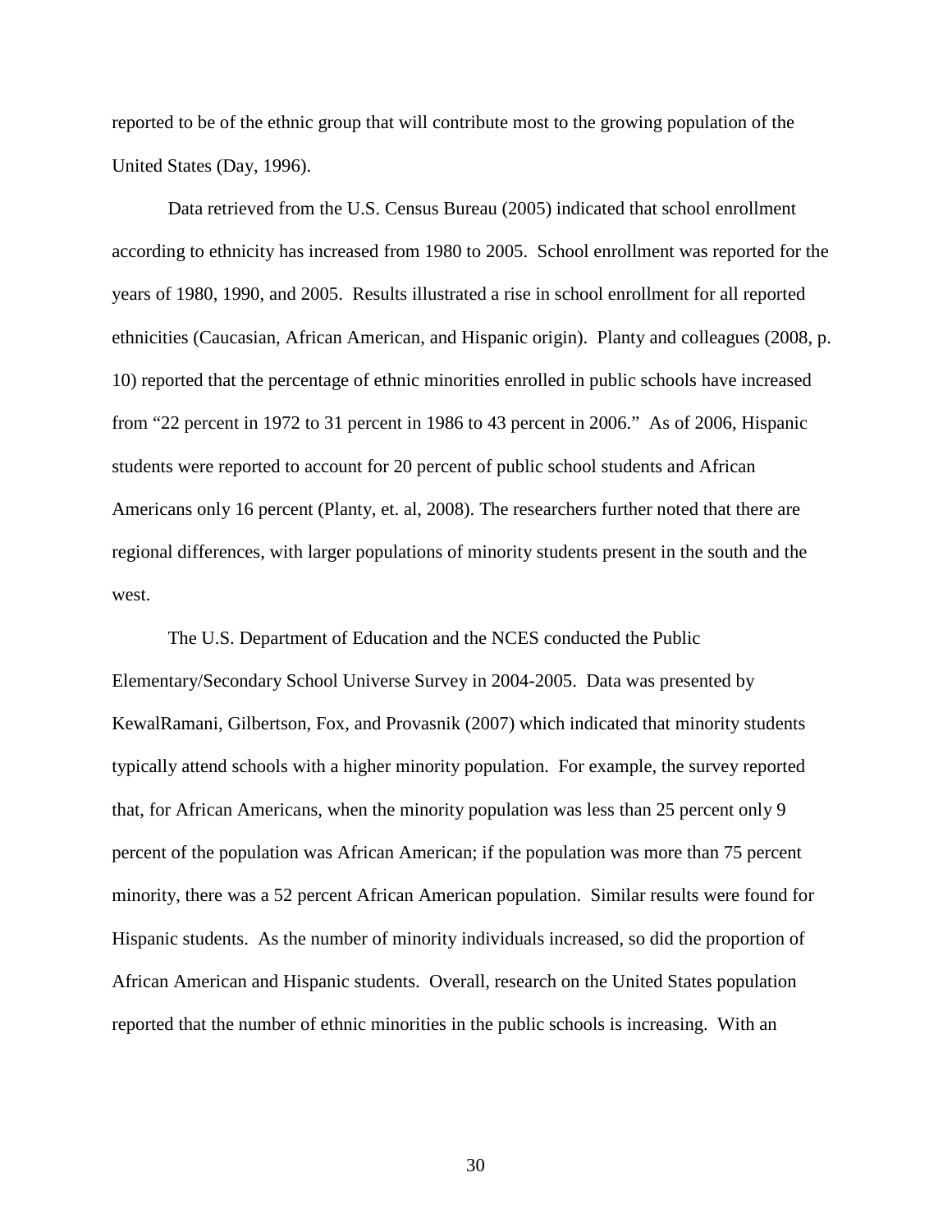reported to be of the ethnic group that will contribute most to the growing population of the United States (Day, 1996).

Data retrieved from the U.S. Census Bureau (2005) indicated that school enrollment according to ethnicity has increased from 1980 to 2005. School enrollment was reported for the years of 1980, 1990, and 2005. Results illustrated a rise in school enrollment for all reported ethnicities (Caucasian, African American, and Hispanic origin). Planty and colleagues (2008, p. 10) reported that the percentage of ethnic minorities enrolled in public schools have increased from "22 percent in 1972 to 31 percent in 1986 to 43 percent in 2006." As of 2006, Hispanic students were reported to account for 20 percent of public school students and African Americans only 16 percent (Planty, et. al, 2008). The researchers further noted that there are regional differences, with larger populations of minority students present in the south and the west.

The U.S. Department of Education and the NCES conducted the Public Elementary/Secondary School Universe Survey in 2004-2005. Data was presented by KewalRamani, Gilbertson, Fox, and Provasnik (2007) which indicated that minority students typically attend schools with a higher minority population. For example, the survey reported that, for African Americans, when the minority population was less than 25 percent only 9 percent of the population was African American; if the population was more than 75 percent minority, there was a 52 percent African American population. Similar results were found for Hispanic students. As the number of minority individuals increased, so did the proportion of African American and Hispanic students. Overall, research on the United States population reported that the number of ethnic minorities in the public schools is increasing. With an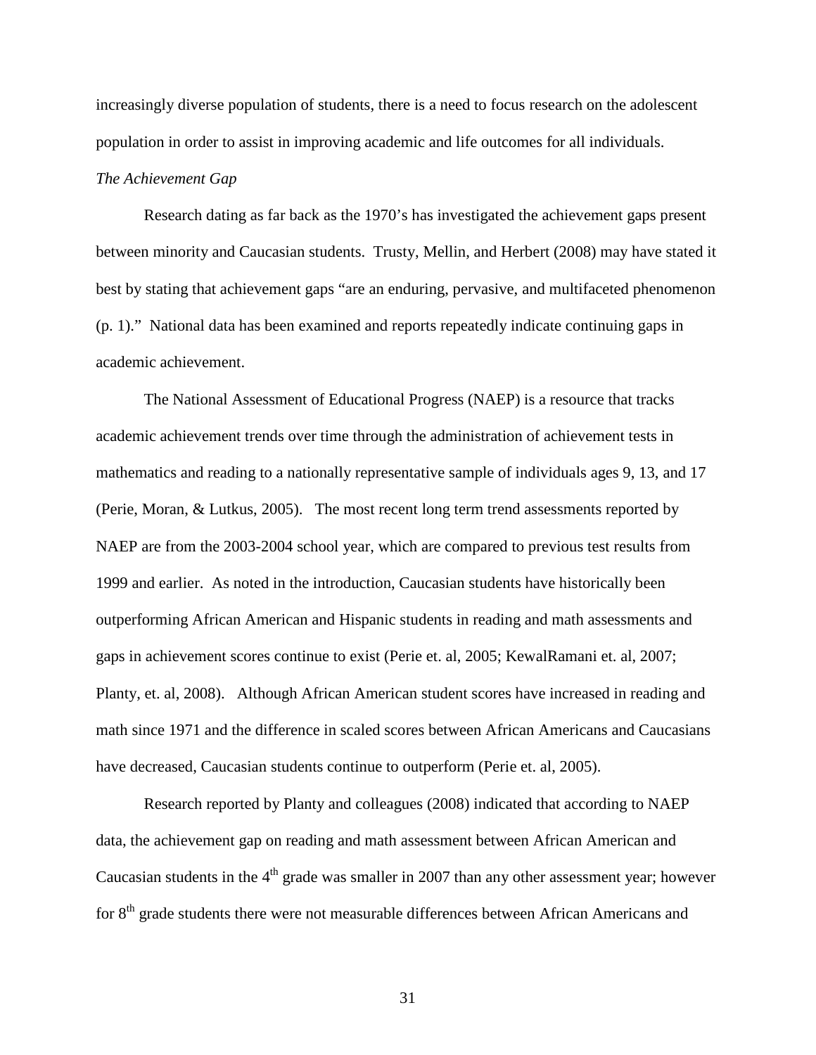increasingly diverse population of students, there is a need to focus research on the adolescent population in order to assist in improving academic and life outcomes for all individuals.

*The Achievement Gap*

Research dating as far back as the 1970's has investigated the achievement gaps present between minority and Caucasian students. Trusty, Mellin, and Herbert (2008) may have stated it best by stating that achievement gaps "are an enduring, pervasive, and multifaceted phenomenon (p. 1)." National data has been examined and reports repeatedly indicate continuing gaps in academic achievement.

The National Assessment of Educational Progress (NAEP) is a resource that tracks academic achievement trends over time through the administration of achievement tests in mathematics and reading to a nationally representative sample of individuals ages 9, 13, and 17 (Perie, Moran, & Lutkus, 2005). The most recent long term trend assessments reported by NAEP are from the 2003-2004 school year, which are compared to previous test results from 1999 and earlier. As noted in the introduction, Caucasian students have historically been outperforming African American and Hispanic students in reading and math assessments and gaps in achievement scores continue to exist (Perie et. al, 2005; KewalRamani et. al, 2007; Planty, et. al, 2008). Although African American student scores have increased in reading and math since 1971 and the difference in scaled scores between African Americans and Caucasians have decreased, Caucasian students continue to outperform (Perie et. al, 2005).

Research reported by Planty and colleagues (2008) indicated that according to NAEP data, the achievement gap on reading and math assessment between African American and Caucasian students in the 4th grade was smaller in 2007 than any other assessment year; however for 8th grade students there were not measurable differences between African Americans and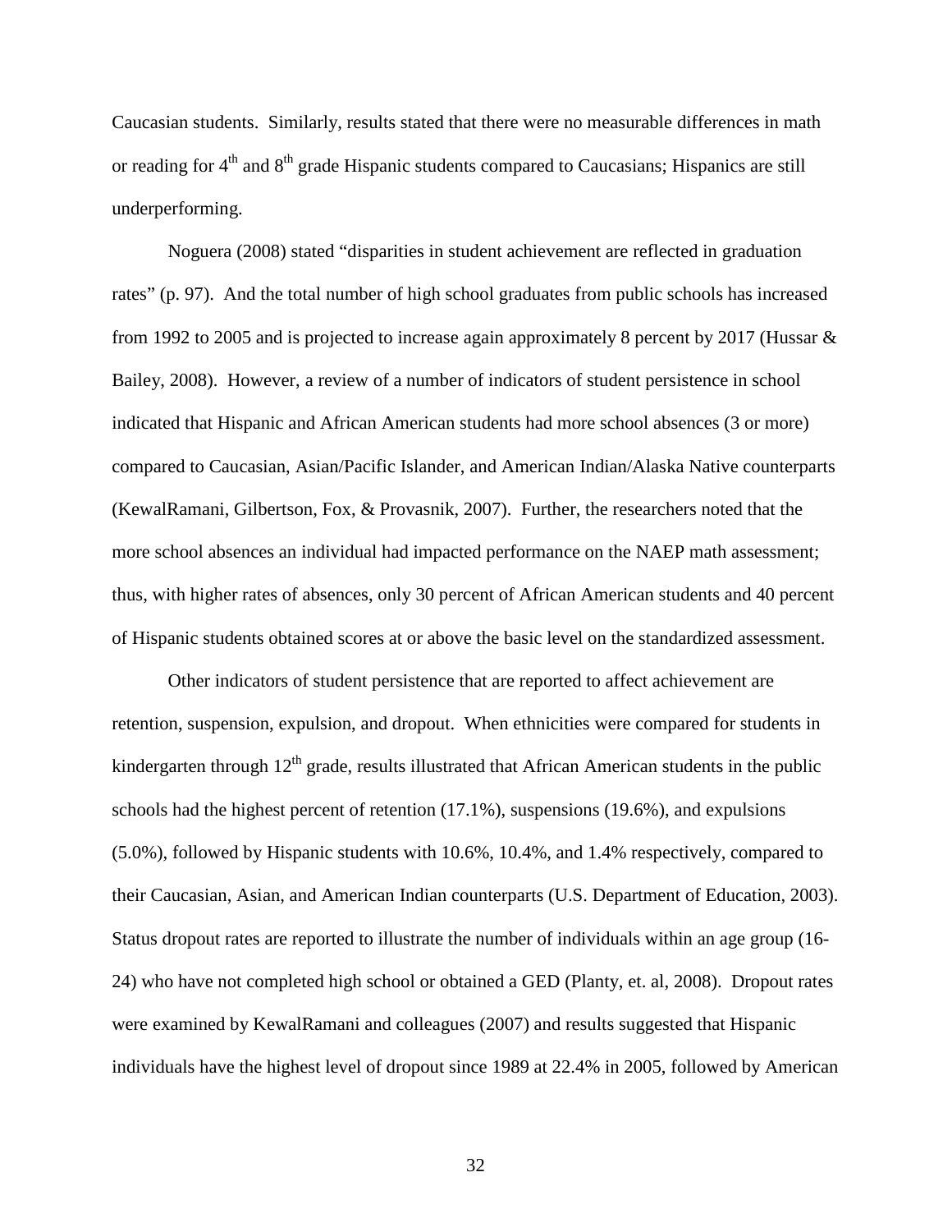Caucasian students. Similarly, results stated that there were no measurable differences in math or reading for 4th and 8th grade Hispanic students compared to Caucasians; Hispanics are still underperforming.

Noguera (2008) stated "disparities in student achievement are reflected in graduation rates" (p. 97). And the total number of high school graduates from public schools has increased from 1992 to 2005 and is projected to increase again approximately 8 percent by 2017 (Hussar & Bailey, 2008). However, a review of a number of indicators of student persistence in school indicated that Hispanic and African American students had more school absences (3 or more) compared to Caucasian, Asian/Pacific Islander, and American Indian/Alaska Native counterparts (KewalRamani, Gilbertson, Fox, & Provasnik, 2007). Further, the researchers noted that the more school absences an individual had impacted performance on the NAEP math assessment; thus, with higher rates of absences, only 30 percent of African American students and 40 percent of Hispanic students obtained scores at or above the basic level on the standardized assessment.

Other indicators of student persistence that are reported to affect achievement are retention, suspension, expulsion, and dropout. When ethnicities were compared for students in kindergarten through 12th grade, results illustrated that African American students in the public schools had the highest percent of retention (17.1%), suspensions (19.6%), and expulsions (5.0%), followed by Hispanic students with 10.6%, 10.4%, and 1.4% respectively, compared to their Caucasian, Asian, and American Indian counterparts (U.S. Department of Education, 2003). Status dropout rates are reported to illustrate the number of individuals within an age group (16-24) who have not completed high school or obtained a GED (Planty, et. al, 2008). Dropout rates were examined by KewalRamani and colleagues (2007) and results suggested that Hispanic individuals have the highest level of dropout since 1989 at 22.4% in 2005, followed by American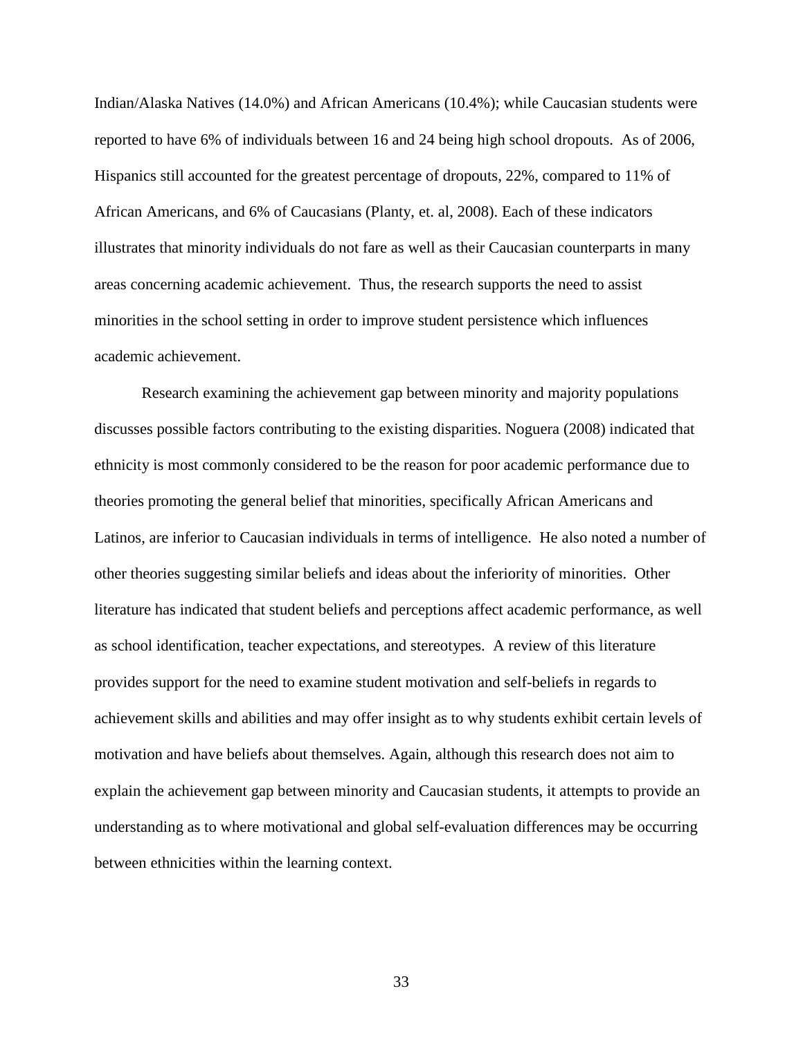Indian/Alaska Natives (14.0%) and African Americans (10.4%); while Caucasian students were reported to have 6% of individuals between 16 and 24 being high school dropouts. As of 2006, Hispanics still accounted for the greatest percentage of dropouts, 22%, compared to 11% of African Americans, and 6% of Caucasians (Planty, et. al, 2008). Each of these indicators illustrates that minority individuals do not fare as well as their Caucasian counterparts in many areas concerning academic achievement. Thus, the research supports the need to assist minorities in the school setting in order to improve student persistence which influences academic achievement.

Research examining the achievement gap between minority and majority populations discusses possible factors contributing to the existing disparities. Noguera (2008) indicated that ethnicity is most commonly considered to be the reason for poor academic performance due to theories promoting the general belief that minorities, specifically African Americans and Latinos, are inferior to Caucasian individuals in terms of intelligence. He also noted a number of other theories suggesting similar beliefs and ideas about the inferiority of minorities. Other literature has indicated that student beliefs and perceptions affect academic performance, as well as school identification, teacher expectations, and stereotypes. A review of this literature provides support for the need to examine student motivation and self-beliefs in regards to achievement skills and abilities and may offer insight as to why students exhibit certain levels of motivation and have beliefs about themselves. Again, although this research does not aim to explain the achievement gap between minority and Caucasian students, it attempts to provide an understanding as to where motivational and global self-evaluation differences may be occurring between ethnicities within the learning context.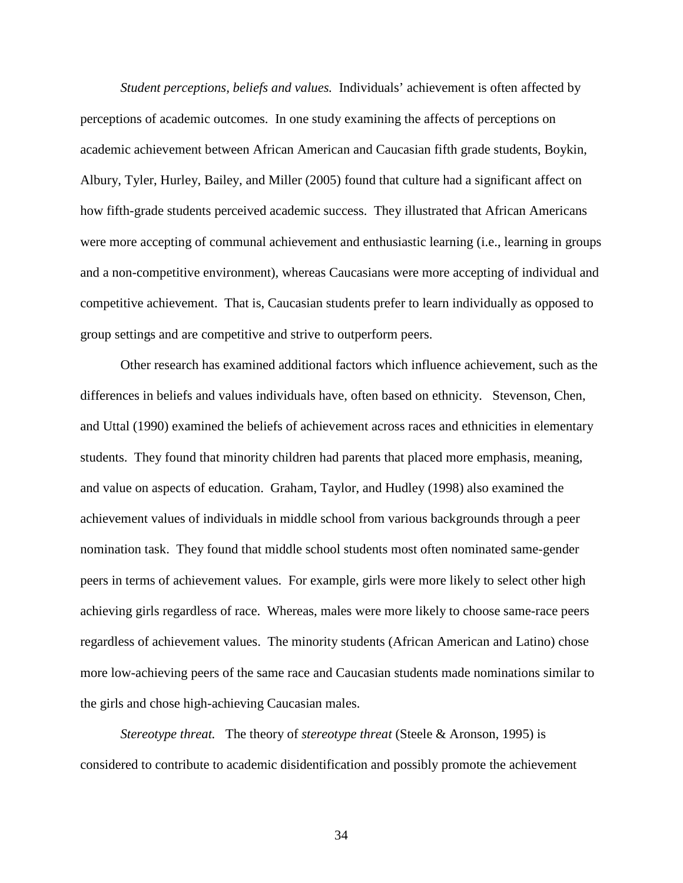*Student perceptions, beliefs and values.* Individuals' achievement is often affected by perceptions of academic outcomes. In one study examining the affects of perceptions on academic achievement between African American and Caucasian fifth grade students, Boykin, Albury, Tyler, Hurley, Bailey, and Miller (2005) found that culture had a significant affect on how fifth-grade students perceived academic success. They illustrated that African Americans were more accepting of communal achievement and enthusiastic learning (i.e., learning in groups and a non-competitive environment), whereas Caucasians were more accepting of individual and competitive achievement. That is, Caucasian students prefer to learn individually as opposed to group settings and are competitive and strive to outperform peers.

Other research has examined additional factors which influence achievement, such as the differences in beliefs and values individuals have, often based on ethnicity. Stevenson, Chen, and Uttal (1990) examined the beliefs of achievement across races and ethnicities in elementary students. They found that minority children had parents that placed more emphasis, meaning, and value on aspects of education. Graham, Taylor, and Hudley (1998) also examined the achievement values of individuals in middle school from various backgrounds through a peer nomination task. They found that middle school students most often nominated same-gender peers in terms of achievement values. For example, girls were more likely to select other high achieving girls regardless of race. Whereas, males were more likely to choose same-race peers regardless of achievement values. The minority students (African American and Latino) chose more low-achieving peers of the same race and Caucasian students made nominations similar to the girls and chose high-achieving Caucasian males.

*Stereotype threat.* The theory of *stereotype threat* (Steele & Aronson, 1995) is considered to contribute to academic disidentification and possibly promote the achievement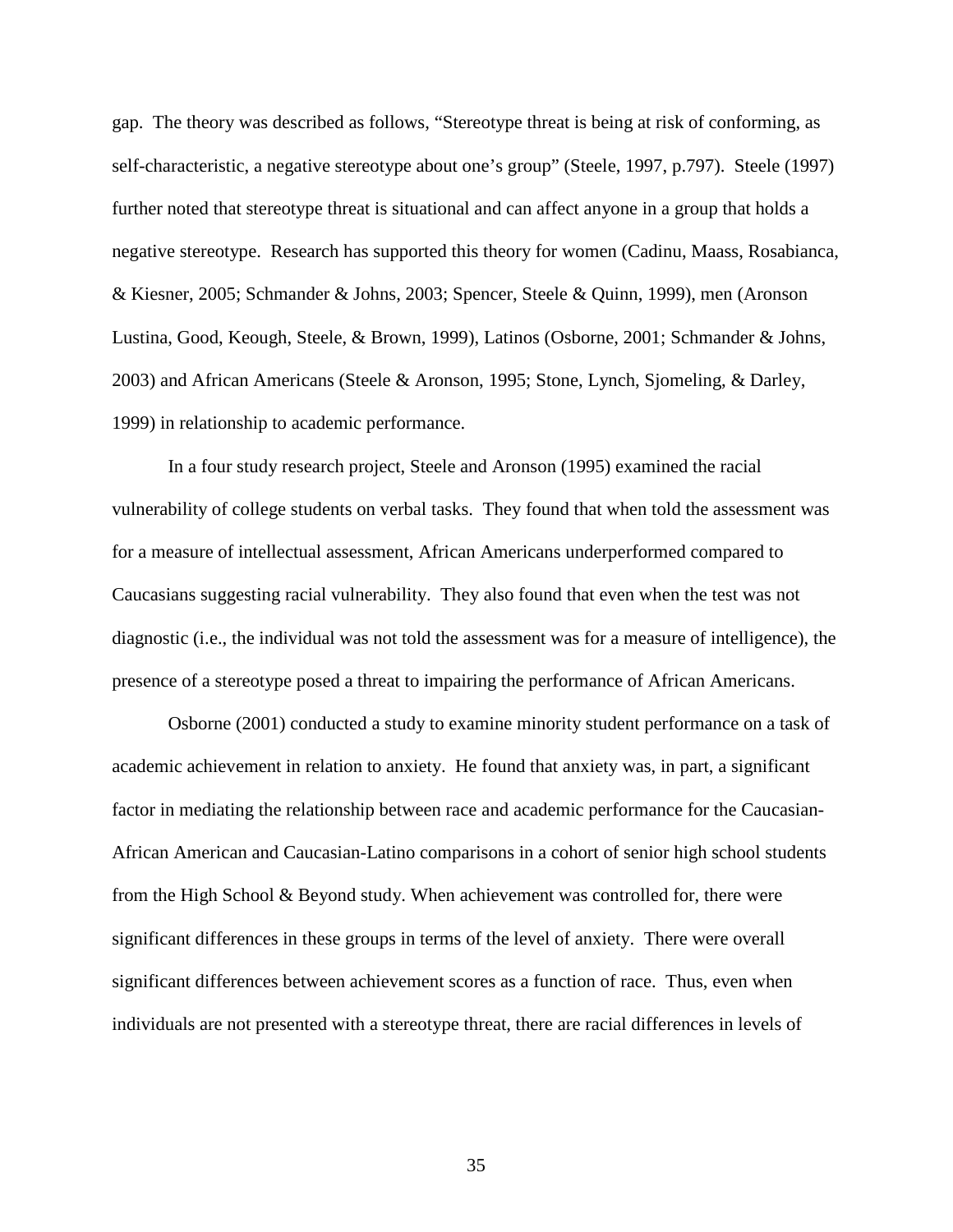gap. The theory was described as follows, "Stereotype threat is being at risk of conforming, as self-characteristic, a negative stereotype about one's group" (Steele, 1997, p.797). Steele (1997) further noted that stereotype threat is situational and can affect anyone in a group that holds a negative stereotype. Research has supported this theory for women (Cadinu, Maass, Rosabianca, & Kiesner, 2005; Schmander & Johns, 2003; Spencer, Steele & Quinn, 1999), men (Aronson Lustina, Good, Keough, Steele, & Brown, 1999), Latinos (Osborne, 2001; Schmander & Johns, 2003) and African Americans (Steele & Aronson, 1995; Stone, Lynch, Sjomeling, & Darley, 1999) in relationship to academic performance.

In a four study research project, Steele and Aronson (1995) examined the racial vulnerability of college students on verbal tasks. They found that when told the assessment was for a measure of intellectual assessment, African Americans underperformed compared to Caucasians suggesting racial vulnerability. They also found that even when the test was not diagnostic (i.e., the individual was not told the assessment was for a measure of intelligence), the presence of a stereotype posed a threat to impairing the performance of African Americans.

Osborne (2001) conducted a study to examine minority student performance on a task of academic achievement in relation to anxiety. He found that anxiety was, in part, a significant factor in mediating the relationship between race and academic performance for the Caucasian-African American and Caucasian-Latino comparisons in a cohort of senior high school students from the High School & Beyond study. When achievement was controlled for, there were significant differences in these groups in terms of the level of anxiety. There were overall significant differences between achievement scores as a function of race. Thus, even when individuals are not presented with a stereotype threat, there are racial differences in levels of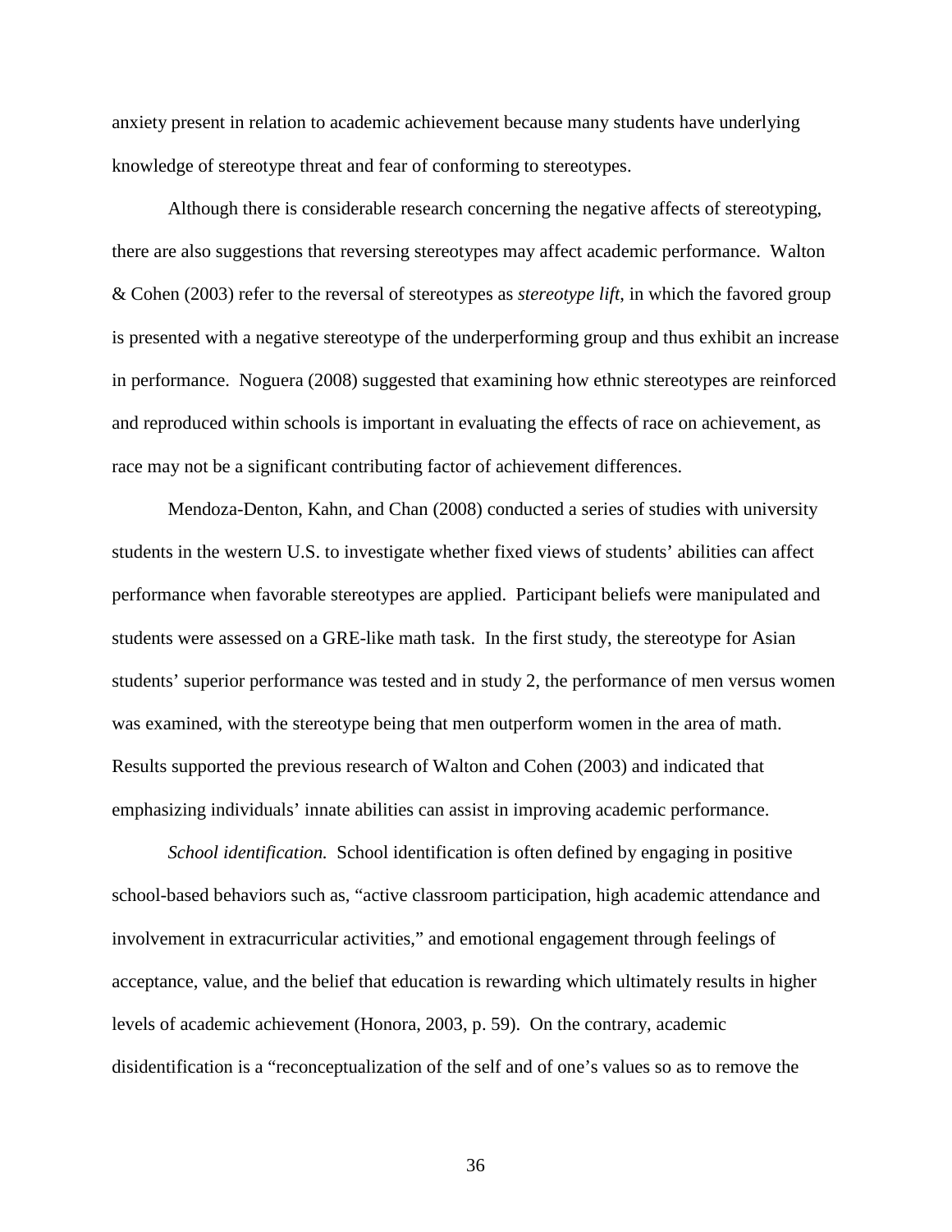anxiety present in relation to academic achievement because many students have underlying knowledge of stereotype threat and fear of conforming to stereotypes.

Although there is considerable research concerning the negative affects of stereotyping, there are also suggestions that reversing stereotypes may affect academic performance. Walton & Cohen (2003) refer to the reversal of stereotypes as *stereotype lift*, in which the favored group is presented with a negative stereotype of the underperforming group and thus exhibit an increase in performance. Noguera (2008) suggested that examining how ethnic stereotypes are reinforced and reproduced within schools is important in evaluating the effects of race on achievement, as race may not be a significant contributing factor of achievement differences.

Mendoza-Denton, Kahn, and Chan (2008) conducted a series of studies with university students in the western U.S. to investigate whether fixed views of students' abilities can affect performance when favorable stereotypes are applied. Participant beliefs were manipulated and students were assessed on a GRE-like math task. In the first study, the stereotype for Asian students' superior performance was tested and in study 2, the performance of men versus women was examined, with the stereotype being that men outperform women in the area of math. Results supported the previous research of Walton and Cohen (2003) and indicated that emphasizing individuals' innate abilities can assist in improving academic performance.

*School identification.* School identification is often defined by engaging in positive school-based behaviors such as, "active classroom participation, high academic attendance and involvement in extracurricular activities," and emotional engagement through feelings of acceptance, value, and the belief that education is rewarding which ultimately results in higher levels of academic achievement (Honora, 2003, p. 59). On the contrary, academic disidentification is a "reconceptualization of the self and of one's values so as to remove the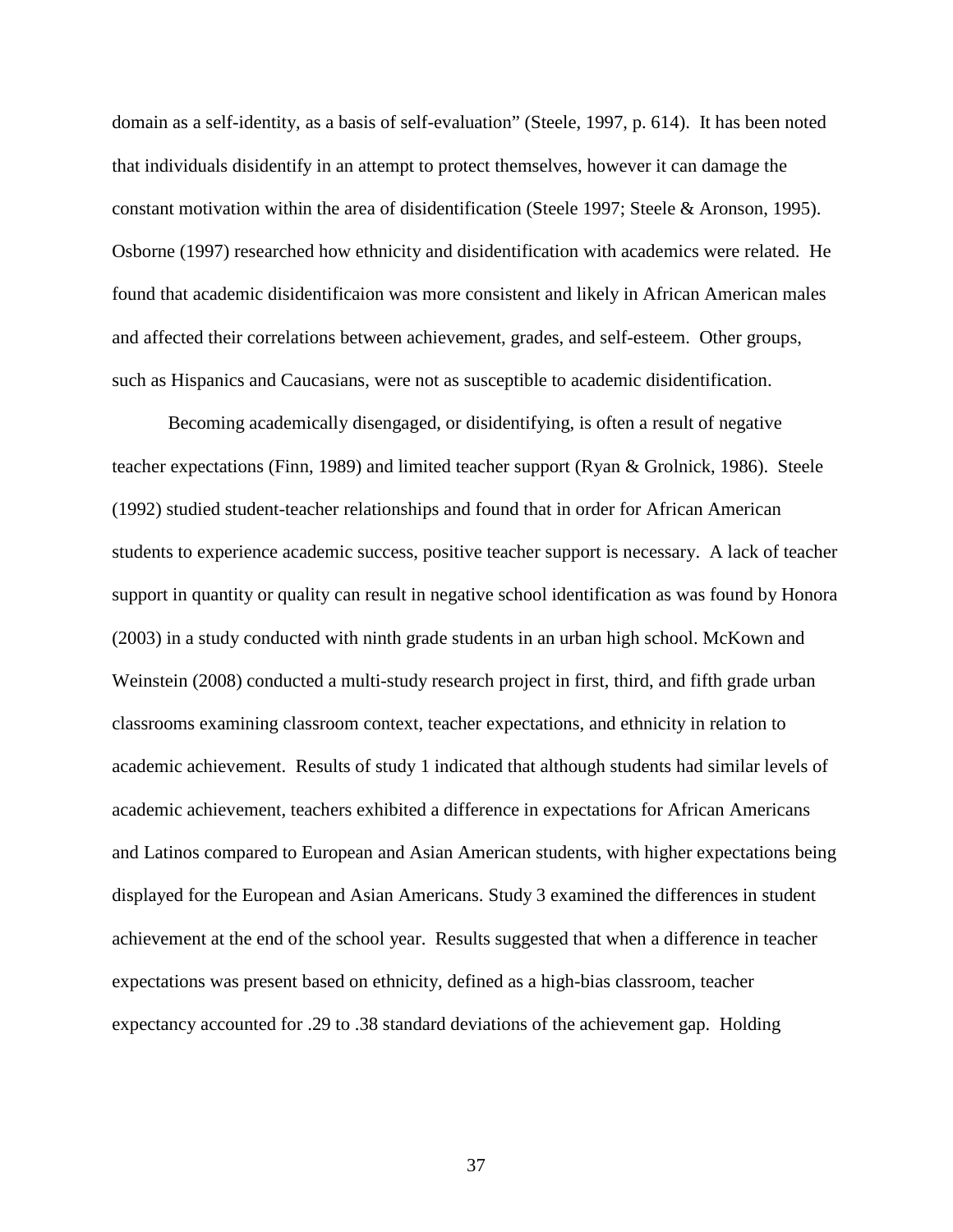domain as a self-identity, as a basis of self-evaluation" (Steele, 1997, p. 614). It has been noted that individuals disidentify in an attempt to protect themselves, however it can damage the constant motivation within the area of disidentification (Steele 1997; Steele & Aronson, 1995). Osborne (1997) researched how ethnicity and disidentification with academics were related. He found that academic disidentificaion was more consistent and likely in African American males and affected their correlations between achievement, grades, and self-esteem. Other groups, such as Hispanics and Caucasians, were not as susceptible to academic disidentification.

Becoming academically disengaged, or disidentifying, is often a result of negative teacher expectations (Finn, 1989) and limited teacher support (Ryan & Grolnick, 1986). Steele (1992) studied student-teacher relationships and found that in order for African American students to experience academic success, positive teacher support is necessary. A lack of teacher support in quantity or quality can result in negative school identification as was found by Honora (2003) in a study conducted with ninth grade students in an urban high school. McKown and Weinstein (2008) conducted a multi-study research project in first, third, and fifth grade urban classrooms examining classroom context, teacher expectations, and ethnicity in relation to academic achievement. Results of study 1 indicated that although students had similar levels of academic achievement, teachers exhibited a difference in expectations for African Americans and Latinos compared to European and Asian American students, with higher expectations being displayed for the European and Asian Americans. Study 3 examined the differences in student achievement at the end of the school year. Results suggested that when a difference in teacher expectations was present based on ethnicity, defined as a high-bias classroom, teacher expectancy accounted for .29 to .38 standard deviations of the achievement gap. Holding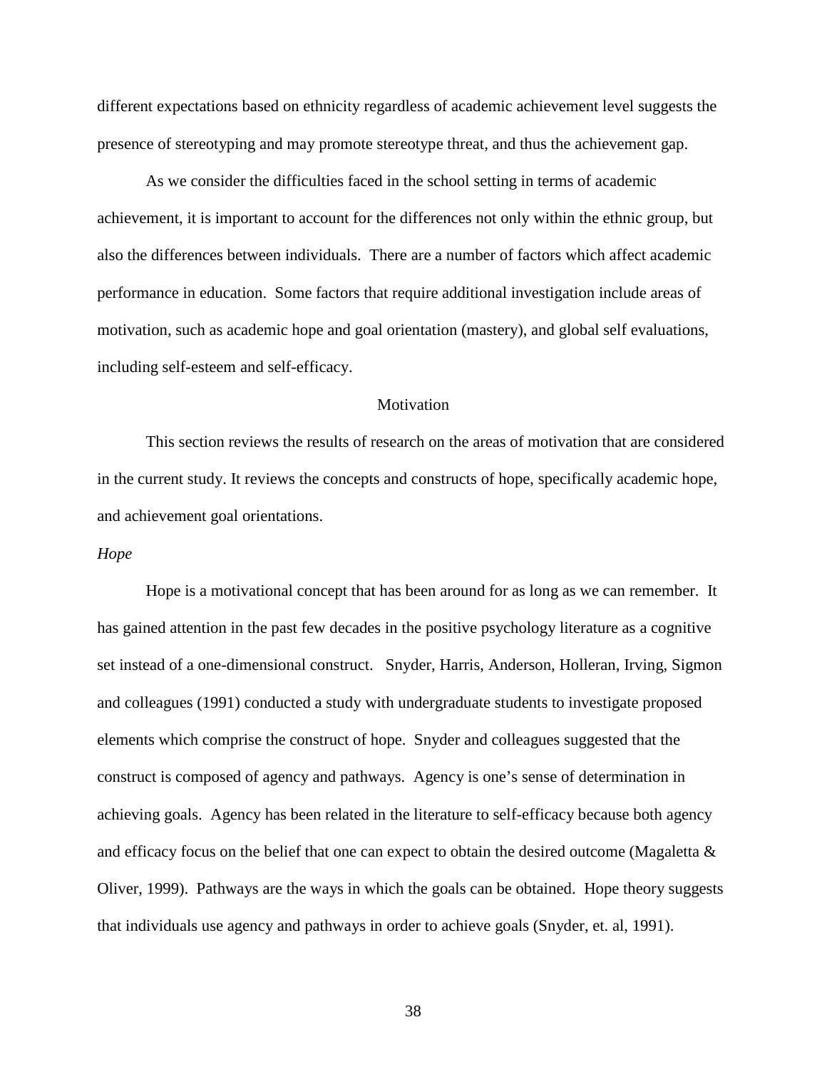different expectations based on ethnicity regardless of academic achievement level suggests the presence of stereotyping and may promote stereotype threat, and thus the achievement gap.

As we consider the difficulties faced in the school setting in terms of academic achievement, it is important to account for the differences not only within the ethnic group, but also the differences between individuals. There are a number of factors which affect academic performance in education. Some factors that require additional investigation include areas of motivation, such as academic hope and goal orientation (mastery), and global self evaluations, including self-esteem and self-efficacy.

## Motivation

This section reviews the results of research on the areas of motivation that are considered in the current study. It reviews the concepts and constructs of hope, specifically academic hope, and achievement goal orientations.

### *Hope*

Hope is a motivational concept that has been around for as long as we can remember. It has gained attention in the past few decades in the positive psychology literature as a cognitive set instead of a one-dimensional construct. Snyder, Harris, Anderson, Holleran, Irving, Sigmon and colleagues (1991) conducted a study with undergraduate students to investigate proposed elements which comprise the construct of hope. Snyder and colleagues suggested that the construct is composed of agency and pathways. Agency is one's sense of determination in achieving goals. Agency has been related in the literature to self-efficacy because both agency and efficacy focus on the belief that one can expect to obtain the desired outcome (Magaletta & Oliver, 1999). Pathways are the ways in which the goals can be obtained. Hope theory suggests that individuals use agency and pathways in order to achieve goals (Snyder, et. al, 1991).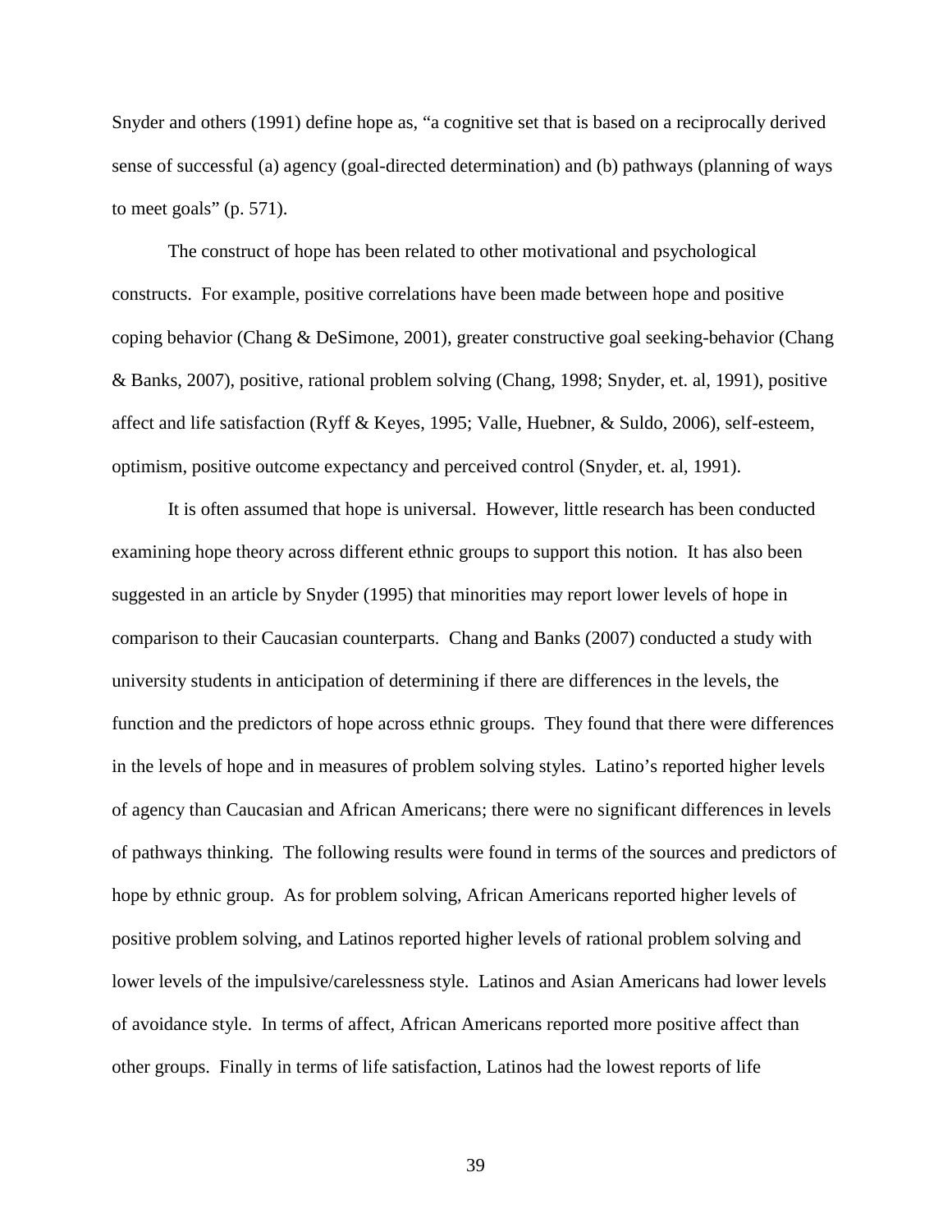Snyder and others (1991) define hope as, "a cognitive set that is based on a reciprocally derived sense of successful (a) agency (goal-directed determination) and (b) pathways (planning of ways to meet goals" (p. 571).

The construct of hope has been related to other motivational and psychological constructs. For example, positive correlations have been made between hope and positive coping behavior (Chang & DeSimone, 2001), greater constructive goal seeking-behavior (Chang & Banks, 2007), positive, rational problem solving (Chang, 1998; Snyder, et. al, 1991), positive affect and life satisfaction (Ryff & Keyes, 1995; Valle, Huebner, & Suldo, 2006), self-esteem, optimism, positive outcome expectancy and perceived control (Snyder, et. al, 1991).

It is often assumed that hope is universal. However, little research has been conducted examining hope theory across different ethnic groups to support this notion. It has also been suggested in an article by Snyder (1995) that minorities may report lower levels of hope in comparison to their Caucasian counterparts. Chang and Banks (2007) conducted a study with university students in anticipation of determining if there are differences in the levels, the function and the predictors of hope across ethnic groups. They found that there were differences in the levels of hope and in measures of problem solving styles. Latino's reported higher levels of agency than Caucasian and African Americans; there were no significant differences in levels of pathways thinking. The following results were found in terms of the sources and predictors of hope by ethnic group. As for problem solving, African Americans reported higher levels of positive problem solving, and Latinos reported higher levels of rational problem solving and lower levels of the impulsive/carelessness style. Latinos and Asian Americans had lower levels of avoidance style. In terms of affect, African Americans reported more positive affect than other groups. Finally in terms of life satisfaction, Latinos had the lowest reports of life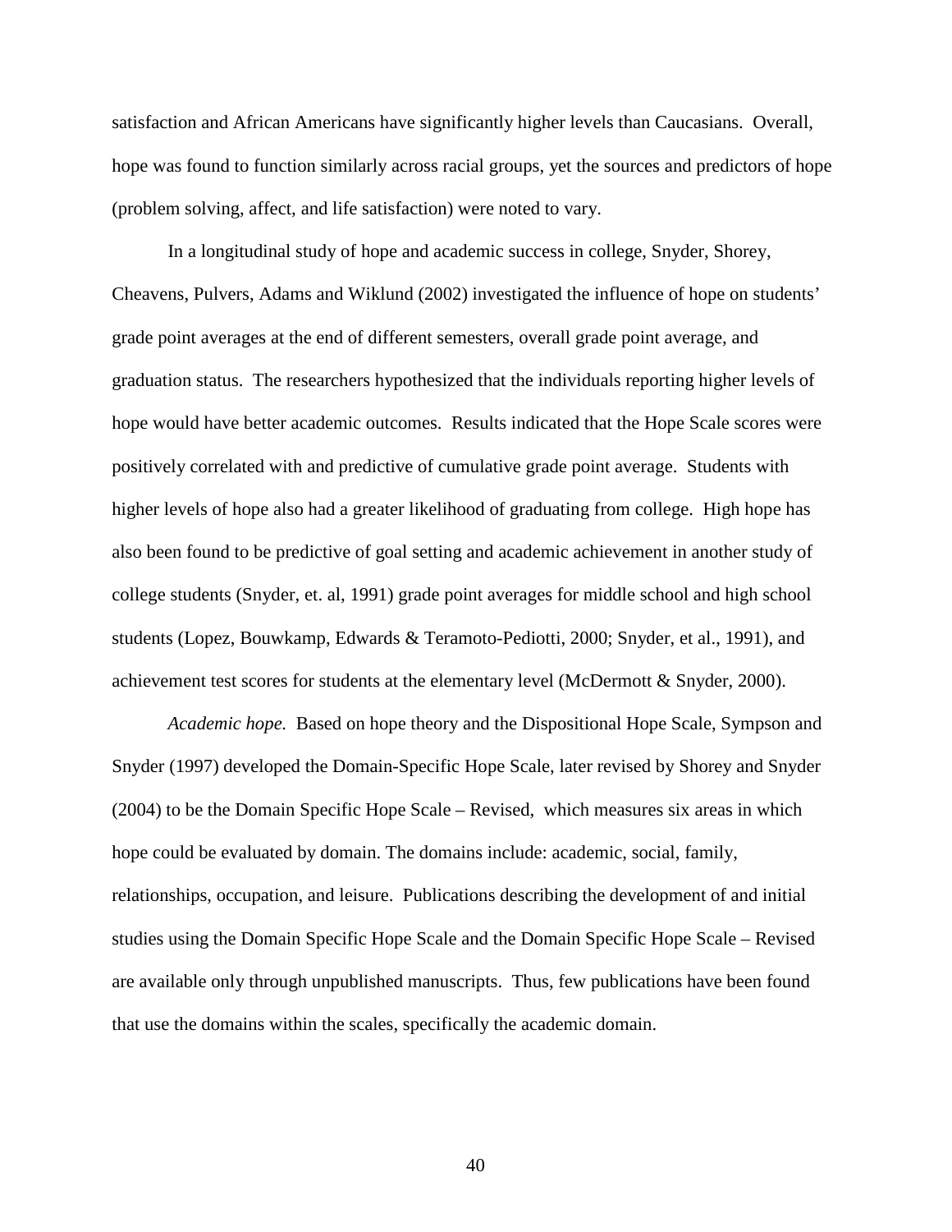satisfaction and African Americans have significantly higher levels than Caucasians. Overall, hope was found to function similarly across racial groups, yet the sources and predictors of hope (problem solving, affect, and life satisfaction) were noted to vary.

In a longitudinal study of hope and academic success in college, Snyder, Shorey, Cheavens, Pulvers, Adams and Wiklund (2002) investigated the influence of hope on students' grade point averages at the end of different semesters, overall grade point average, and graduation status. The researchers hypothesized that the individuals reporting higher levels of hope would have better academic outcomes. Results indicated that the Hope Scale scores were positively correlated with and predictive of cumulative grade point average. Students with higher levels of hope also had a greater likelihood of graduating from college. High hope has also been found to be predictive of goal setting and academic achievement in another study of college students (Snyder, et. al, 1991) grade point averages for middle school and high school students (Lopez, Bouwkamp, Edwards & Teramoto-Pediotti, 2000; Snyder, et al., 1991), and achievement test scores for students at the elementary level (McDermott & Snyder, 2000).

*Academic hope.* Based on hope theory and the Dispositional Hope Scale, Sympson and Snyder (1997) developed the Domain-Specific Hope Scale, later revised by Shorey and Snyder (2004) to be the Domain Specific Hope Scale – Revised, which measures six areas in which hope could be evaluated by domain. The domains include: academic, social, family, relationships, occupation, and leisure. Publications describing the development of and initial studies using the Domain Specific Hope Scale and the Domain Specific Hope Scale – Revised are available only through unpublished manuscripts. Thus, few publications have been found that use the domains within the scales, specifically the academic domain.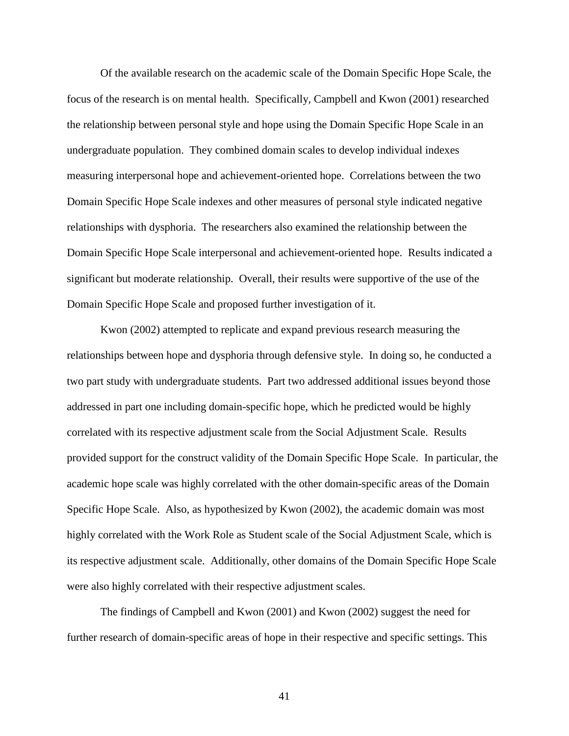Of the available research on the academic scale of the Domain Specific Hope Scale, the focus of the research is on mental health. Specifically, Campbell and Kwon (2001) researched the relationship between personal style and hope using the Domain Specific Hope Scale in an undergraduate population. They combined domain scales to develop individual indexes measuring interpersonal hope and achievement-oriented hope. Correlations between the two Domain Specific Hope Scale indexes and other measures of personal style indicated negative relationships with dysphoria. The researchers also examined the relationship between the Domain Specific Hope Scale interpersonal and achievement-oriented hope. Results indicated a significant but moderate relationship. Overall, their results were supportive of the use of the Domain Specific Hope Scale and proposed further investigation of it.

Kwon (2002) attempted to replicate and expand previous research measuring the relationships between hope and dysphoria through defensive style. In doing so, he conducted a two part study with undergraduate students. Part two addressed additional issues beyond those addressed in part one including domain-specific hope, which he predicted would be highly correlated with its respective adjustment scale from the Social Adjustment Scale. Results provided support for the construct validity of the Domain Specific Hope Scale. In particular, the academic hope scale was highly correlated with the other domain-specific areas of the Domain Specific Hope Scale. Also, as hypothesized by Kwon (2002), the academic domain was most highly correlated with the Work Role as Student scale of the Social Adjustment Scale, which is its respective adjustment scale. Additionally, other domains of the Domain Specific Hope Scale were also highly correlated with their respective adjustment scales.

The findings of Campbell and Kwon (2001) and Kwon (2002) suggest the need for further research of domain-specific areas of hope in their respective and specific settings. This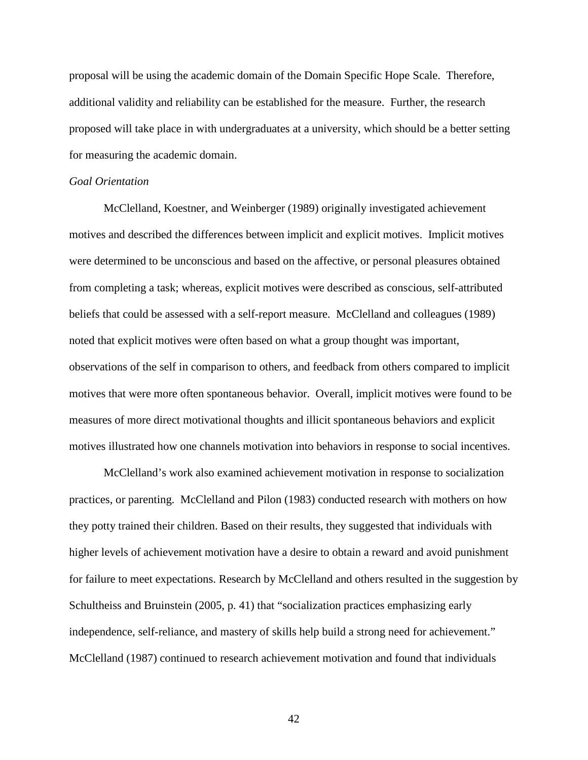proposal will be using the academic domain of the Domain Specific Hope Scale. Therefore, additional validity and reliability can be established for the measure. Further, the research proposed will take place in with undergraduates at a university, which should be a better setting for measuring the academic domain.

*Goal Orientation*

McClelland, Koestner, and Weinberger (1989) originally investigated achievement motives and described the differences between implicit and explicit motives. Implicit motives were determined to be unconscious and based on the affective, or personal pleasures obtained from completing a task; whereas, explicit motives were described as conscious, self-attributed beliefs that could be assessed with a self-report measure. McClelland and colleagues (1989) noted that explicit motives were often based on what a group thought was important, observations of the self in comparison to others, and feedback from others compared to implicit motives that were more often spontaneous behavior. Overall, implicit motives were found to be measures of more direct motivational thoughts and illicit spontaneous behaviors and explicit motives illustrated how one channels motivation into behaviors in response to social incentives.

McClelland's work also examined achievement motivation in response to socialization practices, or parenting. McClelland and Pilon (1983) conducted research with mothers on how they potty trained their children. Based on their results, they suggested that individuals with higher levels of achievement motivation have a desire to obtain a reward and avoid punishment for failure to meet expectations. Research by McClelland and others resulted in the suggestion by Schultheiss and Bruinstein (2005, p. 41) that "socialization practices emphasizing early independence, self-reliance, and mastery of skills help build a strong need for achievement." McClelland (1987) continued to research achievement motivation and found that individuals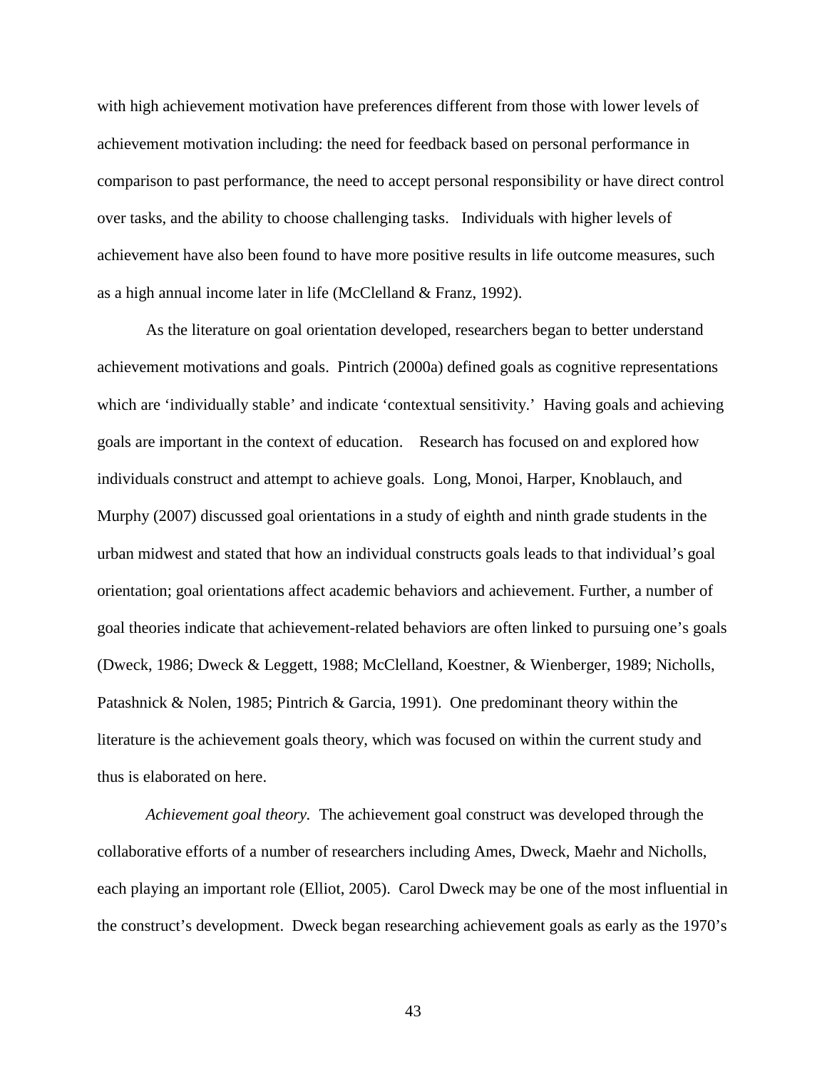with high achievement motivation have preferences different from those with lower levels of achievement motivation including: the need for feedback based on personal performance in comparison to past performance, the need to accept personal responsibility or have direct control over tasks, and the ability to choose challenging tasks. Individuals with higher levels of achievement have also been found to have more positive results in life outcome measures, such as a high annual income later in life (McClelland & Franz, 1992).

As the literature on goal orientation developed, researchers began to better understand achievement motivations and goals. Pintrich (2000a) defined goals as cognitive representations which are 'individually stable' and indicate 'contextual sensitivity.' Having goals and achieving goals are important in the context of education. Research has focused on and explored how individuals construct and attempt to achieve goals. Long, Monoi, Harper, Knoblauch, and Murphy (2007) discussed goal orientations in a study of eighth and ninth grade students in the urban midwest and stated that how an individual constructs goals leads to that individual's goal orientation; goal orientations affect academic behaviors and achievement. Further, a number of goal theories indicate that achievement-related behaviors are often linked to pursuing one's goals (Dweck, 1986; Dweck & Leggett, 1988; McClelland, Koestner, & Wienberger, 1989; Nicholls, Patashnick & Nolen, 1985; Pintrich & Garcia, 1991). One predominant theory within the literature is the achievement goals theory, which was focused on within the current study and thus is elaborated on here.

*Achievement goal theory.* The achievement goal construct was developed through the collaborative efforts of a number of researchers including Ames, Dweck, Maehr and Nicholls, each playing an important role (Elliot, 2005). Carol Dweck may be one of the most influential in the construct's development. Dweck began researching achievement goals as early as the 1970's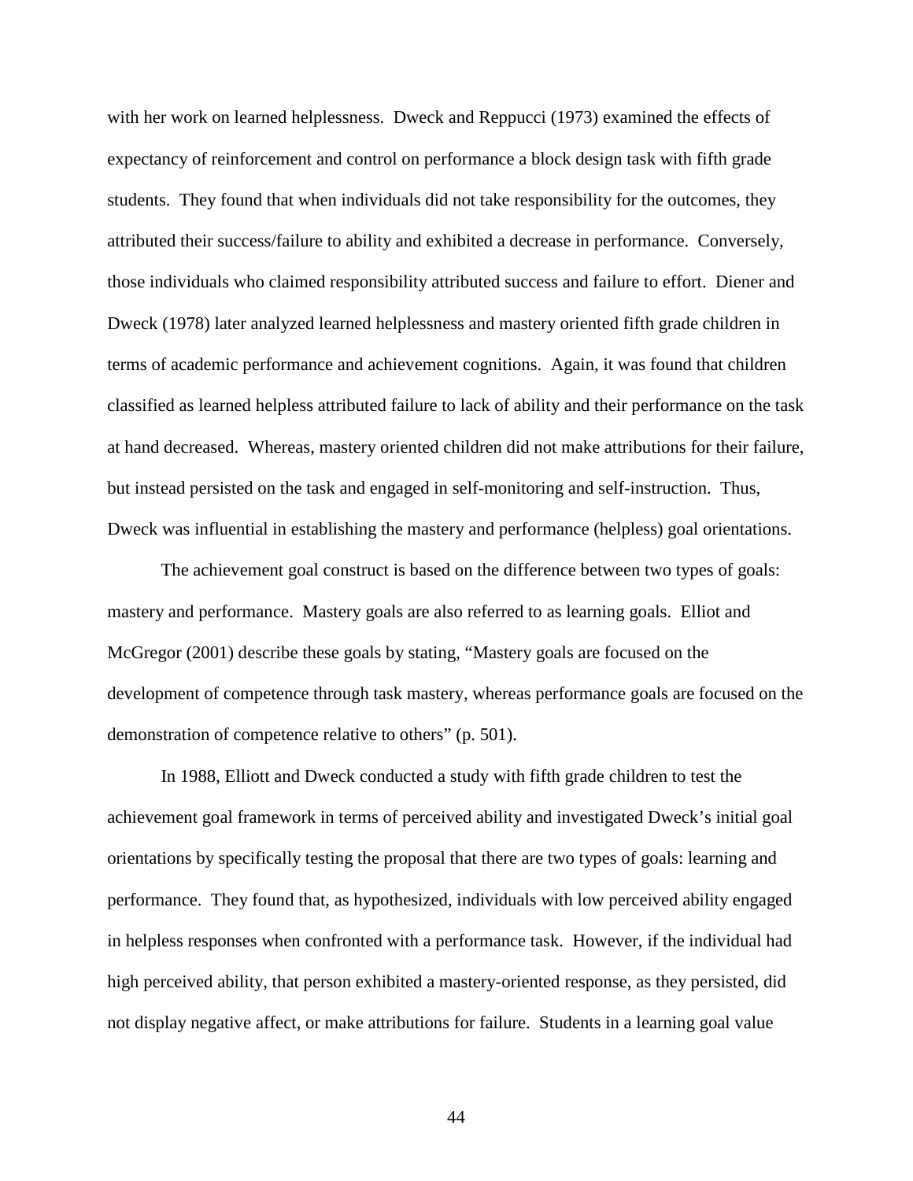with her work on learned helplessness. Dweck and Reppucci (1973) examined the effects of expectancy of reinforcement and control on performance a block design task with fifth grade students. They found that when individuals did not take responsibility for the outcomes, they attributed their success/failure to ability and exhibited a decrease in performance. Conversely, those individuals who claimed responsibility attributed success and failure to effort. Diener and Dweck (1978) later analyzed learned helplessness and mastery oriented fifth grade children in terms of academic performance and achievement cognitions. Again, it was found that children classified as learned helpless attributed failure to lack of ability and their performance on the task at hand decreased. Whereas, mastery oriented children did not make attributions for their failure, but instead persisted on the task and engaged in self-monitoring and self-instruction. Thus, Dweck was influential in establishing the mastery and performance (helpless) goal orientations.

The achievement goal construct is based on the difference between two types of goals: mastery and performance. Mastery goals are also referred to as learning goals. Elliot and McGregor (2001) describe these goals by stating, "Mastery goals are focused on the development of competence through task mastery, whereas performance goals are focused on the demonstration of competence relative to others" (p. 501).

In 1988, Elliott and Dweck conducted a study with fifth grade children to test the achievement goal framework in terms of perceived ability and investigated Dweck's initial goal orientations by specifically testing the proposal that there are two types of goals: learning and performance. They found that, as hypothesized, individuals with low perceived ability engaged in helpless responses when confronted with a performance task. However, if the individual had high perceived ability, that person exhibited a mastery-oriented response, as they persisted, did not display negative affect, or make attributions for failure. Students in a learning goal value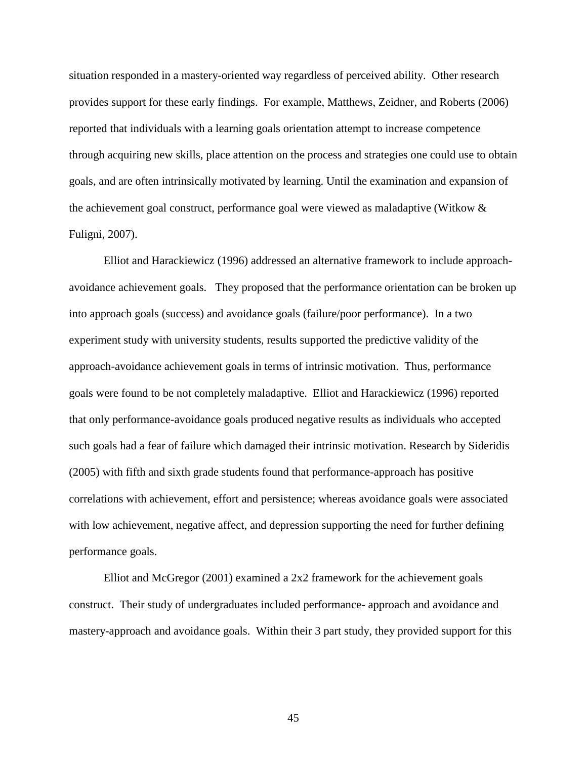situation responded in a mastery-oriented way regardless of perceived ability. Other research provides support for these early findings. For example, Matthews, Zeidner, and Roberts (2006) reported that individuals with a learning goals orientation attempt to increase competence through acquiring new skills, place attention on the process and strategies one could use to obtain goals, and are often intrinsically motivated by learning. Until the examination and expansion of the achievement goal construct, performance goal were viewed as maladaptive (Witkow & Fuligni, 2007).

Elliot and Harackiewicz (1996) addressed an alternative framework to include approach-avoidance achievement goals. They proposed that the performance orientation can be broken up into approach goals (success) and avoidance goals (failure/poor performance). In a two experiment study with university students, results supported the predictive validity of the approach-avoidance achievement goals in terms of intrinsic motivation. Thus, performance goals were found to be not completely maladaptive. Elliot and Harackiewicz (1996) reported that only performance-avoidance goals produced negative results as individuals who accepted such goals had a fear of failure which damaged their intrinsic motivation. Research by Sideridis (2005) with fifth and sixth grade students found that performance-approach has positive correlations with achievement, effort and persistence; whereas avoidance goals were associated with low achievement, negative affect, and depression supporting the need for further defining performance goals.

Elliot and McGregor (2001) examined a 2x2 framework for the achievement goals construct. Their study of undergraduates included performance- approach and avoidance and mastery-approach and avoidance goals. Within their 3 part study, they provided support for this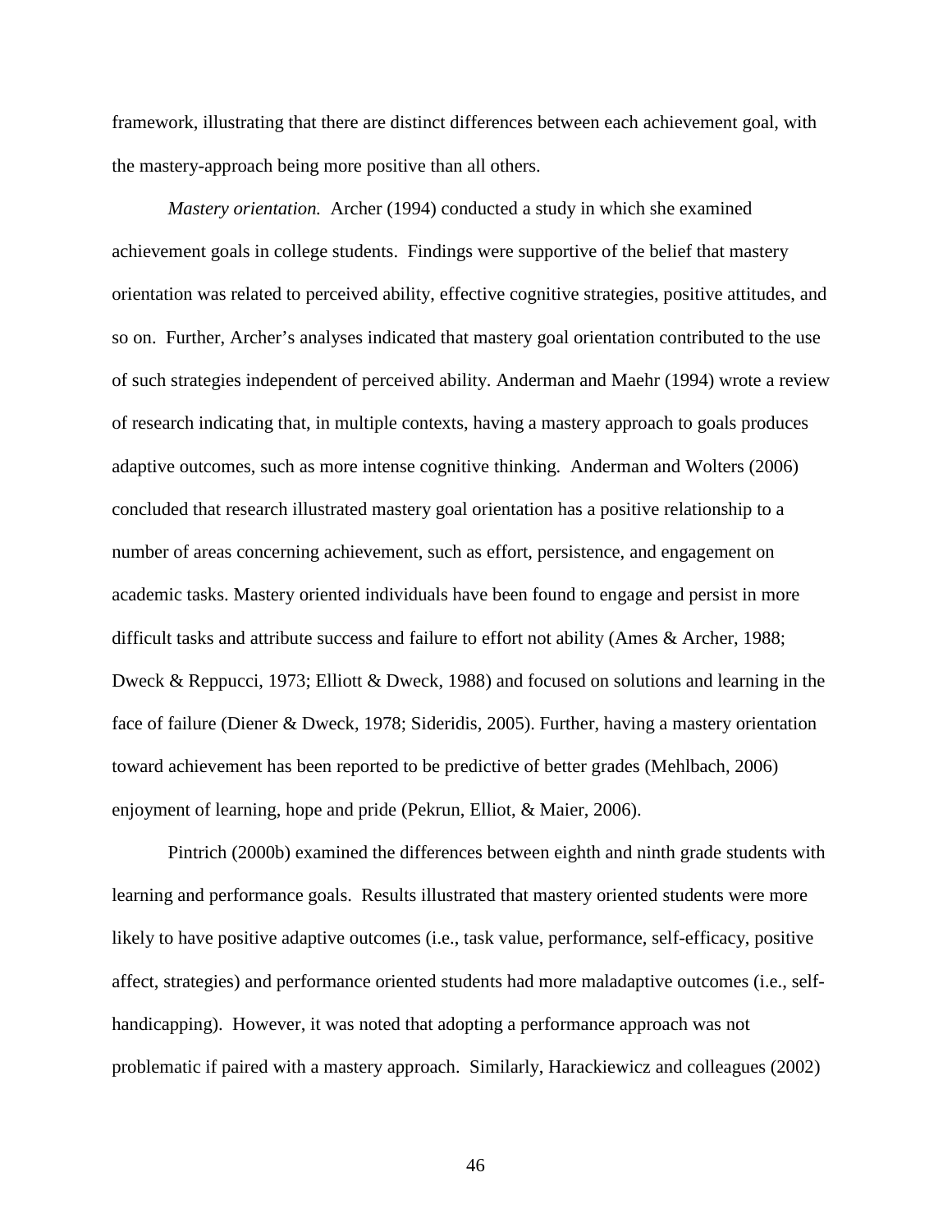framework, illustrating that there are distinct differences between each achievement goal, with the mastery-approach being more positive than all others.

*Mastery orientation.* Archer (1994) conducted a study in which she examined achievement goals in college students. Findings were supportive of the belief that mastery orientation was related to perceived ability, effective cognitive strategies, positive attitudes, and so on. Further, Archer's analyses indicated that mastery goal orientation contributed to the use of such strategies independent of perceived ability. Anderman and Maehr (1994) wrote a review of research indicating that, in multiple contexts, having a mastery approach to goals produces adaptive outcomes, such as more intense cognitive thinking. Anderman and Wolters (2006) concluded that research illustrated mastery goal orientation has a positive relationship to a number of areas concerning achievement, such as effort, persistence, and engagement on academic tasks. Mastery oriented individuals have been found to engage and persist in more difficult tasks and attribute success and failure to effort not ability (Ames & Archer, 1988; Dweck & Reppucci, 1973; Elliott & Dweck, 1988) and focused on solutions and learning in the face of failure (Diener & Dweck, 1978; Sideridis, 2005). Further, having a mastery orientation toward achievement has been reported to be predictive of better grades (Mehlbach, 2006) enjoyment of learning, hope and pride (Pekrun, Elliot, & Maier, 2006).

Pintrich (2000b) examined the differences between eighth and ninth grade students with learning and performance goals. Results illustrated that mastery oriented students were more likely to have positive adaptive outcomes (i.e., task value, performance, self-efficacy, positive affect, strategies) and performance oriented students had more maladaptive outcomes (i.e., self-handicapping). However, it was noted that adopting a performance approach was not problematic if paired with a mastery approach. Similarly, Harackiewicz and colleagues (2002)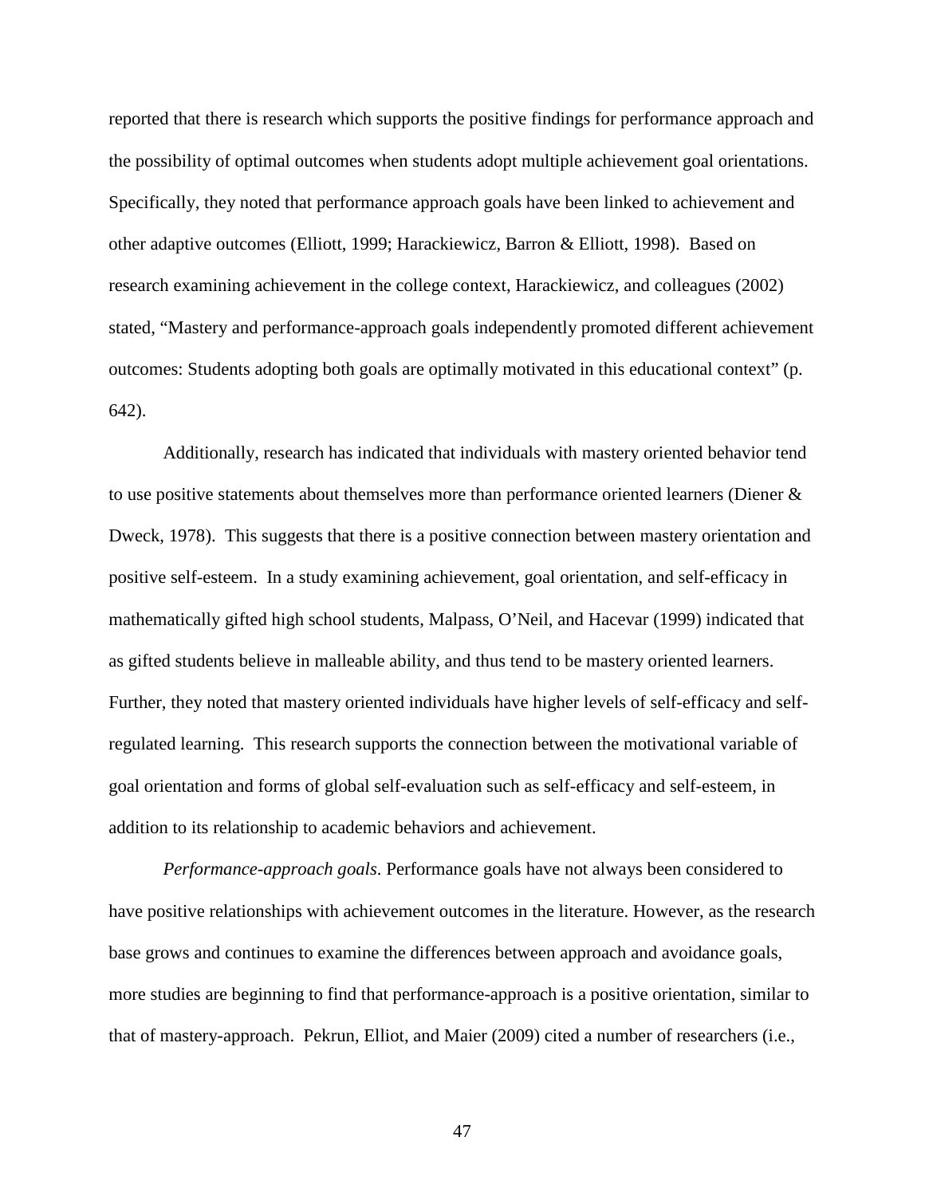reported that there is research which supports the positive findings for performance approach and the possibility of optimal outcomes when students adopt multiple achievement goal orientations. Specifically, they noted that performance approach goals have been linked to achievement and other adaptive outcomes (Elliott, 1999; Harackiewicz, Barron & Elliott, 1998). Based on research examining achievement in the college context, Harackiewicz, and colleagues (2002) stated, "Mastery and performance-approach goals independently promoted different achievement outcomes: Students adopting both goals are optimally motivated in this educational context" (p. 642).

Additionally, research has indicated that individuals with mastery oriented behavior tend to use positive statements about themselves more than performance oriented learners (Diener & Dweck, 1978). This suggests that there is a positive connection between mastery orientation and positive self-esteem. In a study examining achievement, goal orientation, and self-efficacy in mathematically gifted high school students, Malpass, O'Neil, and Hacevar (1999) indicated that as gifted students believe in malleable ability, and thus tend to be mastery oriented learners. Further, they noted that mastery oriented individuals have higher levels of self-efficacy and self-regulated learning. This research supports the connection between the motivational variable of goal orientation and forms of global self-evaluation such as self-efficacy and self-esteem, in addition to its relationship to academic behaviors and achievement.

*Performance-approach goals*. Performance goals have not always been considered to have positive relationships with achievement outcomes in the literature. However, as the research base grows and continues to examine the differences between approach and avoidance goals, more studies are beginning to find that performance-approach is a positive orientation, similar to that of mastery-approach. Pekrun, Elliot, and Maier (2009) cited a number of researchers (i.e.,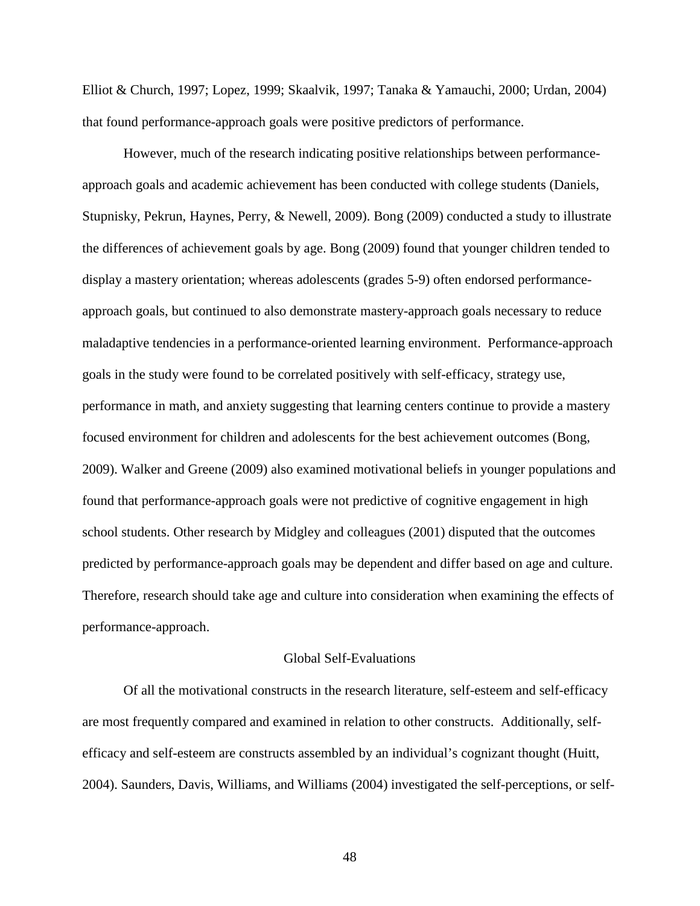Elliot & Church, 1997; Lopez, 1999; Skaalvik, 1997; Tanaka & Yamauchi, 2000; Urdan, 2004) that found performance-approach goals were positive predictors of performance.

However, much of the research indicating positive relationships between performance-approach goals and academic achievement has been conducted with college students (Daniels, Stupnisky, Pekrun, Haynes, Perry, & Newell, 2009). Bong (2009) conducted a study to illustrate the differences of achievement goals by age. Bong (2009) found that younger children tended to display a mastery orientation; whereas adolescents (grades 5-9) often endorsed performance-approach goals, but continued to also demonstrate mastery-approach goals necessary to reduce maladaptive tendencies in a performance-oriented learning environment. Performance-approach goals in the study were found to be correlated positively with self-efficacy, strategy use, performance in math, and anxiety suggesting that learning centers continue to provide a mastery focused environment for children and adolescents for the best achievement outcomes (Bong, 2009). Walker and Greene (2009) also examined motivational beliefs in younger populations and found that performance-approach goals were not predictive of cognitive engagement in high school students. Other research by Midgley and colleagues (2001) disputed that the outcomes predicted by performance-approach goals may be dependent and differ based on age and culture. Therefore, research should take age and culture into consideration when examining the effects of performance-approach.

## Global Self-Evaluations

Of all the motivational constructs in the research literature, self-esteem and self-efficacy are most frequently compared and examined in relation to other constructs. Additionally, self-efficacy and self-esteem are constructs assembled by an individual's cognizant thought (Huitt, 2004). Saunders, Davis, Williams, and Williams (2004) investigated the self-perceptions, or self-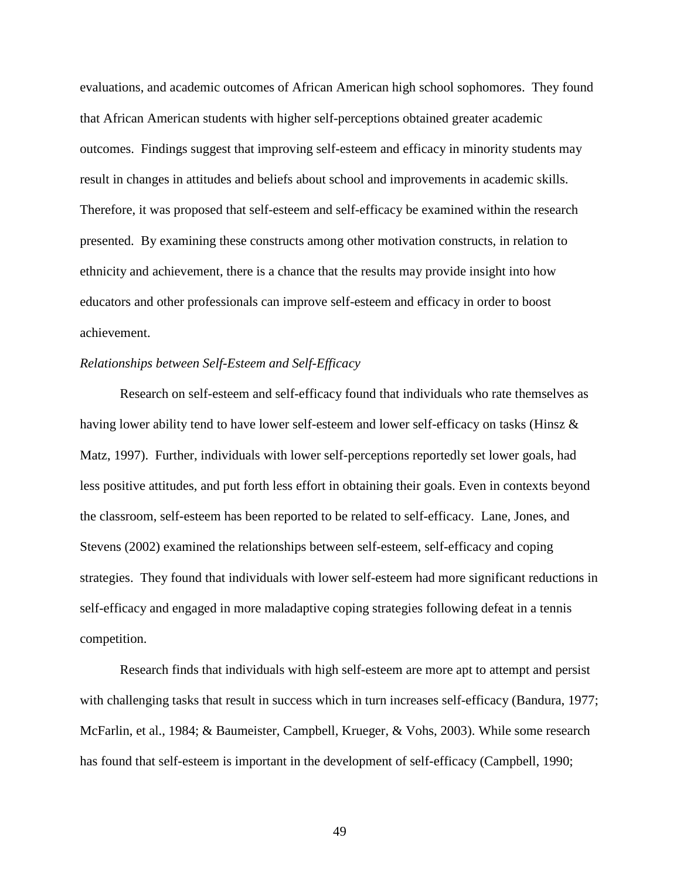evaluations, and academic outcomes of African American high school sophomores. They found that African American students with higher self-perceptions obtained greater academic outcomes. Findings suggest that improving self-esteem and efficacy in minority students may result in changes in attitudes and beliefs about school and improvements in academic skills. Therefore, it was proposed that self-esteem and self-efficacy be examined within the research presented. By examining these constructs among other motivation constructs, in relation to ethnicity and achievement, there is a chance that the results may provide insight into how educators and other professionals can improve self-esteem and efficacy in order to boost achievement.

*Relationships between Self-Esteem and Self-Efficacy*

Research on self-esteem and self-efficacy found that individuals who rate themselves as having lower ability tend to have lower self-esteem and lower self-efficacy on tasks (Hinsz & Matz, 1997). Further, individuals with lower self-perceptions reportedly set lower goals, had less positive attitudes, and put forth less effort in obtaining their goals. Even in contexts beyond the classroom, self-esteem has been reported to be related to self-efficacy. Lane, Jones, and Stevens (2002) examined the relationships between self-esteem, self-efficacy and coping strategies. They found that individuals with lower self-esteem had more significant reductions in self-efficacy and engaged in more maladaptive coping strategies following defeat in a tennis competition.

Research finds that individuals with high self-esteem are more apt to attempt and persist with challenging tasks that result in success which in turn increases self-efficacy (Bandura, 1977; McFarlin, et al., 1984; & Baumeister, Campbell, Krueger, & Vohs, 2003). While some research has found that self-esteem is important in the development of self-efficacy (Campbell, 1990;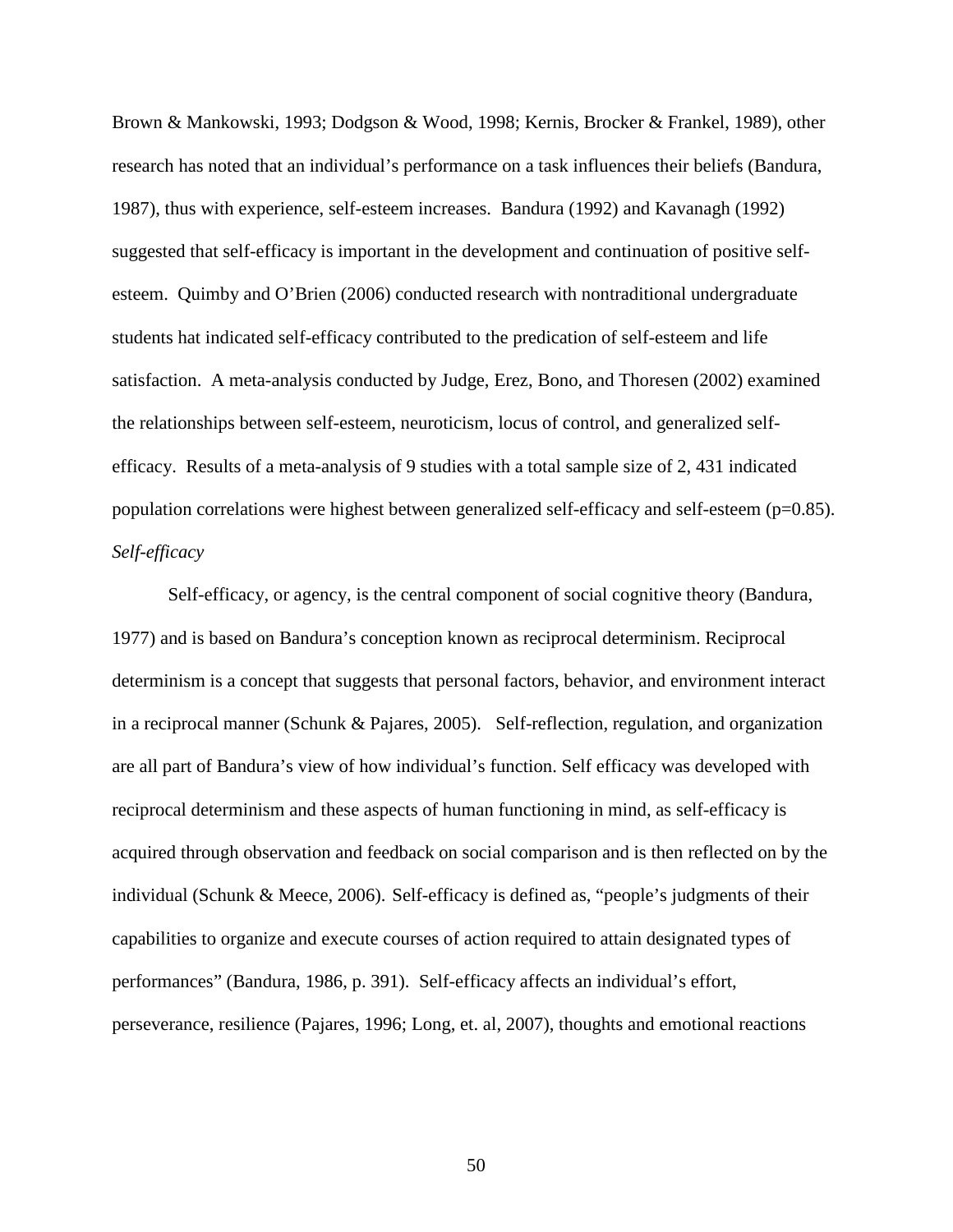Brown & Mankowski, 1993; Dodgson & Wood, 1998; Kernis, Brocker & Frankel, 1989), other research has noted that an individual's performance on a task influences their beliefs (Bandura, 1987), thus with experience, self-esteem increases. Bandura (1992) and Kavanagh (1992) suggested that self-efficacy is important in the development and continuation of positive self-esteem. Quimby and O'Brien (2006) conducted research with nontraditional undergraduate students hat indicated self-efficacy contributed to the predication of self-esteem and life satisfaction. A meta-analysis conducted by Judge, Erez, Bono, and Thoresen (2002) examined the relationships between self-esteem, neuroticism, locus of control, and generalized self-efficacy. Results of a meta-analysis of 9 studies with a total sample size of 2, 431 indicated population correlations were highest between generalized self-efficacy and self-esteem (p=0.85).

*Self-efficacy*

Self-efficacy, or agency, is the central component of social cognitive theory (Bandura, 1977) and is based on Bandura's conception known as reciprocal determinism. Reciprocal determinism is a concept that suggests that personal factors, behavior, and environment interact in a reciprocal manner (Schunk & Pajares, 2005). Self-reflection, regulation, and organization are all part of Bandura's view of how individual's function. Self efficacy was developed with reciprocal determinism and these aspects of human functioning in mind, as self-efficacy is acquired through observation and feedback on social comparison and is then reflected on by the individual (Schunk & Meece, 2006). Self-efficacy is defined as, "people's judgments of their capabilities to organize and execute courses of action required to attain designated types of performances" (Bandura, 1986, p. 391). Self-efficacy affects an individual's effort, perseverance, resilience (Pajares, 1996; Long, et. al, 2007), thoughts and emotional reactions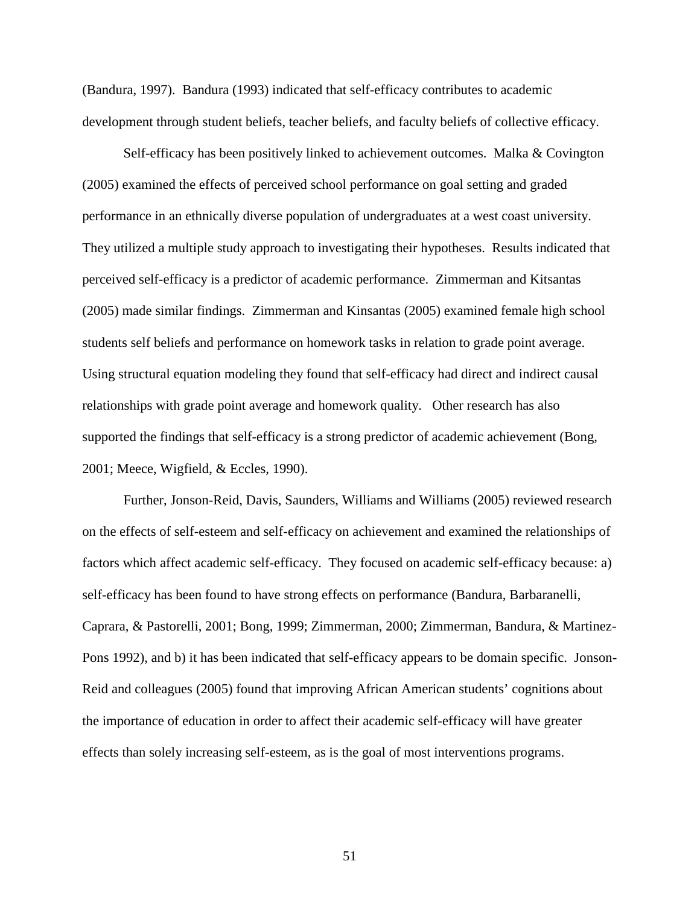(Bandura, 1997). Bandura (1993) indicated that self-efficacy contributes to academic development through student beliefs, teacher beliefs, and faculty beliefs of collective efficacy.

Self-efficacy has been positively linked to achievement outcomes. Malka & Covington (2005) examined the effects of perceived school performance on goal setting and graded performance in an ethnically diverse population of undergraduates at a west coast university. They utilized a multiple study approach to investigating their hypotheses. Results indicated that perceived self-efficacy is a predictor of academic performance. Zimmerman and Kitsantas (2005) made similar findings. Zimmerman and Kinsantas (2005) examined female high school students self beliefs and performance on homework tasks in relation to grade point average. Using structural equation modeling they found that self-efficacy had direct and indirect causal relationships with grade point average and homework quality. Other research has also supported the findings that self-efficacy is a strong predictor of academic achievement (Bong, 2001; Meece, Wigfield, & Eccles, 1990).

Further, Jonson-Reid, Davis, Saunders, Williams and Williams (2005) reviewed research on the effects of self-esteem and self-efficacy on achievement and examined the relationships of factors which affect academic self-efficacy. They focused on academic self-efficacy because: a) self-efficacy has been found to have strong effects on performance (Bandura, Barbaranelli, Caprara, & Pastorelli, 2001; Bong, 1999; Zimmerman, 2000; Zimmerman, Bandura, & Martinez-Pons 1992), and b) it has been indicated that self-efficacy appears to be domain specific. Jonson-Reid and colleagues (2005) found that improving African American students' cognitions about the importance of education in order to affect their academic self-efficacy will have greater effects than solely increasing self-esteem, as is the goal of most interventions programs.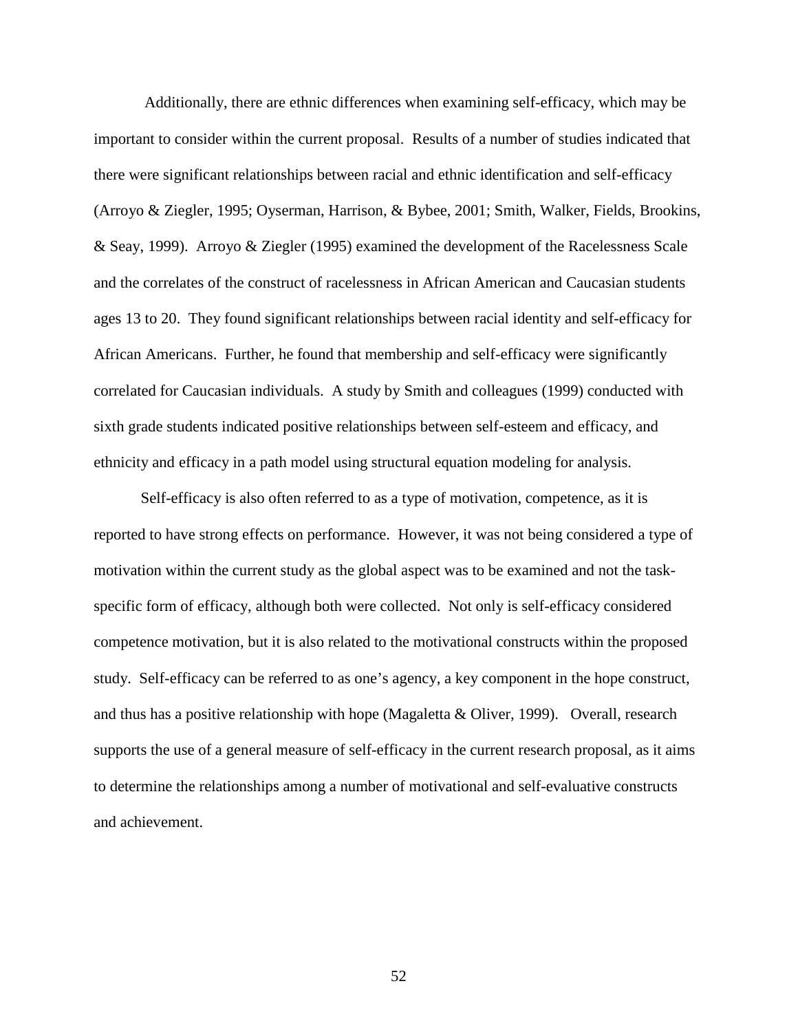Additionally, there are ethnic differences when examining self-efficacy, which may be important to consider within the current proposal. Results of a number of studies indicated that there were significant relationships between racial and ethnic identification and self-efficacy (Arroyo & Ziegler, 1995; Oyserman, Harrison, & Bybee, 2001; Smith, Walker, Fields, Brookins, & Seay, 1999). Arroyo & Ziegler (1995) examined the development of the Racelessness Scale and the correlates of the construct of racelessness in African American and Caucasian students ages 13 to 20. They found significant relationships between racial identity and self-efficacy for African Americans. Further, he found that membership and self-efficacy were significantly correlated for Caucasian individuals. A study by Smith and colleagues (1999) conducted with sixth grade students indicated positive relationships between self-esteem and efficacy, and ethnicity and efficacy in a path model using structural equation modeling for analysis.

Self-efficacy is also often referred to as a type of motivation, competence, as it is reported to have strong effects on performance. However, it was not being considered a type of motivation within the current study as the global aspect was to be examined and not the task-specific form of efficacy, although both were collected. Not only is self-efficacy considered competence motivation, but it is also related to the motivational constructs within the proposed study. Self-efficacy can be referred to as one's agency, a key component in the hope construct, and thus has a positive relationship with hope (Magaletta & Oliver, 1999). Overall, research supports the use of a general measure of self-efficacy in the current research proposal, as it aims to determine the relationships among a number of motivational and self-evaluative constructs and achievement.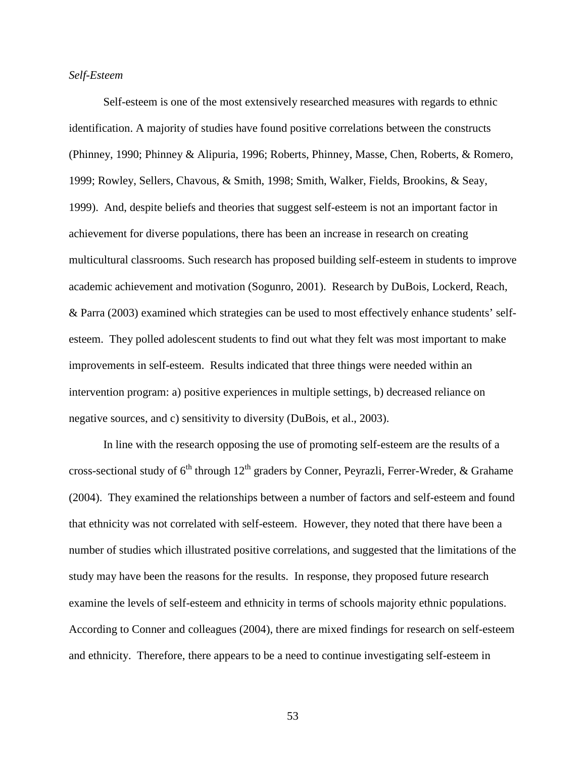*Self-Esteem*

Self-esteem is one of the most extensively researched measures with regards to ethnic identification. A majority of studies have found positive correlations between the constructs (Phinney, 1990; Phinney & Alipuria, 1996; Roberts, Phinney, Masse, Chen, Roberts, & Romero, 1999; Rowley, Sellers, Chavous, & Smith, 1998; Smith, Walker, Fields, Brookins, & Seay, 1999). And, despite beliefs and theories that suggest self-esteem is not an important factor in achievement for diverse populations, there has been an increase in research on creating multicultural classrooms. Such research has proposed building self-esteem in students to improve academic achievement and motivation (Sogunro, 2001). Research by DuBois, Lockerd, Reach, & Parra (2003) examined which strategies can be used to most effectively enhance students' self-esteem. They polled adolescent students to find out what they felt was most important to make improvements in self-esteem. Results indicated that three things were needed within an intervention program: a) positive experiences in multiple settings, b) decreased reliance on negative sources, and c) sensitivity to diversity (DuBois, et al., 2003).

In line with the research opposing the use of promoting self-esteem are the results of a cross-sectional study of 6th through 12th graders by Conner, Peyrazli, Ferrer-Wreder, & Grahame (2004). They examined the relationships between a number of factors and self-esteem and found that ethnicity was not correlated with self-esteem. However, they noted that there have been a number of studies which illustrated positive correlations, and suggested that the limitations of the study may have been the reasons for the results. In response, they proposed future research examine the levels of self-esteem and ethnicity in terms of schools majority ethnic populations. According to Conner and colleagues (2004), there are mixed findings for research on self-esteem and ethnicity. Therefore, there appears to be a need to continue investigating self-esteem in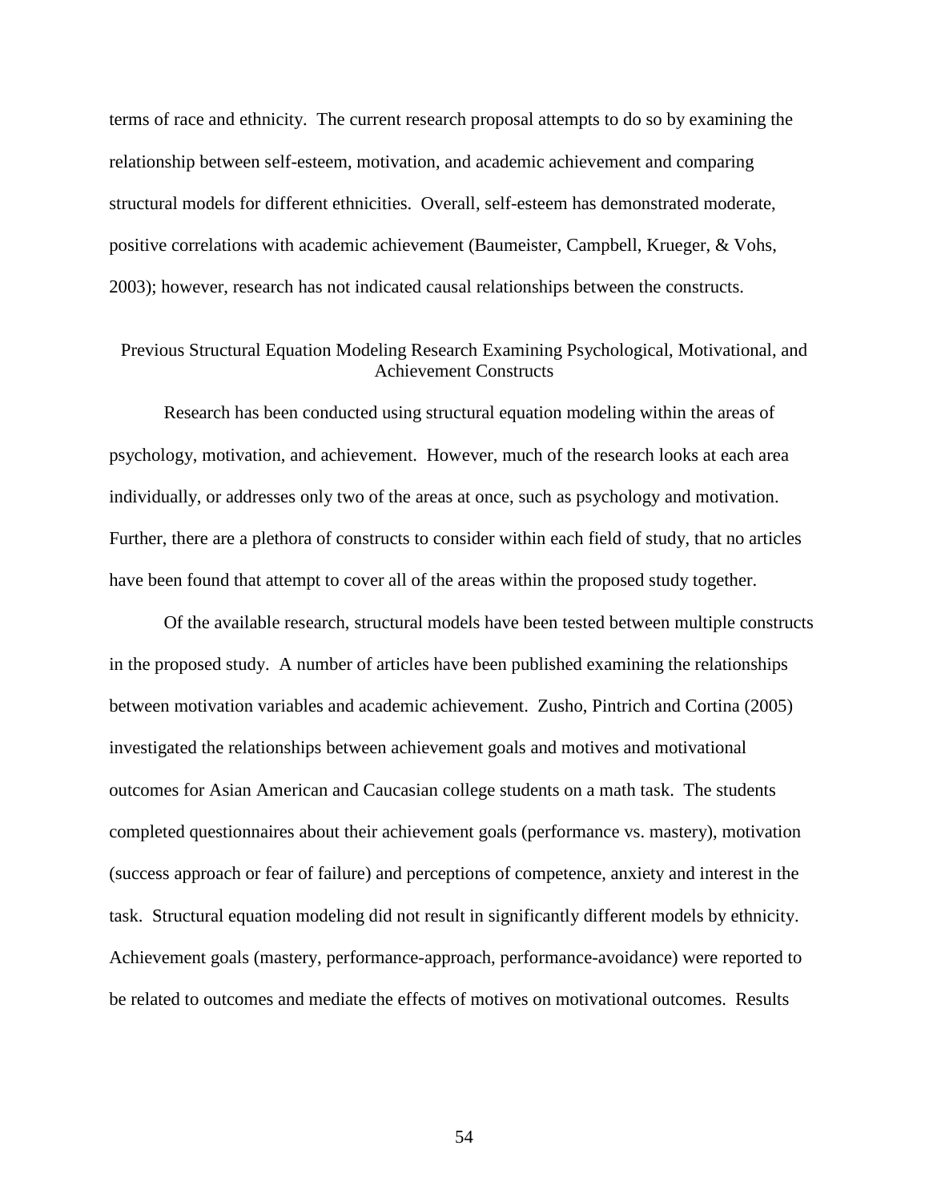terms of race and ethnicity. The current research proposal attempts to do so by examining the relationship between self-esteem, motivation, and academic achievement and comparing structural models for different ethnicities. Overall, self-esteem has demonstrated moderate, positive correlations with academic achievement (Baumeister, Campbell, Krueger, & Vohs, 2003); however, research has not indicated causal relationships between the constructs.

## Previous Structural Equation Modeling Research Examining Psychological, Motivational, and Achievement Constructs

Research has been conducted using structural equation modeling within the areas of psychology, motivation, and achievement. However, much of the research looks at each area individually, or addresses only two of the areas at once, such as psychology and motivation. Further, there are a plethora of constructs to consider within each field of study, that no articles have been found that attempt to cover all of the areas within the proposed study together.

Of the available research, structural models have been tested between multiple constructs in the proposed study. A number of articles have been published examining the relationships between motivation variables and academic achievement. Zusho, Pintrich and Cortina (2005) investigated the relationships between achievement goals and motives and motivational outcomes for Asian American and Caucasian college students on a math task. The students completed questionnaires about their achievement goals (performance vs. mastery), motivation (success approach or fear of failure) and perceptions of competence, anxiety and interest in the task. Structural equation modeling did not result in significantly different models by ethnicity. Achievement goals (mastery, performance-approach, performance-avoidance) were reported to be related to outcomes and mediate the effects of motives on motivational outcomes. Results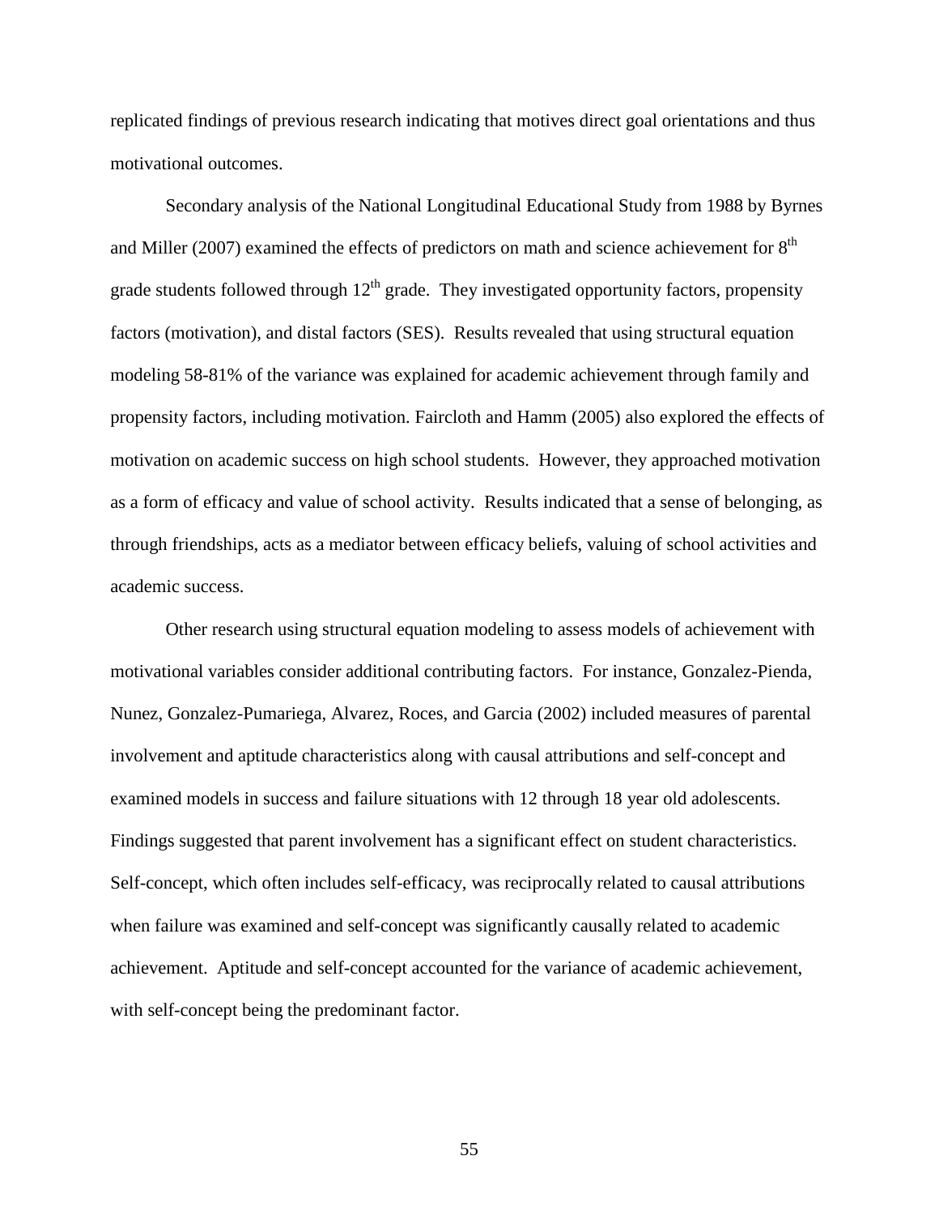replicated findings of previous research indicating that motives direct goal orientations and thus motivational outcomes.

Secondary analysis of the National Longitudinal Educational Study from 1988 by Byrnes and Miller (2007) examined the effects of predictors on math and science achievement for 8th grade students followed through 12th grade. They investigated opportunity factors, propensity factors (motivation), and distal factors (SES). Results revealed that using structural equation modeling 58-81% of the variance was explained for academic achievement through family and propensity factors, including motivation. Faircloth and Hamm (2005) also explored the effects of motivation on academic success on high school students. However, they approached motivation as a form of efficacy and value of school activity. Results indicated that a sense of belonging, as through friendships, acts as a mediator between efficacy beliefs, valuing of school activities and academic success.

Other research using structural equation modeling to assess models of achievement with motivational variables consider additional contributing factors. For instance, Gonzalez-Pienda, Nunez, Gonzalez-Pumariega, Alvarez, Roces, and Garcia (2002) included measures of parental involvement and aptitude characteristics along with causal attributions and self-concept and examined models in success and failure situations with 12 through 18 year old adolescents. Findings suggested that parent involvement has a significant effect on student characteristics. Self-concept, which often includes self-efficacy, was reciprocally related to causal attributions when failure was examined and self-concept was significantly causally related to academic achievement. Aptitude and self-concept accounted for the variance of academic achievement, with self-concept being the predominant factor.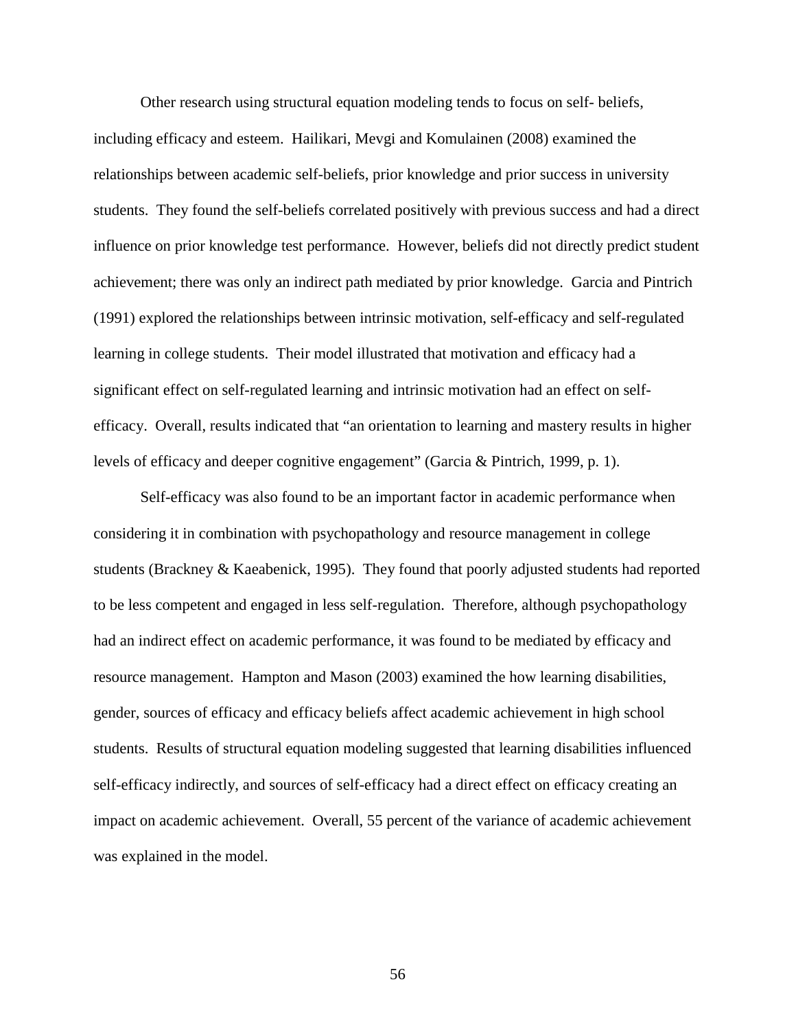Other research using structural equation modeling tends to focus on self- beliefs, including efficacy and esteem. Hailikari, Mevgi and Komulainen (2008) examined the relationships between academic self-beliefs, prior knowledge and prior success in university students. They found the self-beliefs correlated positively with previous success and had a direct influence on prior knowledge test performance. However, beliefs did not directly predict student achievement; there was only an indirect path mediated by prior knowledge. Garcia and Pintrich (1991) explored the relationships between intrinsic motivation, self-efficacy and self-regulated learning in college students. Their model illustrated that motivation and efficacy had a significant effect on self-regulated learning and intrinsic motivation had an effect on self-efficacy. Overall, results indicated that "an orientation to learning and mastery results in higher levels of efficacy and deeper cognitive engagement" (Garcia & Pintrich, 1999, p. 1).

Self-efficacy was also found to be an important factor in academic performance when considering it in combination with psychopathology and resource management in college students (Brackney & Kaeabenick, 1995). They found that poorly adjusted students had reported to be less competent and engaged in less self-regulation. Therefore, although psychopathology had an indirect effect on academic performance, it was found to be mediated by efficacy and resource management. Hampton and Mason (2003) examined the how learning disabilities, gender, sources of efficacy and efficacy beliefs affect academic achievement in high school students. Results of structural equation modeling suggested that learning disabilities influenced self-efficacy indirectly, and sources of self-efficacy had a direct effect on efficacy creating an impact on academic achievement. Overall, 55 percent of the variance of academic achievement was explained in the model.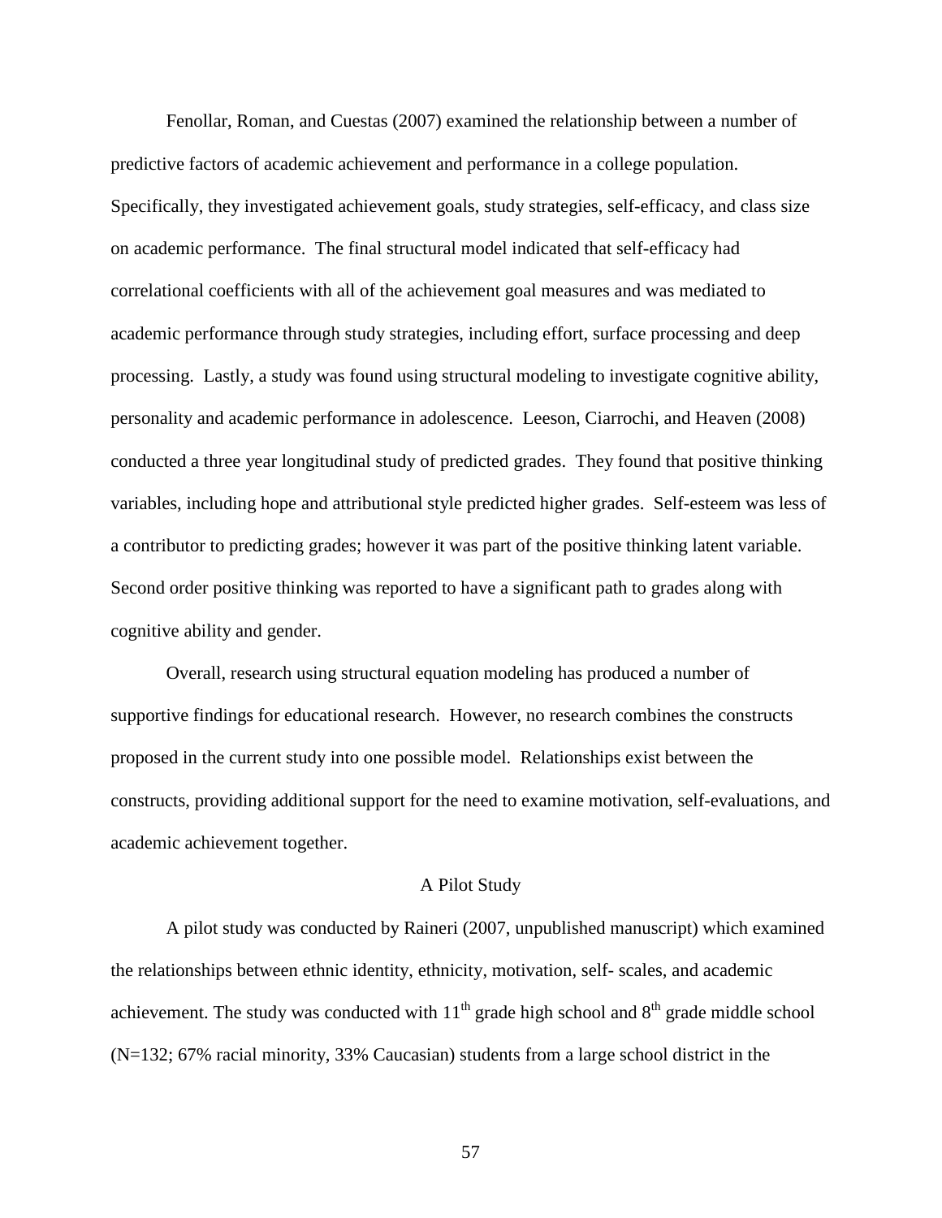Fenollar, Roman, and Cuestas (2007) examined the relationship between a number of predictive factors of academic achievement and performance in a college population. Specifically, they investigated achievement goals, study strategies, self-efficacy, and class size on academic performance. The final structural model indicated that self-efficacy had correlational coefficients with all of the achievement goal measures and was mediated to academic performance through study strategies, including effort, surface processing and deep processing. Lastly, a study was found using structural modeling to investigate cognitive ability, personality and academic performance in adolescence. Leeson, Ciarrochi, and Heaven (2008) conducted a three year longitudinal study of predicted grades. They found that positive thinking variables, including hope and attributional style predicted higher grades. Self-esteem was less of a contributor to predicting grades; however it was part of the positive thinking latent variable. Second order positive thinking was reported to have a significant path to grades along with cognitive ability and gender.

Overall, research using structural equation modeling has produced a number of supportive findings for educational research. However, no research combines the constructs proposed in the current study into one possible model. Relationships exist between the constructs, providing additional support for the need to examine motivation, self-evaluations, and academic achievement together.

## A Pilot Study

A pilot study was conducted by Raineri (2007, unpublished manuscript) which examined the relationships between ethnic identity, ethnicity, motivation, self- scales, and academic achievement. The study was conducted with 11th grade high school and 8th grade middle school (N=132; 67% racial minority, 33% Caucasian) students from a large school district in the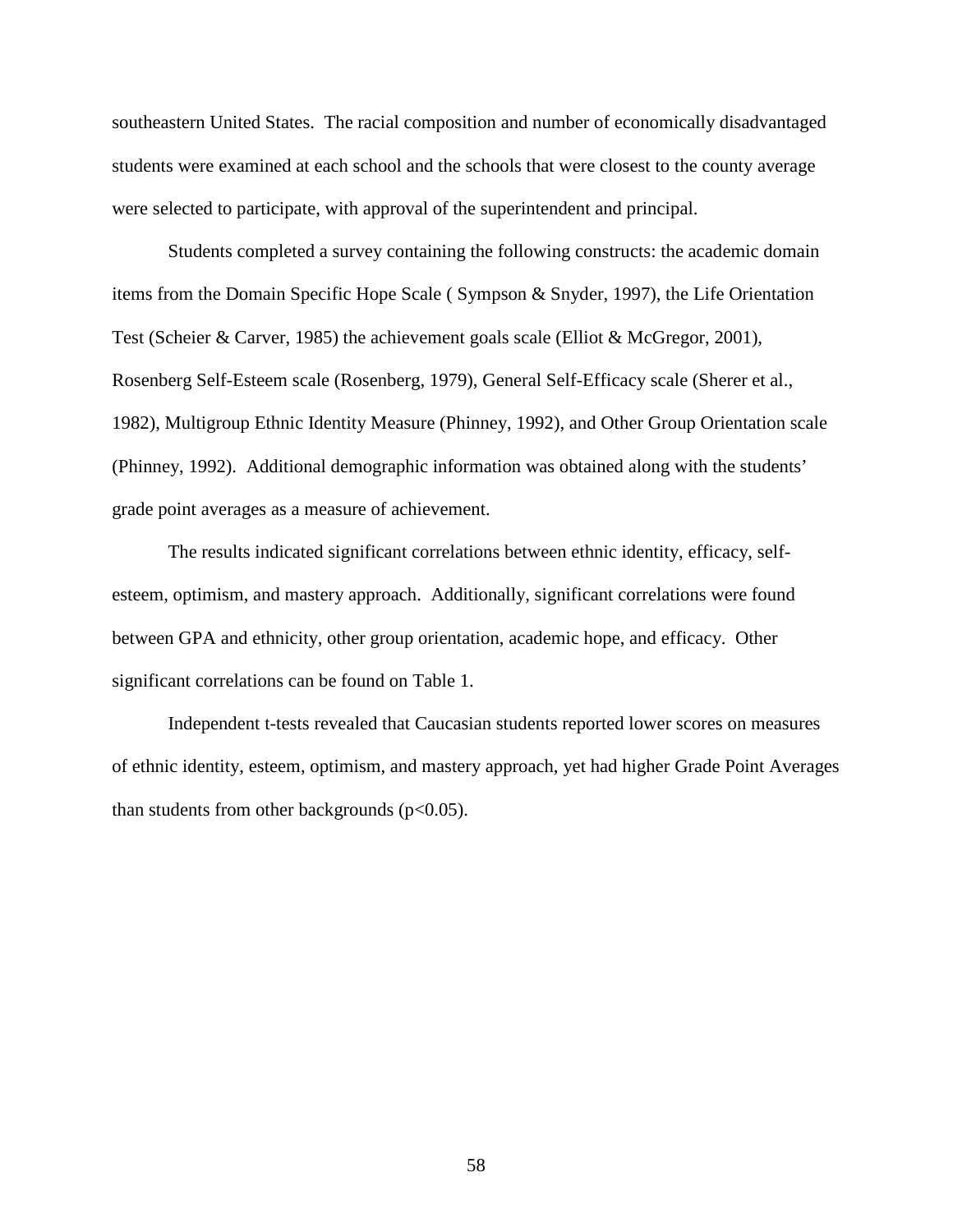southeastern United States. The racial composition and number of economically disadvantaged students were examined at each school and the schools that were closest to the county average were selected to participate, with approval of the superintendent and principal.

Students completed a survey containing the following constructs: the academic domain items from the Domain Specific Hope Scale ( Sympson & Snyder, 1997), the Life Orientation Test (Scheier & Carver, 1985) the achievement goals scale (Elliot & McGregor, 2001), Rosenberg Self-Esteem scale (Rosenberg, 1979), General Self-Efficacy scale (Sherer et al., 1982), Multigroup Ethnic Identity Measure (Phinney, 1992), and Other Group Orientation scale (Phinney, 1992). Additional demographic information was obtained along with the students' grade point averages as a measure of achievement.

The results indicated significant correlations between ethnic identity, efficacy, self-esteem, optimism, and mastery approach. Additionally, significant correlations were found between GPA and ethnicity, other group orientation, academic hope, and efficacy. Other significant correlations can be found on Table 1.

Independent t-tests revealed that Caucasian students reported lower scores on measures of ethnic identity, esteem, optimism, and mastery approach, yet had higher Grade Point Averages than students from other backgrounds ($p<0.05$).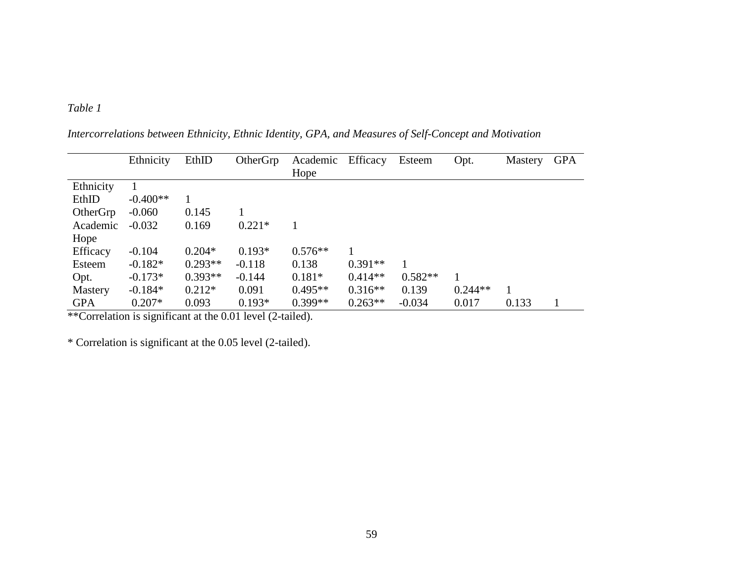*Table 1*

*Intercorrelations between Ethnicity, Ethnic Identity, GPA, and Measures of Self-Concept and Motivation*

| | Ethnicity | EthID | OtherGrp | Academic Hope | Efficacy | Esteem | Opt. | Mastery | GPA |
|---|---|---|---|---|---|---|---|---|---|
| Ethnicity | 1 | | | | | | | | |
| EthID | -0.400** | 1 | | | | | | | |
| OtherGrp | -0.060 | 0.145 | 1 | | | | | | |
| Academic Hope | -0.032 | 0.169 | 0.221* | 1 | | | | | |
| Efficacy | -0.104 | 0.204* | 0.193* | 0.576** | 1 | | | | |
| Esteem | -0.182* | 0.293** | -0.118 | 0.138 | 0.391** | 1 | | | |
| Opt. | -0.173* | 0.393** | -0.144 | 0.181* | 0.414** | 0.582** | 1 | | |
| Mastery | -0.184* | 0.212* | 0.091 | 0.495** | 0.316** | 0.139 | 0.244** | 1 | |
| GPA | 0.207* | 0.093 | 0.193* | 0.399** | 0.263** | -0.034 | 0.017 | 0.133 | 1 |

**Correlation is significant at the 0.01 level (2-tailed).

* Correlation is significant at the 0.05 level (2-tailed).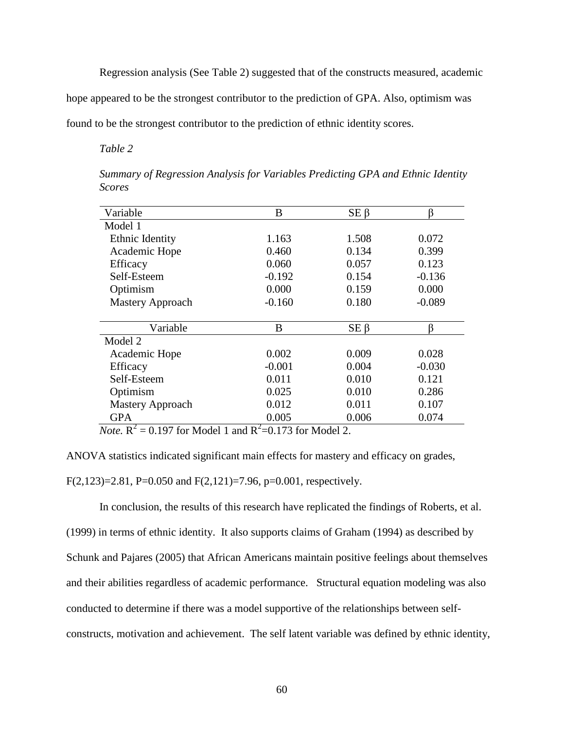Regression analysis (See Table 2) suggested that of the constructs measured, academic hope appeared to be the strongest contributor to the prediction of GPA. Also, optimism was found to be the strongest contributor to the prediction of ethnic identity scores.

*Table 2*

*Summary of Regression Analysis for Variables Predicting GPA and Ethnic Identity Scores*

| Variable | B | SE β | β |
|---|---|---|---|
| Model 1 | | | |
| Ethnic Identity | 1.163 | 1.508 | 0.072 |
| Academic Hope | 0.460 | 0.134 | 0.399 |
| Efficacy | 0.060 | 0.057 | 0.123 |
| Self-Esteem | -0.192 | 0.154 | -0.136 |
| Optimism | 0.000 | 0.159 | 0.000 |
| Mastery Approach | -0.160 | 0.180 | -0.089 |
| **Variable** | **B** | **SE β** | **β** |
| Model 2 | | | |
| Academic Hope | 0.002 | 0.009 | 0.028 |
| Efficacy | -0.001 | 0.004 | -0.030 |
| Self-Esteem | 0.011 | 0.010 | 0.121 |
| Optimism | 0.025 | 0.010 | 0.286 |
| Mastery Approach | 0.012 | 0.011 | 0.107 |
| GPA | 0.005 | 0.006 | 0.074 |

*Note.* $R^2 = 0.197$ for Model 1 and $R^2=0.173$ for Model 2.

ANOVA statistics indicated significant main effects for mastery and efficacy on grades, $F(2,123)=2.81$, $P=0.050$ and $F(2,121)=7.96$, $p=0.001$, respectively.

In conclusion, the results of this research have replicated the findings of Roberts, et al. (1999) in terms of ethnic identity. It also supports claims of Graham (1994) as described by Schunk and Pajares (2005) that African Americans maintain positive feelings about themselves and their abilities regardless of academic performance. Structural equation modeling was also conducted to determine if there was a model supportive of the relationships between self-constructs, motivation and achievement. The self latent variable was defined by ethnic identity,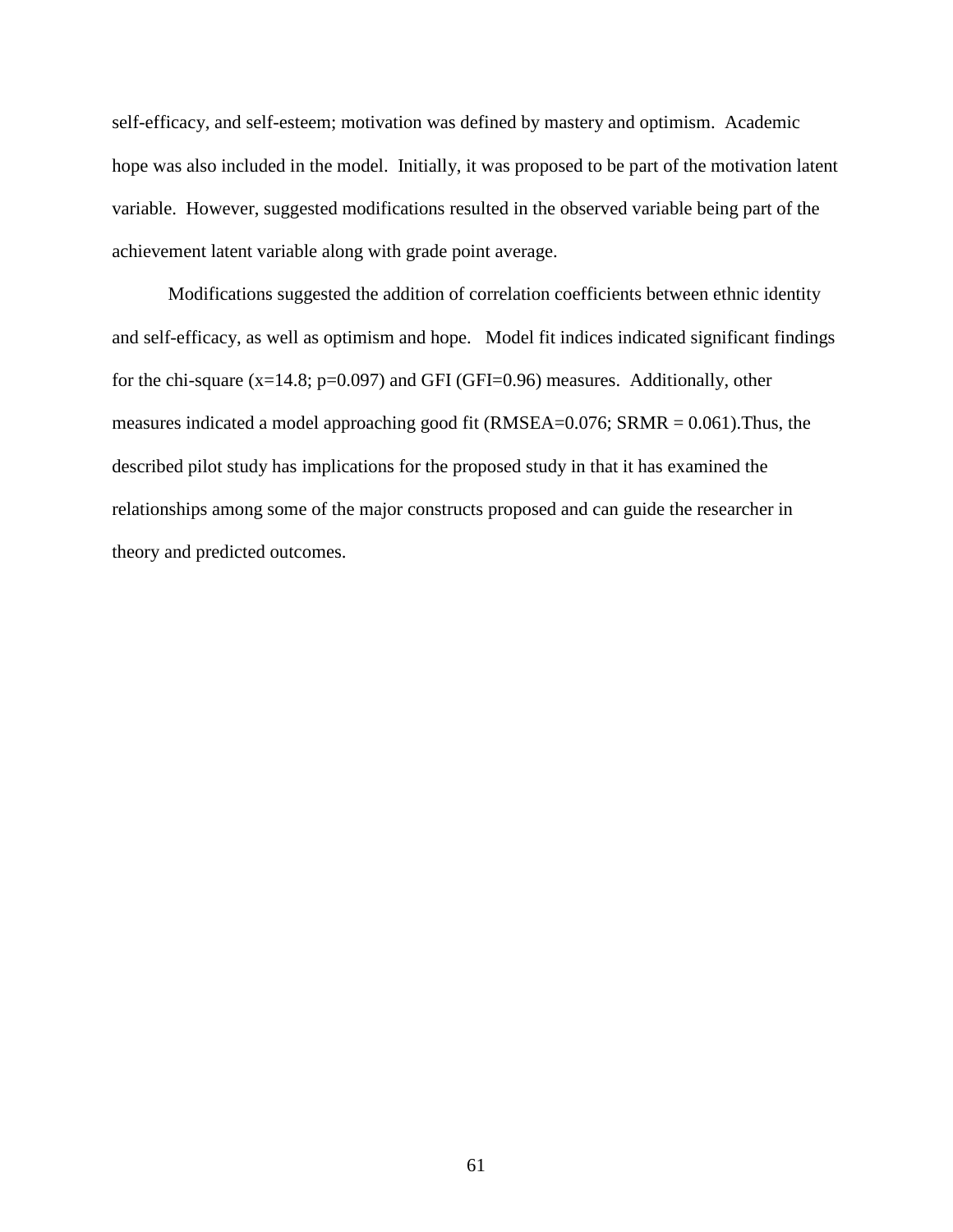self-efficacy, and self-esteem; motivation was defined by mastery and optimism. Academic hope was also included in the model. Initially, it was proposed to be part of the motivation latent variable. However, suggested modifications resulted in the observed variable being part of the achievement latent variable along with grade point average.

Modifications suggested the addition of correlation coefficients between ethnic identity and self-efficacy, as well as optimism and hope. Model fit indices indicated significant findings for the chi-square ($x=14.8$; $p=0.097$) and GFI (GFI=0.96) measures. Additionally, other measures indicated a model approaching good fit (RMSEA=0.076; SRMR = 0.061).Thus, the described pilot study has implications for the proposed study in that it has examined the relationships among some of the major constructs proposed and can guide the researcher in theory and predicted outcomes.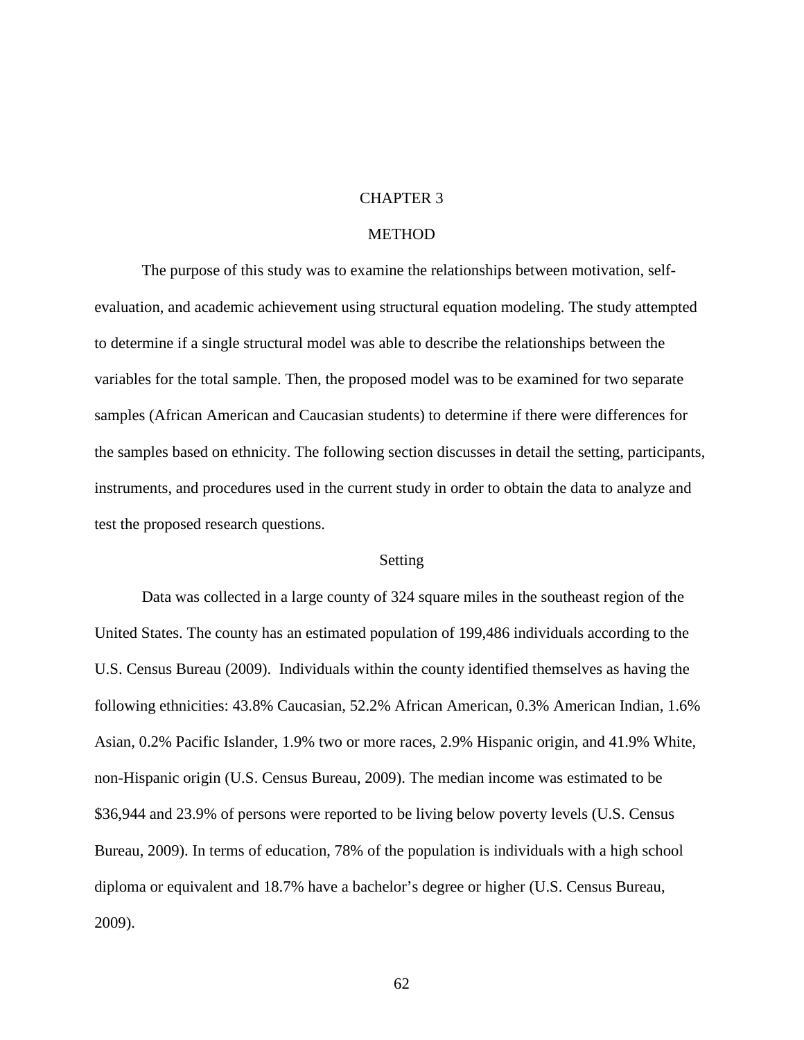# CHAPTER 3

# METHOD

The purpose of this study was to examine the relationships between motivation, self-evaluation, and academic achievement using structural equation modeling. The study attempted to determine if a single structural model was able to describe the relationships between the variables for the total sample. Then, the proposed model was to be examined for two separate samples (African American and Caucasian students) to determine if there were differences for the samples based on ethnicity. The following section discusses in detail the setting, participants, instruments, and procedures used in the current study in order to obtain the data to analyze and test the proposed research questions.

## Setting

Data was collected in a large county of 324 square miles in the southeast region of the United States. The county has an estimated population of 199,486 individuals according to the U.S. Census Bureau (2009). Individuals within the county identified themselves as having the following ethnicities: 43.8% Caucasian, 52.2% African American, 0.3% American Indian, 1.6% Asian, 0.2% Pacific Islander, 1.9% two or more races, 2.9% Hispanic origin, and 41.9% White, non-Hispanic origin (U.S. Census Bureau, 2009). The median income was estimated to be $36,944 and 23.9% of persons were reported to be living below poverty levels (U.S. Census Bureau, 2009). In terms of education, 78% of the population is individuals with a high school diploma or equivalent and 18.7% have a bachelor's degree or higher (U.S. Census Bureau, 2009).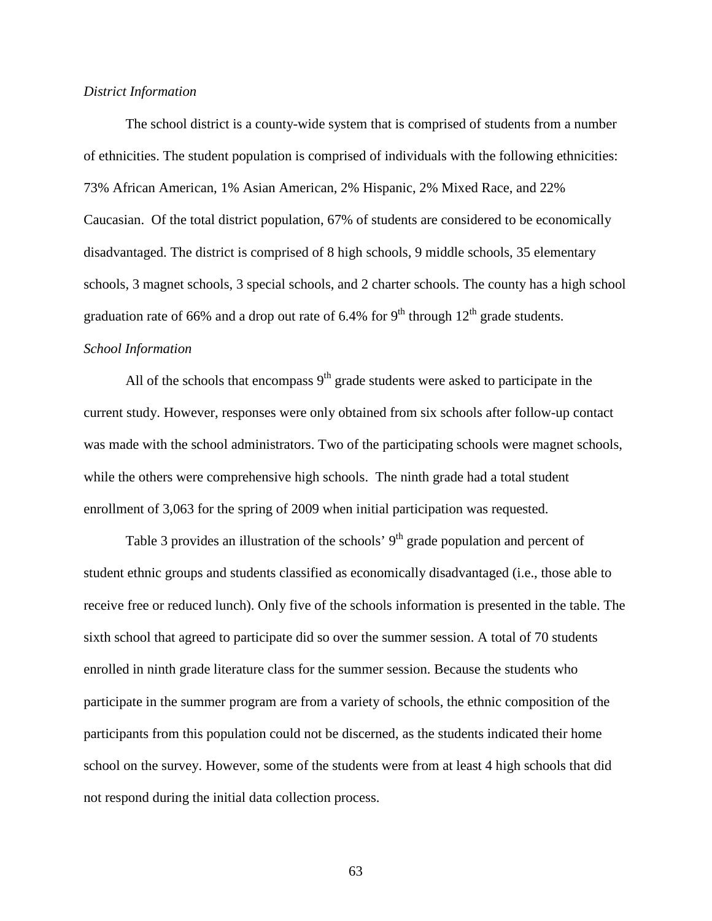*District Information*

The school district is a county-wide system that is comprised of students from a number of ethnicities. The student population is comprised of individuals with the following ethnicities: 73% African American, 1% Asian American, 2% Hispanic, 2% Mixed Race, and 22% Caucasian. Of the total district population, 67% of students are considered to be economically disadvantaged. The district is comprised of 8 high schools, 9 middle schools, 35 elementary schools, 3 magnet schools, 3 special schools, and 2 charter schools. The county has a high school graduation rate of 66% and a drop out rate of 6.4% for 9th through 12th grade students.

*School Information*

All of the schools that encompass 9th grade students were asked to participate in the current study. However, responses were only obtained from six schools after follow-up contact was made with the school administrators. Two of the participating schools were magnet schools, while the others were comprehensive high schools. The ninth grade had a total student enrollment of 3,063 for the spring of 2009 when initial participation was requested.

Table 3 provides an illustration of the schools' 9th grade population and percent of student ethnic groups and students classified as economically disadvantaged (i.e., those able to receive free or reduced lunch). Only five of the schools information is presented in the table. The sixth school that agreed to participate did so over the summer session. A total of 70 students enrolled in ninth grade literature class for the summer session. Because the students who participate in the summer program are from a variety of schools, the ethnic composition of the participants from this population could not be discerned, as the students indicated their home school on the survey. However, some of the students were from at least 4 high schools that did not respond during the initial data collection process.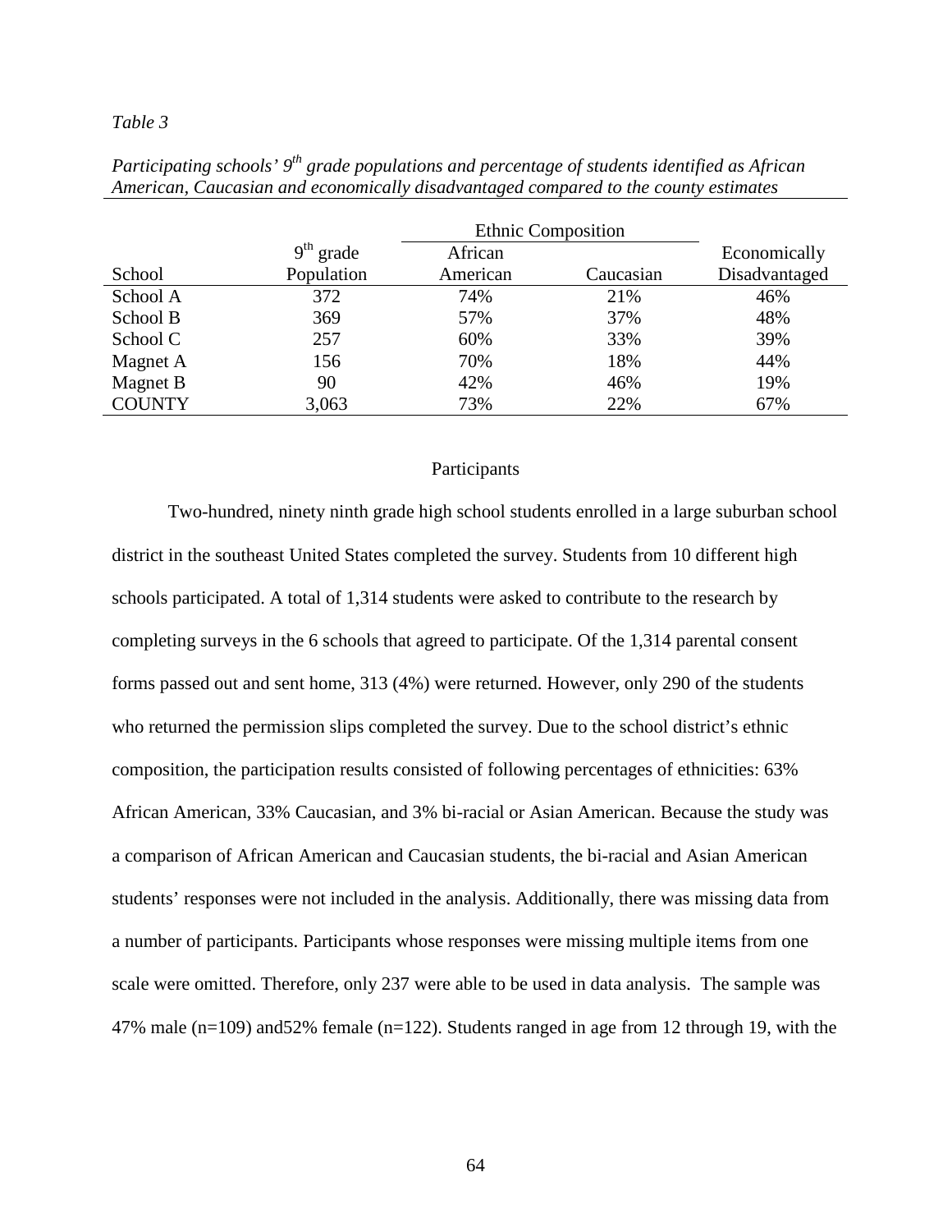*Table 3*

*Participating schools' 9th grade populations and percentage of students identified as African American, Caucasian and economically disadvantaged compared to the county estimates*

| School | 9th grade Population | Ethnic Composition: African American | Ethnic Composition: Caucasian | Economically Disadvantaged |
|---|---|---|---|---|
| School A | 372 | 74% | 21% | 46% |
| School B | 369 | 57% | 37% | 48% |
| School C | 257 | 60% | 33% | 39% |
| Magnet A | 156 | 70% | 18% | 44% |
| Magnet B | 90 | 42% | 46% | 19% |
| COUNTY | 3,063 | 73% | 22% | 67% |

## Participants

Two-hundred, ninety ninth grade high school students enrolled in a large suburban school district in the southeast United States completed the survey. Students from 10 different high schools participated. A total of 1,314 students were asked to contribute to the research by completing surveys in the 6 schools that agreed to participate. Of the 1,314 parental consent forms passed out and sent home, 313 (4%) were returned. However, only 290 of the students who returned the permission slips completed the survey. Due to the school district's ethnic composition, the participation results consisted of following percentages of ethnicities: 63% African American, 33% Caucasian, and 3% bi-racial or Asian American. Because the study was a comparison of African American and Caucasian students, the bi-racial and Asian American students' responses were not included in the analysis. Additionally, there was missing data from a number of participants. Participants whose responses were missing multiple items from one scale were omitted. Therefore, only 237 were able to be used in data analysis. The sample was 47% male (n=109) and52% female (n=122). Students ranged in age from 12 through 19, with the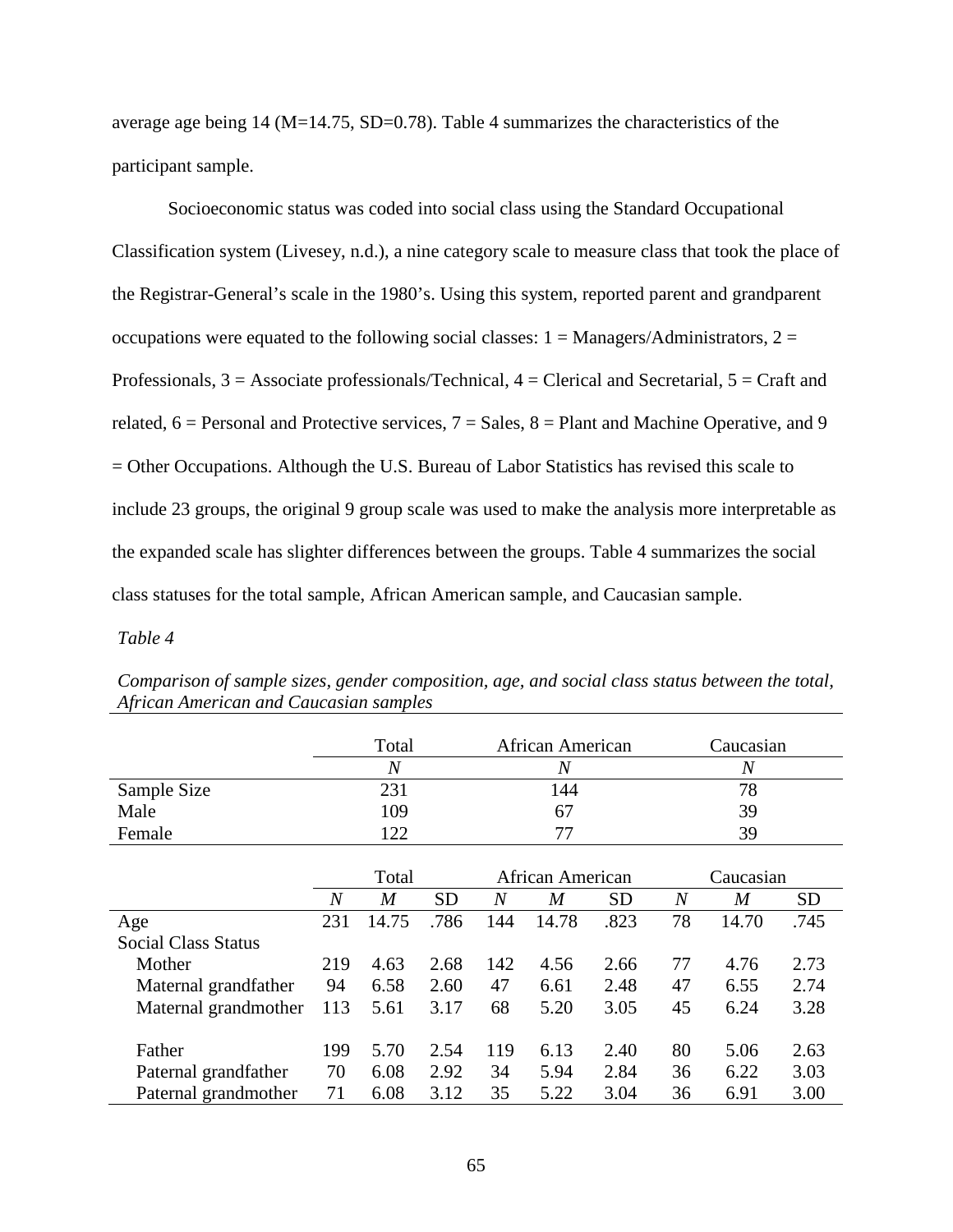average age being 14 (M=14.75, SD=0.78). Table 4 summarizes the characteristics of the participant sample.

Socioeconomic status was coded into social class using the Standard Occupational Classification system (Livesey, n.d.), a nine category scale to measure class that took the place of the Registrar-General's scale in the 1980's. Using this system, reported parent and grandparent occupations were equated to the following social classes: 1 = Managers/Administrators, 2 = Professionals, 3 = Associate professionals/Technical, 4 = Clerical and Secretarial, 5 = Craft and related, 6 = Personal and Protective services, 7 = Sales, 8 = Plant and Machine Operative, and 9 = Other Occupations. Although the U.S. Bureau of Labor Statistics has revised this scale to include 23 groups, the original 9 group scale was used to make the analysis more interpretable as the expanded scale has slighter differences between the groups. Table 4 summarizes the social class statuses for the total sample, African American sample, and Caucasian sample.

*Table 4*

*Comparison of sample sizes, gender composition, age, and social class status between the total, African American and Caucasian samples*

| | Total | African American | Caucasian |
|---|---|---|---|
| | *N* | *N* | *N* |
| Sample Size | 231 | 144 | 78 |
| Male | 109 | 67 | 39 |
| Female | 122 | 77 | 39 |

| | Total | | | African American | | | Caucasian | | |
|---|---|---|---|---|---|---|---|---|---|
| | *N* | *M* | SD | *N* | *M* | SD | *N* | *M* | SD |
| Age | 231 | 14.75 | .786 | 144 | 14.78 | .823 | 78 | 14.70 | .745 |
| Social Class Status | | | | | | | | | |
| Mother | 219 | 4.63 | 2.68 | 142 | 4.56 | 2.66 | 77 | 4.76 | 2.73 |
| Maternal grandfather | 94 | 6.58 | 2.60 | 47 | 6.61 | 2.48 | 47 | 6.55 | 2.74 |
| Maternal grandmother | 113 | 5.61 | 3.17 | 68 | 5.20 | 3.05 | 45 | 6.24 | 3.28 |
| Father | 199 | 5.70 | 2.54 | 119 | 6.13 | 2.40 | 80 | 5.06 | 2.63 |
| Paternal grandfather | 70 | 6.08 | 2.92 | 34 | 5.94 | 2.84 | 36 | 6.22 | 3.03 |
| Paternal grandmother | 71 | 6.08 | 3.12 | 35 | 5.22 | 3.04 | 36 | 6.91 | 3.00 |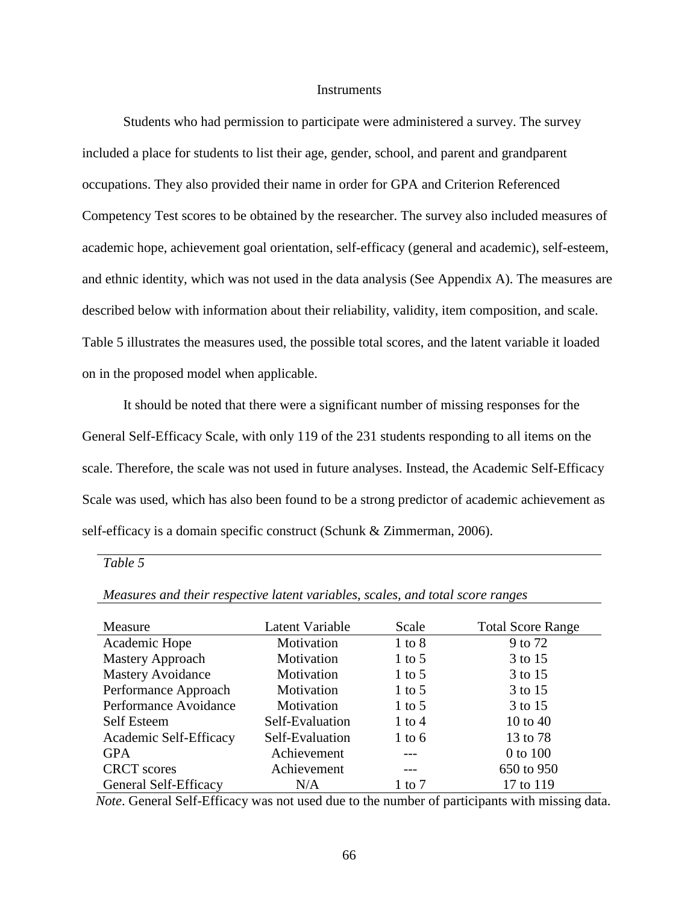## Instruments

Students who had permission to participate were administered a survey. The survey included a place for students to list their age, gender, school, and parent and grandparent occupations. They also provided their name in order for GPA and Criterion Referenced Competency Test scores to be obtained by the researcher. The survey also included measures of academic hope, achievement goal orientation, self-efficacy (general and academic), self-esteem, and ethnic identity, which was not used in the data analysis (See Appendix A). The measures are described below with information about their reliability, validity, item composition, and scale. Table 5 illustrates the measures used, the possible total scores, and the latent variable it loaded on in the proposed model when applicable.

It should be noted that there were a significant number of missing responses for the General Self-Efficacy Scale, with only 119 of the 231 students responding to all items on the scale. Therefore, the scale was not used in future analyses. Instead, the Academic Self-Efficacy Scale was used, which has also been found to be a strong predictor of academic achievement as self-efficacy is a domain specific construct (Schunk & Zimmerman, 2006).

*Table 5*

*Measures and their respective latent variables, scales, and total score ranges*

| Measure | Latent Variable | Scale | Total Score Range |
|---|---|---|---|
| Academic Hope | Motivation | 1 to 8 | 9 to 72 |
| Mastery Approach | Motivation | 1 to 5 | 3 to 15 |
| Mastery Avoidance | Motivation | 1 to 5 | 3 to 15 |
| Performance Approach | Motivation | 1 to 5 | 3 to 15 |
| Performance Avoidance | Motivation | 1 to 5 | 3 to 15 |
| Self Esteem | Self-Evaluation | 1 to 4 | 10 to 40 |
| Academic Self-Efficacy | Self-Evaluation | 1 to 6 | 13 to 78 |
| GPA | Achievement | --- | 0 to 100 |
| CRCT scores | Achievement | --- | 650 to 950 |
| General Self-Efficacy | N/A | 1 to 7 | 17 to 119 |

*Note*. General Self-Efficacy was not used due to the number of participants with missing data.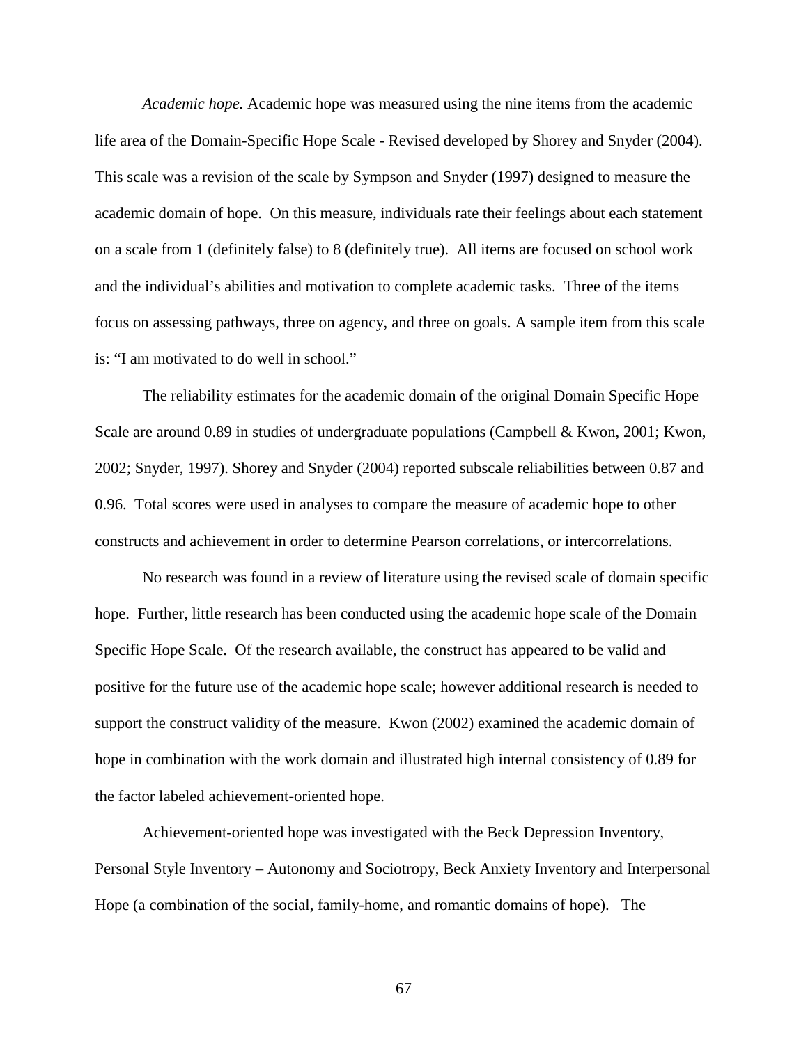*Academic hope.* Academic hope was measured using the nine items from the academic life area of the Domain-Specific Hope Scale - Revised developed by Shorey and Snyder (2004). This scale was a revision of the scale by Sympson and Snyder (1997) designed to measure the academic domain of hope. On this measure, individuals rate their feelings about each statement on a scale from 1 (definitely false) to 8 (definitely true). All items are focused on school work and the individual's abilities and motivation to complete academic tasks. Three of the items focus on assessing pathways, three on agency, and three on goals. A sample item from this scale is: "I am motivated to do well in school."

The reliability estimates for the academic domain of the original Domain Specific Hope Scale are around 0.89 in studies of undergraduate populations (Campbell & Kwon, 2001; Kwon, 2002; Snyder, 1997). Shorey and Snyder (2004) reported subscale reliabilities between 0.87 and 0.96. Total scores were used in analyses to compare the measure of academic hope to other constructs and achievement in order to determine Pearson correlations, or intercorrelations.

No research was found in a review of literature using the revised scale of domain specific hope. Further, little research has been conducted using the academic hope scale of the Domain Specific Hope Scale. Of the research available, the construct has appeared to be valid and positive for the future use of the academic hope scale; however additional research is needed to support the construct validity of the measure. Kwon (2002) examined the academic domain of hope in combination with the work domain and illustrated high internal consistency of 0.89 for the factor labeled achievement-oriented hope.

Achievement-oriented hope was investigated with the Beck Depression Inventory, Personal Style Inventory – Autonomy and Sociotropy, Beck Anxiety Inventory and Interpersonal Hope (a combination of the social, family-home, and romantic domains of hope). The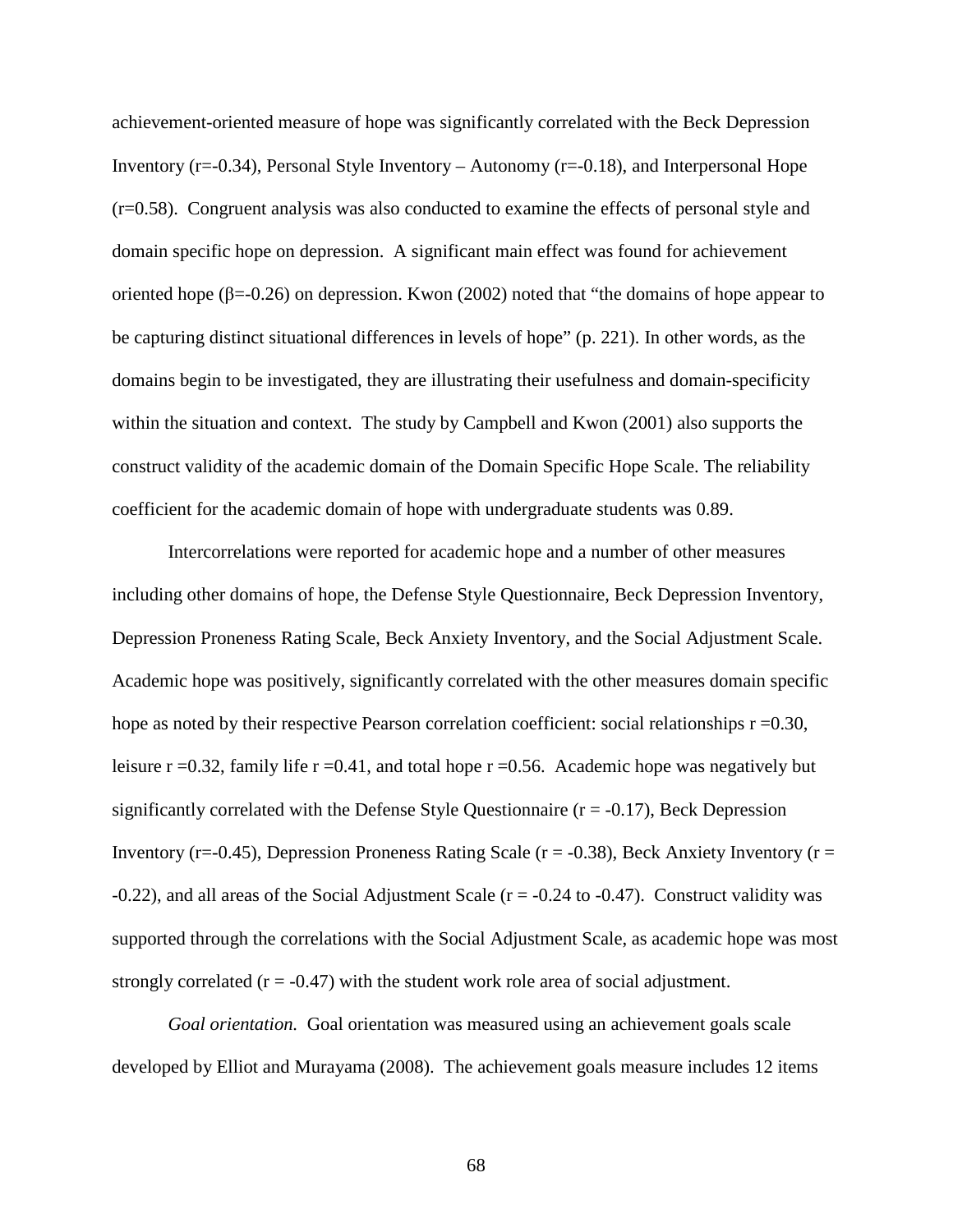achievement-oriented measure of hope was significantly correlated with the Beck Depression Inventory ($r=-0.34$), Personal Style Inventory – Autonomy ($r=-0.18$), and Interpersonal Hope ($r=0.58$). Congruent analysis was also conducted to examine the effects of personal style and domain specific hope on depression. A significant main effect was found for achievement oriented hope ($\beta=-0.26$) on depression. Kwon (2002) noted that "the domains of hope appear to be capturing distinct situational differences in levels of hope" (p. 221). In other words, as the domains begin to be investigated, they are illustrating their usefulness and domain-specificity within the situation and context. The study by Campbell and Kwon (2001) also supports the construct validity of the academic domain of the Domain Specific Hope Scale. The reliability coefficient for the academic domain of hope with undergraduate students was 0.89.

Intercorrelations were reported for academic hope and a number of other measures including other domains of hope, the Defense Style Questionnaire, Beck Depression Inventory, Depression Proneness Rating Scale, Beck Anxiety Inventory, and the Social Adjustment Scale. Academic hope was positively, significantly correlated with the other measures domain specific hope as noted by their respective Pearson correlation coefficient: social relationships $r=0.30$, leisure $r=0.32$, family life $r=0.41$, and total hope $r=0.56$. Academic hope was negatively but significantly correlated with the Defense Style Questionnaire ($r = -0.17$), Beck Depression Inventory ($r=-0.45$), Depression Proneness Rating Scale ($r = -0.38$), Beck Anxiety Inventory ($r = -0.22$), and all areas of the Social Adjustment Scale ($r = -0.24$ to $-0.47$). Construct validity was supported through the correlations with the Social Adjustment Scale, as academic hope was most strongly correlated ($r = -0.47$) with the student work role area of social adjustment.

*Goal orientation.* Goal orientation was measured using an achievement goals scale developed by Elliot and Murayama (2008). The achievement goals measure includes 12 items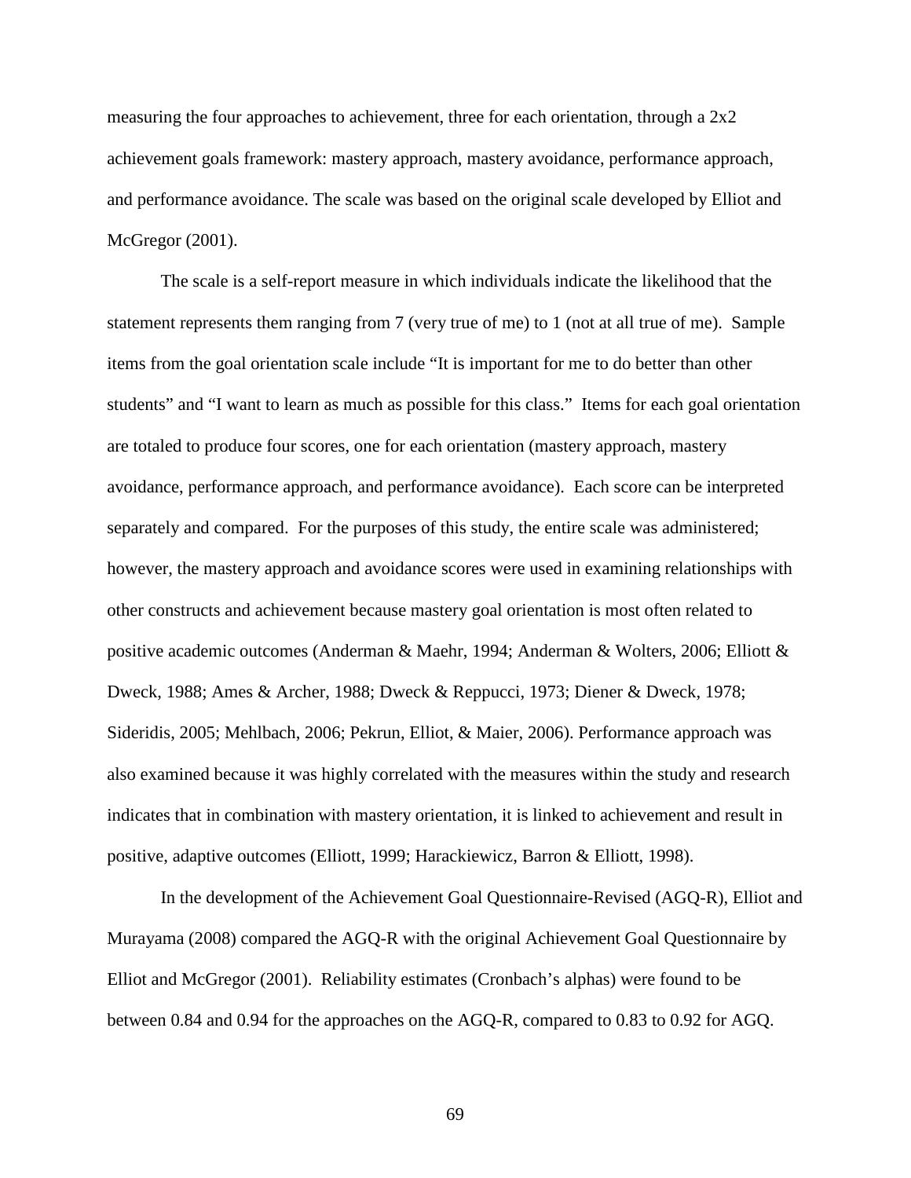measuring the four approaches to achievement, three for each orientation, through a 2x2 achievement goals framework: mastery approach, mastery avoidance, performance approach, and performance avoidance. The scale was based on the original scale developed by Elliot and McGregor (2001).

The scale is a self-report measure in which individuals indicate the likelihood that the statement represents them ranging from 7 (very true of me) to 1 (not at all true of me). Sample items from the goal orientation scale include "It is important for me to do better than other students" and "I want to learn as much as possible for this class." Items for each goal orientation are totaled to produce four scores, one for each orientation (mastery approach, mastery avoidance, performance approach, and performance avoidance). Each score can be interpreted separately and compared. For the purposes of this study, the entire scale was administered; however, the mastery approach and avoidance scores were used in examining relationships with other constructs and achievement because mastery goal orientation is most often related to positive academic outcomes (Anderman & Maehr, 1994; Anderman & Wolters, 2006; Elliott & Dweck, 1988; Ames & Archer, 1988; Dweck & Reppucci, 1973; Diener & Dweck, 1978; Sideridis, 2005; Mehlbach, 2006; Pekrun, Elliot, & Maier, 2006). Performance approach was also examined because it was highly correlated with the measures within the study and research indicates that in combination with mastery orientation, it is linked to achievement and result in positive, adaptive outcomes (Elliott, 1999; Harackiewicz, Barron & Elliott, 1998).

In the development of the Achievement Goal Questionnaire-Revised (AGQ-R), Elliot and Murayama (2008) compared the AGQ-R with the original Achievement Goal Questionnaire by Elliot and McGregor (2001). Reliability estimates (Cronbach's alphas) were found to be between 0.84 and 0.94 for the approaches on the AGQ-R, compared to 0.83 to 0.92 for AGQ.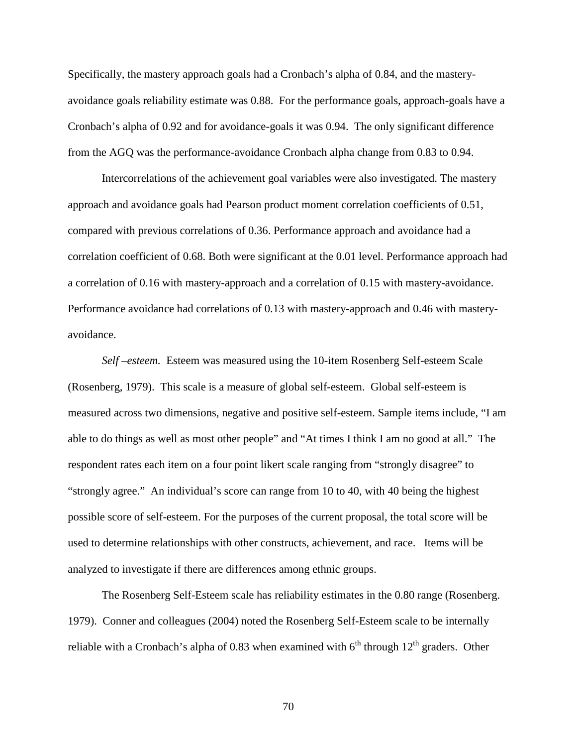Specifically, the mastery approach goals had a Cronbach's alpha of 0.84, and the mastery-avoidance goals reliability estimate was 0.88. For the performance goals, approach-goals have a Cronbach's alpha of 0.92 and for avoidance-goals it was 0.94. The only significant difference from the AGQ was the performance-avoidance Cronbach alpha change from 0.83 to 0.94.

Intercorrelations of the achievement goal variables were also investigated. The mastery approach and avoidance goals had Pearson product moment correlation coefficients of 0.51, compared with previous correlations of 0.36. Performance approach and avoidance had a correlation coefficient of 0.68. Both were significant at the 0.01 level. Performance approach had a correlation of 0.16 with mastery-approach and a correlation of 0.15 with mastery-avoidance. Performance avoidance had correlations of 0.13 with mastery-approach and 0.46 with mastery-avoidance.

*Self –esteem.* Esteem was measured using the 10-item Rosenberg Self-esteem Scale (Rosenberg, 1979). This scale is a measure of global self-esteem. Global self-esteem is measured across two dimensions, negative and positive self-esteem. Sample items include, "I am able to do things as well as most other people" and "At times I think I am no good at all." The respondent rates each item on a four point likert scale ranging from "strongly disagree" to "strongly agree." An individual's score can range from 10 to 40, with 40 being the highest possible score of self-esteem. For the purposes of the current proposal, the total score will be used to determine relationships with other constructs, achievement, and race. Items will be analyzed to investigate if there are differences among ethnic groups.

The Rosenberg Self-Esteem scale has reliability estimates in the 0.80 range (Rosenberg. 1979). Conner and colleagues (2004) noted the Rosenberg Self-Esteem scale to be internally reliable with a Cronbach's alpha of 0.83 when examined with 6th through 12th graders. Other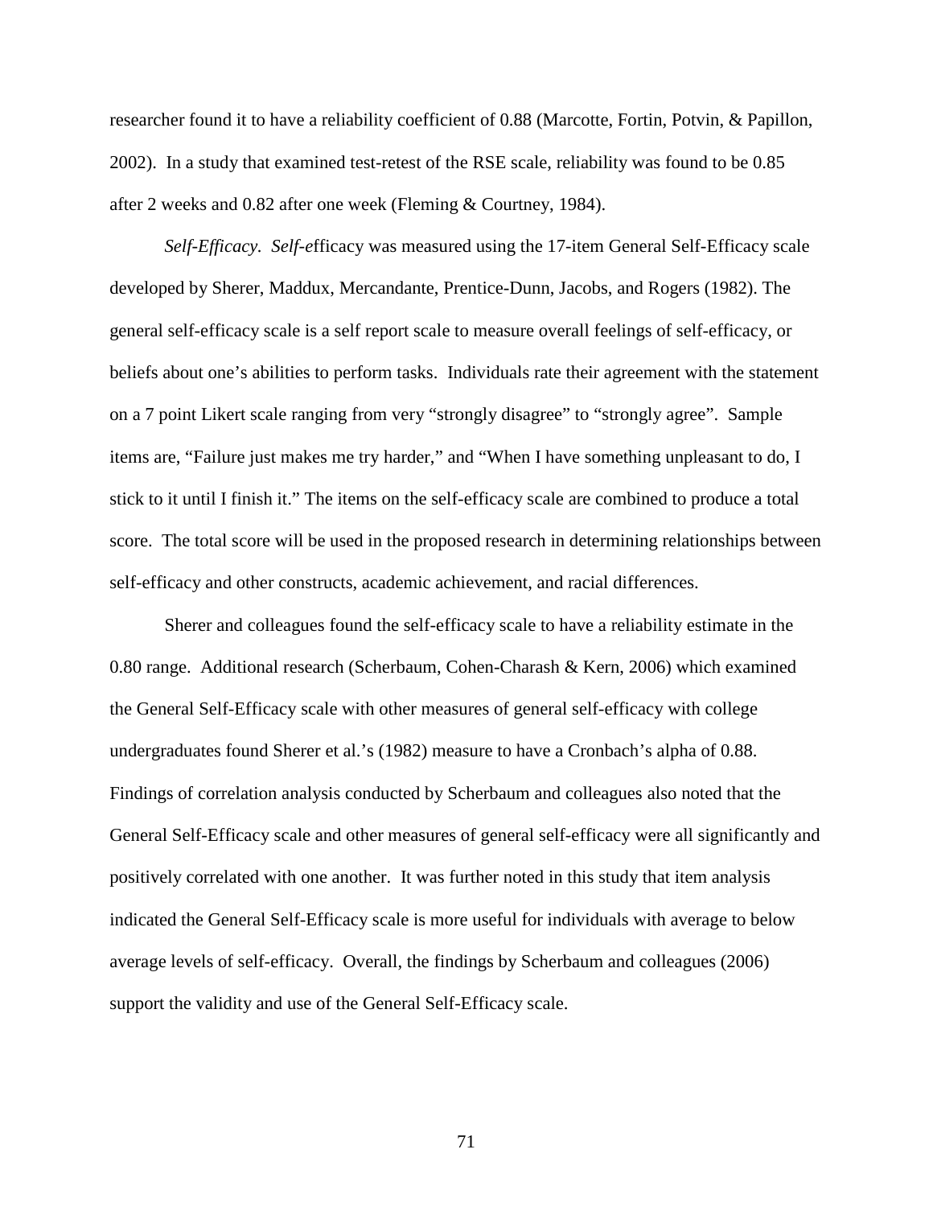researcher found it to have a reliability coefficient of 0.88 (Marcotte, Fortin, Potvin, & Papillon, 2002). In a study that examined test-retest of the RSE scale, reliability was found to be 0.85 after 2 weeks and 0.82 after one week (Fleming & Courtney, 1984).

*Self-Efficacy.* *Self-e*fficacy was measured using the 17-item General Self-Efficacy scale developed by Sherer, Maddux, Mercandante, Prentice-Dunn, Jacobs, and Rogers (1982). The general self-efficacy scale is a self report scale to measure overall feelings of self-efficacy, or beliefs about one's abilities to perform tasks. Individuals rate their agreement with the statement on a 7 point Likert scale ranging from very "strongly disagree" to "strongly agree". Sample items are, "Failure just makes me try harder," and "When I have something unpleasant to do, I stick to it until I finish it." The items on the self-efficacy scale are combined to produce a total score. The total score will be used in the proposed research in determining relationships between self-efficacy and other constructs, academic achievement, and racial differences.

Sherer and colleagues found the self-efficacy scale to have a reliability estimate in the 0.80 range. Additional research (Scherbaum, Cohen-Charash & Kern, 2006) which examined the General Self-Efficacy scale with other measures of general self-efficacy with college undergraduates found Sherer et al.'s (1982) measure to have a Cronbach's alpha of 0.88. Findings of correlation analysis conducted by Scherbaum and colleagues also noted that the General Self-Efficacy scale and other measures of general self-efficacy were all significantly and positively correlated with one another. It was further noted in this study that item analysis indicated the General Self-Efficacy scale is more useful for individuals with average to below average levels of self-efficacy. Overall, the findings by Scherbaum and colleagues (2006) support the validity and use of the General Self-Efficacy scale.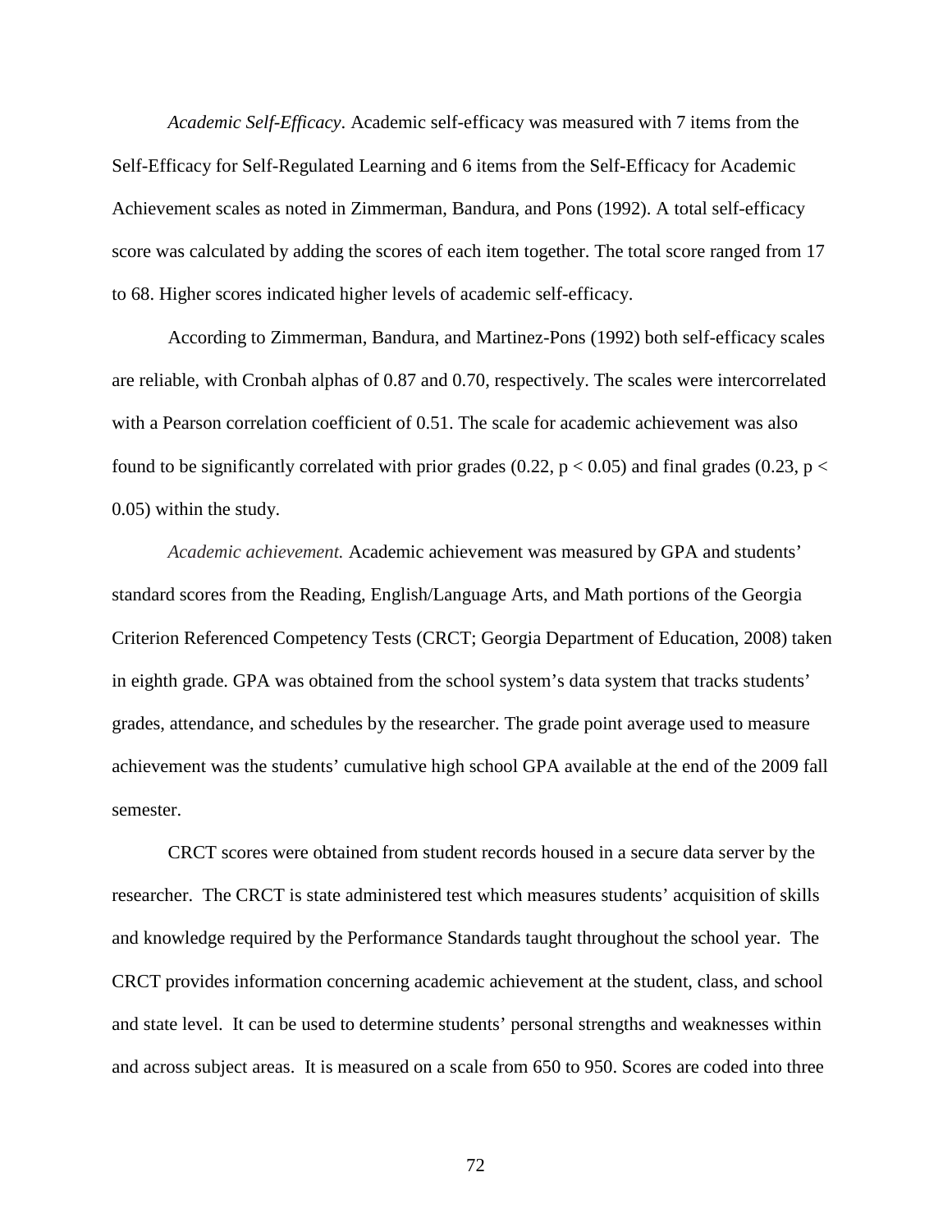*Academic Self-Efficacy*. Academic self-efficacy was measured with 7 items from the Self-Efficacy for Self-Regulated Learning and 6 items from the Self-Efficacy for Academic Achievement scales as noted in Zimmerman, Bandura, and Pons (1992). A total self-efficacy score was calculated by adding the scores of each item together. The total score ranged from 17 to 68. Higher scores indicated higher levels of academic self-efficacy.

According to Zimmerman, Bandura, and Martinez-Pons (1992) both self-efficacy scales are reliable, with Cronbah alphas of 0.87 and 0.70, respectively. The scales were intercorrelated with a Pearson correlation coefficient of 0.51. The scale for academic achievement was also found to be significantly correlated with prior grades (0.22, $p < 0.05$) and final grades (0.23, $p < 0.05$) within the study.

*Academic achievement.* Academic achievement was measured by GPA and students' standard scores from the Reading, English/Language Arts, and Math portions of the Georgia Criterion Referenced Competency Tests (CRCT; Georgia Department of Education, 2008) taken in eighth grade. GPA was obtained from the school system's data system that tracks students' grades, attendance, and schedules by the researcher. The grade point average used to measure achievement was the students' cumulative high school GPA available at the end of the 2009 fall semester.

CRCT scores were obtained from student records housed in a secure data server by the researcher. The CRCT is state administered test which measures students' acquisition of skills and knowledge required by the Performance Standards taught throughout the school year. The CRCT provides information concerning academic achievement at the student, class, and school and state level. It can be used to determine students' personal strengths and weaknesses within and across subject areas. It is measured on a scale from 650 to 950. Scores are coded into three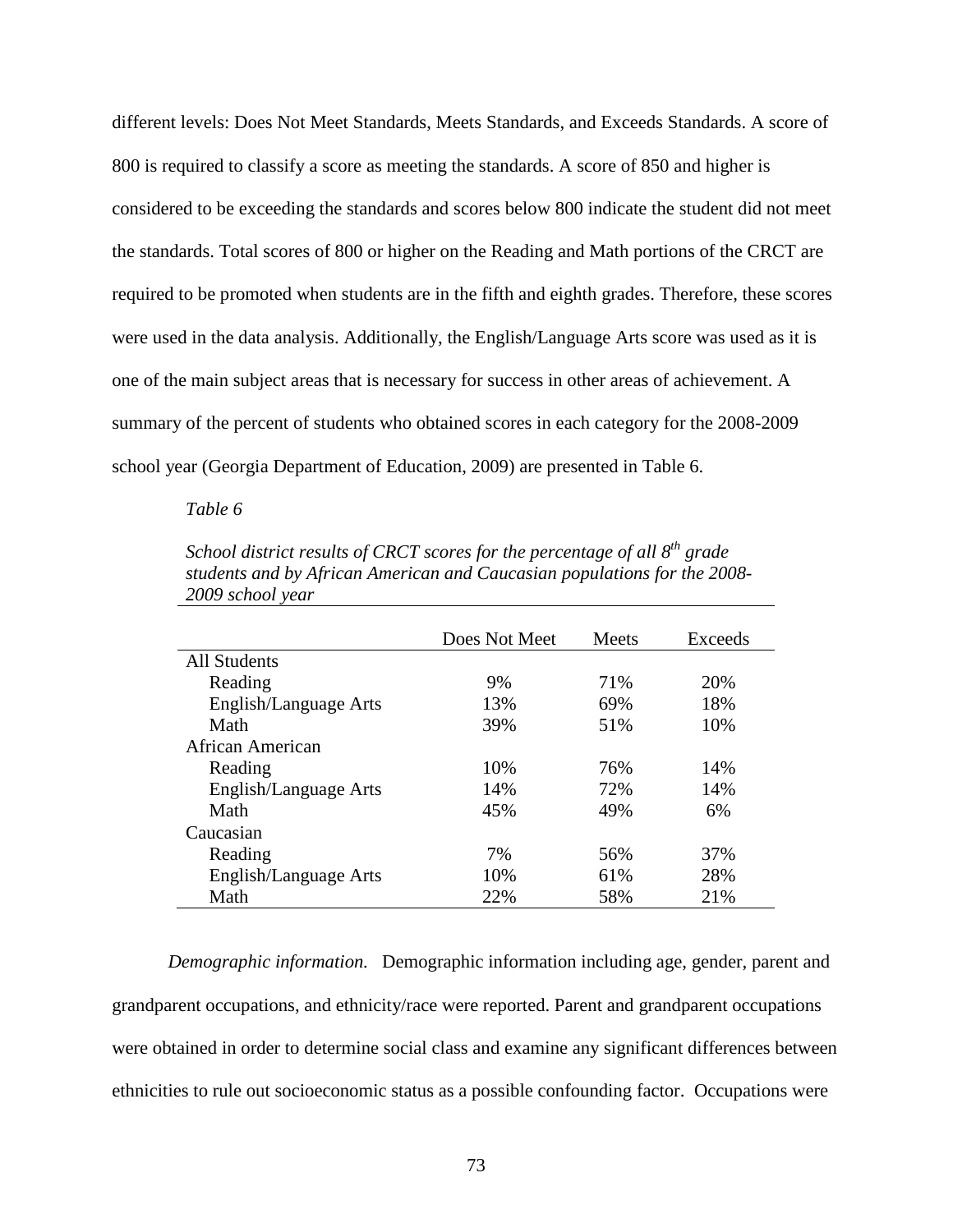different levels: Does Not Meet Standards, Meets Standards, and Exceeds Standards. A score of 800 is required to classify a score as meeting the standards. A score of 850 and higher is considered to be exceeding the standards and scores below 800 indicate the student did not meet the standards. Total scores of 800 or higher on the Reading and Math portions of the CRCT are required to be promoted when students are in the fifth and eighth grades. Therefore, these scores were used in the data analysis. Additionally, the English/Language Arts score was used as it is one of the main subject areas that is necessary for success in other areas of achievement. A summary of the percent of students who obtained scores in each category for the 2008-2009 school year (Georgia Department of Education, 2009) are presented in Table 6.

*Table 6*

*School district results of CRCT scores for the percentage of all 8th grade students and by African American and Caucasian populations for the 2008-2009 school year*

| | Does Not Meet | Meets | Exceeds |
|---|---|---|---|
| All Students | | | |
| Reading | 9% | 71% | 20% |
| English/Language Arts | 13% | 69% | 18% |
| Math | 39% | 51% | 10% |
| African American | | | |
| Reading | 10% | 76% | 14% |
| English/Language Arts | 14% | 72% | 14% |
| Math | 45% | 49% | 6% |
| Caucasian | | | |
| Reading | 7% | 56% | 37% |
| English/Language Arts | 10% | 61% | 28% |
| Math | 22% | 58% | 21% |

*Demographic information.* Demographic information including age, gender, parent and grandparent occupations, and ethnicity/race were reported. Parent and grandparent occupations were obtained in order to determine social class and examine any significant differences between ethnicities to rule out socioeconomic status as a possible confounding factor. Occupations were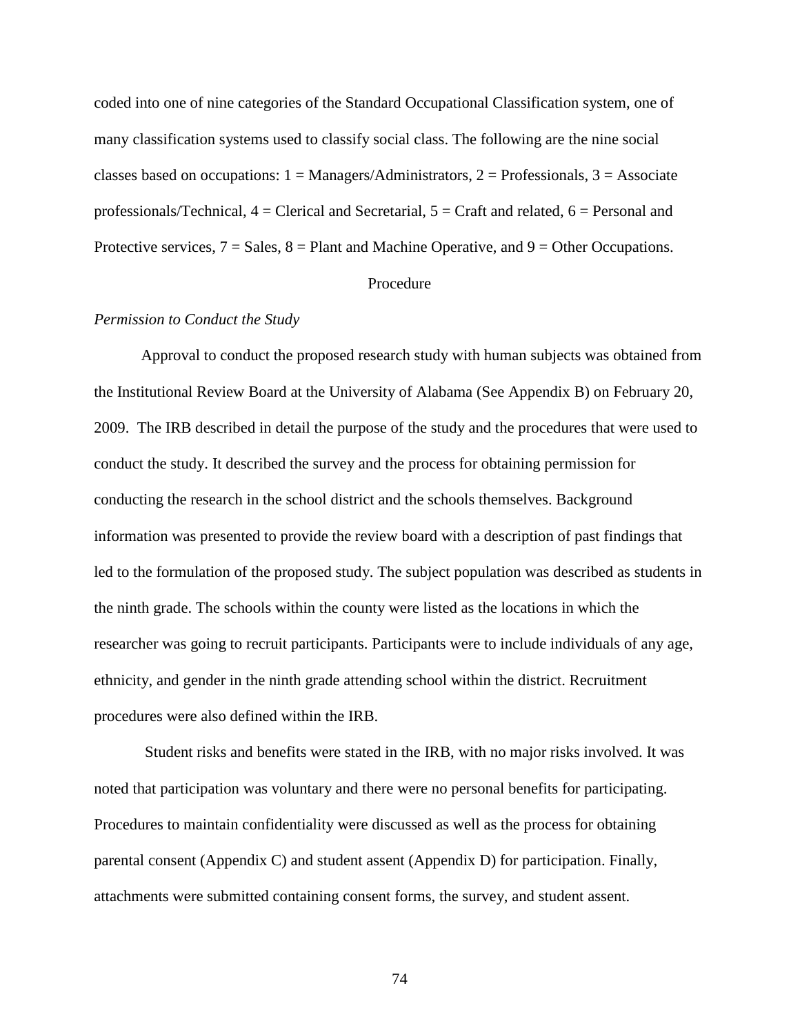coded into one of nine categories of the Standard Occupational Classification system, one of many classification systems used to classify social class. The following are the nine social classes based on occupations: 1 = Managers/Administrators, 2 = Professionals, 3 = Associate professionals/Technical, 4 = Clerical and Secretarial, 5 = Craft and related, 6 = Personal and Protective services, 7 = Sales, 8 = Plant and Machine Operative, and 9 = Other Occupations.

## Procedure

### *Permission to Conduct the Study*

Approval to conduct the proposed research study with human subjects was obtained from the Institutional Review Board at the University of Alabama (See Appendix B) on February 20, 2009. The IRB described in detail the purpose of the study and the procedures that were used to conduct the study. It described the survey and the process for obtaining permission for conducting the research in the school district and the schools themselves. Background information was presented to provide the review board with a description of past findings that led to the formulation of the proposed study. The subject population was described as students in the ninth grade. The schools within the county were listed as the locations in which the researcher was going to recruit participants. Participants were to include individuals of any age, ethnicity, and gender in the ninth grade attending school within the district. Recruitment procedures were also defined within the IRB.

Student risks and benefits were stated in the IRB, with no major risks involved. It was noted that participation was voluntary and there were no personal benefits for participating. Procedures to maintain confidentiality were discussed as well as the process for obtaining parental consent (Appendix C) and student assent (Appendix D) for participation. Finally, attachments were submitted containing consent forms, the survey, and student assent.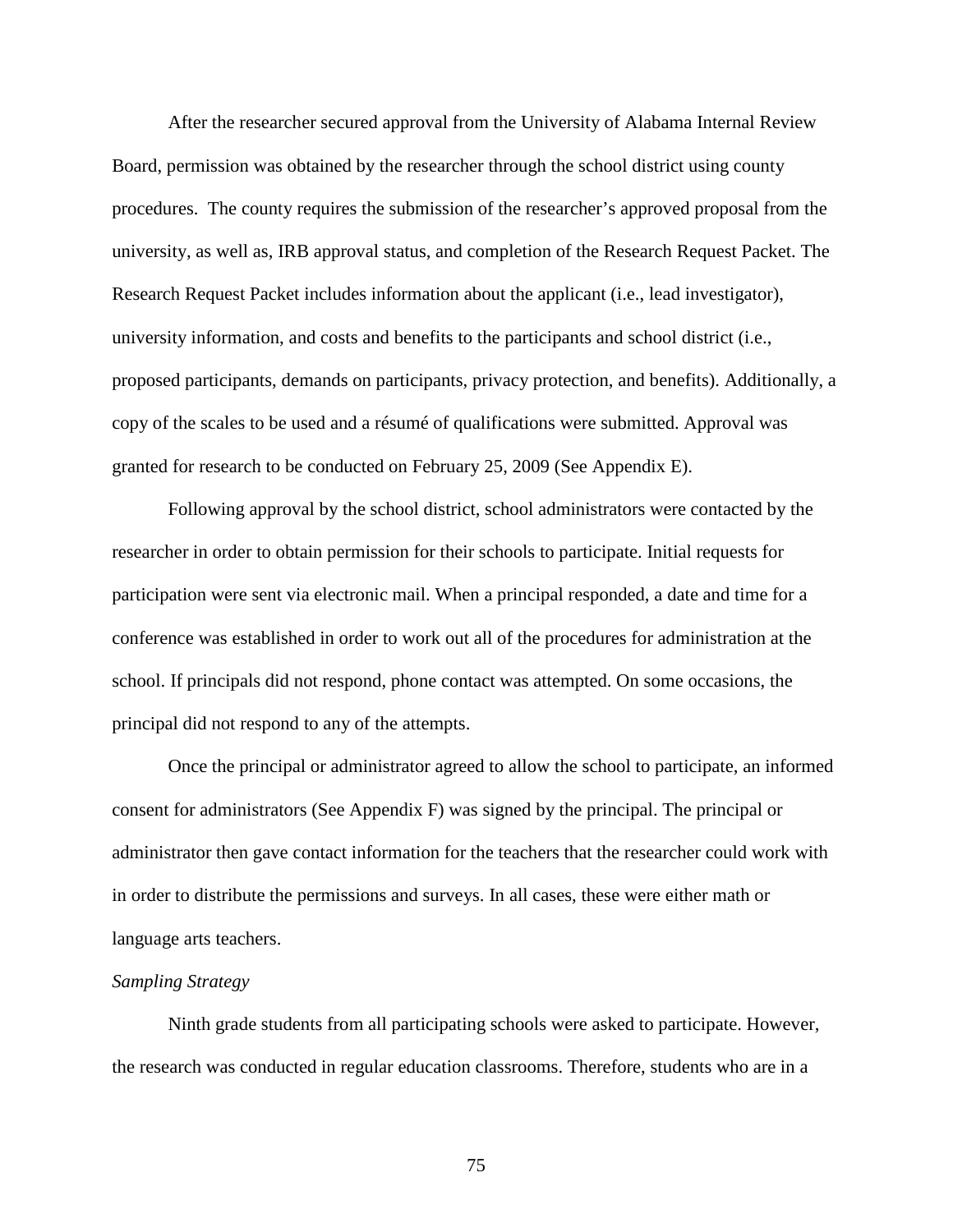After the researcher secured approval from the University of Alabama Internal Review Board, permission was obtained by the researcher through the school district using county procedures.  The county requires the submission of the researcher's approved proposal from the university, as well as, IRB approval status, and completion of the Research Request Packet. The Research Request Packet includes information about the applicant (i.e., lead investigator), university information, and costs and benefits to the participants and school district (i.e., proposed participants, demands on participants, privacy protection, and benefits). Additionally, a copy of the scales to be used and a résumé of qualifications were submitted. Approval was granted for research to be conducted on February 25, 2009 (See Appendix E).

Following approval by the school district, school administrators were contacted by the researcher in order to obtain permission for their schools to participate. Initial requests for participation were sent via electronic mail. When a principal responded, a date and time for a conference was established in order to work out all of the procedures for administration at the school. If principals did not respond, phone contact was attempted. On some occasions, the principal did not respond to any of the attempts.

Once the principal or administrator agreed to allow the school to participate, an informed consent for administrators (See Appendix F) was signed by the principal. The principal or administrator then gave contact information for the teachers that the researcher could work with in order to distribute the permissions and surveys. In all cases, these were either math or language arts teachers.

*Sampling Strategy*

Ninth grade students from all participating schools were asked to participate. However, the research was conducted in regular education classrooms. Therefore, students who are in a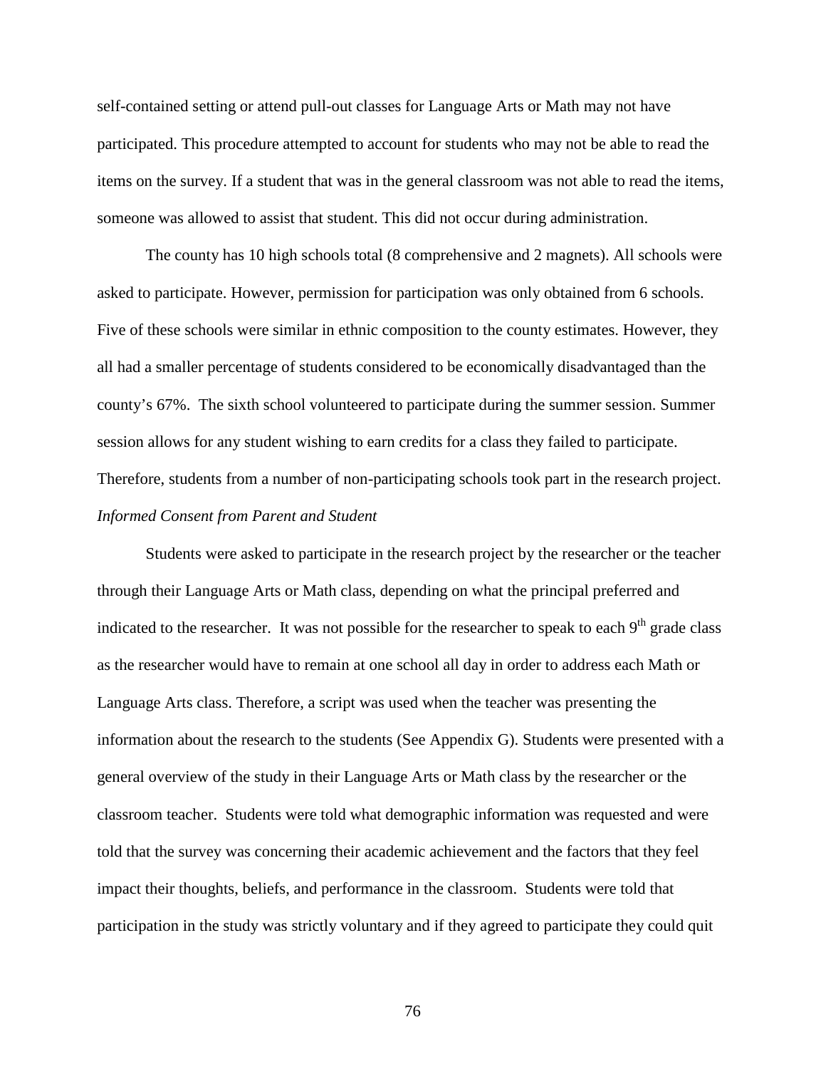self-contained setting or attend pull-out classes for Language Arts or Math may not have participated. This procedure attempted to account for students who may not be able to read the items on the survey. If a student that was in the general classroom was not able to read the items, someone was allowed to assist that student. This did not occur during administration.

The county has 10 high schools total (8 comprehensive and 2 magnets). All schools were asked to participate. However, permission for participation was only obtained from 6 schools. Five of these schools were similar in ethnic composition to the county estimates. However, they all had a smaller percentage of students considered to be economically disadvantaged than the county's 67%. The sixth school volunteered to participate during the summer session. Summer session allows for any student wishing to earn credits for a class they failed to participate. Therefore, students from a number of non-participating schools took part in the research project.

*Informed Consent from Parent and Student*

Students were asked to participate in the research project by the researcher or the teacher through their Language Arts or Math class, depending on what the principal preferred and indicated to the researcher. It was not possible for the researcher to speak to each 9th grade class as the researcher would have to remain at one school all day in order to address each Math or Language Arts class. Therefore, a script was used when the teacher was presenting the information about the research to the students (See Appendix G). Students were presented with a general overview of the study in their Language Arts or Math class by the researcher or the classroom teacher. Students were told what demographic information was requested and were told that the survey was concerning their academic achievement and the factors that they feel impact their thoughts, beliefs, and performance in the classroom. Students were told that participation in the study was strictly voluntary and if they agreed to participate they could quit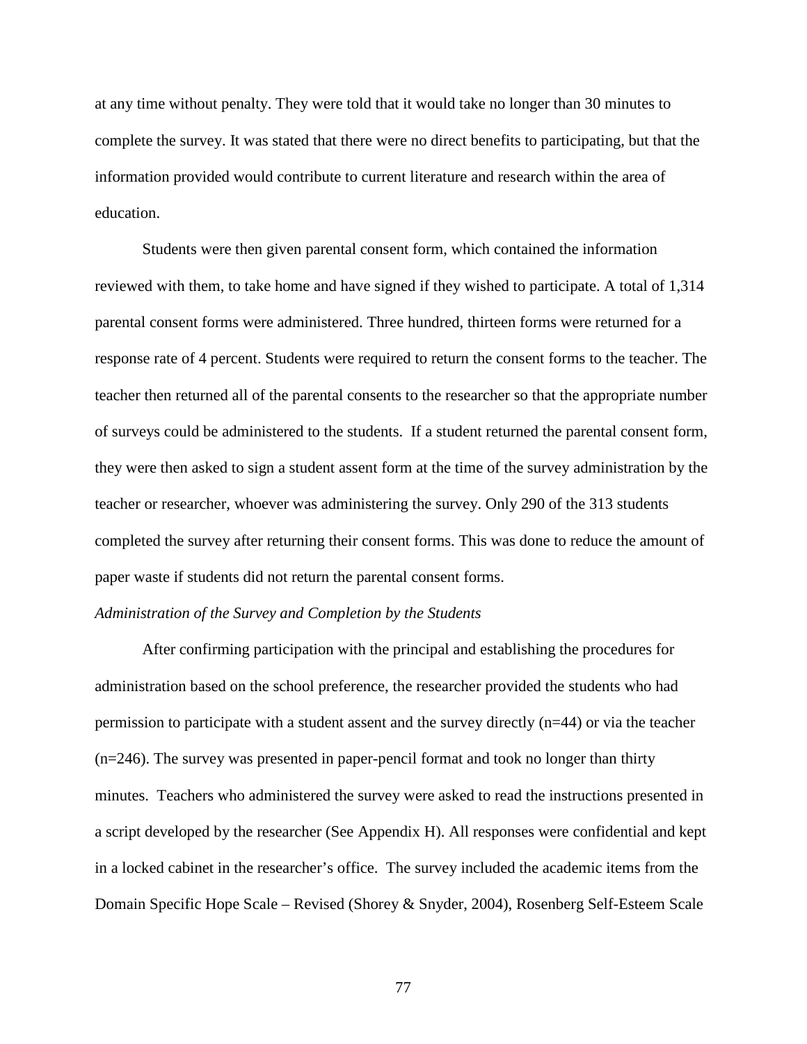at any time without penalty. They were told that it would take no longer than 30 minutes to complete the survey. It was stated that there were no direct benefits to participating, but that the information provided would contribute to current literature and research within the area of education.

Students were then given parental consent form, which contained the information reviewed with them, to take home and have signed if they wished to participate. A total of 1,314 parental consent forms were administered. Three hundred, thirteen forms were returned for a response rate of 4 percent. Students were required to return the consent forms to the teacher. The teacher then returned all of the parental consents to the researcher so that the appropriate number of surveys could be administered to the students. If a student returned the parental consent form, they were then asked to sign a student assent form at the time of the survey administration by the teacher or researcher, whoever was administering the survey. Only 290 of the 313 students completed the survey after returning their consent forms. This was done to reduce the amount of paper waste if students did not return the parental consent forms.

*Administration of the Survey and Completion by the Students*

After confirming participation with the principal and establishing the procedures for administration based on the school preference, the researcher provided the students who had permission to participate with a student assent and the survey directly (n=44) or via the teacher (n=246). The survey was presented in paper-pencil format and took no longer than thirty minutes. Teachers who administered the survey were asked to read the instructions presented in a script developed by the researcher (See Appendix H). All responses were confidential and kept in a locked cabinet in the researcher's office. The survey included the academic items from the Domain Specific Hope Scale – Revised (Shorey & Snyder, 2004), Rosenberg Self-Esteem Scale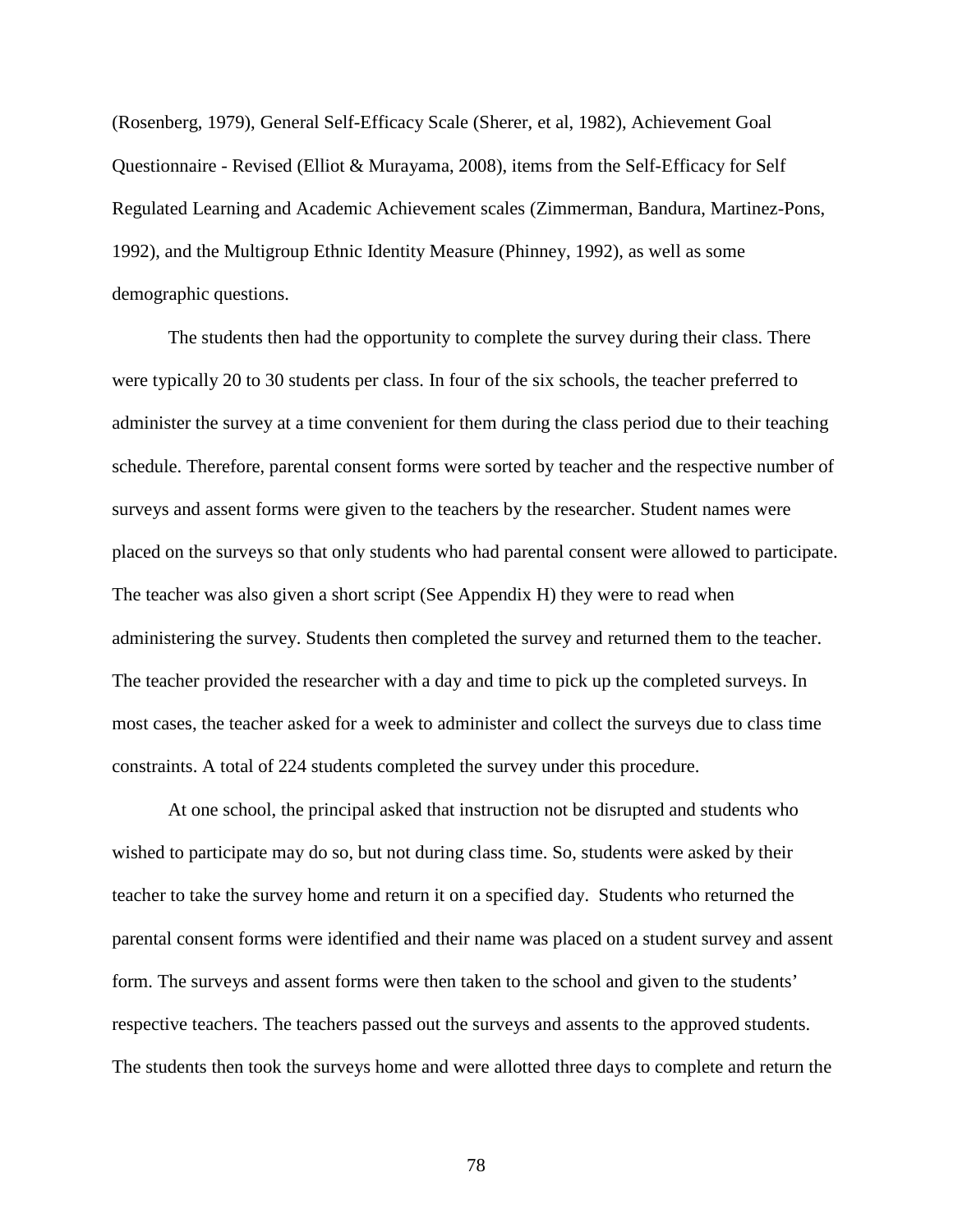(Rosenberg, 1979), General Self-Efficacy Scale (Sherer, et al, 1982), Achievement Goal Questionnaire - Revised (Elliot & Murayama, 2008), items from the Self-Efficacy for Self Regulated Learning and Academic Achievement scales (Zimmerman, Bandura, Martinez-Pons, 1992), and the Multigroup Ethnic Identity Measure (Phinney, 1992), as well as some demographic questions.

The students then had the opportunity to complete the survey during their class. There were typically 20 to 30 students per class. In four of the six schools, the teacher preferred to administer the survey at a time convenient for them during the class period due to their teaching schedule. Therefore, parental consent forms were sorted by teacher and the respective number of surveys and assent forms were given to the teachers by the researcher. Student names were placed on the surveys so that only students who had parental consent were allowed to participate. The teacher was also given a short script (See Appendix H) they were to read when administering the survey. Students then completed the survey and returned them to the teacher. The teacher provided the researcher with a day and time to pick up the completed surveys. In most cases, the teacher asked for a week to administer and collect the surveys due to class time constraints. A total of 224 students completed the survey under this procedure.

At one school, the principal asked that instruction not be disrupted and students who wished to participate may do so, but not during class time. So, students were asked by their teacher to take the survey home and return it on a specified day. Students who returned the parental consent forms were identified and their name was placed on a student survey and assent form. The surveys and assent forms were then taken to the school and given to the students' respective teachers. The teachers passed out the surveys and assents to the approved students. The students then took the surveys home and were allotted three days to complete and return the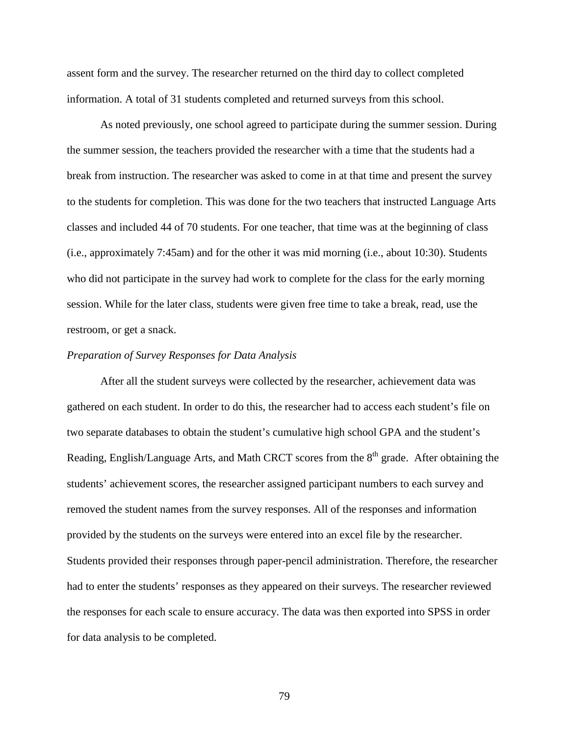assent form and the survey. The researcher returned on the third day to collect completed information. A total of 31 students completed and returned surveys from this school.

As noted previously, one school agreed to participate during the summer session. During the summer session, the teachers provided the researcher with a time that the students had a break from instruction. The researcher was asked to come in at that time and present the survey to the students for completion. This was done for the two teachers that instructed Language Arts classes and included 44 of 70 students. For one teacher, that time was at the beginning of class (i.e., approximately 7:45am) and for the other it was mid morning (i.e., about 10:30). Students who did not participate in the survey had work to complete for the class for the early morning session. While for the later class, students were given free time to take a break, read, use the restroom, or get a snack.

*Preparation of Survey Responses for Data Analysis*

After all the student surveys were collected by the researcher, achievement data was gathered on each student. In order to do this, the researcher had to access each student's file on two separate databases to obtain the student's cumulative high school GPA and the student's Reading, English/Language Arts, and Math CRCT scores from the 8th grade. After obtaining the students' achievement scores, the researcher assigned participant numbers to each survey and removed the student names from the survey responses. All of the responses and information provided by the students on the surveys were entered into an excel file by the researcher. Students provided their responses through paper-pencil administration. Therefore, the researcher had to enter the students' responses as they appeared on their surveys. The researcher reviewed the responses for each scale to ensure accuracy. The data was then exported into SPSS in order for data analysis to be completed.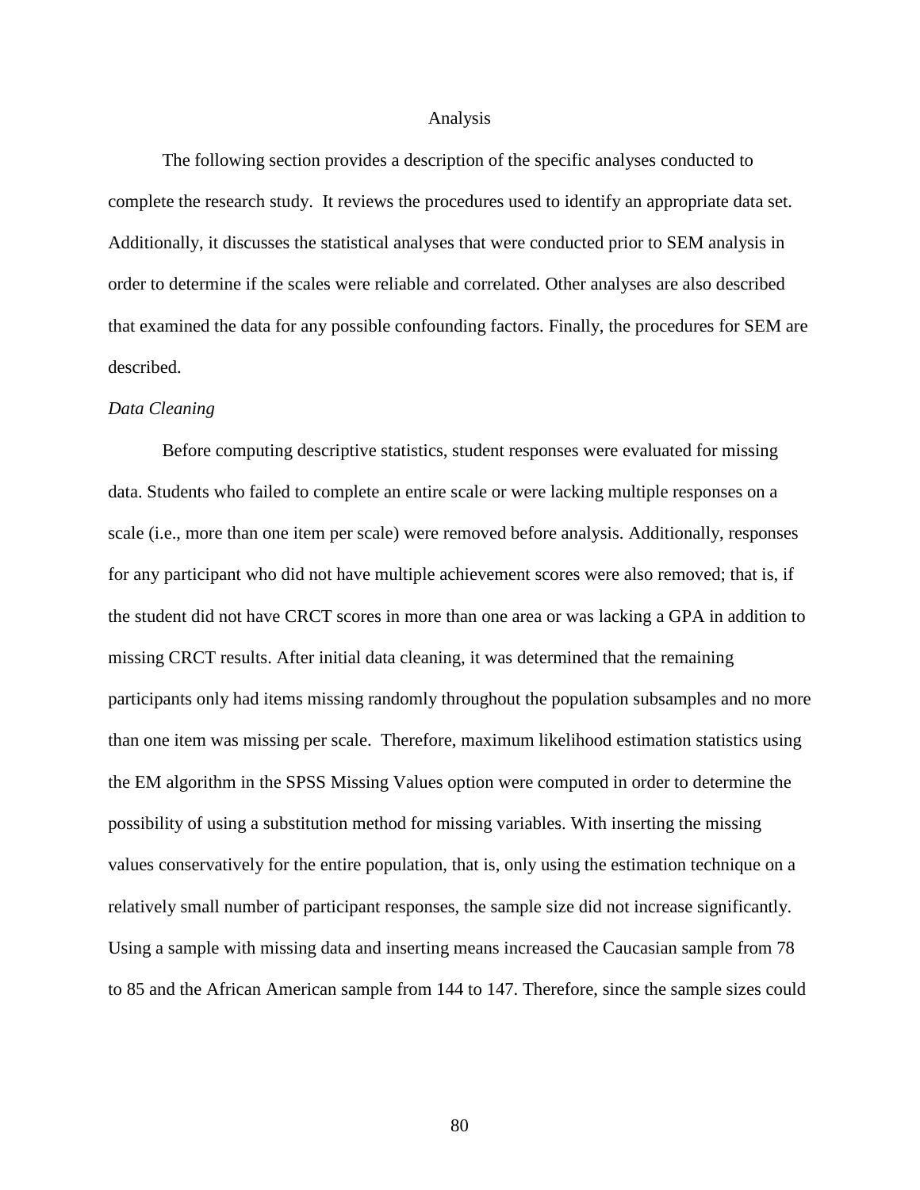## Analysis

The following section provides a description of the specific analyses conducted to complete the research study. It reviews the procedures used to identify an appropriate data set. Additionally, it discusses the statistical analyses that were conducted prior to SEM analysis in order to determine if the scales were reliable and correlated. Other analyses are also described that examined the data for any possible confounding factors. Finally, the procedures for SEM are described.

### *Data Cleaning*

Before computing descriptive statistics, student responses were evaluated for missing data. Students who failed to complete an entire scale or were lacking multiple responses on a scale (i.e., more than one item per scale) were removed before analysis. Additionally, responses for any participant who did not have multiple achievement scores were also removed; that is, if the student did not have CRCT scores in more than one area or was lacking a GPA in addition to missing CRCT results. After initial data cleaning, it was determined that the remaining participants only had items missing randomly throughout the population subsamples and no more than one item was missing per scale. Therefore, maximum likelihood estimation statistics using the EM algorithm in the SPSS Missing Values option were computed in order to determine the possibility of using a substitution method for missing variables. With inserting the missing values conservatively for the entire population, that is, only using the estimation technique on a relatively small number of participant responses, the sample size did not increase significantly. Using a sample with missing data and inserting means increased the Caucasian sample from 78 to 85 and the African American sample from 144 to 147. Therefore, since the sample sizes could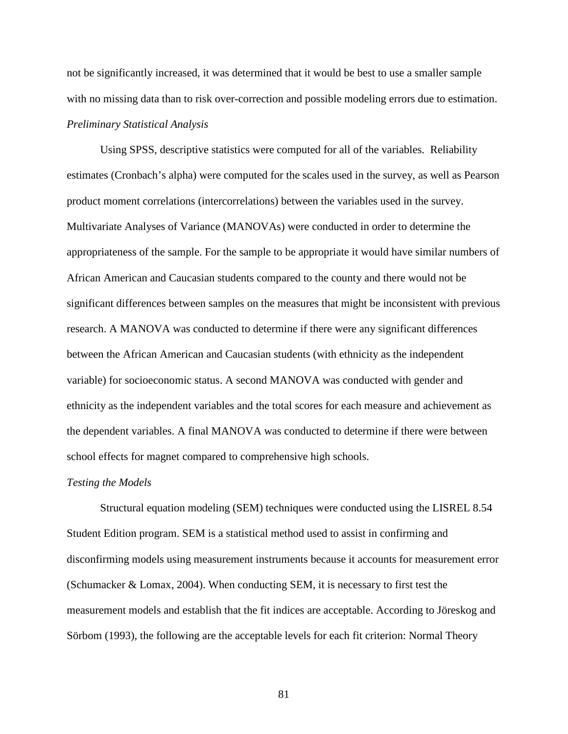not be significantly increased, it was determined that it would be best to use a smaller sample with no missing data than to risk over-correction and possible modeling errors due to estimation.

*Preliminary Statistical Analysis*

Using SPSS, descriptive statistics were computed for all of the variables. Reliability estimates (Cronbach's alpha) were computed for the scales used in the survey, as well as Pearson product moment correlations (intercorrelations) between the variables used in the survey. Multivariate Analyses of Variance (MANOVAs) were conducted in order to determine the appropriateness of the sample. For the sample to be appropriate it would have similar numbers of African American and Caucasian students compared to the county and there would not be significant differences between samples on the measures that might be inconsistent with previous research. A MANOVA was conducted to determine if there were any significant differences between the African American and Caucasian students (with ethnicity as the independent variable) for socioeconomic status. A second MANOVA was conducted with gender and ethnicity as the independent variables and the total scores for each measure and achievement as the dependent variables. A final MANOVA was conducted to determine if there were between school effects for magnet compared to comprehensive high schools.

*Testing the Models*

Structural equation modeling (SEM) techniques were conducted using the LISREL 8.54 Student Edition program. SEM is a statistical method used to assist in confirming and disconfirming models using measurement instruments because it accounts for measurement error (Schumacker & Lomax, 2004). When conducting SEM, it is necessary to first test the measurement models and establish that the fit indices are acceptable. According to Jöreskog and Sörbom (1993), the following are the acceptable levels for each fit criterion: Normal Theory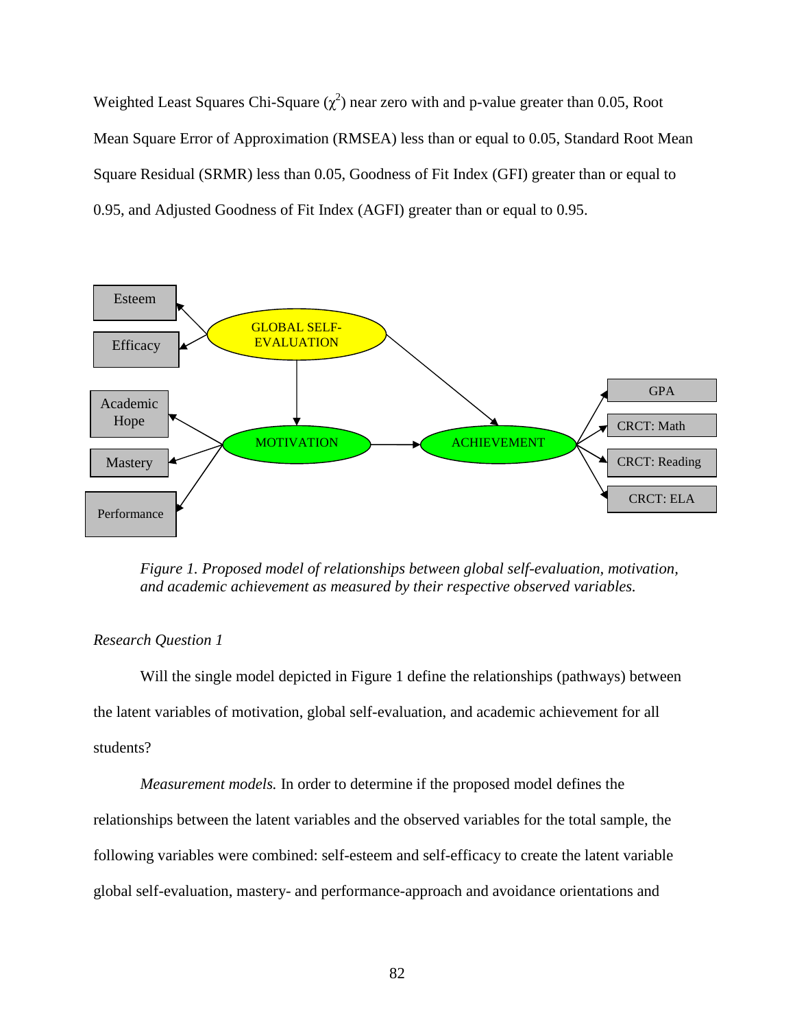Weighted Least Squares Chi-Square ($\chi^2$) near zero with and p-value greater than 0.05, Root Mean Square Error of Approximation (RMSEA) less than or equal to 0.05, Standard Root Mean Square Residual (SRMR) less than 0.05, Goodness of Fit Index (GFI) greater than or equal to 0.95, and Adjusted Goodness of Fit Index (AGFI) greater than or equal to 0.95.

*Figure 1. Proposed model of relationships between global self-evaluation, motivation, and academic achievement as measured by their respective observed variables.*

*Research Question 1*

Will the single model depicted in Figure 1 define the relationships (pathways) between the latent variables of motivation, global self-evaluation, and academic achievement for all students?

*Measurement models.* In order to determine if the proposed model defines the relationships between the latent variables and the observed variables for the total sample, the following variables were combined: self-esteem and self-efficacy to create the latent variable global self-evaluation, mastery- and performance-approach and avoidance orientations and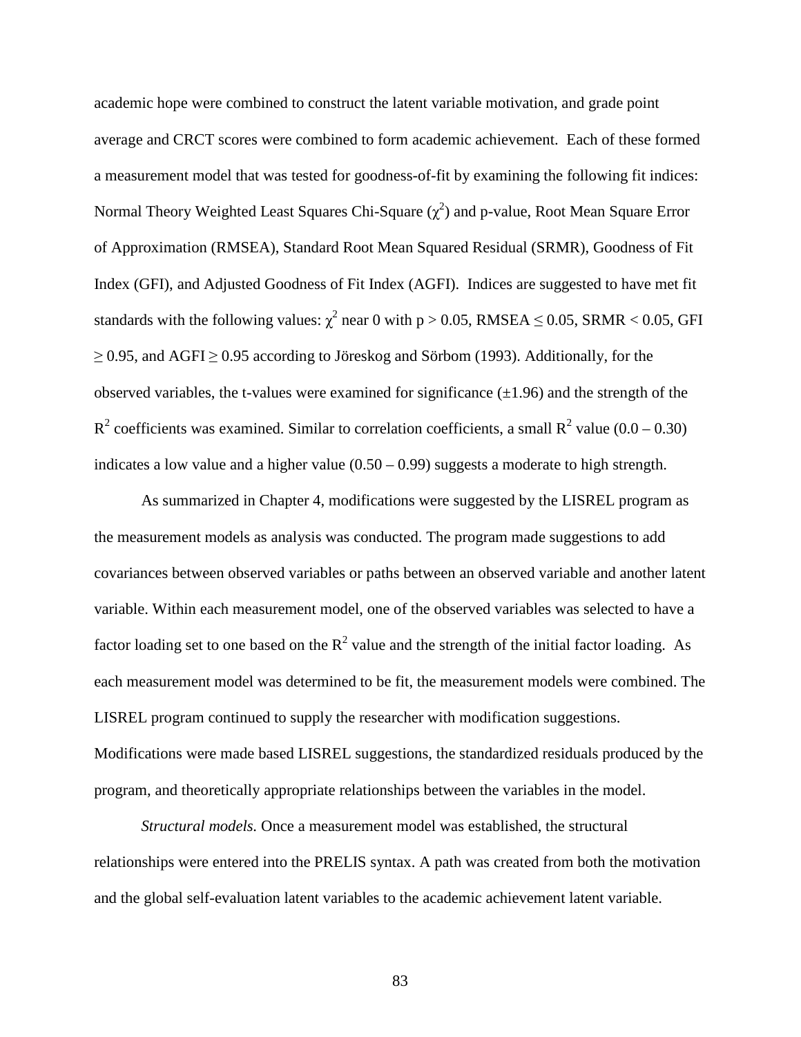academic hope were combined to construct the latent variable motivation, and grade point average and CRCT scores were combined to form academic achievement. Each of these formed a measurement model that was tested for goodness-of-fit by examining the following fit indices: Normal Theory Weighted Least Squares Chi-Square ($\chi^2$) and p-value, Root Mean Square Error of Approximation (RMSEA), Standard Root Mean Squared Residual (SRMR), Goodness of Fit Index (GFI), and Adjusted Goodness of Fit Index (AGFI). Indices are suggested to have met fit standards with the following values: $\chi^2$ near 0 with $p > 0.05$, RMSEA $\leq 0.05$, SRMR $< 0.05$, GFI $\geq 0.95$, and AGFI $\geq 0.95$ according to Jöreskog and Sörbom (1993). Additionally, for the observed variables, the t-values were examined for significance ($\pm 1.96$) and the strength of the $R^2$ coefficients was examined. Similar to correlation coefficients, a small $R^2$ value (0.0 – 0.30) indicates a low value and a higher value (0.50 – 0.99) suggests a moderate to high strength.

As summarized in Chapter 4, modifications were suggested by the LISREL program as the measurement models as analysis was conducted. The program made suggestions to add covariances between observed variables or paths between an observed variable and another latent variable. Within each measurement model, one of the observed variables was selected to have a factor loading set to one based on the $R^2$ value and the strength of the initial factor loading. As each measurement model was determined to be fit, the measurement models were combined. The LISREL program continued to supply the researcher with modification suggestions. Modifications were made based LISREL suggestions, the standardized residuals produced by the program, and theoretically appropriate relationships between the variables in the model.

*Structural models.* Once a measurement model was established, the structural relationships were entered into the PRELIS syntax. A path was created from both the motivation and the global self-evaluation latent variables to the academic achievement latent variable.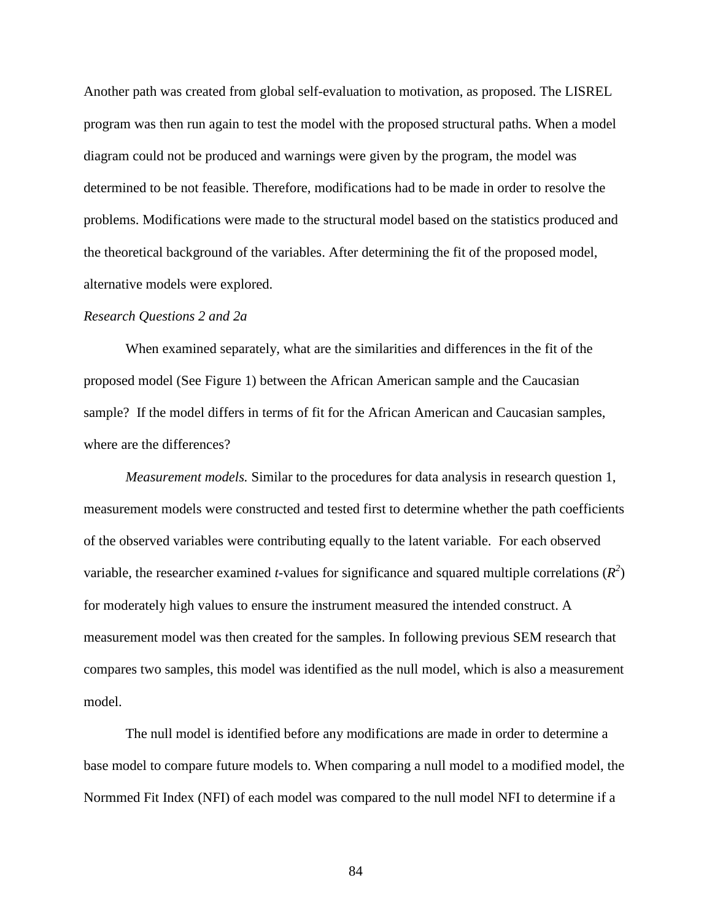Another path was created from global self-evaluation to motivation, as proposed. The LISREL program was then run again to test the model with the proposed structural paths. When a model diagram could not be produced and warnings were given by the program, the model was determined to be not feasible. Therefore, modifications had to be made in order to resolve the problems. Modifications were made to the structural model based on the statistics produced and the theoretical background of the variables. After determining the fit of the proposed model, alternative models were explored.

*Research Questions 2 and 2a*

When examined separately, what are the similarities and differences in the fit of the proposed model (See Figure 1) between the African American sample and the Caucasian sample? If the model differs in terms of fit for the African American and Caucasian samples, where are the differences?

*Measurement models.* Similar to the procedures for data analysis in research question 1, measurement models were constructed and tested first to determine whether the path coefficients of the observed variables were contributing equally to the latent variable. For each observed variable, the researcher examined *t*-values for significance and squared multiple correlations ($R^2$) for moderately high values to ensure the instrument measured the intended construct. A measurement model was then created for the samples. In following previous SEM research that compares two samples, this model was identified as the null model, which is also a measurement model.

The null model is identified before any modifications are made in order to determine a base model to compare future models to. When comparing a null model to a modified model, the Normmed Fit Index (NFI) of each model was compared to the null model NFI to determine if a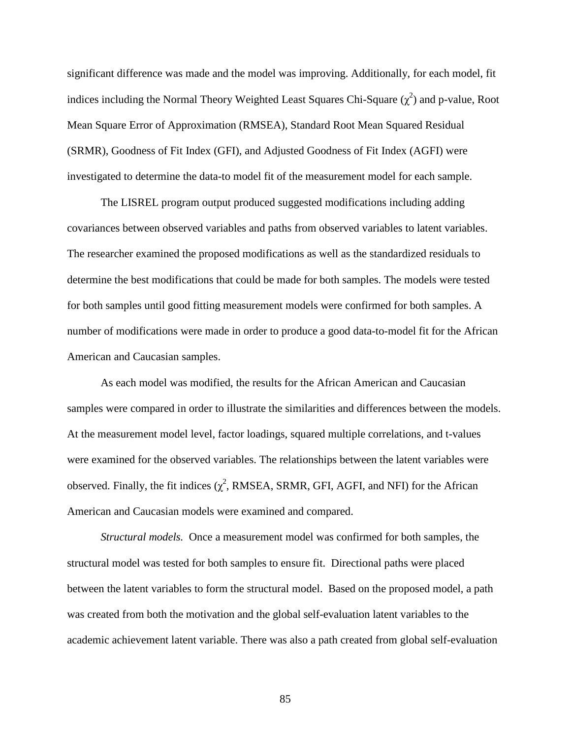significant difference was made and the model was improving. Additionally, for each model, fit indices including the Normal Theory Weighted Least Squares Chi-Square ($\chi^2$) and p-value, Root Mean Square Error of Approximation (RMSEA), Standard Root Mean Squared Residual (SRMR), Goodness of Fit Index (GFI), and Adjusted Goodness of Fit Index (AGFI) were investigated to determine the data-to model fit of the measurement model for each sample.

The LISREL program output produced suggested modifications including adding covariances between observed variables and paths from observed variables to latent variables. The researcher examined the proposed modifications as well as the standardized residuals to determine the best modifications that could be made for both samples. The models were tested for both samples until good fitting measurement models were confirmed for both samples. A number of modifications were made in order to produce a good data-to-model fit for the African American and Caucasian samples.

As each model was modified, the results for the African American and Caucasian samples were compared in order to illustrate the similarities and differences between the models. At the measurement model level, factor loadings, squared multiple correlations, and t-values were examined for the observed variables. The relationships between the latent variables were observed. Finally, the fit indices ($\chi^2$, RMSEA, SRMR, GFI, AGFI, and NFI) for the African American and Caucasian models were examined and compared.

*Structural models.* Once a measurement model was confirmed for both samples, the structural model was tested for both samples to ensure fit. Directional paths were placed between the latent variables to form the structural model. Based on the proposed model, a path was created from both the motivation and the global self-evaluation latent variables to the academic achievement latent variable. There was also a path created from global self-evaluation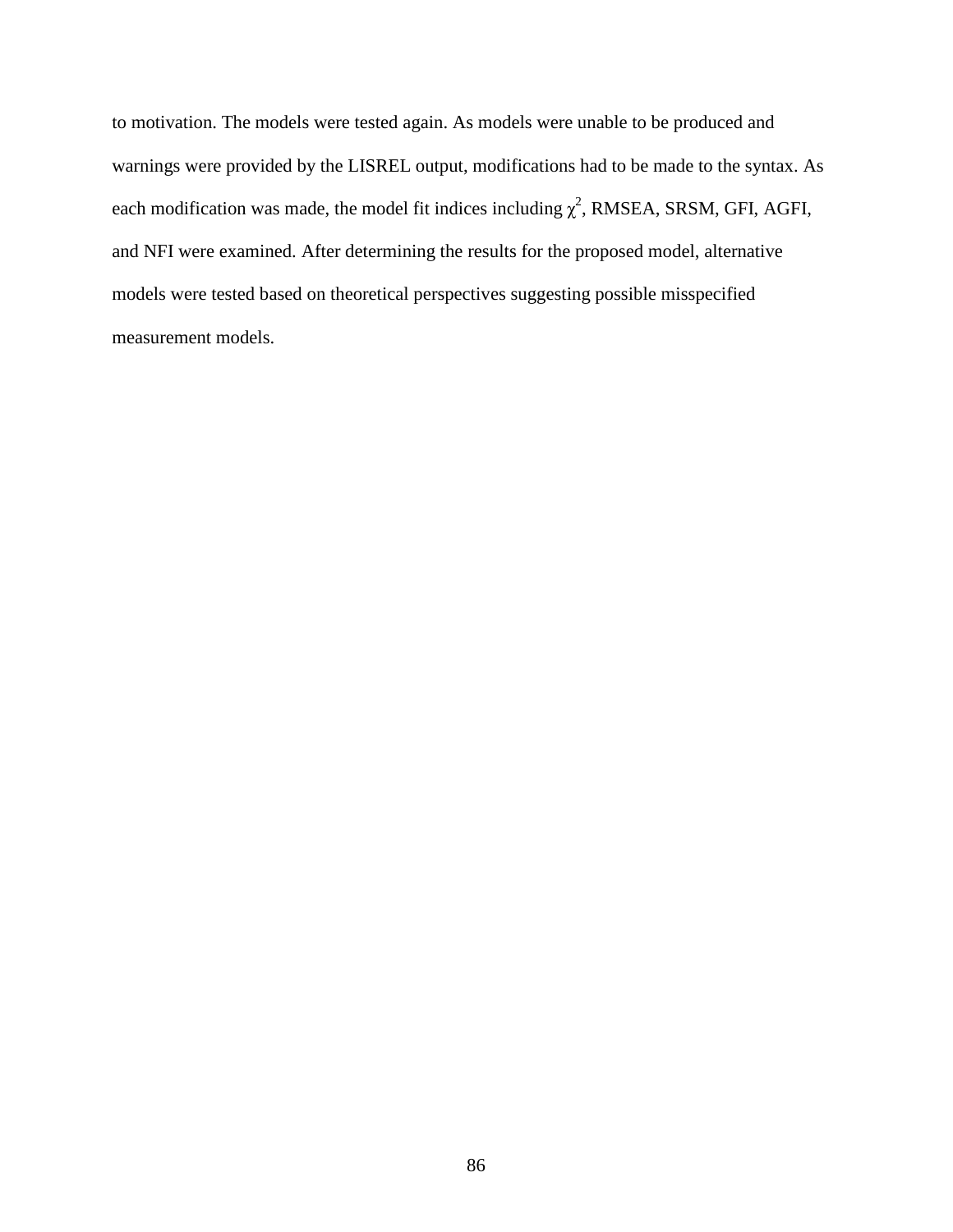to motivation. The models were tested again. As models were unable to be produced and warnings were provided by the LISREL output, modifications had to be made to the syntax. As each modification was made, the model fit indices including $\chi^2$, RMSEA, SRSM, GFI, AGFI, and NFI were examined. After determining the results for the proposed model, alternative models were tested based on theoretical perspectives suggesting possible misspecified measurement models.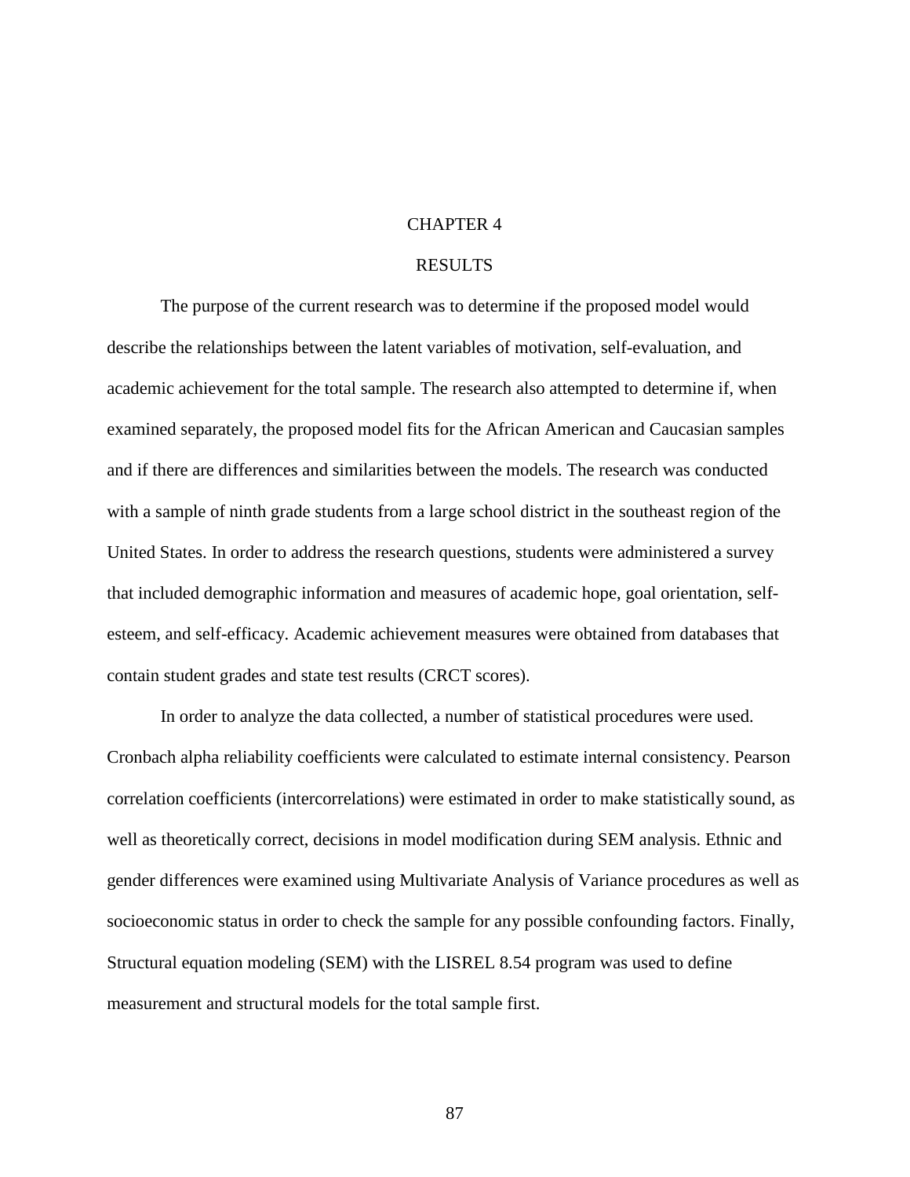# CHAPTER 4

# RESULTS

The purpose of the current research was to determine if the proposed model would describe the relationships between the latent variables of motivation, self-evaluation, and academic achievement for the total sample. The research also attempted to determine if, when examined separately, the proposed model fits for the African American and Caucasian samples and if there are differences and similarities between the models. The research was conducted with a sample of ninth grade students from a large school district in the southeast region of the United States. In order to address the research questions, students were administered a survey that included demographic information and measures of academic hope, goal orientation, self-esteem, and self-efficacy. Academic achievement measures were obtained from databases that contain student grades and state test results (CRCT scores).

In order to analyze the data collected, a number of statistical procedures were used. Cronbach alpha reliability coefficients were calculated to estimate internal consistency. Pearson correlation coefficients (intercorrelations) were estimated in order to make statistically sound, as well as theoretically correct, decisions in model modification during SEM analysis. Ethnic and gender differences were examined using Multivariate Analysis of Variance procedures as well as socioeconomic status in order to check the sample for any possible confounding factors. Finally, Structural equation modeling (SEM) with the LISREL 8.54 program was used to define measurement and structural models for the total sample first.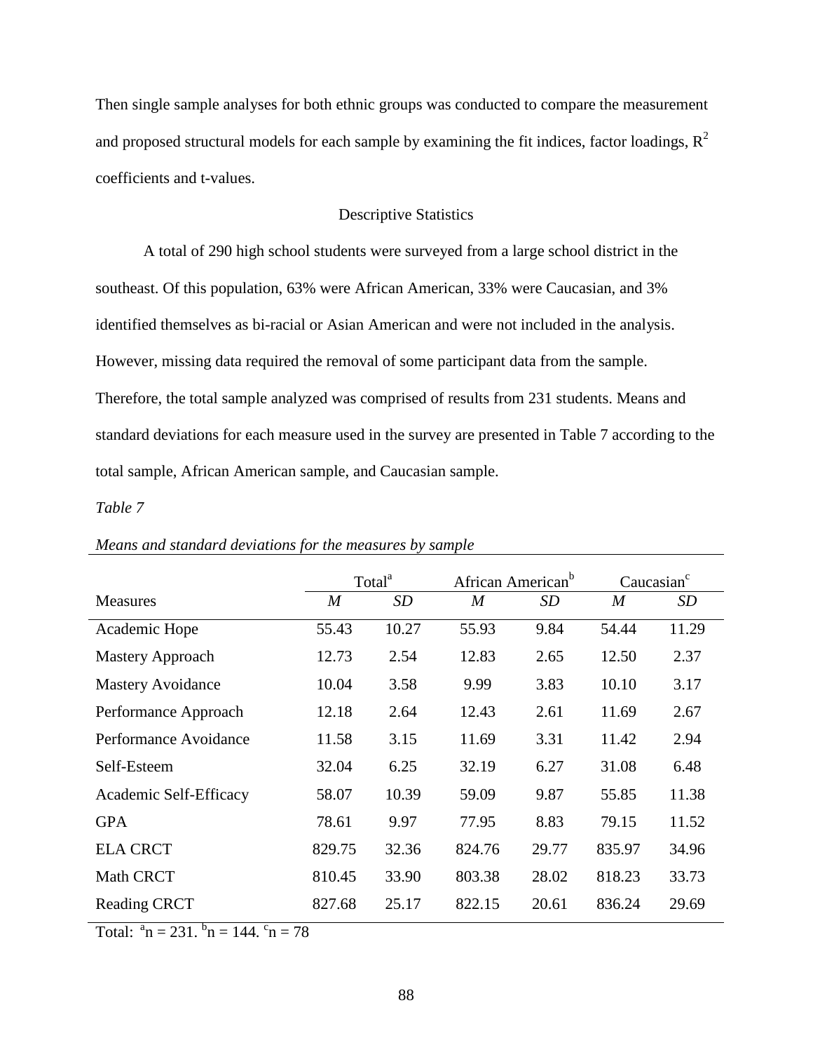Then single sample analyses for both ethnic groups was conducted to compare the measurement and proposed structural models for each sample by examining the fit indices, factor loadings, $R^2$ coefficients and t-values.

## Descriptive Statistics

A total of 290 high school students were surveyed from a large school district in the southeast. Of this population, 63% were African American, 33% were Caucasian, and 3% identified themselves as bi-racial or Asian American and were not included in the analysis. However, missing data required the removal of some participant data from the sample. Therefore, the total sample analyzed was comprised of results from 231 students. Means and standard deviations for each measure used in the survey are presented in Table 7 according to the total sample, African American sample, and Caucasian sample.

*Table 7*

*Means and standard deviations for the measures by sample*

| | Total[a] | | African American[b] | | Caucasian[c] | |
|---|---|---|---|---|---|---|
| Measures | *M* | *SD* | *M* | *SD* | *M* | *SD* |
| Academic Hope | 55.43 | 10.27 | 55.93 | 9.84 | 54.44 | 11.29 |
| Mastery Approach | 12.73 | 2.54 | 12.83 | 2.65 | 12.50 | 2.37 |
| Mastery Avoidance | 10.04 | 3.58 | 9.99 | 3.83 | 10.10 | 3.17 |
| Performance Approach | 12.18 | 2.64 | 12.43 | 2.61 | 11.69 | 2.67 |
| Performance Avoidance | 11.58 | 3.15 | 11.69 | 3.31 | 11.42 | 2.94 |
| Self-Esteem | 32.04 | 6.25 | 32.19 | 6.27 | 31.08 | 6.48 |
| Academic Self-Efficacy | 58.07 | 10.39 | 59.09 | 9.87 | 55.85 | 11.38 |
| GPA | 78.61 | 9.97 | 77.95 | 8.83 | 79.15 | 11.52 |
| ELA CRCT | 829.75 | 32.36 | 824.76 | 29.77 | 835.97 | 34.96 |
| Math CRCT | 810.45 | 33.90 | 803.38 | 28.02 | 818.23 | 33.73 |
| Reading CRCT | 827.68 | 25.17 | 822.15 | 20.61 | 836.24 | 29.69 |

Total: [a]n = 231. [b]n = 144. [c]n = 78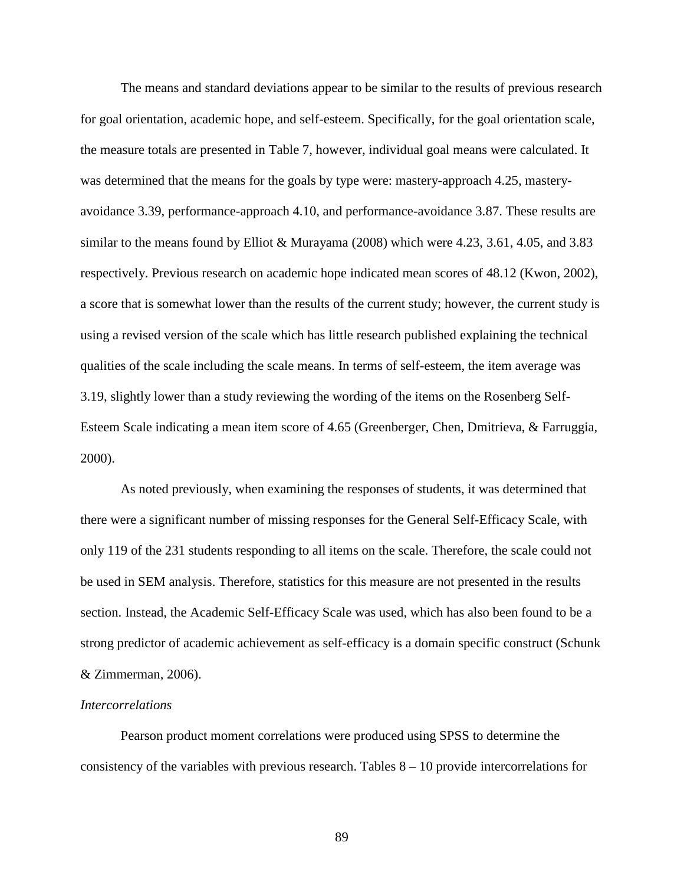The means and standard deviations appear to be similar to the results of previous research for goal orientation, academic hope, and self-esteem. Specifically, for the goal orientation scale, the measure totals are presented in Table 7, however, individual goal means were calculated. It was determined that the means for the goals by type were: mastery-approach 4.25, mastery-avoidance 3.39, performance-approach 4.10, and performance-avoidance 3.87. These results are similar to the means found by Elliot & Murayama (2008) which were 4.23, 3.61, 4.05, and 3.83 respectively. Previous research on academic hope indicated mean scores of 48.12 (Kwon, 2002), a score that is somewhat lower than the results of the current study; however, the current study is using a revised version of the scale which has little research published explaining the technical qualities of the scale including the scale means. In terms of self-esteem, the item average was 3.19, slightly lower than a study reviewing the wording of the items on the Rosenberg Self-Esteem Scale indicating a mean item score of 4.65 (Greenberger, Chen, Dmitrieva, & Farruggia, 2000).

As noted previously, when examining the responses of students, it was determined that there were a significant number of missing responses for the General Self-Efficacy Scale, with only 119 of the 231 students responding to all items on the scale. Therefore, the scale could not be used in SEM analysis. Therefore, statistics for this measure are not presented in the results section. Instead, the Academic Self-Efficacy Scale was used, which has also been found to be a strong predictor of academic achievement as self-efficacy is a domain specific construct (Schunk & Zimmerman, 2006).

*Intercorrelations*

Pearson product moment correlations were produced using SPSS to determine the consistency of the variables with previous research. Tables 8 – 10 provide intercorrelations for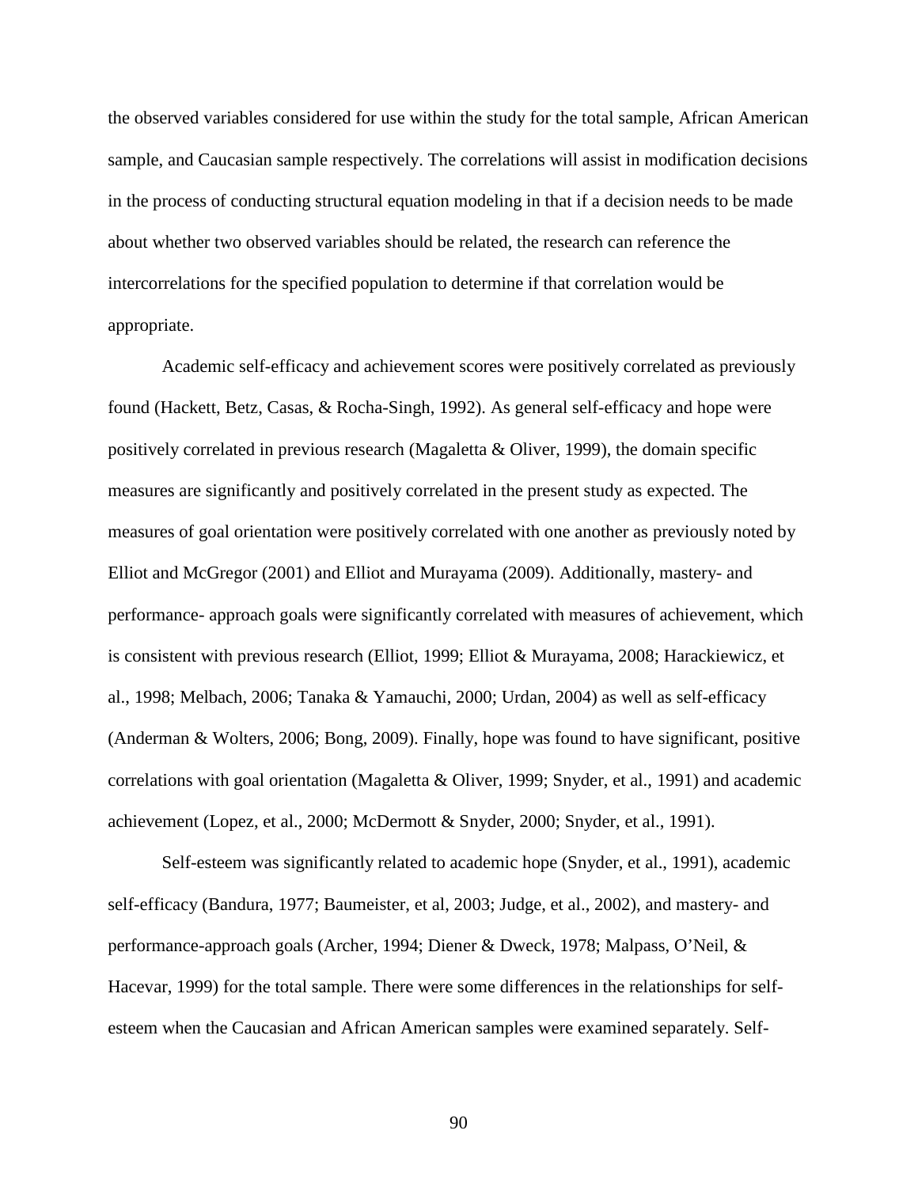the observed variables considered for use within the study for the total sample, African American sample, and Caucasian sample respectively. The correlations will assist in modification decisions in the process of conducting structural equation modeling in that if a decision needs to be made about whether two observed variables should be related, the research can reference the intercorrelations for the specified population to determine if that correlation would be appropriate.

Academic self-efficacy and achievement scores were positively correlated as previously found (Hackett, Betz, Casas, & Rocha-Singh, 1992). As general self-efficacy and hope were positively correlated in previous research (Magaletta & Oliver, 1999), the domain specific measures are significantly and positively correlated in the present study as expected. The measures of goal orientation were positively correlated with one another as previously noted by Elliot and McGregor (2001) and Elliot and Murayama (2009). Additionally, mastery- and performance- approach goals were significantly correlated with measures of achievement, which is consistent with previous research (Elliot, 1999; Elliot & Murayama, 2008; Harackiewicz, et al., 1998; Melbach, 2006; Tanaka & Yamauchi, 2000; Urdan, 2004) as well as self-efficacy (Anderman & Wolters, 2006; Bong, 2009). Finally, hope was found to have significant, positive correlations with goal orientation (Magaletta & Oliver, 1999; Snyder, et al., 1991) and academic achievement (Lopez, et al., 2000; McDermott & Snyder, 2000; Snyder, et al., 1991).

Self-esteem was significantly related to academic hope (Snyder, et al., 1991), academic self-efficacy (Bandura, 1977; Baumeister, et al, 2003; Judge, et al., 2002), and mastery- and performance-approach goals (Archer, 1994; Diener & Dweck, 1978; Malpass, O'Neil, & Hacevar, 1999) for the total sample. There were some differences in the relationships for self-esteem when the Caucasian and African American samples were examined separately. Self-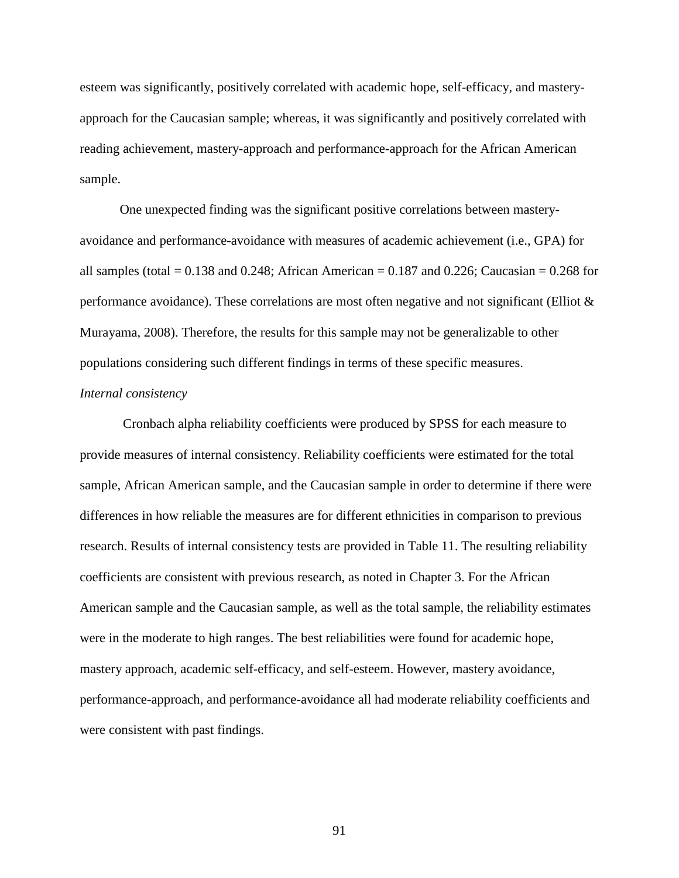esteem was significantly, positively correlated with academic hope, self-efficacy, and mastery-approach for the Caucasian sample; whereas, it was significantly and positively correlated with reading achievement, mastery-approach and performance-approach for the African American sample.

One unexpected finding was the significant positive correlations between mastery-avoidance and performance-avoidance with measures of academic achievement (i.e., GPA) for all samples (total = 0.138 and 0.248; African American = 0.187 and 0.226; Caucasian = 0.268 for performance avoidance). These correlations are most often negative and not significant (Elliot & Murayama, 2008). Therefore, the results for this sample may not be generalizable to other populations considering such different findings in terms of these specific measures.

*Internal consistency*

Cronbach alpha reliability coefficients were produced by SPSS for each measure to provide measures of internal consistency. Reliability coefficients were estimated for the total sample, African American sample, and the Caucasian sample in order to determine if there were differences in how reliable the measures are for different ethnicities in comparison to previous research. Results of internal consistency tests are provided in Table 11. The resulting reliability coefficients are consistent with previous research, as noted in Chapter 3. For the African American sample and the Caucasian sample, as well as the total sample, the reliability estimates were in the moderate to high ranges. The best reliabilities were found for academic hope, mastery approach, academic self-efficacy, and self-esteem. However, mastery avoidance, performance-approach, and performance-avoidance all had moderate reliability coefficients and were consistent with past findings.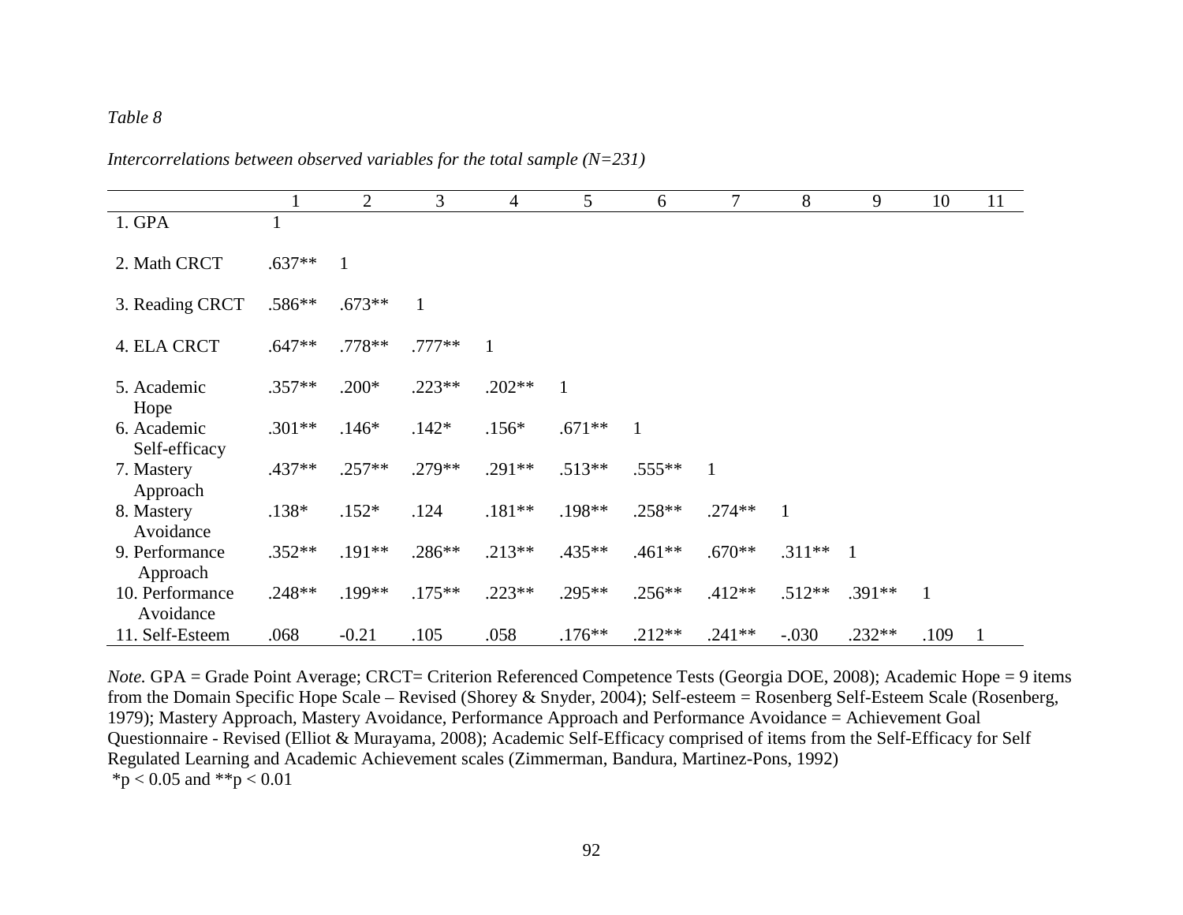*Table 8*

*Intercorrelations between observed variables for the total sample (N=231)*

| | 1 | 2 | 3 | 4 | 5 | 6 | 7 | 8 | 9 | 10 | 11 |
|---|---|---|---|---|---|---|---|---|---|---|---|
| 1. GPA | 1 | | | | | | | | | | |
| 2. Math CRCT | .637** | 1 | | | | | | | | | |
| 3. Reading CRCT | .586** | .673** | 1 | | | | | | | | |
| 4. ELA CRCT | .647** | .778** | .777** | 1 | | | | | | | |
| 5. Academic Hope | .357** | .200* | .223** | .202** | 1 | | | | | | |
| 6. Academic Self-efficacy | .301** | .146* | .142* | .156* | .671** | 1 | | | | | |
| 7. Mastery Approach | .437** | .257** | .279** | .291** | .513** | .555** | 1 | | | | |
| 8. Mastery Avoidance | .138* | .152* | .124 | .181** | .198** | .258** | .274** | 1 | | | |
| 9. Performance Approach | .352** | .191** | .286** | .213** | .435** | .461** | .670** | .311** | 1 | | |
| 10. Performance Avoidance | .248** | .199** | .175** | .223** | .295** | .256** | .412** | .512** | .391** | 1 | |
| 11. Self-Esteem | .068 | -0.21 | .105 | .058 | .176** | .212** | .241** | -.030 | .232** | .109 | 1 |

*Note.* GPA = Grade Point Average; CRCT= Criterion Referenced Competence Tests (Georgia DOE, 2008); Academic Hope = 9 items from the Domain Specific Hope Scale – Revised (Shorey & Snyder, 2004); Self-esteem = Rosenberg Self-Esteem Scale (Rosenberg, 1979); Mastery Approach, Mastery Avoidance, Performance Approach and Performance Avoidance = Achievement Goal Questionnaire - Revised (Elliot & Murayama, 2008); Academic Self-Efficacy comprised of items from the Self-Efficacy for Self Regulated Learning and Academic Achievement scales (Zimmerman, Bandura, Martinez-Pons, 1992)
*$p < 0.05$ and **$p < 0.01$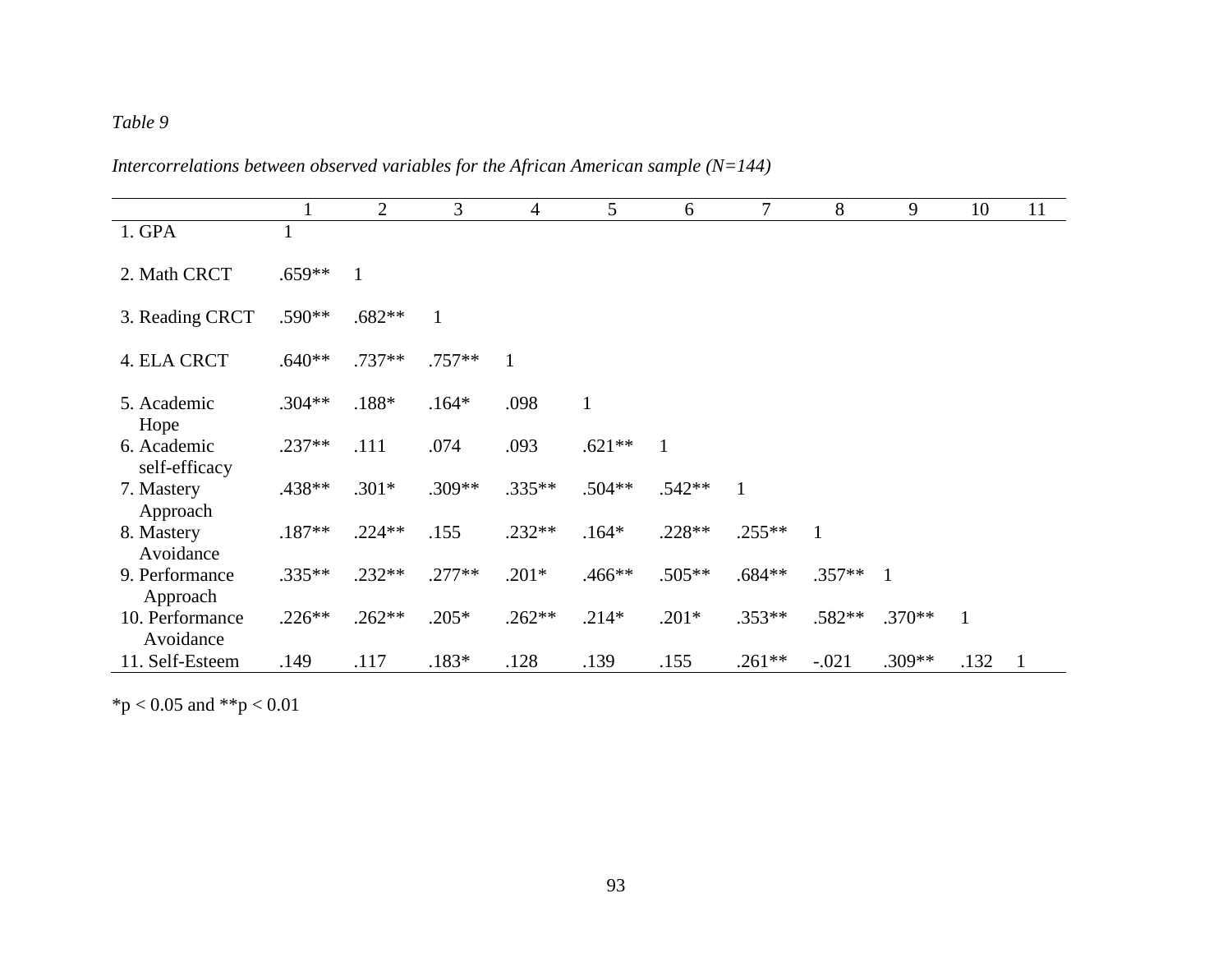*Table 9*

*Intercorrelations between observed variables for the African American sample (N=144)*

| | 1 | 2 | 3 | 4 | 5 | 6 | 7 | 8 | 9 | 10 | 11 |
|---|---|---|---|---|---|---|---|---|---|---|---|
| 1. GPA | 1 | | | | | | | | | | |
| 2. Math CRCT | .659** | 1 | | | | | | | | | |
| 3. Reading CRCT | .590** | .682** | 1 | | | | | | | | |
| 4. ELA CRCT | .640** | .737** | .757** | 1 | | | | | | | |
| 5. Academic Hope | .304** | .188* | .164* | .098 | 1 | | | | | | |
| 6. Academic self-efficacy | .237** | .111 | .074 | .093 | .621** | 1 | | | | | |
| 7. Mastery Approach | .438** | .301* | .309** | .335** | .504** | .542** | 1 | | | | |
| 8. Mastery Avoidance | .187** | .224** | .155 | .232** | .164* | .228** | .255** | 1 | | | |
| 9. Performance Approach | .335** | .232** | .277** | .201* | .466** | .505** | .684** | .357** | 1 | | |
| 10. Performance Avoidance | .226** | .262** | .205* | .262** | .214* | .201* | .353** | .582** | .370** | 1 | |
| 11. Self-Esteem | .149 | .117 | .183* | .128 | .139 | .155 | .261** | -.021 | .309** | .132 | 1 |

*p < 0.05 and **p < 0.01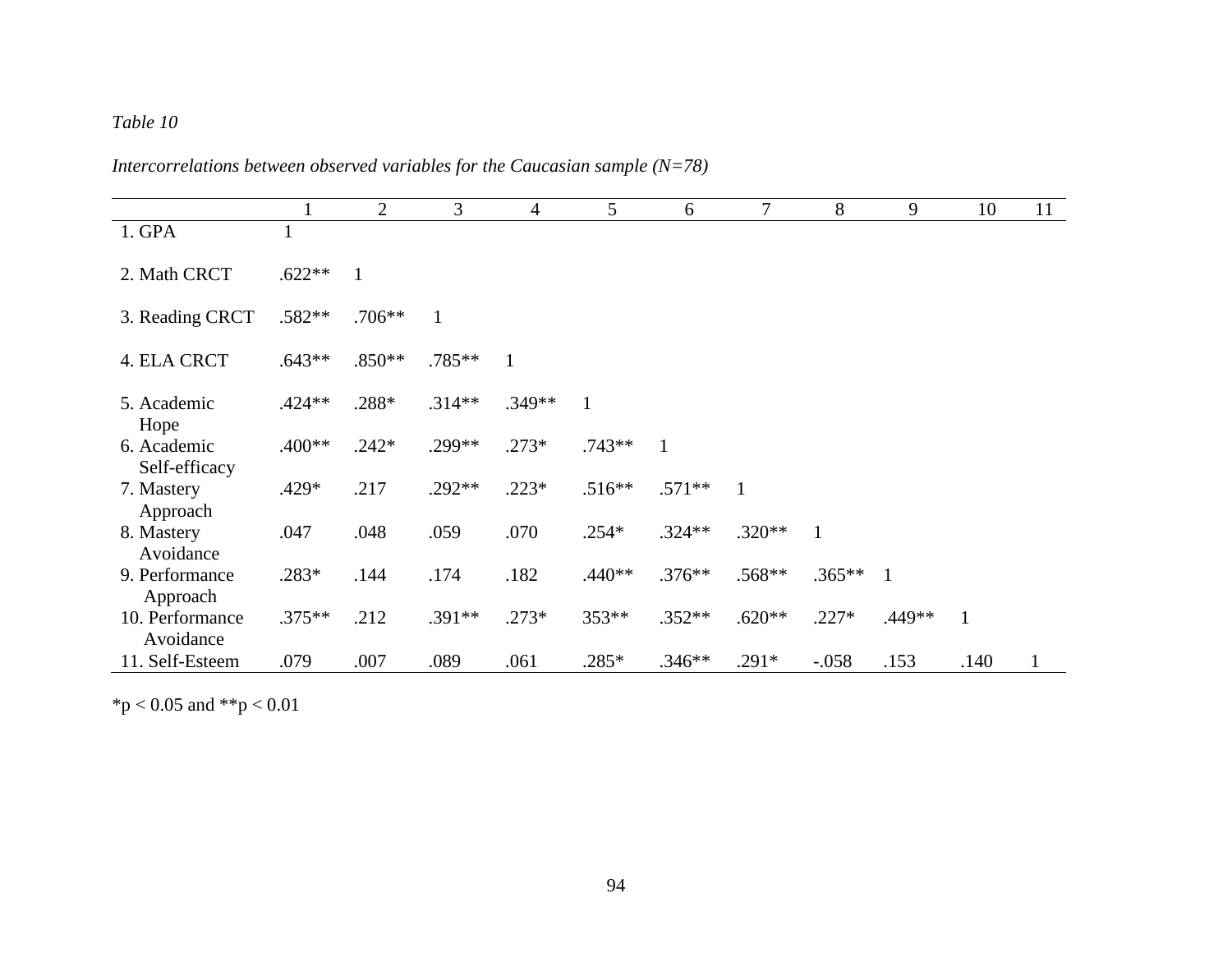*Table 10*

*Intercorrelations between observed variables for the Caucasian sample (N=78)*

| | 1 | 2 | 3 | 4 | 5 | 6 | 7 | 8 | 9 | 10 | 11 |
|---|---|---|---|---|---|---|---|---|---|---|---|
| 1. GPA | 1 | | | | | | | | | | |
| 2. Math CRCT | .622** | 1 | | | | | | | | | |
| 3. Reading CRCT | .582** | .706** | 1 | | | | | | | | |
| 4. ELA CRCT | .643** | .850** | .785** | 1 | | | | | | | |
| 5. Academic Hope | .424** | .288* | .314** | .349** | 1 | | | | | | |
| 6. Academic Self-efficacy | .400** | .242* | .299** | .273* | .743** | 1 | | | | | |
| 7. Mastery Approach | .429* | .217 | .292** | .223* | .516** | .571** | 1 | | | | |
| 8. Mastery Avoidance | .047 | .048 | .059 | .070 | .254* | .324** | .320** | 1 | | | |
| 9. Performance Approach | .283* | .144 | .174 | .182 | .440** | .376** | .568** | .365** | 1 | | |
| 10. Performance Avoidance | .375** | .212 | .391** | .273* | 353** | .352** | .620** | .227* | .449** | 1 | |
| 11. Self-Esteem | .079 | .007 | .089 | .061 | .285* | .346** | .291* | -.058 | .153 | .140 | 1 |

*p < 0.05 and **p < 0.01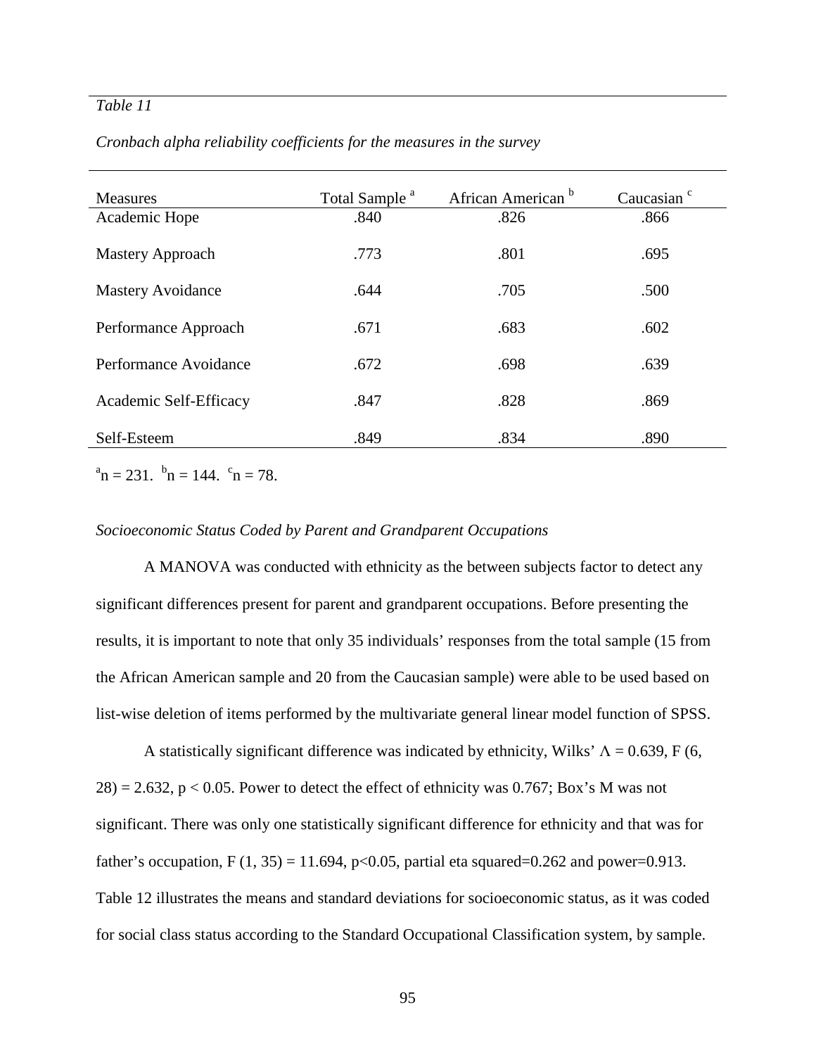*Table 11*

*Cronbach alpha reliability coefficients for the measures in the survey*

| Measures | Total Sample [a] | African American [b] | Caucasian [c] |
|---|---|---|---|
| Academic Hope | .840 | .826 | .866 |
| Mastery Approach | .773 | .801 | .695 |
| Mastery Avoidance | .644 | .705 | .500 |
| Performance Approach | .671 | .683 | .602 |
| Performance Avoidance | .672 | .698 | .639 |
| Academic Self-Efficacy | .847 | .828 | .869 |
| Self-Esteem | .849 | .834 | .890 |

[a]n = 231. [b]n = 144. [c]n = 78.

*Socioeconomic Status Coded by Parent and Grandparent Occupations*

A MANOVA was conducted with ethnicity as the between subjects factor to detect any significant differences present for parent and grandparent occupations. Before presenting the results, it is important to note that only 35 individuals' responses from the total sample (15 from the African American sample and 20 from the Caucasian sample) were able to be used based on list-wise deletion of items performed by the multivariate general linear model function of SPSS.

A statistically significant difference was indicated by ethnicity, Wilks' $\Lambda = 0.639$, $F(6, 28) = 2.632$, $p < 0.05$. Power to detect the effect of ethnicity was 0.767; Box's M was not significant. There was only one statistically significant difference for ethnicity and that was for father's occupation, $F(1, 35) = 11.694$, $p<0.05$, partial eta squared=0.262 and power=0.913. Table 12 illustrates the means and standard deviations for socioeconomic status, as it was coded for social class status according to the Standard Occupational Classification system, by sample.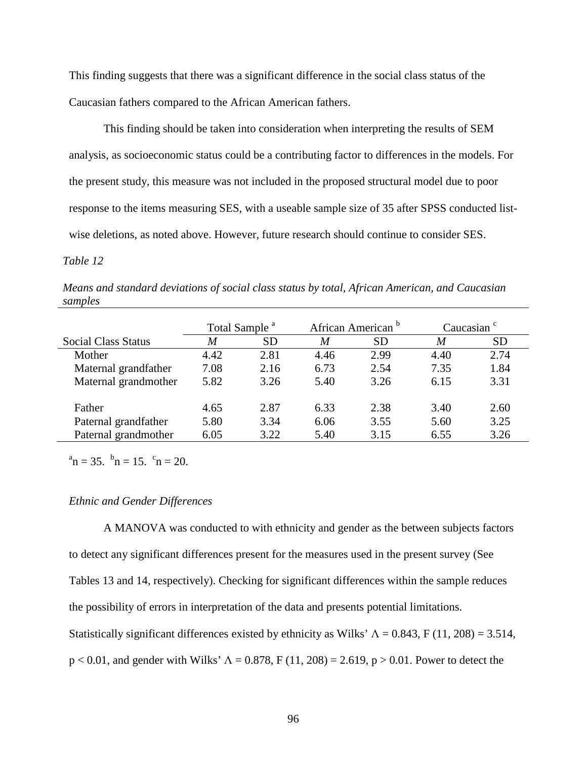This finding suggests that there was a significant difference in the social class status of the Caucasian fathers compared to the African American fathers.

This finding should be taken into consideration when interpreting the results of SEM analysis, as socioeconomic status could be a contributing factor to differences in the models. For the present study, this measure was not included in the proposed structural model due to poor response to the items measuring SES, with a useable sample size of 35 after SPSS conducted list-wise deletions, as noted above. However, future research should continue to consider SES.

*Table 12*

*Means and standard deviations of social class status by total, African American, and Caucasian samples*

| | Total Sample [a] | | African American [b] | | Caucasian [c] | |
|---|---|---|---|---|---|---|
| Social Class Status | *M* | SD | *M* | SD | *M* | SD |
| Mother | 4.42 | 2.81 | 4.46 | 2.99 | 4.40 | 2.74 |
| Maternal grandfather | 7.08 | 2.16 | 6.73 | 2.54 | 7.35 | 1.84 |
| Maternal grandmother | 5.82 | 3.26 | 5.40 | 3.26 | 6.15 | 3.31 |
| Father | 4.65 | 2.87 | 6.33 | 2.38 | 3.40 | 2.60 |
| Paternal grandfather | 5.80 | 3.34 | 6.06 | 3.55 | 5.60 | 3.25 |
| Paternal grandmother | 6.05 | 3.22 | 5.40 | 3.15 | 6.55 | 3.26 |

[a]n = 35. [b]n = 15. [c]n = 20.

*Ethnic and Gender Differences*

A MANOVA was conducted to with ethnicity and gender as the between subjects factors to detect any significant differences present for the measures used in the present survey (See Tables 13 and 14, respectively). Checking for significant differences within the sample reduces the possibility of errors in interpretation of the data and presents potential limitations. Statistically significant differences existed by ethnicity as Wilks' $\Lambda = 0.843$, $F(11, 208) = 3.514$, $p < 0.01$, and gender with Wilks' $\Lambda = 0.878$, $F(11, 208) = 2.619$, $p > 0.01$. Power to detect the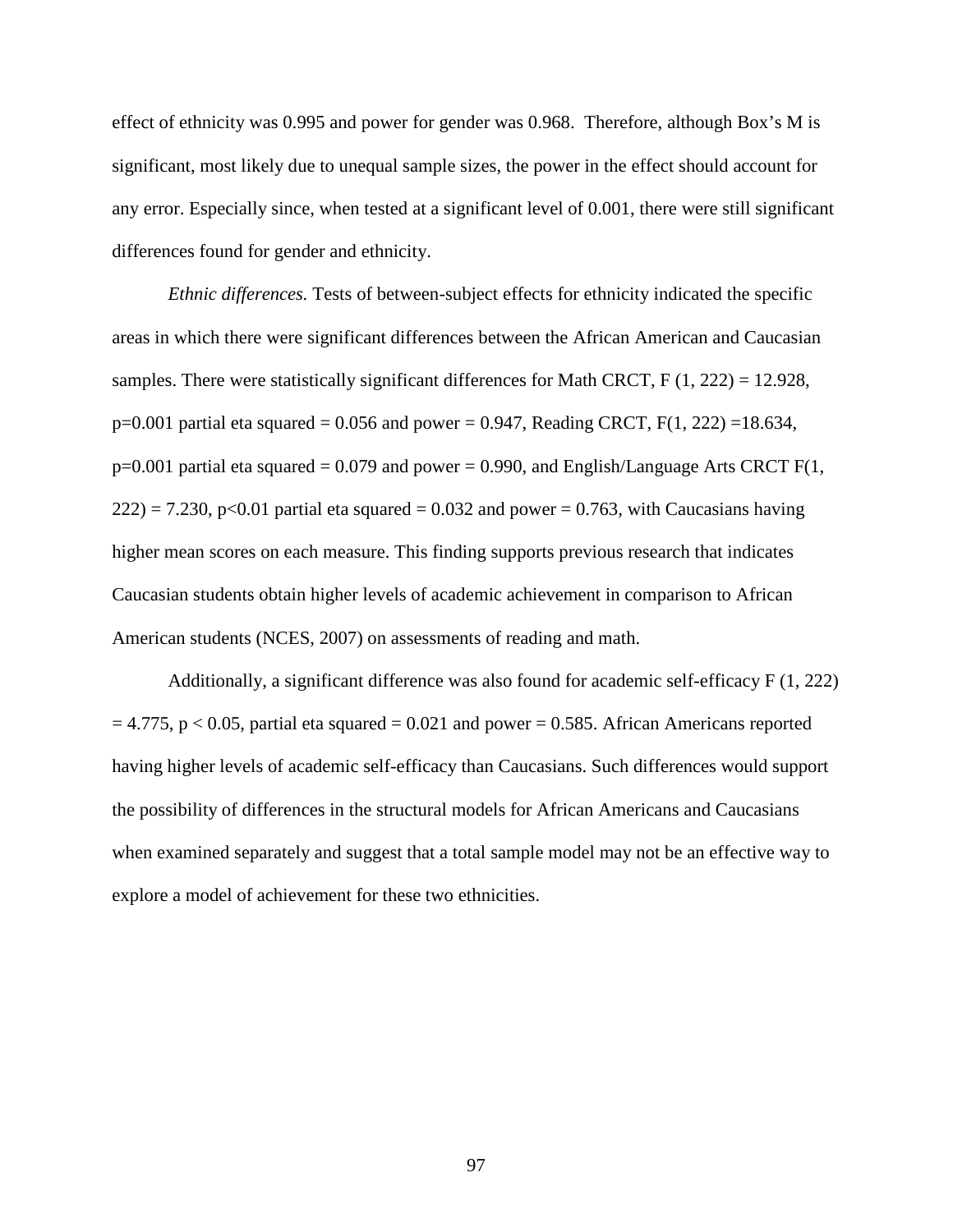effect of ethnicity was 0.995 and power for gender was 0.968. Therefore, although Box's M is significant, most likely due to unequal sample sizes, the power in the effect should account for any error. Especially since, when tested at a significant level of 0.001, there were still significant differences found for gender and ethnicity.

*Ethnic differences.* Tests of between-subject effects for ethnicity indicated the specific areas in which there were significant differences between the African American and Caucasian samples. There were statistically significant differences for Math CRCT, $F(1, 222) = 12.928$, $p=0.001$ partial eta squared = 0.056 and power = 0.947, Reading CRCT, $F(1, 222) = 18.634$, $p=0.001$ partial eta squared = 0.079 and power = 0.990, and English/Language Arts CRCT $F(1, 222) = 7.230$, $p<0.01$ partial eta squared = 0.032 and power = 0.763, with Caucasians having higher mean scores on each measure. This finding supports previous research that indicates Caucasian students obtain higher levels of academic achievement in comparison to African American students (NCES, 2007) on assessments of reading and math.

Additionally, a significant difference was also found for academic self-efficacy $F(1, 222) = 4.775$, $p < 0.05$, partial eta squared = 0.021 and power = 0.585. African Americans reported having higher levels of academic self-efficacy than Caucasians. Such differences would support the possibility of differences in the structural models for African Americans and Caucasians when examined separately and suggest that a total sample model may not be an effective way to explore a model of achievement for these two ethnicities.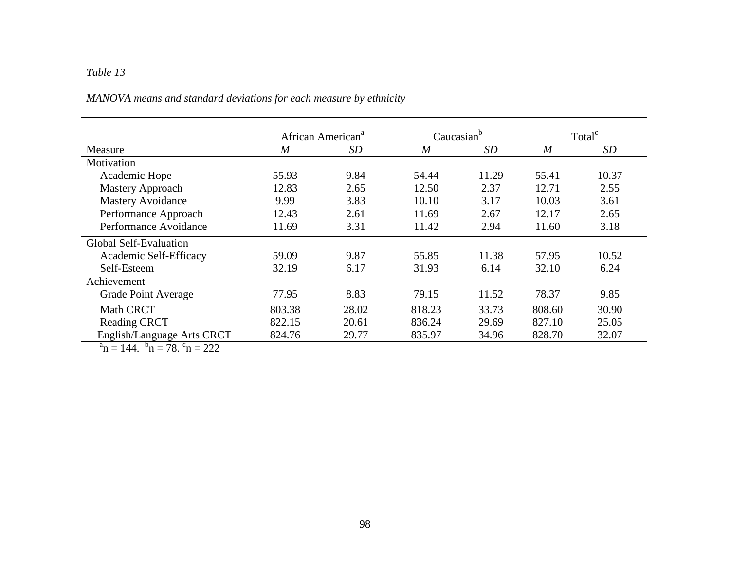*Table 13*

*MANOVA means and standard deviations for each measure by ethnicity*

| | African American[a] | | Caucasian[b] | | Total[c] | |
|---|---|---|---|---|---|---|
| Measure | *M* | *SD* | *M* | *SD* | *M* | *SD* |
| Motivation | | | | | | |
| Academic Hope | 55.93 | 9.84 | 54.44 | 11.29 | 55.41 | 10.37 |
| Mastery Approach | 12.83 | 2.65 | 12.50 | 2.37 | 12.71 | 2.55 |
| Mastery Avoidance | 9.99 | 3.83 | 10.10 | 3.17 | 10.03 | 3.61 |
| Performance Approach | 12.43 | 2.61 | 11.69 | 2.67 | 12.17 | 2.65 |
| Performance Avoidance | 11.69 | 3.31 | 11.42 | 2.94 | 11.60 | 3.18 |
| Global Self-Evaluation | | | | | | |
| Academic Self-Efficacy | 59.09 | 9.87 | 55.85 | 11.38 | 57.95 | 10.52 |
| Self-Esteem | 32.19 | 6.17 | 31.93 | 6.14 | 32.10 | 6.24 |
| Achievement | | | | | | |
| Grade Point Average | 77.95 | 8.83 | 79.15 | 11.52 | 78.37 | 9.85 |
| Math CRCT | 803.38 | 28.02 | 818.23 | 33.73 | 808.60 | 30.90 |
| Reading CRCT | 822.15 | 20.61 | 836.24 | 29.69 | 827.10 | 25.05 |
| English/Language Arts CRCT | 824.76 | 29.77 | 835.97 | 34.96 | 828.70 | 32.07 |

[a]n = 144. [b]n = 78. [c]n = 222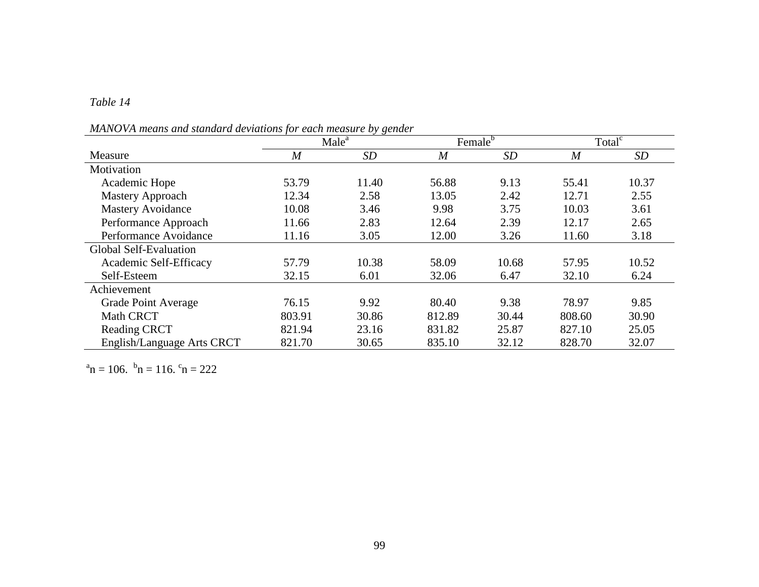*Table 14*

*MANOVA means and standard deviations for each measure by gender*

| | Male[a] | | Female[b] | | Total[c] | |
|---|---|---|---|---|---|---|
| Measure | *M* | *SD* | *M* | *SD* | *M* | *SD* |
| Motivation | | | | | | |
| Academic Hope | 53.79 | 11.40 | 56.88 | 9.13 | 55.41 | 10.37 |
| Mastery Approach | 12.34 | 2.58 | 13.05 | 2.42 | 12.71 | 2.55 |
| Mastery Avoidance | 10.08 | 3.46 | 9.98 | 3.75 | 10.03 | 3.61 |
| Performance Approach | 11.66 | 2.83 | 12.64 | 2.39 | 12.17 | 2.65 |
| Performance Avoidance | 11.16 | 3.05 | 12.00 | 3.26 | 11.60 | 3.18 |
| Global Self-Evaluation | | | | | | |
| Academic Self-Efficacy | 57.79 | 10.38 | 58.09 | 10.68 | 57.95 | 10.52 |
| Self-Esteem | 32.15 | 6.01 | 32.06 | 6.47 | 32.10 | 6.24 |
| Achievement | | | | | | |
| Grade Point Average | 76.15 | 9.92 | 80.40 | 9.38 | 78.97 | 9.85 |
| Math CRCT | 803.91 | 30.86 | 812.89 | 30.44 | 808.60 | 30.90 |
| Reading CRCT | 821.94 | 23.16 | 831.82 | 25.87 | 827.10 | 25.05 |
| English/Language Arts CRCT | 821.70 | 30.65 | 835.10 | 32.12 | 828.70 | 32.07 |

[a]n = 106. [b]n = 116. [c]n = 222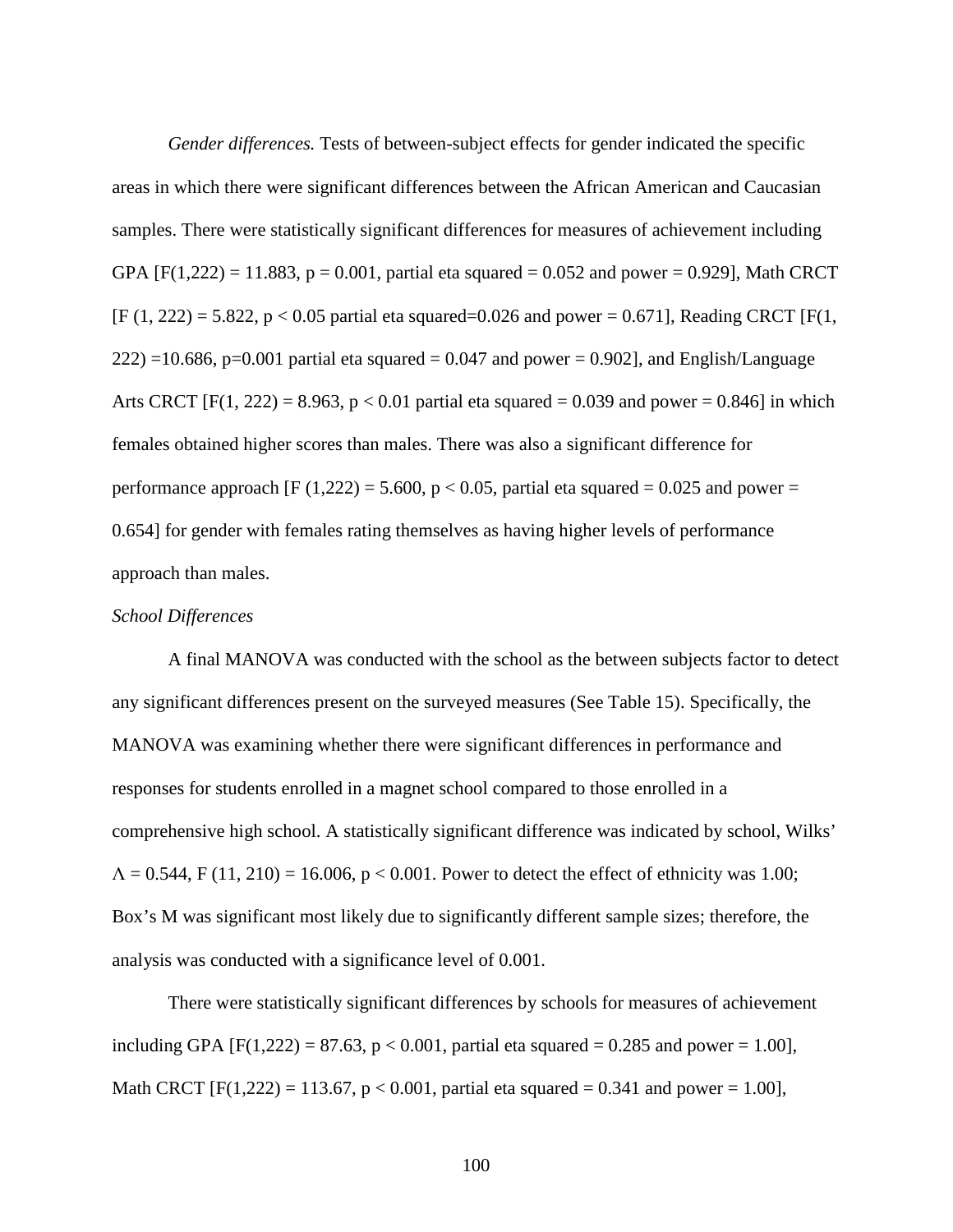*Gender differences.* Tests of between-subject effects for gender indicated the specific areas in which there were significant differences between the African American and Caucasian samples. There were statistically significant differences for measures of achievement including GPA [$F(1,222) = 11.883$, $p = 0.001$, partial eta squared = 0.052 and power = 0.929], Math CRCT [$F(1, 222) = 5.822$, $p < 0.05$ partial eta squared=0.026 and power = 0.671], Reading CRCT [$F(1, 222) = 10.686$, $p=0.001$ partial eta squared = 0.047 and power = 0.902], and English/Language Arts CRCT [$F(1, 222) = 8.963$, $p < 0.01$ partial eta squared = 0.039 and power = 0.846] in which females obtained higher scores than males. There was also a significant difference for performance approach [$F(1,222) = 5.600$, $p < 0.05$, partial eta squared = 0.025 and power = 0.654] for gender with females rating themselves as having higher levels of performance approach than males.

*School Differences*

A final MANOVA was conducted with the school as the between subjects factor to detect any significant differences present on the surveyed measures (See Table 15). Specifically, the MANOVA was examining whether there were significant differences in performance and responses for students enrolled in a magnet school compared to those enrolled in a comprehensive high school. A statistically significant difference was indicated by school, Wilks' $\Lambda = 0.544$, $F(11, 210) = 16.006$, $p < 0.001$. Power to detect the effect of ethnicity was 1.00; Box's M was significant most likely due to significantly different sample sizes; therefore, the analysis was conducted with a significance level of 0.001.

There were statistically significant differences by schools for measures of achievement including GPA [$F(1,222) = 87.63$, $p < 0.001$, partial eta squared = 0.285 and power = 1.00], Math CRCT [$F(1,222) = 113.67$, $p < 0.001$, partial eta squared = 0.341 and power = 1.00],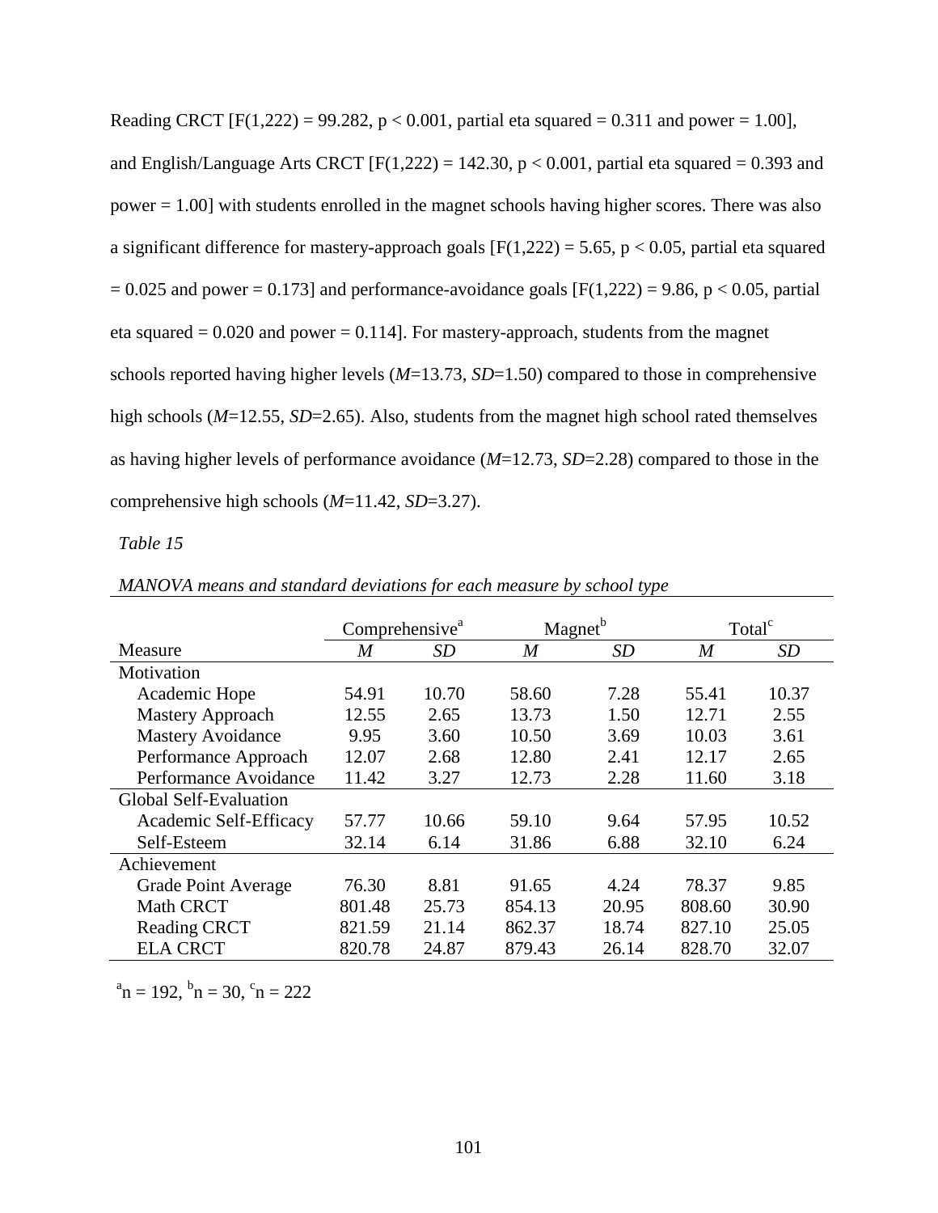Reading CRCT [$F(1,222) = 99.282$, $p < 0.001$, partial eta squared = 0.311 and power = 1.00], and English/Language Arts CRCT [$F(1,222) = 142.30$, $p < 0.001$, partial eta squared = 0.393 and power = 1.00] with students enrolled in the magnet schools having higher scores. There was also a significant difference for mastery-approach goals [$F(1,222) = 5.65$, $p < 0.05$, partial eta squared = 0.025 and power = 0.173] and performance-avoidance goals [$F(1,222) = 9.86$, $p < 0.05$, partial eta squared = 0.020 and power = 0.114]. For mastery-approach, students from the magnet schools reported having higher levels (*M*=13.73, *SD*=1.50) compared to those in comprehensive high schools (*M*=12.55, *SD*=2.65). Also, students from the magnet high school rated themselves as having higher levels of performance avoidance (*M*=12.73, *SD*=2.28) compared to those in the comprehensive high schools (*M*=11.42, *SD*=3.27).

*Table 15*

*MANOVA means and standard deviations for each measure by school type*

| | Comprehensive[a] | | Magnet[b] | | Total[c] | |
|---|---|---|---|---|---|---|
| Measure | *M* | *SD* | *M* | *SD* | *M* | *SD* |
| Motivation | | | | | | |
| Academic Hope | 54.91 | 10.70 | 58.60 | 7.28 | 55.41 | 10.37 |
| Mastery Approach | 12.55 | 2.65 | 13.73 | 1.50 | 12.71 | 2.55 |
| Mastery Avoidance | 9.95 | 3.60 | 10.50 | 3.69 | 10.03 | 3.61 |
| Performance Approach | 12.07 | 2.68 | 12.80 | 2.41 | 12.17 | 2.65 |
| Performance Avoidance | 11.42 | 3.27 | 12.73 | 2.28 | 11.60 | 3.18 |
| Global Self-Evaluation | | | | | | |
| Academic Self-Efficacy | 57.77 | 10.66 | 59.10 | 9.64 | 57.95 | 10.52 |
| Self-Esteem | 32.14 | 6.14 | 31.86 | 6.88 | 32.10 | 6.24 |
| Achievement | | | | | | |
| Grade Point Average | 76.30 | 8.81 | 91.65 | 4.24 | 78.37 | 9.85 |
| Math CRCT | 801.48 | 25.73 | 854.13 | 20.95 | 808.60 | 30.90 |
| Reading CRCT | 821.59 | 21.14 | 862.37 | 18.74 | 827.10 | 25.05 |
| ELA CRCT | 820.78 | 24.87 | 879.43 | 26.14 | 828.70 | 32.07 |

[a]n = 192, [b]n = 30, [c]n = 222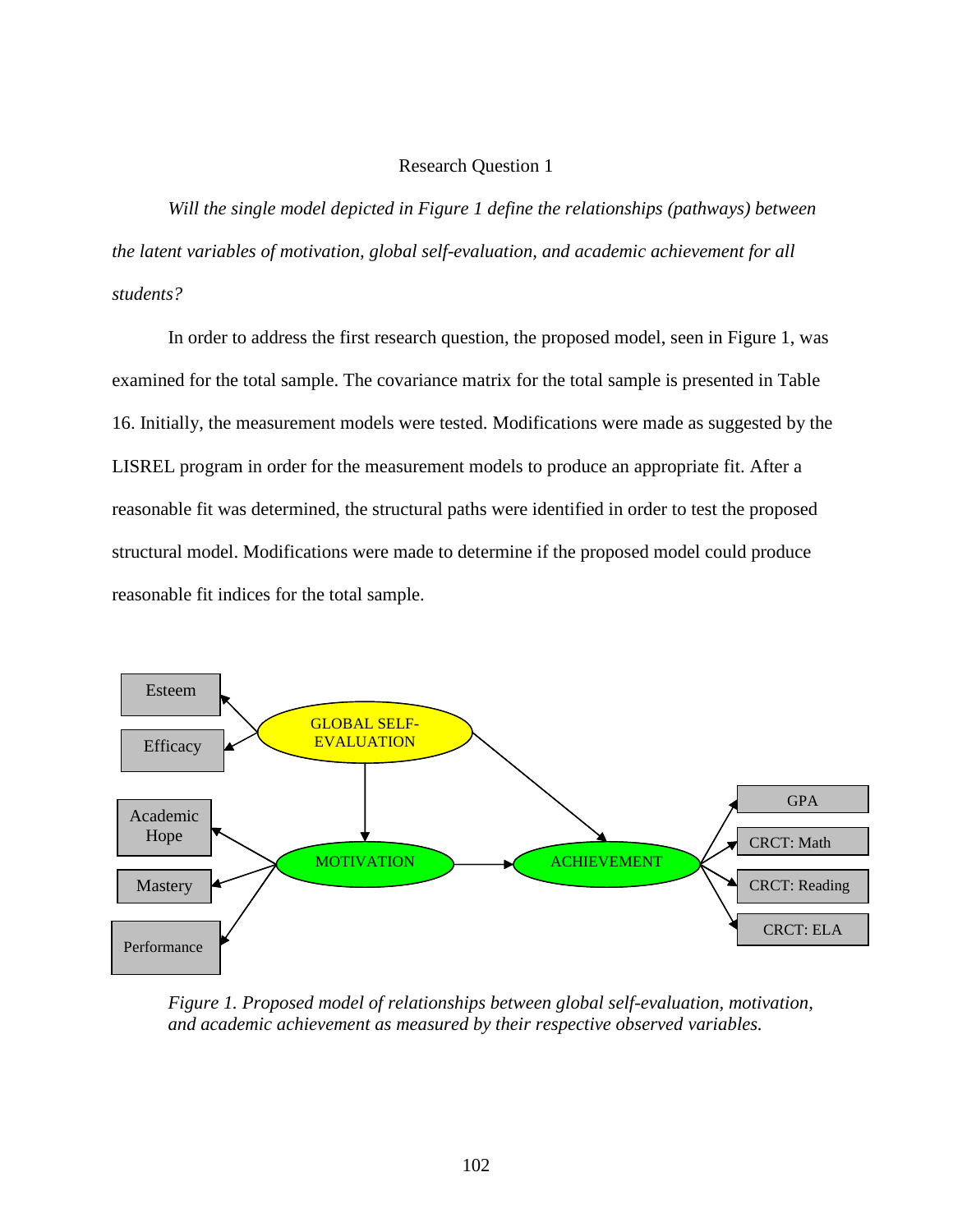## Research Question 1

*Will the single model depicted in Figure 1 define the relationships (pathways) between the latent variables of motivation, global self-evaluation, and academic achievement for all students?*

In order to address the first research question, the proposed model, seen in Figure 1, was examined for the total sample. The covariance matrix for the total sample is presented in Table 16. Initially, the measurement models were tested. Modifications were made as suggested by the LISREL program in order for the measurement models to produce an appropriate fit. After a reasonable fit was determined, the structural paths were identified in order to test the proposed structural model. Modifications were made to determine if the proposed model could produce reasonable fit indices for the total sample.

*Figure 1.* *Proposed model of relationships between global self-evaluation, motivation, and academic achievement as measured by their respective observed variables.*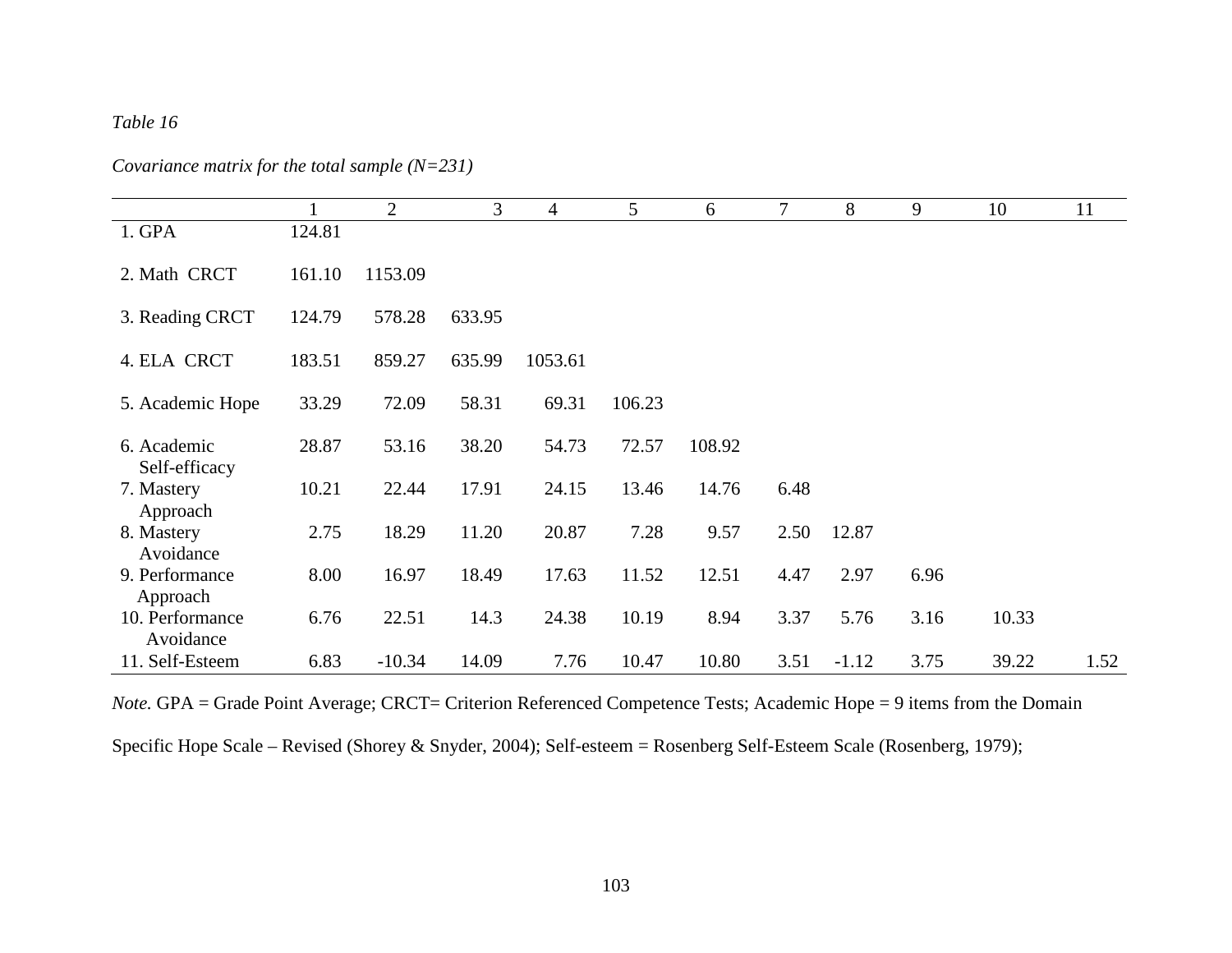*Table 16*

*Covariance matrix for the total sample (N=231)*

| | 1 | 2 | 3 | 4 | 5 | 6 | 7 | 8 | 9 | 10 | 11 |
|---|---|---|---|---|---|---|---|---|---|---|---|
| 1. GPA | 124.81 | | | | | | | | | | |
| 2. Math CRCT | 161.10 | 1153.09 | | | | | | | | | |
| 3. Reading CRCT | 124.79 | 578.28 | 633.95 | | | | | | | | |
| 4. ELA CRCT | 183.51 | 859.27 | 635.99 | 1053.61 | | | | | | | |
| 5. Academic Hope | 33.29 | 72.09 | 58.31 | 69.31 | 106.23 | | | | | | |
| 6. Academic Self-efficacy | 28.87 | 53.16 | 38.20 | 54.73 | 72.57 | 108.92 | | | | | |
| 7. Mastery Approach | 10.21 | 22.44 | 17.91 | 24.15 | 13.46 | 14.76 | 6.48 | | | | |
| 8. Mastery Avoidance | 2.75 | 18.29 | 11.20 | 20.87 | 7.28 | 9.57 | 2.50 | 12.87 | | | |
| 9. Performance Approach | 8.00 | 16.97 | 18.49 | 17.63 | 11.52 | 12.51 | 4.47 | 2.97 | 6.96 | | |
| 10. Performance Avoidance | 6.76 | 22.51 | 14.3 | 24.38 | 10.19 | 8.94 | 3.37 | 5.76 | 3.16 | 10.33 | |
| 11. Self-Esteem | 6.83 | -10.34 | 14.09 | 7.76 | 10.47 | 10.80 | 3.51 | -1.12 | 3.75 | 39.22 | 1.52 |

*Note.* GPA = Grade Point Average; CRCT= Criterion Referenced Competence Tests; Academic Hope = 9 items from the Domain Specific Hope Scale – Revised (Shorey & Snyder, 2004); Self-esteem = Rosenberg Self-Esteem Scale (Rosenberg, 1979);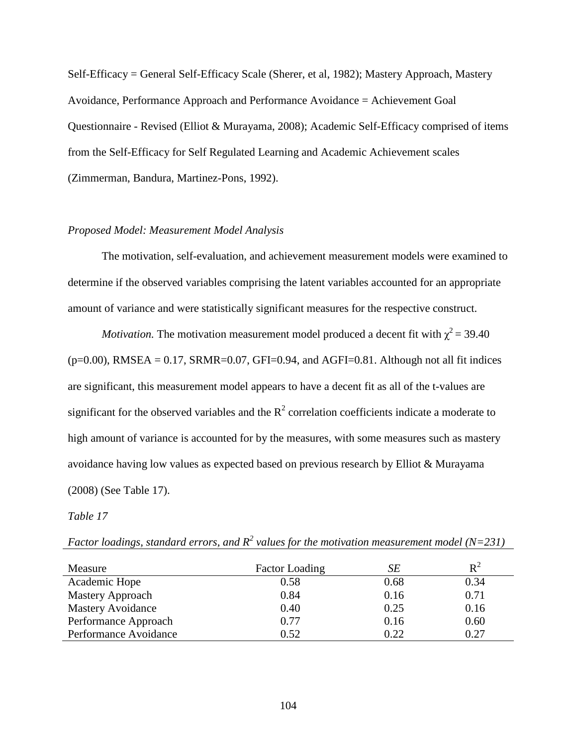Self-Efficacy = General Self-Efficacy Scale (Sherer, et al, 1982); Mastery Approach, Mastery Avoidance, Performance Approach and Performance Avoidance = Achievement Goal Questionnaire - Revised (Elliot & Murayama, 2008); Academic Self-Efficacy comprised of items from the Self-Efficacy for Self Regulated Learning and Academic Achievement scales (Zimmerman, Bandura, Martinez-Pons, 1992).

*Proposed Model: Measurement Model Analysis*

The motivation, self-evaluation, and achievement measurement models were examined to determine if the observed variables comprising the latent variables accounted for an appropriate amount of variance and were statistically significant measures for the respective construct.

*Motivation.* The motivation measurement model produced a decent fit with $\chi^2 = 39.40$ ($p=0.00$), RMSEA = 0.17, SRMR=0.07, GFI=0.94, and AGFI=0.81. Although not all fit indices are significant, this measurement model appears to have a decent fit as all of the t-values are significant for the observed variables and the $R^2$ correlation coefficients indicate a moderate to high amount of variance is accounted for by the measures, with some measures such as mastery avoidance having low values as expected based on previous research by Elliot & Murayama (2008) (See Table 17).

*Table 17*

*Factor loadings, standard errors, and $R^2$ values for the motivation measurement model (N=231)*

| Measure | Factor Loading | *SE* | $R^2$ |
|---|---|---|---|
| Academic Hope | 0.58 | 0.68 | 0.34 |
| Mastery Approach | 0.84 | 0.16 | 0.71 |
| Mastery Avoidance | 0.40 | 0.25 | 0.16 |
| Performance Approach | 0.77 | 0.16 | 0.60 |
| Performance Avoidance | 0.52 | 0.22 | 0.27 |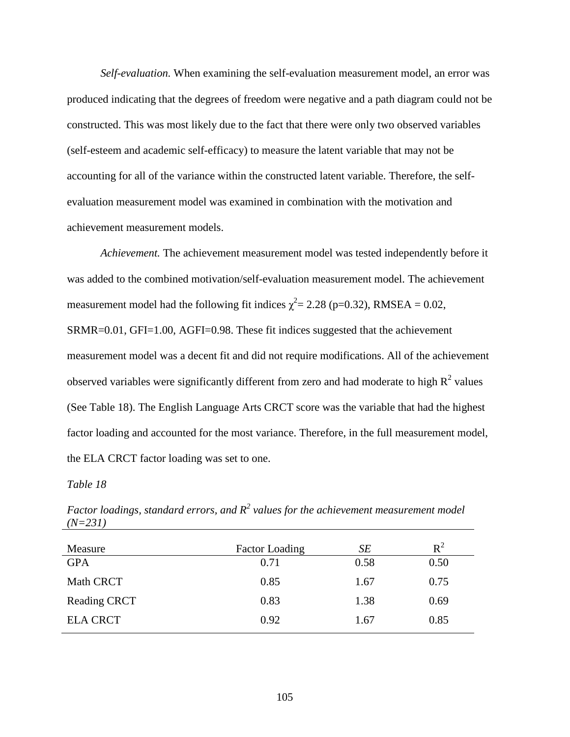*Self-evaluation.* When examining the self-evaluation measurement model, an error was produced indicating that the degrees of freedom were negative and a path diagram could not be constructed. This was most likely due to the fact that there were only two observed variables (self-esteem and academic self-efficacy) to measure the latent variable that may not be accounting for all of the variance within the constructed latent variable. Therefore, the self-evaluation measurement model was examined in combination with the motivation and achievement measurement models.

*Achievement.* The achievement measurement model was tested independently before it was added to the combined motivation/self-evaluation measurement model. The achievement measurement model had the following fit indices $\chi^2 = 2.28$ ($p=0.32$), RMSEA = 0.02, SRMR=0.01, GFI=1.00, AGFI=0.98. These fit indices suggested that the achievement measurement model was a decent fit and did not require modifications. All of the achievement observed variables were significantly different from zero and had moderate to high $R^2$ values (See Table 18). The English Language Arts CRCT score was the variable that had the highest factor loading and accounted for the most variance. Therefore, in the full measurement model, the ELA CRCT factor loading was set to one.

*Table 18*

*Factor loadings, standard errors, and $R^2$ values for the achievement measurement model (N=231)*

| Measure | Factor Loading | *SE* | $R^2$ |
|---|---|---|---|
| GPA | 0.71 | 0.58 | 0.50 |
| Math CRCT | 0.85 | 1.67 | 0.75 |
| Reading CRCT | 0.83 | 1.38 | 0.69 |
| ELA CRCT | 0.92 | 1.67 | 0.85 |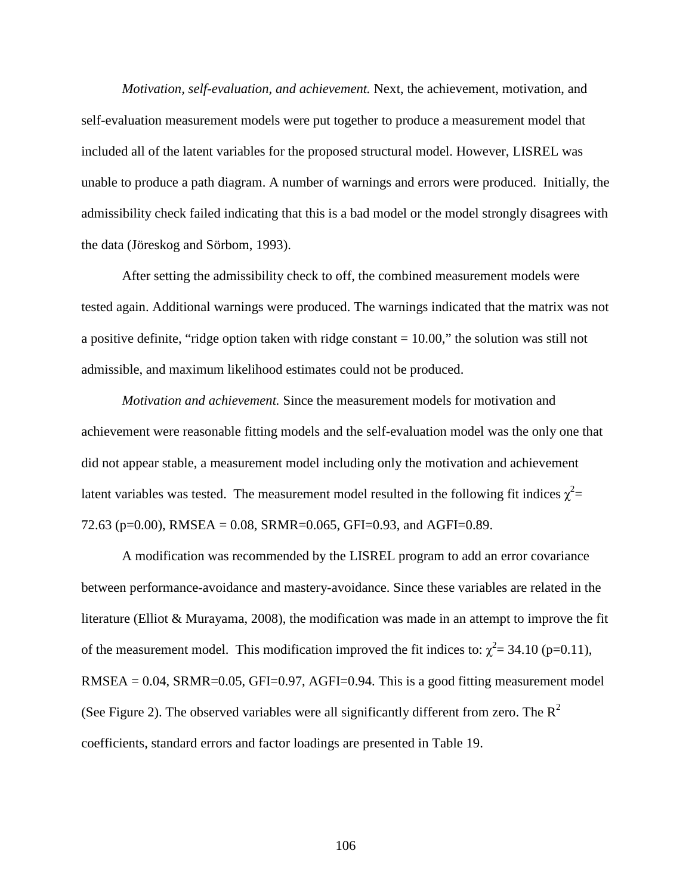*Motivation, self-evaluation, and achievement.* Next, the achievement, motivation, and self-evaluation measurement models were put together to produce a measurement model that included all of the latent variables for the proposed structural model. However, LISREL was unable to produce a path diagram. A number of warnings and errors were produced. Initially, the admissibility check failed indicating that this is a bad model or the model strongly disagrees with the data (Jöreskog and Sörbom, 1993).

After setting the admissibility check to off, the combined measurement models were tested again. Additional warnings were produced. The warnings indicated that the matrix was not a positive definite, "ridge option taken with ridge constant = 10.00," the solution was still not admissible, and maximum likelihood estimates could not be produced.

*Motivation and achievement.* Since the measurement models for motivation and achievement were reasonable fitting models and the self-evaluation model was the only one that did not appear stable, a measurement model including only the motivation and achievement latent variables was tested. The measurement model resulted in the following fit indices $\chi^2$= 72.63 (p=0.00), RMSEA = 0.08, SRMR=0.065, GFI=0.93, and AGFI=0.89.

A modification was recommended by the LISREL program to add an error covariance between performance-avoidance and mastery-avoidance. Since these variables are related in the literature (Elliot & Murayama, 2008), the modification was made in an attempt to improve the fit of the measurement model. This modification improved the fit indices to: $\chi^2$= 34.10 (p=0.11), RMSEA = 0.04, SRMR=0.05, GFI=0.97, AGFI=0.94. This is a good fitting measurement model (See Figure 2). The observed variables were all significantly different from zero. The $R^2$ coefficients, standard errors and factor loadings are presented in Table 19.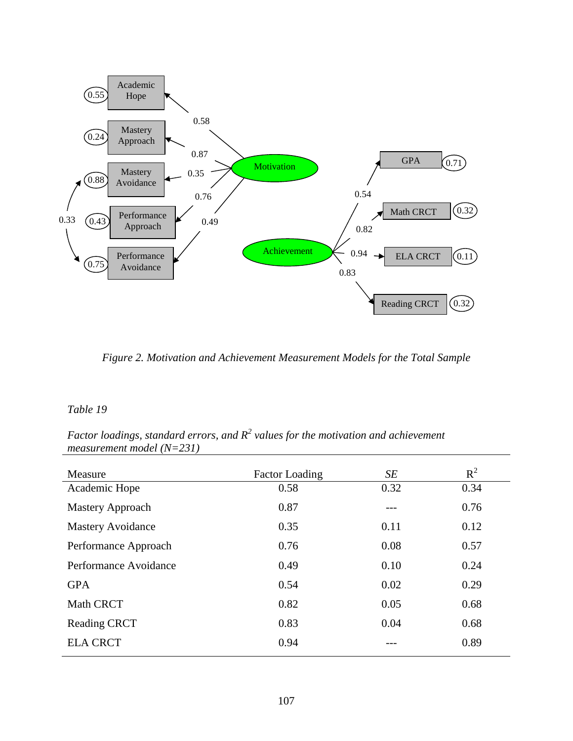*Figure 2. Motivation and Achievement Measurement Models for the Total Sample*

*Table 19*

*Factor loadings, standard errors, and $R^2$ values for the motivation and achievement measurement model (N=231)*

| Measure | Factor Loading | *SE* | $R^2$ |
|---|---|---|---|
| Academic Hope | 0.58 | 0.32 | 0.34 |
| Mastery Approach | 0.87 | --- | 0.76 |
| Mastery Avoidance | 0.35 | 0.11 | 0.12 |
| Performance Approach | 0.76 | 0.08 | 0.57 |
| Performance Avoidance | 0.49 | 0.10 | 0.24 |
| GPA | 0.54 | 0.02 | 0.29 |
| Math CRCT | 0.82 | 0.05 | 0.68 |
| Reading CRCT | 0.83 | 0.04 | 0.68 |
| ELA CRCT | 0.94 | --- | 0.89 |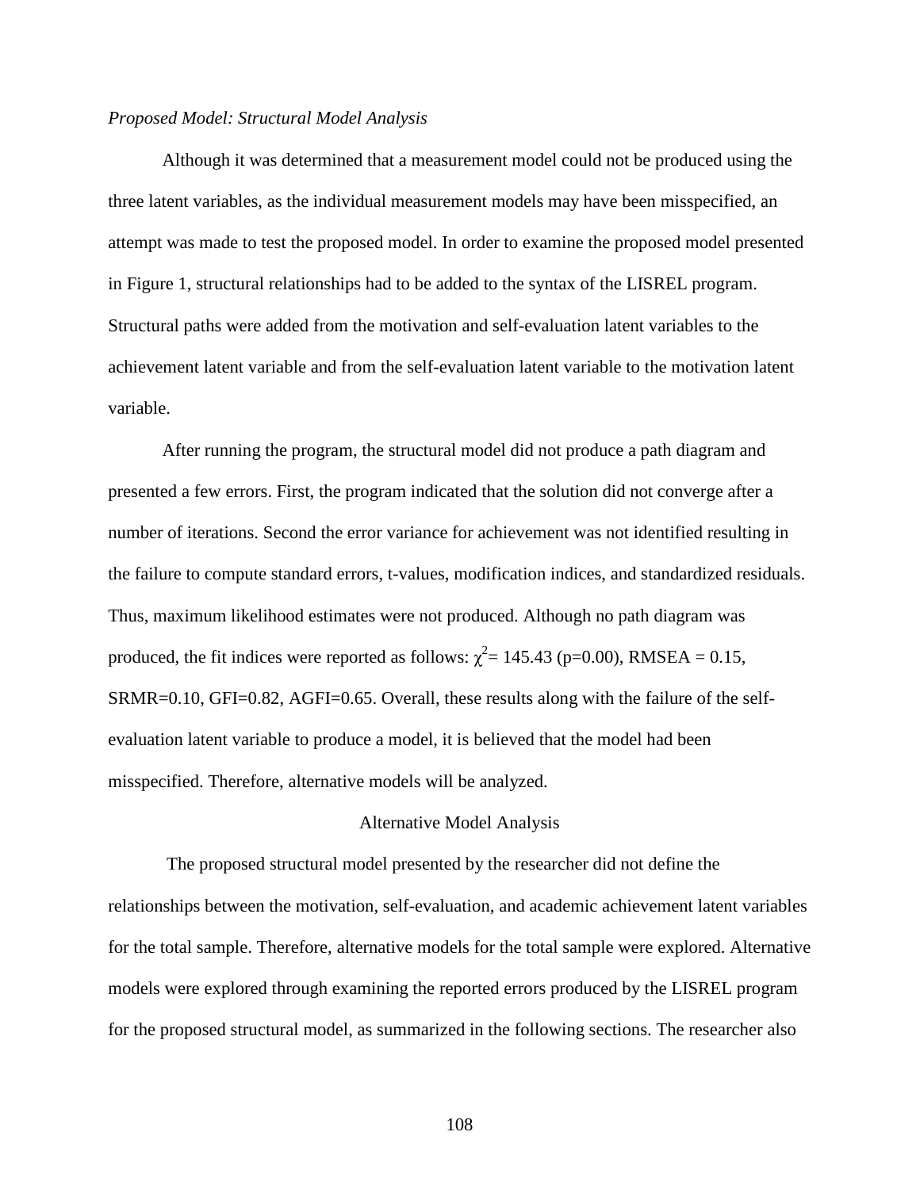*Proposed Model: Structural Model Analysis*

Although it was determined that a measurement model could not be produced using the three latent variables, as the individual measurement models may have been misspecified, an attempt was made to test the proposed model. In order to examine the proposed model presented in Figure 1, structural relationships had to be added to the syntax of the LISREL program. Structural paths were added from the motivation and self-evaluation latent variables to the achievement latent variable and from the self-evaluation latent variable to the motivation latent variable.

After running the program, the structural model did not produce a path diagram and presented a few errors. First, the program indicated that the solution did not converge after a number of iterations. Second the error variance for achievement was not identified resulting in the failure to compute standard errors, t-values, modification indices, and standardized residuals. Thus, maximum likelihood estimates were not produced. Although no path diagram was produced, the fit indices were reported as follows: $\chi^2$= 145.43 (p=0.00), RMSEA = 0.15, SRMR=0.10, GFI=0.82, AGFI=0.65. Overall, these results along with the failure of the self-evaluation latent variable to produce a model, it is believed that the model had been misspecified. Therefore, alternative models will be analyzed.

## Alternative Model Analysis

The proposed structural model presented by the researcher did not define the relationships between the motivation, self-evaluation, and academic achievement latent variables for the total sample. Therefore, alternative models for the total sample were explored. Alternative models were explored through examining the reported errors produced by the LISREL program for the proposed structural model, as summarized in the following sections. The researcher also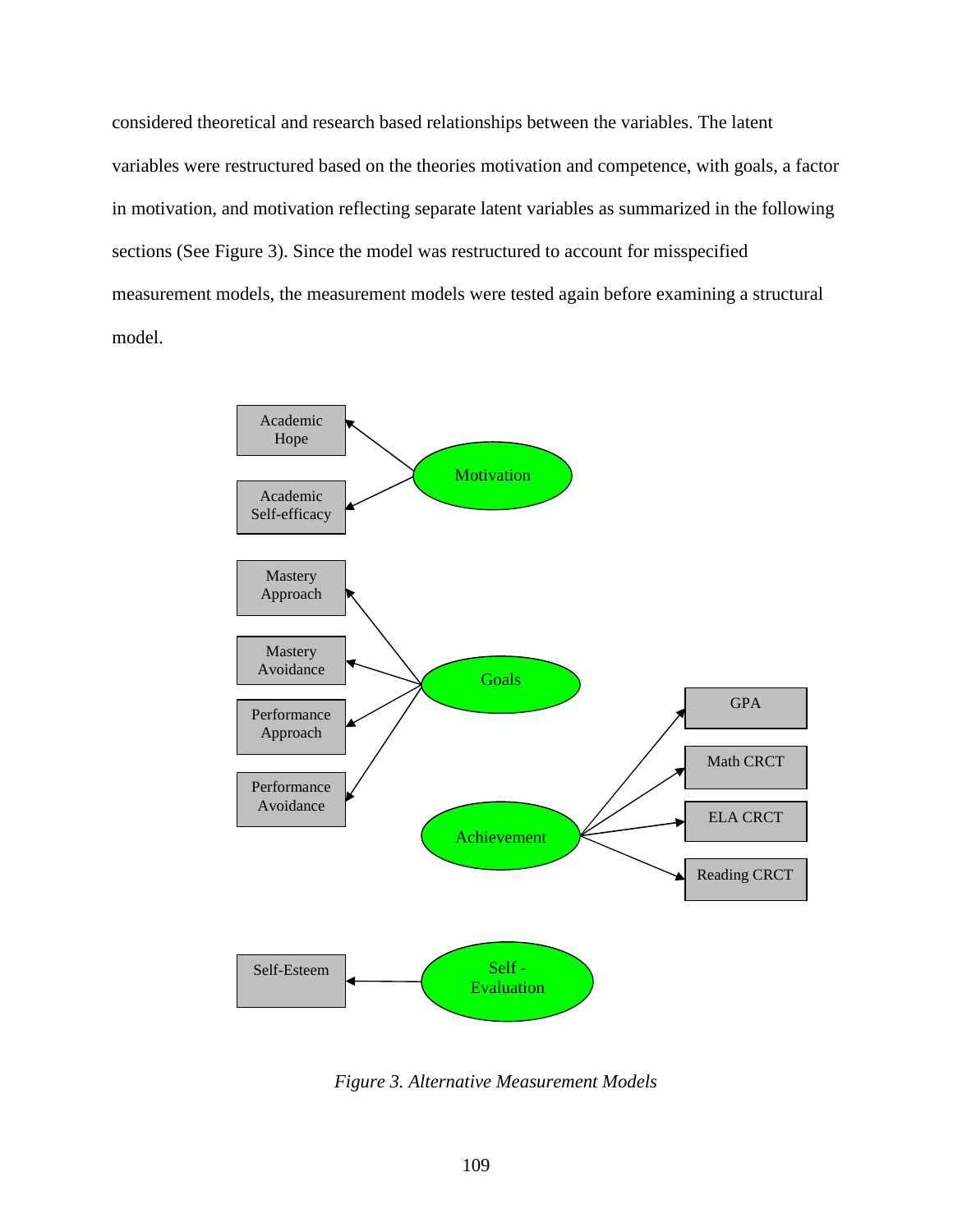considered theoretical and research based relationships between the variables. The latent variables were restructured based on the theories motivation and competence, with goals, a factor in motivation, and motivation reflecting separate latent variables as summarized in the following sections (See Figure 3). Since the model was restructured to account for misspecified measurement models, the measurement models were tested again before examining a structural model.

*Figure 3. Alternative Measurement Models*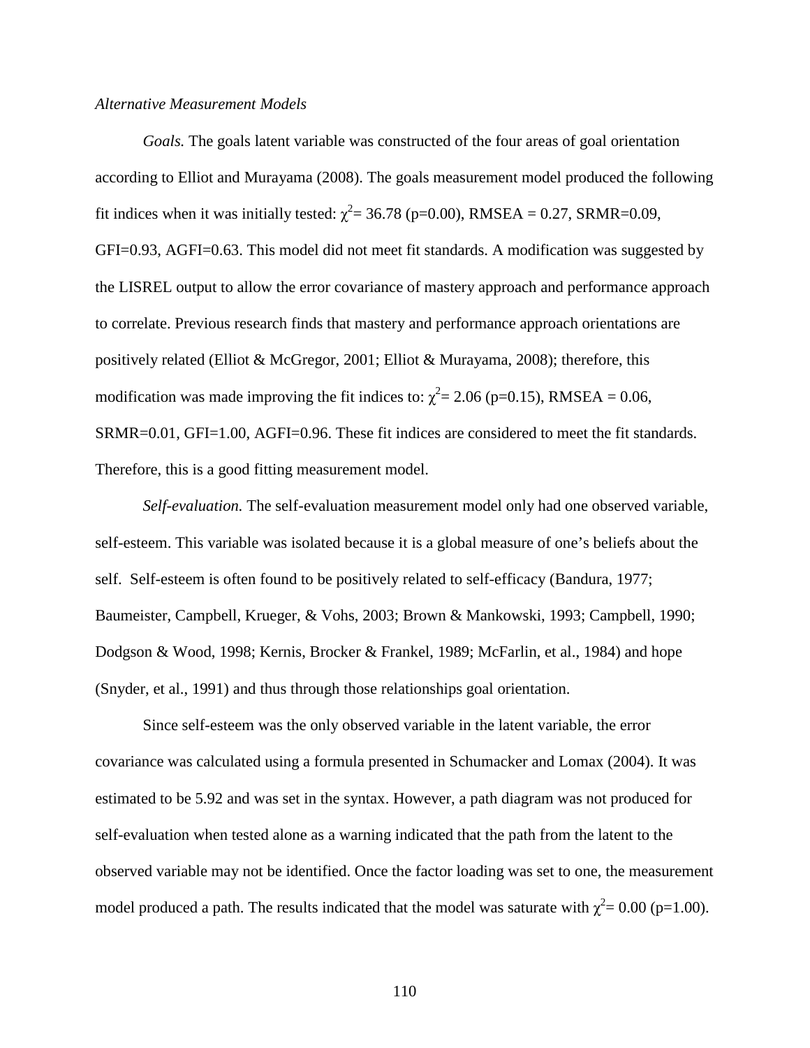*Alternative Measurement Models*

*Goals.* The goals latent variable was constructed of the four areas of goal orientation according to Elliot and Murayama (2008). The goals measurement model produced the following fit indices when it was initially tested: $\chi^2$= 36.78 (p=0.00), RMSEA = 0.27, SRMR=0.09, GFI=0.93, AGFI=0.63. This model did not meet fit standards. A modification was suggested by the LISREL output to allow the error covariance of mastery approach and performance approach to correlate. Previous research finds that mastery and performance approach orientations are positively related (Elliot & McGregor, 2001; Elliot & Murayama, 2008); therefore, this modification was made improving the fit indices to: $\chi^2$= 2.06 (p=0.15), RMSEA = 0.06, SRMR=0.01, GFI=1.00, AGFI=0.96. These fit indices are considered to meet the fit standards. Therefore, this is a good fitting measurement model.

*Self-evaluation.* The self-evaluation measurement model only had one observed variable, self-esteem. This variable was isolated because it is a global measure of one's beliefs about the self. Self-esteem is often found to be positively related to self-efficacy (Bandura, 1977; Baumeister, Campbell, Krueger, & Vohs, 2003; Brown & Mankowski, 1993; Campbell, 1990; Dodgson & Wood, 1998; Kernis, Brocker & Frankel, 1989; McFarlin, et al., 1984) and hope (Snyder, et al., 1991) and thus through those relationships goal orientation.

Since self-esteem was the only observed variable in the latent variable, the error covariance was calculated using a formula presented in Schumacker and Lomax (2004). It was estimated to be 5.92 and was set in the syntax. However, a path diagram was not produced for self-evaluation when tested alone as a warning indicated that the path from the latent to the observed variable may not be identified. Once the factor loading was set to one, the measurement model produced a path. The results indicated that the model was saturate with $\chi^2$= 0.00 (p=1.00).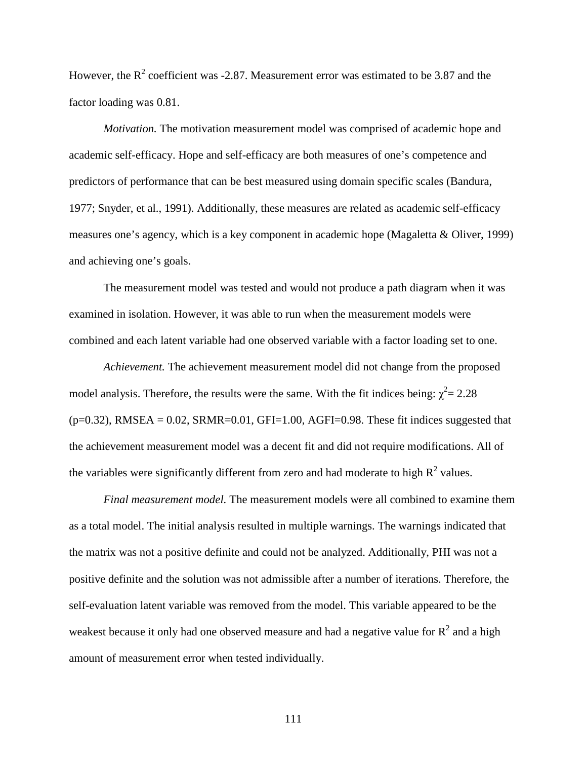However, the $R^2$ coefficient was -2.87. Measurement error was estimated to be 3.87 and the factor loading was 0.81.

*Motivation.* The motivation measurement model was comprised of academic hope and academic self-efficacy. Hope and self-efficacy are both measures of one's competence and predictors of performance that can be best measured using domain specific scales (Bandura, 1977; Snyder, et al., 1991). Additionally, these measures are related as academic self-efficacy measures one's agency, which is a key component in academic hope (Magaletta & Oliver, 1999) and achieving one's goals.

The measurement model was tested and would not produce a path diagram when it was examined in isolation. However, it was able to run when the measurement models were combined and each latent variable had one observed variable with a factor loading set to one.

*Achievement.* The achievement measurement model did not change from the proposed model analysis. Therefore, the results were the same. With the fit indices being: $\chi^2$= 2.28 (p=0.32), RMSEA = 0.02, SRMR=0.01, GFI=1.00, AGFI=0.98. These fit indices suggested that the achievement measurement model was a decent fit and did not require modifications. All of the variables were significantly different from zero and had moderate to high $R^2$ values.

*Final measurement model.* The measurement models were all combined to examine them as a total model. The initial analysis resulted in multiple warnings. The warnings indicated that the matrix was not a positive definite and could not be analyzed. Additionally, PHI was not a positive definite and the solution was not admissible after a number of iterations. Therefore, the self-evaluation latent variable was removed from the model. This variable appeared to be the weakest because it only had one observed measure and had a negative value for $R^2$ and a high amount of measurement error when tested individually.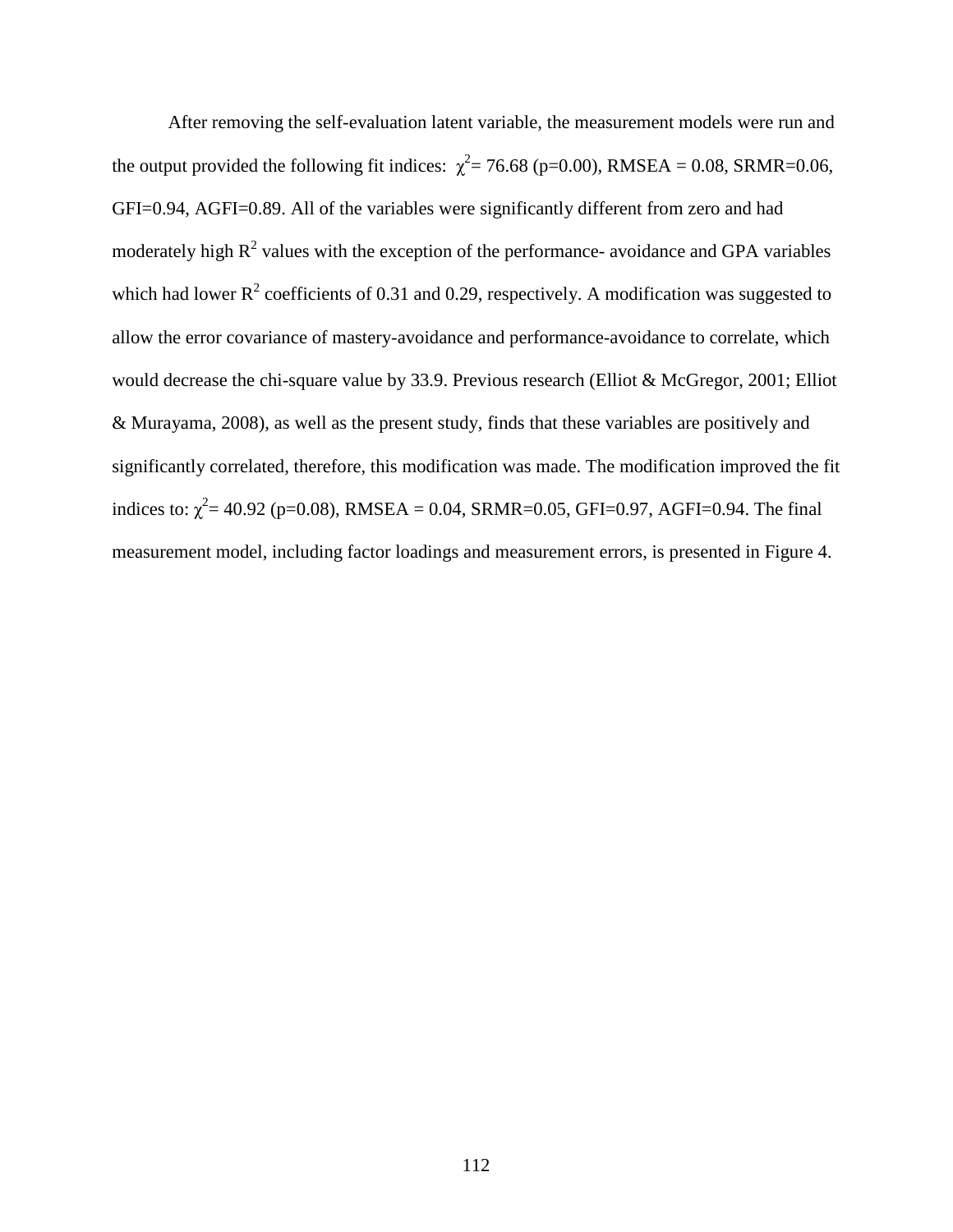After removing the self-evaluation latent variable, the measurement models were run and the output provided the following fit indices: $\chi^2$= 76.68 (p=0.00), RMSEA = 0.08, SRMR=0.06, GFI=0.94, AGFI=0.89. All of the variables were significantly different from zero and had moderately high $R^2$ values with the exception of the performance- avoidance and GPA variables which had lower $R^2$ coefficients of 0.31 and 0.29, respectively. A modification was suggested to allow the error covariance of mastery-avoidance and performance-avoidance to correlate, which would decrease the chi-square value by 33.9. Previous research (Elliot & McGregor, 2001; Elliot & Murayama, 2008), as well as the present study, finds that these variables are positively and significantly correlated, therefore, this modification was made. The modification improved the fit indices to: $\chi^2$= 40.92 (p=0.08), RMSEA = 0.04, SRMR=0.05, GFI=0.97, AGFI=0.94. The final measurement model, including factor loadings and measurement errors, is presented in Figure 4.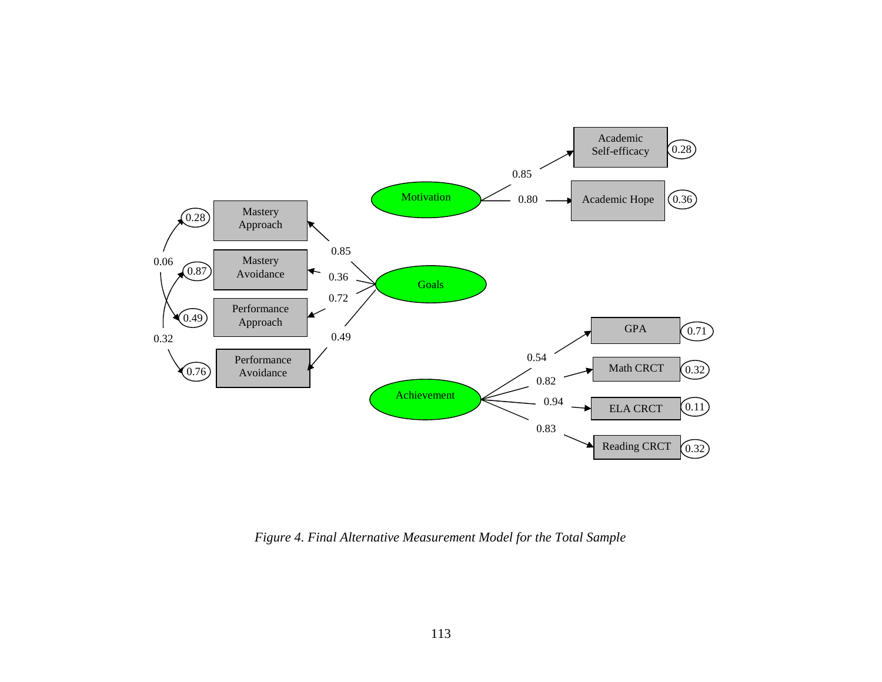Mastery Approach

Mastery Avoidance

Performance Approach

Performance Avoidance

Motivation

Goals

Achievement

Academic Self-efficacy

Academic Hope

GPA

Math CRCT

ELA CRCT

Reading CRCT

0.85, 0.80, 0.28, 0.36, 0.85, 0.36, 0.72, 0.49, 0.28, 0.87, 0.49, 0.76, 0.06, 0.32, 0.54, 0.82, 0.94, 0.83, 0.71, 0.32, 0.11, 0.32

*Figure 4. Final Alternative Measurement Model for the Total Sample*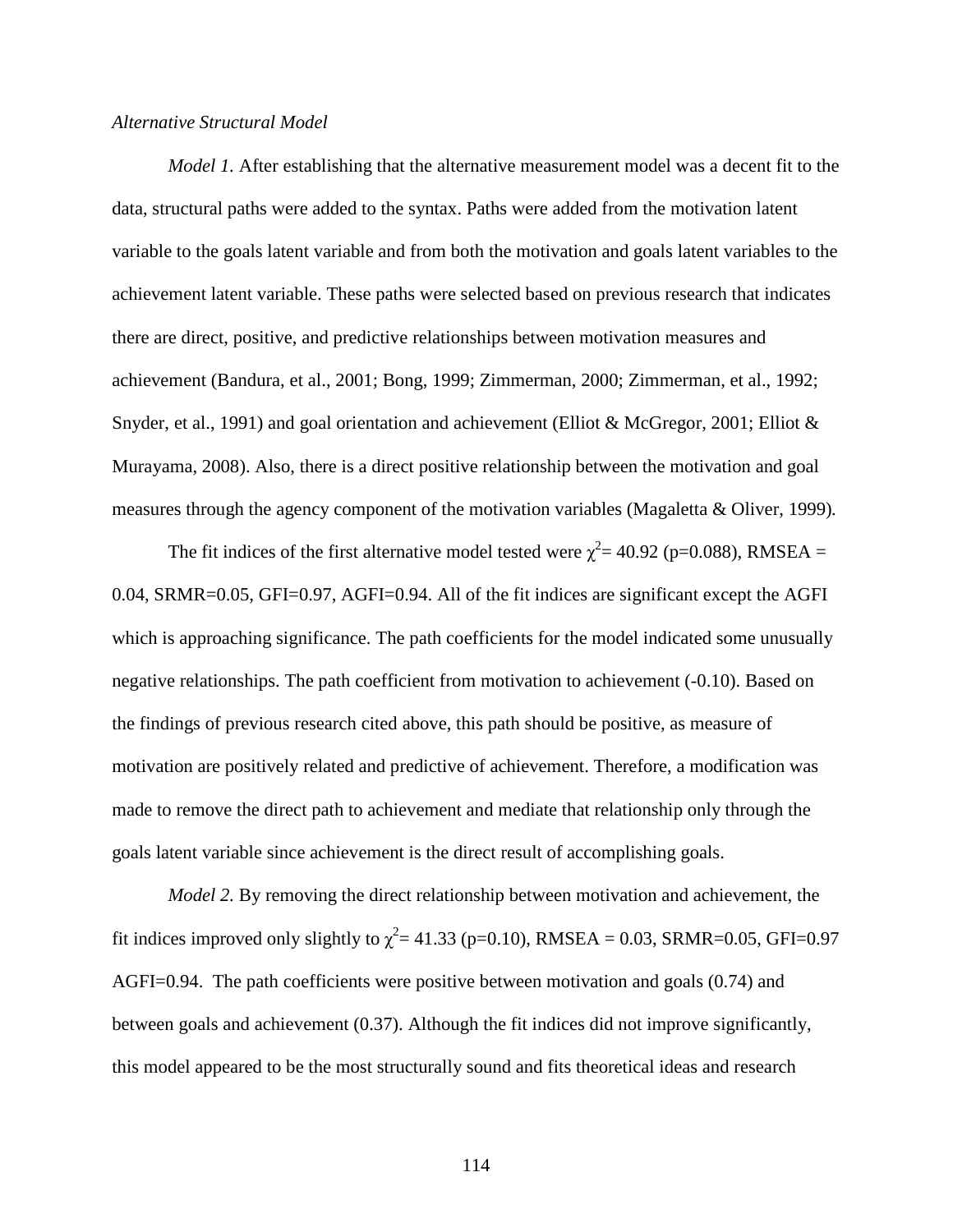*Alternative Structural Model*

*Model 1.* After establishing that the alternative measurement model was a decent fit to the data, structural paths were added to the syntax. Paths were added from the motivation latent variable to the goals latent variable and from both the motivation and goals latent variables to the achievement latent variable. These paths were selected based on previous research that indicates there are direct, positive, and predictive relationships between motivation measures and achievement (Bandura, et al., 2001; Bong, 1999; Zimmerman, 2000; Zimmerman, et al., 1992; Snyder, et al., 1991) and goal orientation and achievement (Elliot & McGregor, 2001; Elliot & Murayama, 2008). Also, there is a direct positive relationship between the motivation and goal measures through the agency component of the motivation variables (Magaletta & Oliver, 1999).

The fit indices of the first alternative model tested were $\chi^2$= 40.92 (p=0.088), RMSEA = 0.04, SRMR=0.05, GFI=0.97, AGFI=0.94. All of the fit indices are significant except the AGFI which is approaching significance. The path coefficients for the model indicated some unusually negative relationships. The path coefficient from motivation to achievement (-0.10). Based on the findings of previous research cited above, this path should be positive, as measure of motivation are positively related and predictive of achievement. Therefore, a modification was made to remove the direct path to achievement and mediate that relationship only through the goals latent variable since achievement is the direct result of accomplishing goals.

*Model 2.* By removing the direct relationship between motivation and achievement, the fit indices improved only slightly to $\chi^2$= 41.33 (p=0.10), RMSEA = 0.03, SRMR=0.05, GFI=0.97 AGFI=0.94. The path coefficients were positive between motivation and goals (0.74) and between goals and achievement (0.37). Although the fit indices did not improve significantly, this model appeared to be the most structurally sound and fits theoretical ideas and research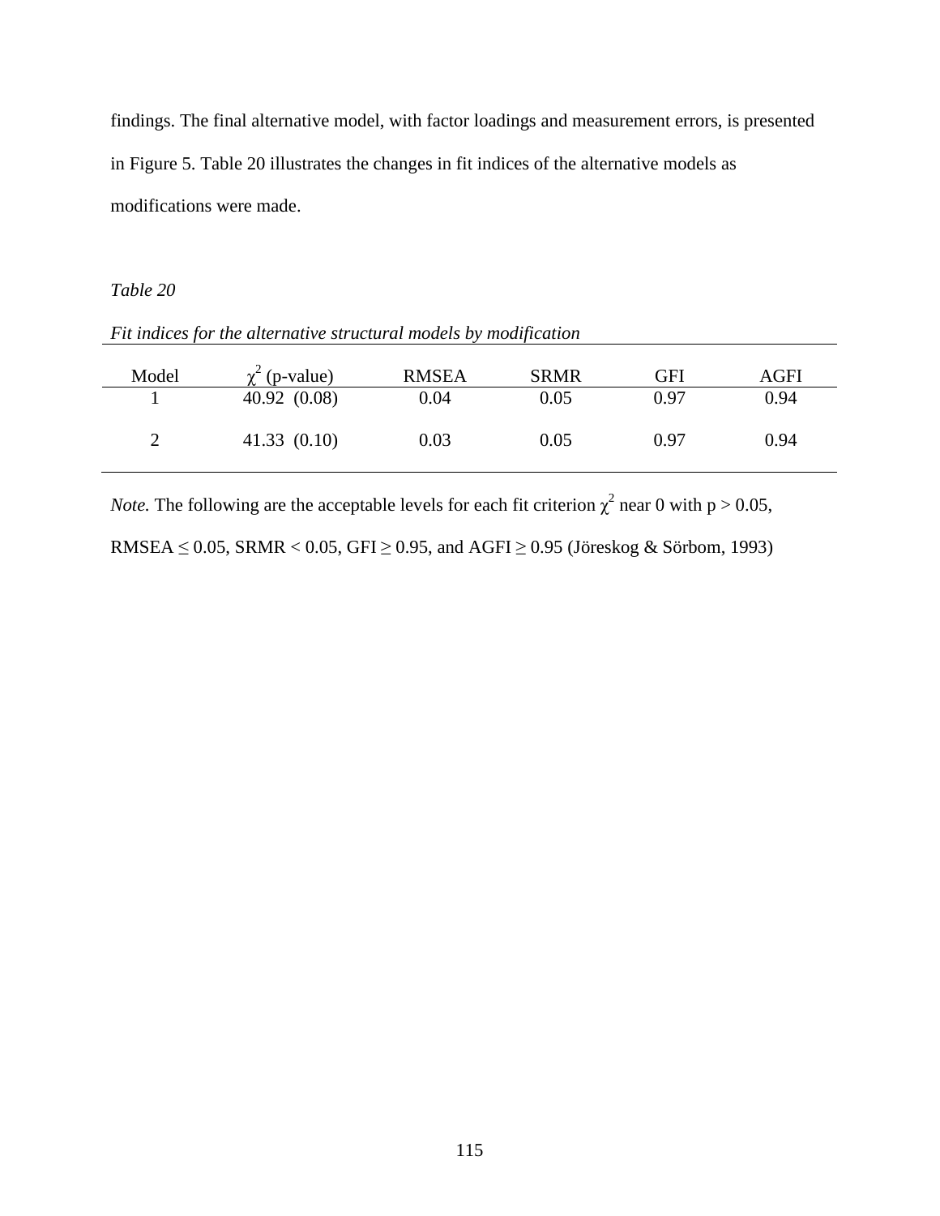findings. The final alternative model, with factor loadings and measurement errors, is presented in Figure 5. Table 20 illustrates the changes in fit indices of the alternative models as modifications were made.

*Table 20*

*Fit indices for the alternative structural models by modification*

| Model | $\chi^2$ (p-value) | RMSEA | SRMR | GFI | AGFI |
|---|---|---|---|---|---|
| 1 | 40.92 (0.08) | 0.04 | 0.05 | 0.97 | 0.94 |
| 2 | 41.33 (0.10) | 0.03 | 0.05 | 0.97 | 0.94 |

*Note.* The following are the acceptable levels for each fit criterion $\chi^2$ near 0 with $p > 0.05$, RMSEA $\leq 0.05$, SRMR $< 0.05$, GFI $\geq 0.95$, and AGFI $\geq 0.95$ (Jöreskog & Sörbom, 1993)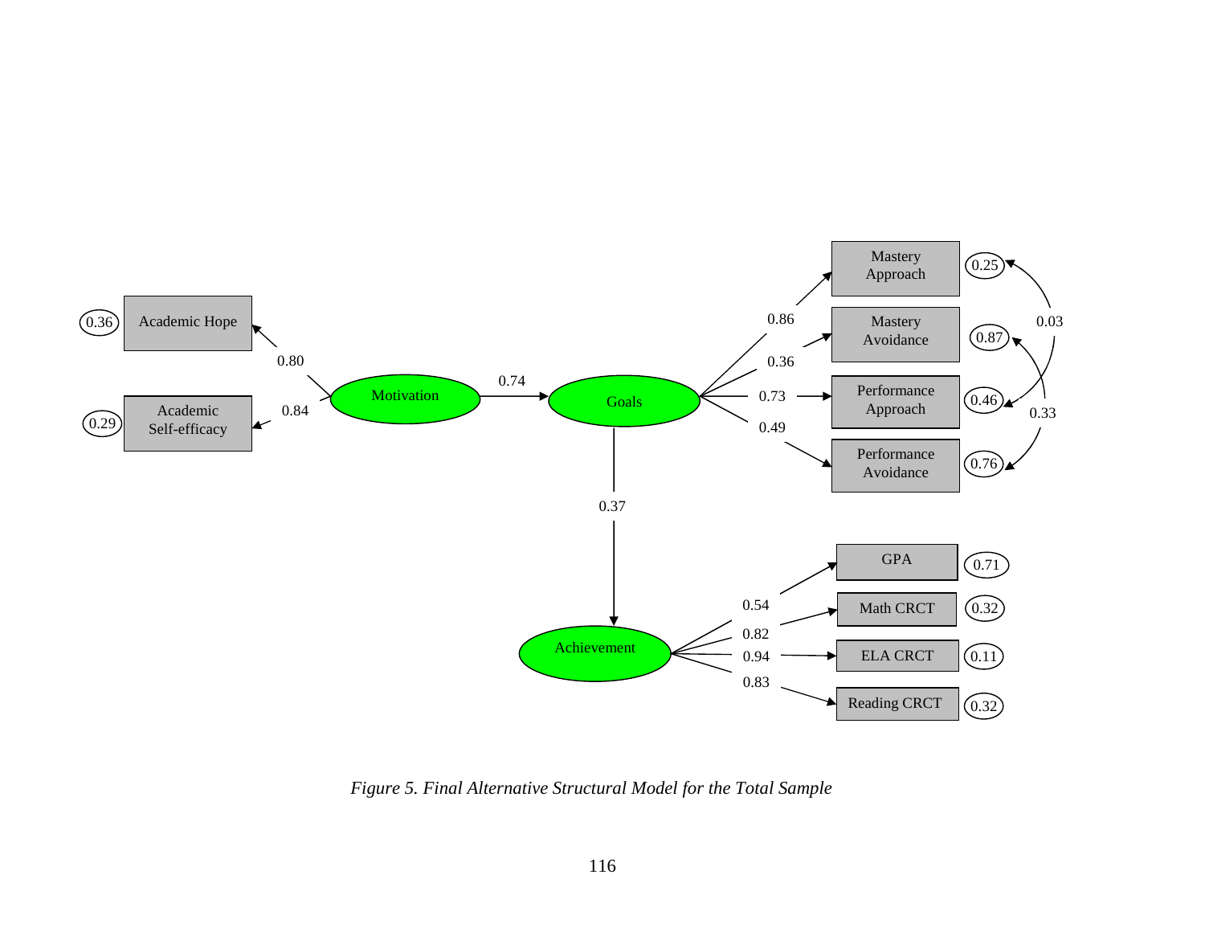*Figure 5. Final Alternative Structural Model for the Total Sample*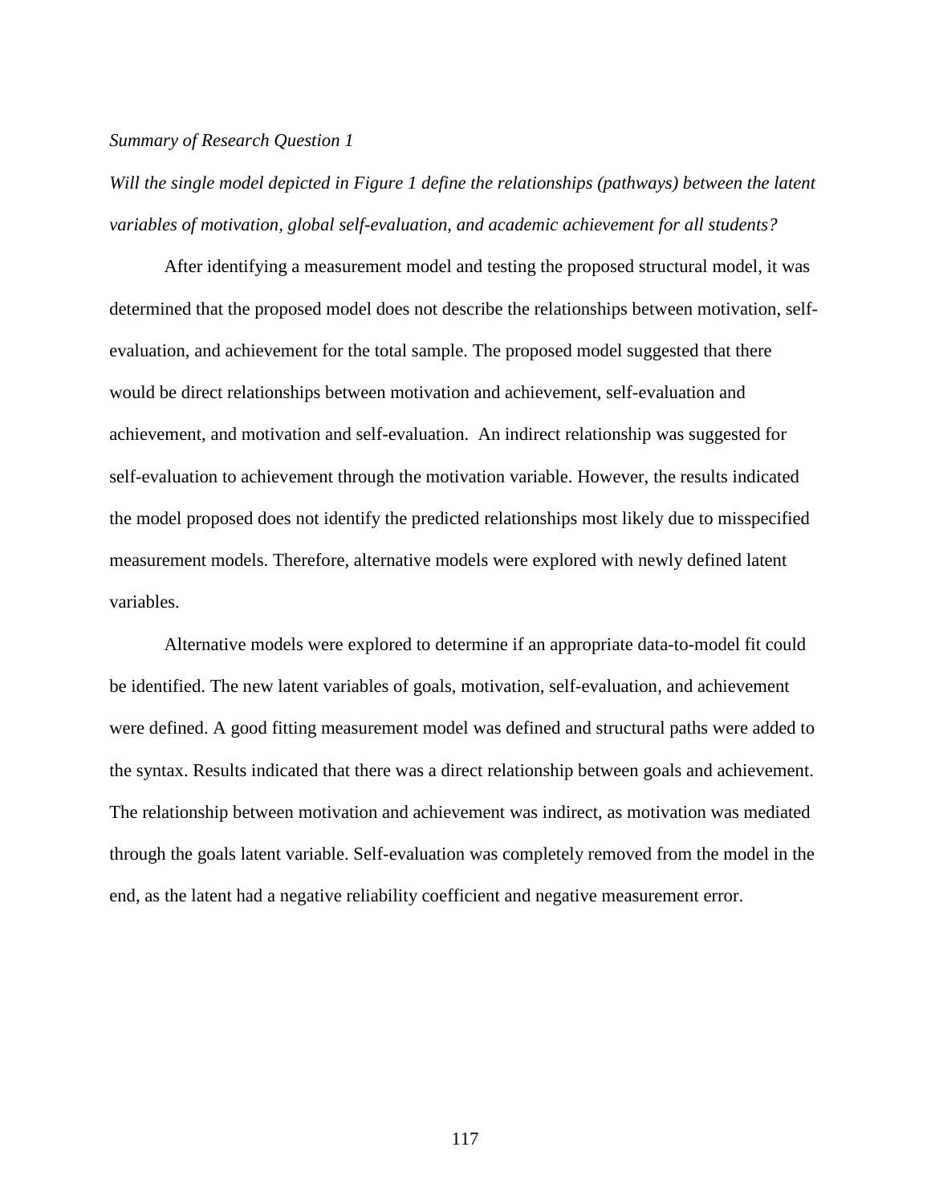*Summary of Research Question 1*

*Will the single model depicted in Figure 1 define the relationships (pathways) between the latent variables of motivation, global self-evaluation, and academic achievement for all students?*

After identifying a measurement model and testing the proposed structural model, it was determined that the proposed model does not describe the relationships between motivation, self-evaluation, and achievement for the total sample. The proposed model suggested that there would be direct relationships between motivation and achievement, self-evaluation and achievement, and motivation and self-evaluation. An indirect relationship was suggested for self-evaluation to achievement through the motivation variable. However, the results indicated the model proposed does not identify the predicted relationships most likely due to misspecified measurement models. Therefore, alternative models were explored with newly defined latent variables.

Alternative models were explored to determine if an appropriate data-to-model fit could be identified. The new latent variables of goals, motivation, self-evaluation, and achievement were defined. A good fitting measurement model was defined and structural paths were added to the syntax. Results indicated that there was a direct relationship between goals and achievement. The relationship between motivation and achievement was indirect, as motivation was mediated through the goals latent variable. Self-evaluation was completely removed from the model in the end, as the latent had a negative reliability coefficient and negative measurement error.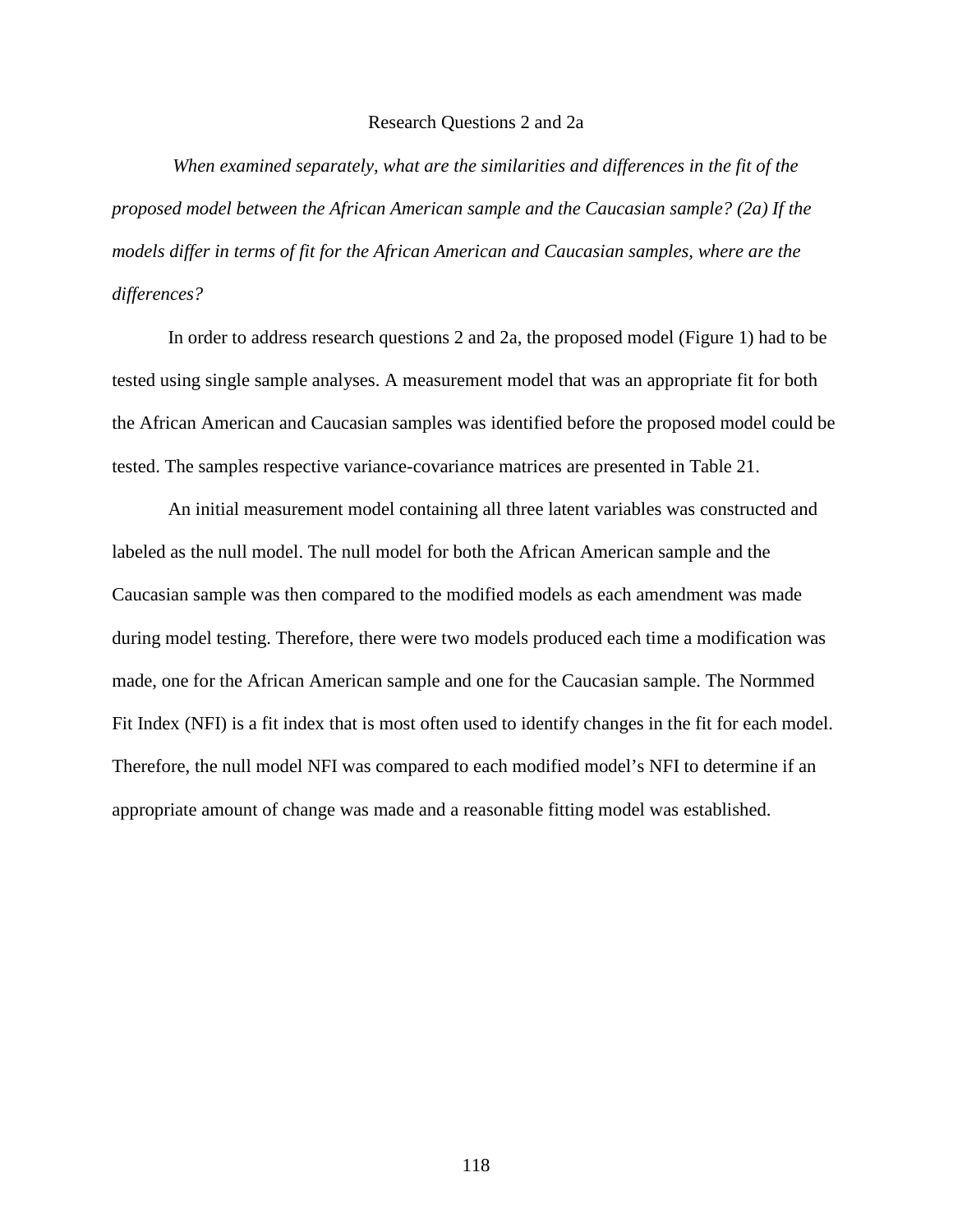## Research Questions 2 and 2a

*When examined separately, what are the similarities and differences in the fit of the proposed model between the African American sample and the Caucasian sample? (2a) If the models differ in terms of fit for the African American and Caucasian samples, where are the differences?*

In order to address research questions 2 and 2a, the proposed model (Figure 1) had to be tested using single sample analyses. A measurement model that was an appropriate fit for both the African American and Caucasian samples was identified before the proposed model could be tested. The samples respective variance-covariance matrices are presented in Table 21.

An initial measurement model containing all three latent variables was constructed and labeled as the null model. The null model for both the African American sample and the Caucasian sample was then compared to the modified models as each amendment was made during model testing. Therefore, there were two models produced each time a modification was made, one for the African American sample and one for the Caucasian sample. The Normmed Fit Index (NFI) is a fit index that is most often used to identify changes in the fit for each model. Therefore, the null model NFI was compared to each modified model's NFI to determine if an appropriate amount of change was made and a reasonable fitting model was established.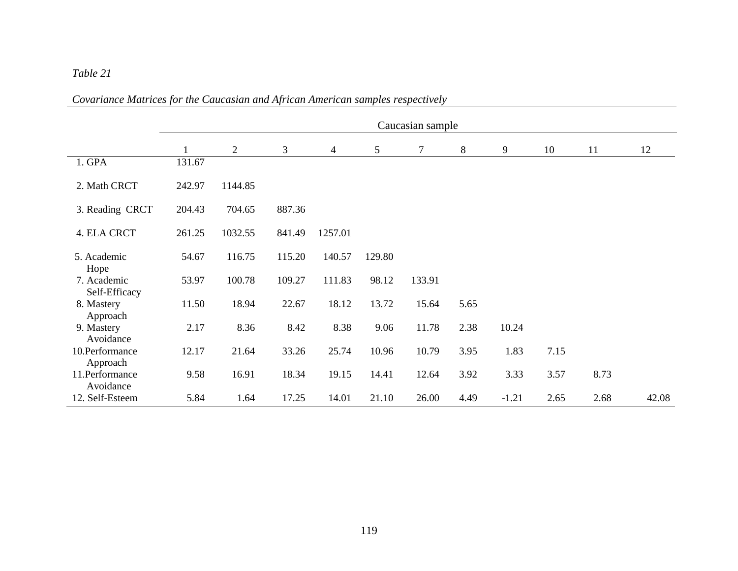*Table 21*

*Covariance Matrices for the Caucasian and African American samples respectively*

| | Caucasian sample | | | | | | | | | | |
|---|---|---|---|---|---|---|---|---|---|---|---|
| | 1 | 2 | 3 | 4 | 5 | 7 | 8 | 9 | 10 | 11 | 12 |
| 1. GPA | 131.67 | | | | | | | | | | |
| 2. Math CRCT | 242.97 | 1144.85 | | | | | | | | | |
| 3. Reading CRCT | 204.43 | 704.65 | 887.36 | | | | | | | | |
| 4. ELA CRCT | 261.25 | 1032.55 | 841.49 | 1257.01 | | | | | | | |
| 5. Academic Hope | 54.67 | 116.75 | 115.20 | 140.57 | 129.80 | | | | | | |
| 7. Academic Self-Efficacy | 53.97 | 100.78 | 109.27 | 111.83 | 98.12 | 133.91 | | | | | |
| 8. Mastery Approach | 11.50 | 18.94 | 22.67 | 18.12 | 13.72 | 15.64 | 5.65 | | | | |
| 9. Mastery Avoidance | 2.17 | 8.36 | 8.42 | 8.38 | 9.06 | 11.78 | 2.38 | 10.24 | | | |
| 10.Performance Approach | 12.17 | 21.64 | 33.26 | 25.74 | 10.96 | 10.79 | 3.95 | 1.83 | 7.15 | | |
| 11.Performance Avoidance | 9.58 | 16.91 | 18.34 | 19.15 | 14.41 | 12.64 | 3.92 | 3.33 | 3.57 | 8.73 | |
| 12. Self-Esteem | 5.84 | 1.64 | 17.25 | 14.01 | 21.10 | 26.00 | 4.49 | -1.21 | 2.65 | 2.68 | 42.08 |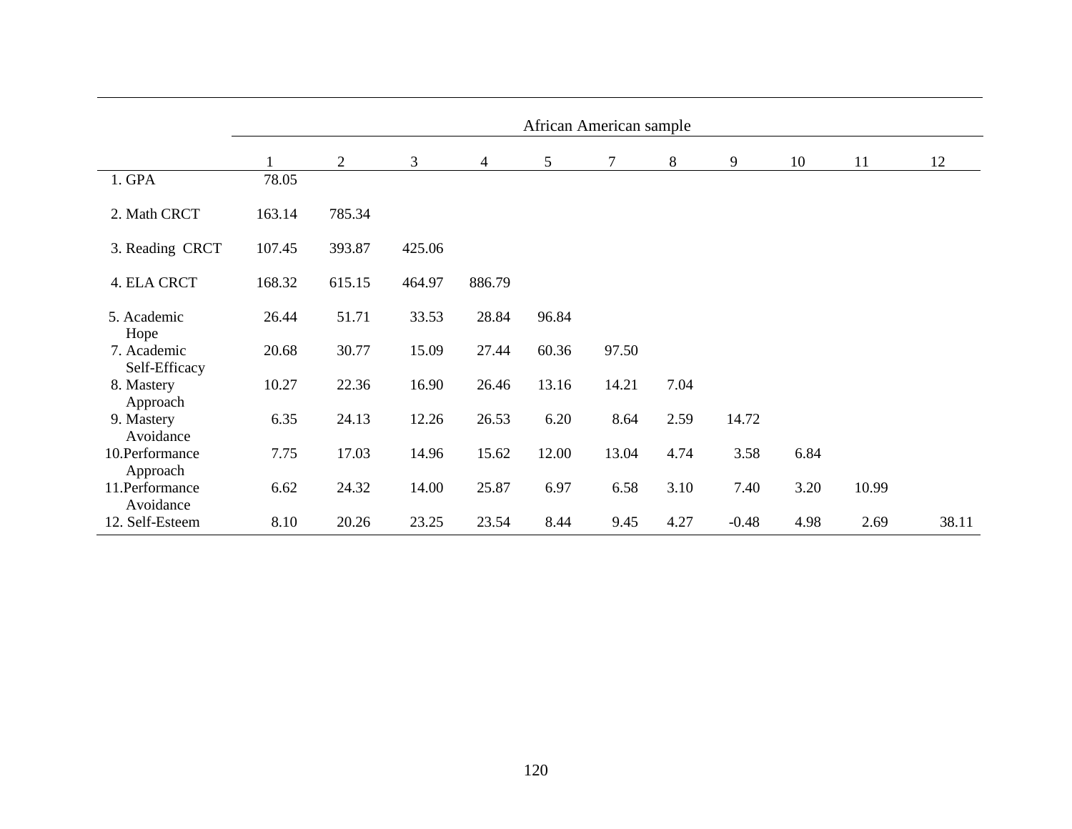| | African American sample | | | | | | | | | | |
|---|---|---|---|---|---|---|---|---|---|---|---|
| | 1 | 2 | 3 | 4 | 5 | 7 | 8 | 9 | 10 | 11 | 12 |
| 1. GPA | 78.05 | | | | | | | | | | |
| 2. Math CRCT | 163.14 | 785.34 | | | | | | | | | |
| 3. Reading CRCT | 107.45 | 393.87 | 425.06 | | | | | | | | |
| 4. ELA CRCT | 168.32 | 615.15 | 464.97 | 886.79 | | | | | | | |
| 5. Academic Hope | 26.44 | 51.71 | 33.53 | 28.84 | 96.84 | | | | | | |
| 7. Academic Self-Efficacy | 20.68 | 30.77 | 15.09 | 27.44 | 60.36 | 97.50 | | | | | |
| 8. Mastery Approach | 10.27 | 22.36 | 16.90 | 26.46 | 13.16 | 14.21 | 7.04 | | | | |
| 9. Mastery Avoidance | 6.35 | 24.13 | 12.26 | 26.53 | 6.20 | 8.64 | 2.59 | 14.72 | | | |
| 10.Performance Approach | 7.75 | 17.03 | 14.96 | 15.62 | 12.00 | 13.04 | 4.74 | 3.58 | 6.84 | | |
| 11.Performance Avoidance | 6.62 | 24.32 | 14.00 | 25.87 | 6.97 | 6.58 | 3.10 | 7.40 | 3.20 | 10.99 | |
| 12. Self-Esteem | 8.10 | 20.26 | 23.25 | 23.54 | 8.44 | 9.45 | 4.27 | -0.48 | 4.98 | 2.69 | 38.11 |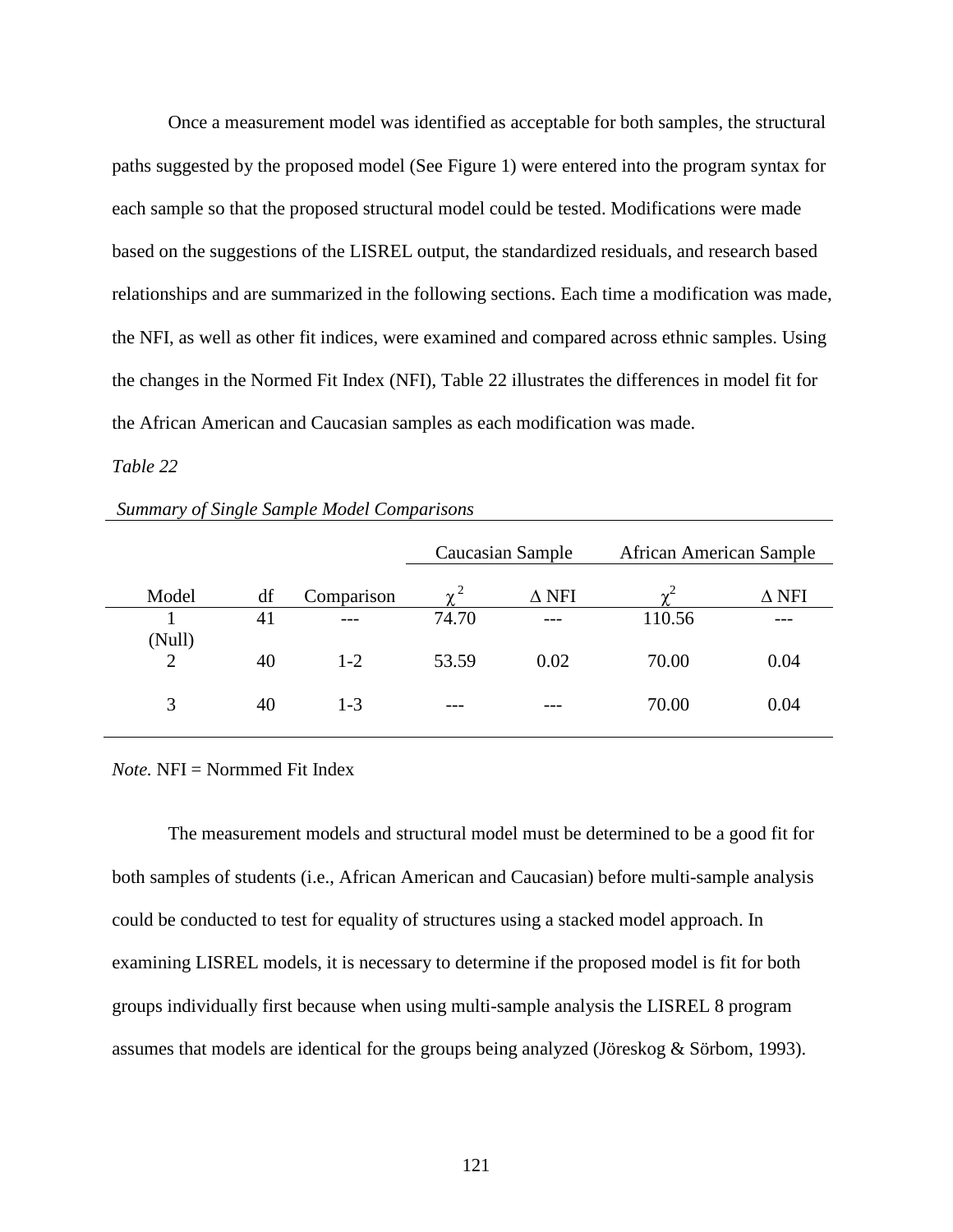Once a measurement model was identified as acceptable for both samples, the structural paths suggested by the proposed model (See Figure 1) were entered into the program syntax for each sample so that the proposed structural model could be tested. Modifications were made based on the suggestions of the LISREL output, the standardized residuals, and research based relationships and are summarized in the following sections. Each time a modification was made, the NFI, as well as other fit indices, were examined and compared across ethnic samples. Using the changes in the Normed Fit Index (NFI), Table 22 illustrates the differences in model fit for the African American and Caucasian samples as each modification was made.

*Table 22*

*Summary of Single Sample Model Comparisons*

| | | | Caucasian Sample | | African American Sample | |
|---|---|---|---|---|---|---|
| Model | df | Comparison | $\chi^2$ | Δ NFI | $\chi^2$ | Δ NFI |
| 1 (Null) | 41 | --- | 74.70 | --- | 110.56 | --- |
| 2 | 40 | 1-2 | 53.59 | 0.02 | 70.00 | 0.04 |
| 3 | 40 | 1-3 | --- | --- | 70.00 | 0.04 |

*Note.* NFI = Normmed Fit Index

The measurement models and structural model must be determined to be a good fit for both samples of students (i.e., African American and Caucasian) before multi-sample analysis could be conducted to test for equality of structures using a stacked model approach. In examining LISREL models, it is necessary to determine if the proposed model is fit for both groups individually first because when using multi-sample analysis the LISREL 8 program assumes that models are identical for the groups being analyzed (Jöreskog & Sörbom, 1993).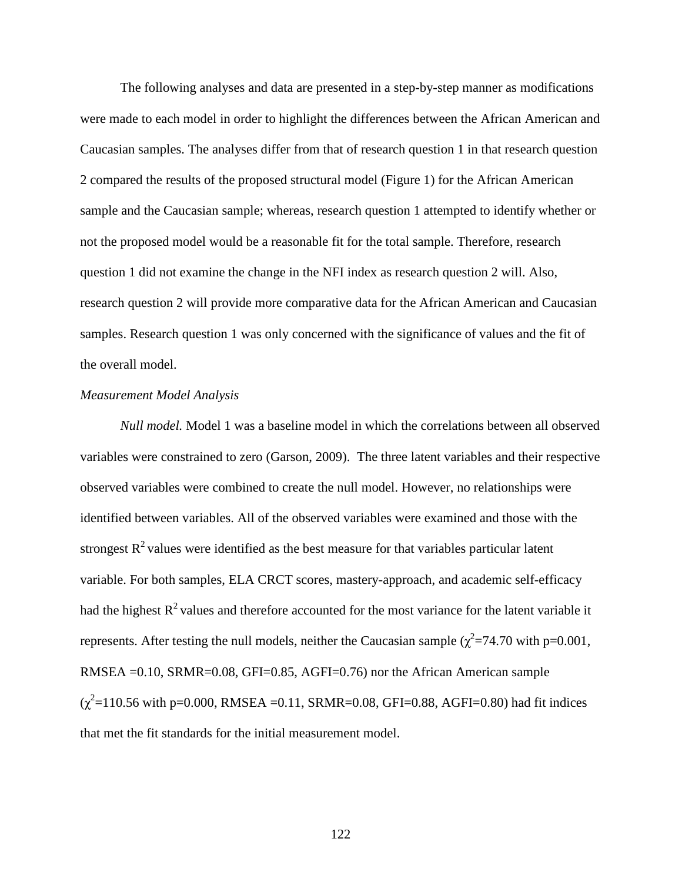The following analyses and data are presented in a step-by-step manner as modifications were made to each model in order to highlight the differences between the African American and Caucasian samples. The analyses differ from that of research question 1 in that research question 2 compared the results of the proposed structural model (Figure 1) for the African American sample and the Caucasian sample; whereas, research question 1 attempted to identify whether or not the proposed model would be a reasonable fit for the total sample. Therefore, research question 1 did not examine the change in the NFI index as research question 2 will. Also, research question 2 will provide more comparative data for the African American and Caucasian samples. Research question 1 was only concerned with the significance of values and the fit of the overall model.

*Measurement Model Analysis*

*Null model.* Model 1 was a baseline model in which the correlations between all observed variables were constrained to zero (Garson, 2009). The three latent variables and their respective observed variables were combined to create the null model. However, no relationships were identified between variables. All of the observed variables were examined and those with the strongest $R^2$ values were identified as the best measure for that variables particular latent variable. For both samples, ELA CRCT scores, mastery-approach, and academic self-efficacy had the highest $R^2$ values and therefore accounted for the most variance for the latent variable it represents. After testing the null models, neither the Caucasian sample ($\chi^2$=74.70 with p=0.001, RMSEA =0.10, SRMR=0.08, GFI=0.85, AGFI=0.76) nor the African American sample ($\chi^2$=110.56 with p=0.000, RMSEA =0.11, SRMR=0.08, GFI=0.88, AGFI=0.80) had fit indices that met the fit standards for the initial measurement model.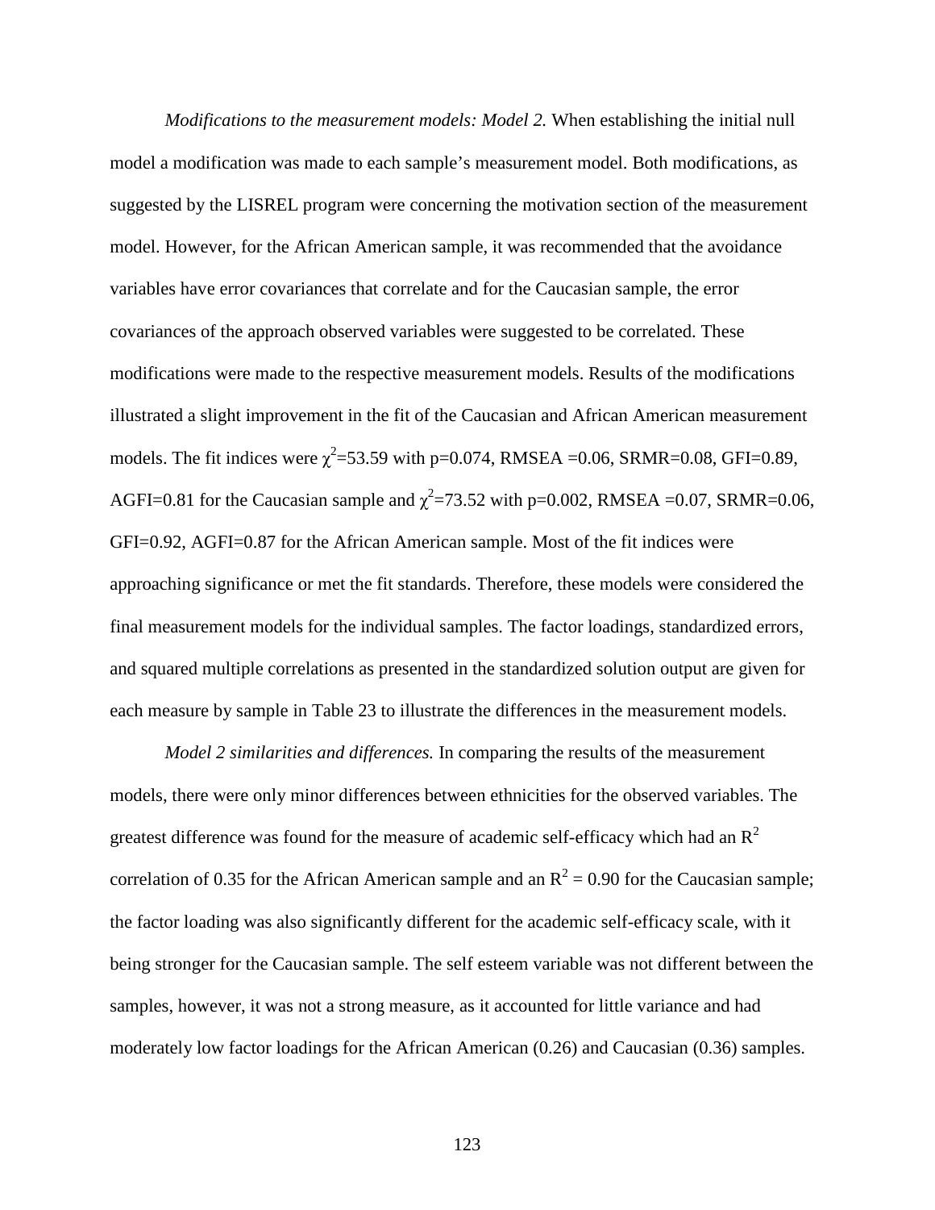*Modifications to the measurement models: Model 2.* When establishing the initial null model a modification was made to each sample's measurement model. Both modifications, as suggested by the LISREL program were concerning the motivation section of the measurement model. However, for the African American sample, it was recommended that the avoidance variables have error covariances that correlate and for the Caucasian sample, the error covariances of the approach observed variables were suggested to be correlated. These modifications were made to the respective measurement models. Results of the modifications illustrated a slight improvement in the fit of the Caucasian and African American measurement models. The fit indices were $\chi^2$=53.59 with p=0.074, RMSEA =0.06, SRMR=0.08, GFI=0.89, AGFI=0.81 for the Caucasian sample and $\chi^2$=73.52 with p=0.002, RMSEA =0.07, SRMR=0.06, GFI=0.92, AGFI=0.87 for the African American sample. Most of the fit indices were approaching significance or met the fit standards. Therefore, these models were considered the final measurement models for the individual samples. The factor loadings, standardized errors, and squared multiple correlations as presented in the standardized solution output are given for each measure by sample in Table 23 to illustrate the differences in the measurement models.

*Model 2 similarities and differences.* In comparing the results of the measurement models, there were only minor differences between ethnicities for the observed variables. The greatest difference was found for the measure of academic self-efficacy which had an $R^2$ correlation of 0.35 for the African American sample and an $R^2$ = 0.90 for the Caucasian sample; the factor loading was also significantly different for the academic self-efficacy scale, with it being stronger for the Caucasian sample. The self esteem variable was not different between the samples, however, it was not a strong measure, as it accounted for little variance and had moderately low factor loadings for the African American (0.26) and Caucasian (0.36) samples.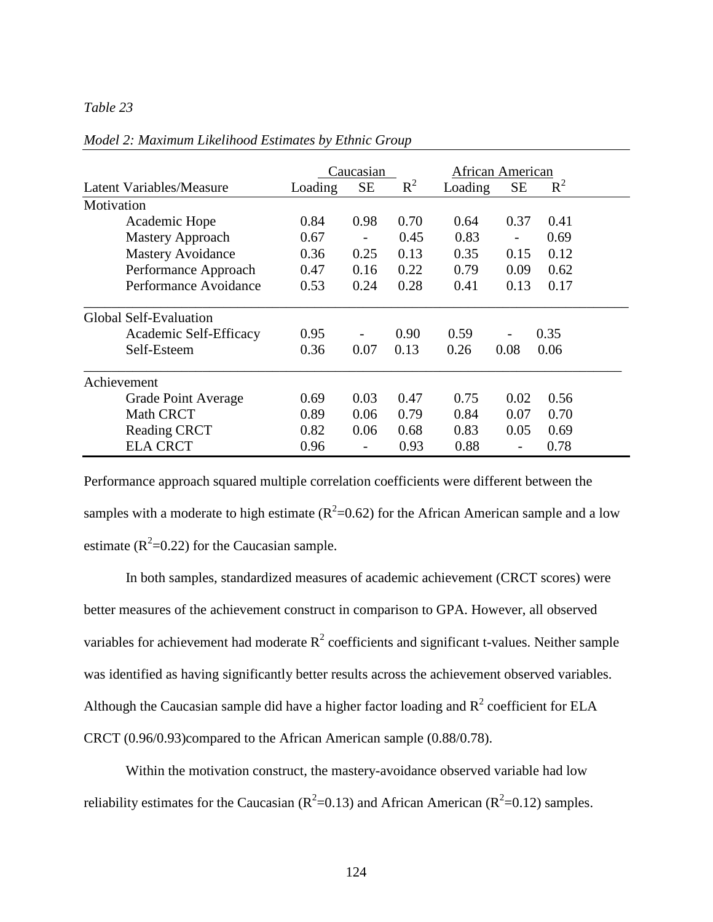*Table 23*

*Model 2: Maximum Likelihood Estimates by Ethnic Group*

| | Caucasian | | | African American | | |
|---|---|---|---|---|---|---|
| Latent Variables/Measure | Loading | SE | $R^2$ | Loading | SE | $R^2$ |
| **Motivation** | | | | | | |
| Academic Hope | 0.84 | 0.98 | 0.70 | 0.64 | 0.37 | 0.41 |
| Mastery Approach | 0.67 | - | 0.45 | 0.83 | - | 0.69 |
| Mastery Avoidance | 0.36 | 0.25 | 0.13 | 0.35 | 0.15 | 0.12 |
| Performance Approach | 0.47 | 0.16 | 0.22 | 0.79 | 0.09 | 0.62 |
| Performance Avoidance | 0.53 | 0.24 | 0.28 | 0.41 | 0.13 | 0.17 |
| **Global Self-Evaluation** | | | | | | |
| Academic Self-Efficacy | 0.95 | - | 0.90 | 0.59 | - | 0.35 |
| Self-Esteem | 0.36 | 0.07 | 0.13 | 0.26 | 0.08 | 0.06 |
| **Achievement** | | | | | | |
| Grade Point Average | 0.69 | 0.03 | 0.47 | 0.75 | 0.02 | 0.56 |
| Math CRCT | 0.89 | 0.06 | 0.79 | 0.84 | 0.07 | 0.70 |
| Reading CRCT | 0.82 | 0.06 | 0.68 | 0.83 | 0.05 | 0.69 |
| ELA CRCT | 0.96 | - | 0.93 | 0.88 | - | 0.78 |

Performance approach squared multiple correlation coefficients were different between the samples with a moderate to high estimate ($R^2$=0.62) for the African American sample and a low estimate ($R^2$=0.22) for the Caucasian sample.

In both samples, standardized measures of academic achievement (CRCT scores) were better measures of the achievement construct in comparison to GPA. However, all observed variables for achievement had moderate $R^2$ coefficients and significant t-values. Neither sample was identified as having significantly better results across the achievement observed variables. Although the Caucasian sample did have a higher factor loading and $R^2$ coefficient for ELA CRCT (0.96/0.93)compared to the African American sample (0.88/0.78).

Within the motivation construct, the mastery-avoidance observed variable had low reliability estimates for the Caucasian ($R^2$=0.13) and African American ($R^2$=0.12) samples.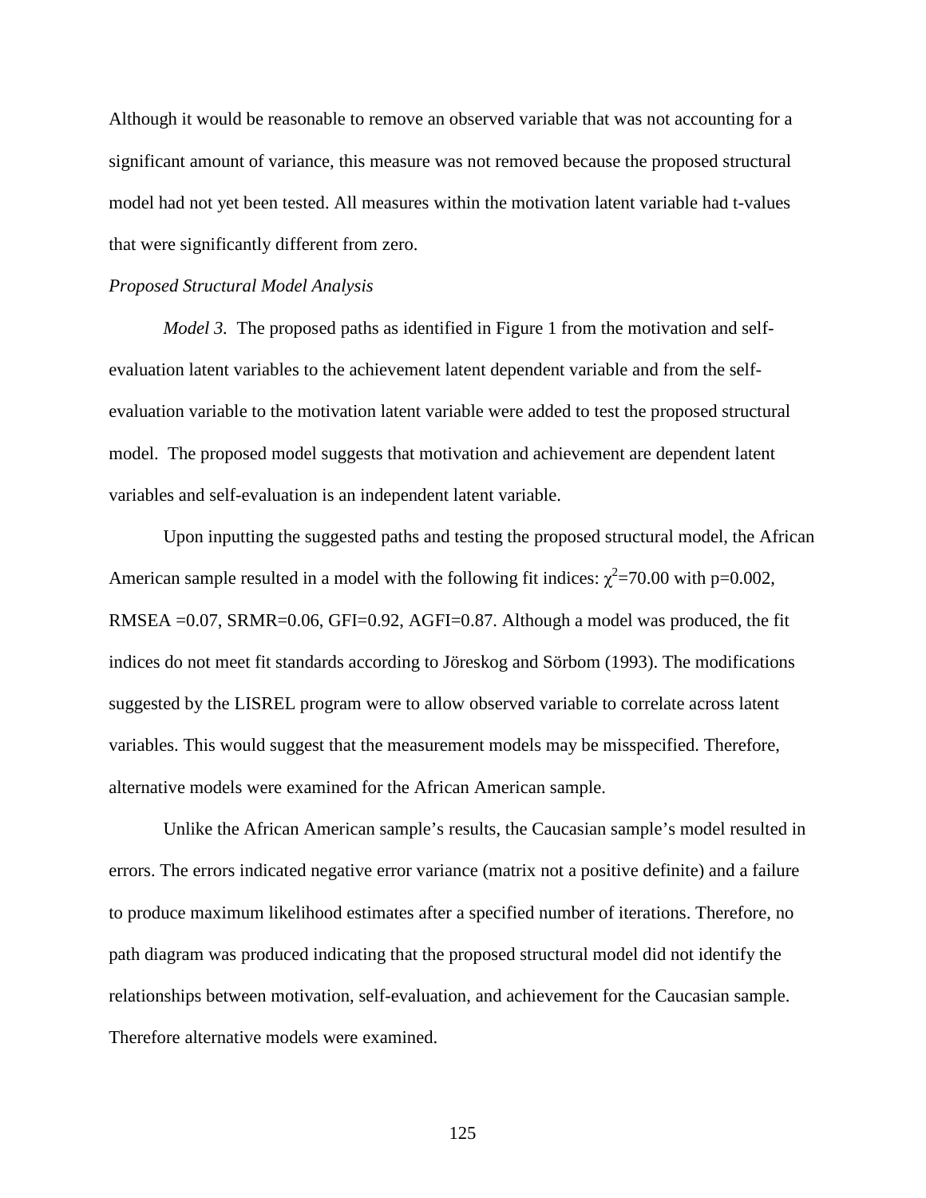Although it would be reasonable to remove an observed variable that was not accounting for a significant amount of variance, this measure was not removed because the proposed structural model had not yet been tested. All measures within the motivation latent variable had t-values that were significantly different from zero.

*Proposed Structural Model Analysis*

*Model 3.* The proposed paths as identified in Figure 1 from the motivation and self-evaluation latent variables to the achievement latent dependent variable and from the self-evaluation variable to the motivation latent variable were added to test the proposed structural model. The proposed model suggests that motivation and achievement are dependent latent variables and self-evaluation is an independent latent variable.

Upon inputting the suggested paths and testing the proposed structural model, the African American sample resulted in a model with the following fit indices: $\chi^2$=70.00 with p=0.002, RMSEA =0.07, SRMR=0.06, GFI=0.92, AGFI=0.87. Although a model was produced, the fit indices do not meet fit standards according to Jöreskog and Sörbom (1993). The modifications suggested by the LISREL program were to allow observed variable to correlate across latent variables. This would suggest that the measurement models may be misspecified. Therefore, alternative models were examined for the African American sample.

Unlike the African American sample's results, the Caucasian sample's model resulted in errors. The errors indicated negative error variance (matrix not a positive definite) and a failure to produce maximum likelihood estimates after a specified number of iterations. Therefore, no path diagram was produced indicating that the proposed structural model did not identify the relationships between motivation, self-evaluation, and achievement for the Caucasian sample. Therefore alternative models were examined.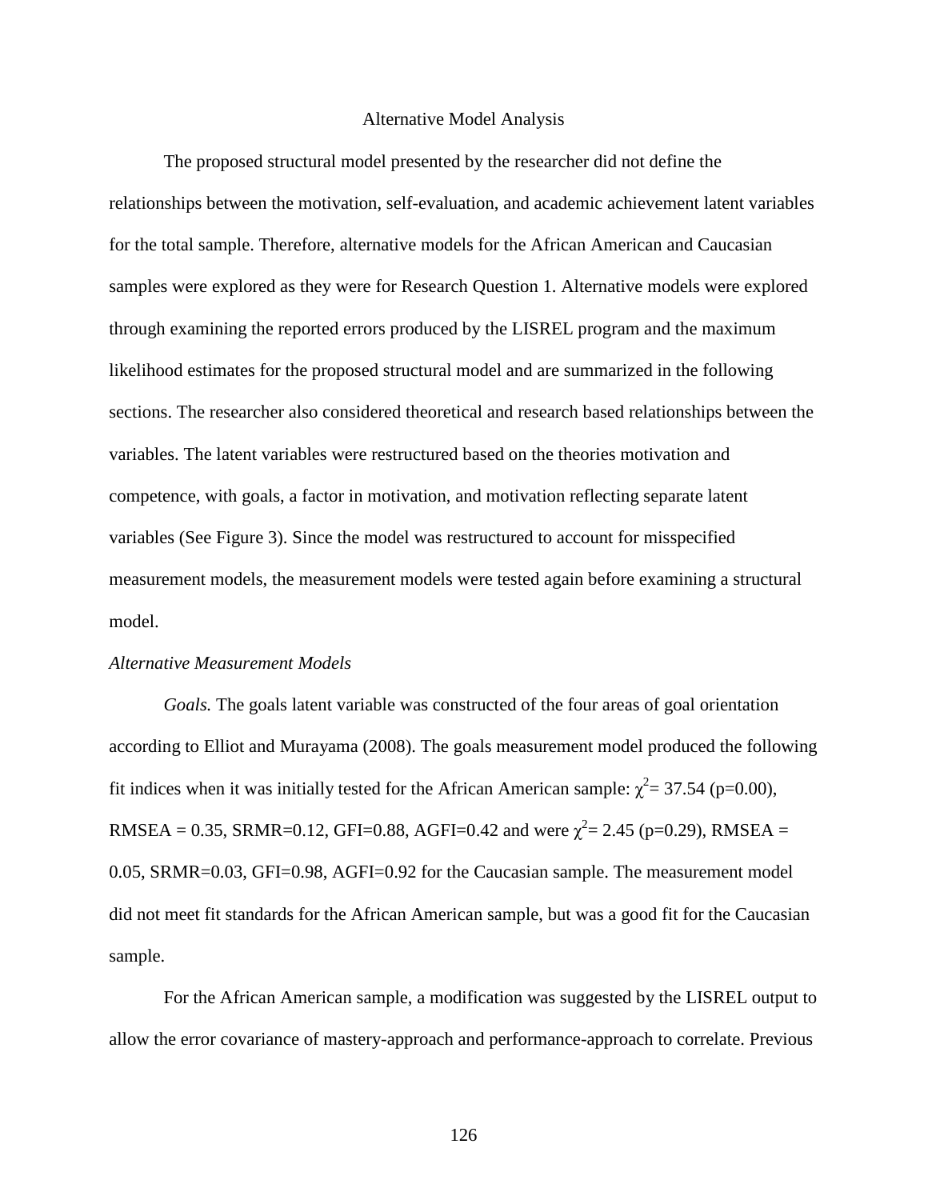## Alternative Model Analysis

The proposed structural model presented by the researcher did not define the relationships between the motivation, self-evaluation, and academic achievement latent variables for the total sample. Therefore, alternative models for the African American and Caucasian samples were explored as they were for Research Question 1. Alternative models were explored through examining the reported errors produced by the LISREL program and the maximum likelihood estimates for the proposed structural model and are summarized in the following sections. The researcher also considered theoretical and research based relationships between the variables. The latent variables were restructured based on the theories motivation and competence, with goals, a factor in motivation, and motivation reflecting separate latent variables (See Figure 3). Since the model was restructured to account for misspecified measurement models, the measurement models were tested again before examining a structural model.

### *Alternative Measurement Models*

*Goals.* The goals latent variable was constructed of the four areas of goal orientation according to Elliot and Murayama (2008). The goals measurement model produced the following fit indices when it was initially tested for the African American sample: $\chi^2$= 37.54 (p=0.00), RMSEA = 0.35, SRMR=0.12, GFI=0.88, AGFI=0.42 and were $\chi^2$= 2.45 (p=0.29), RMSEA = 0.05, SRMR=0.03, GFI=0.98, AGFI=0.92 for the Caucasian sample. The measurement model did not meet fit standards for the African American sample, but was a good fit for the Caucasian sample.

For the African American sample, a modification was suggested by the LISREL output to allow the error covariance of mastery-approach and performance-approach to correlate. Previous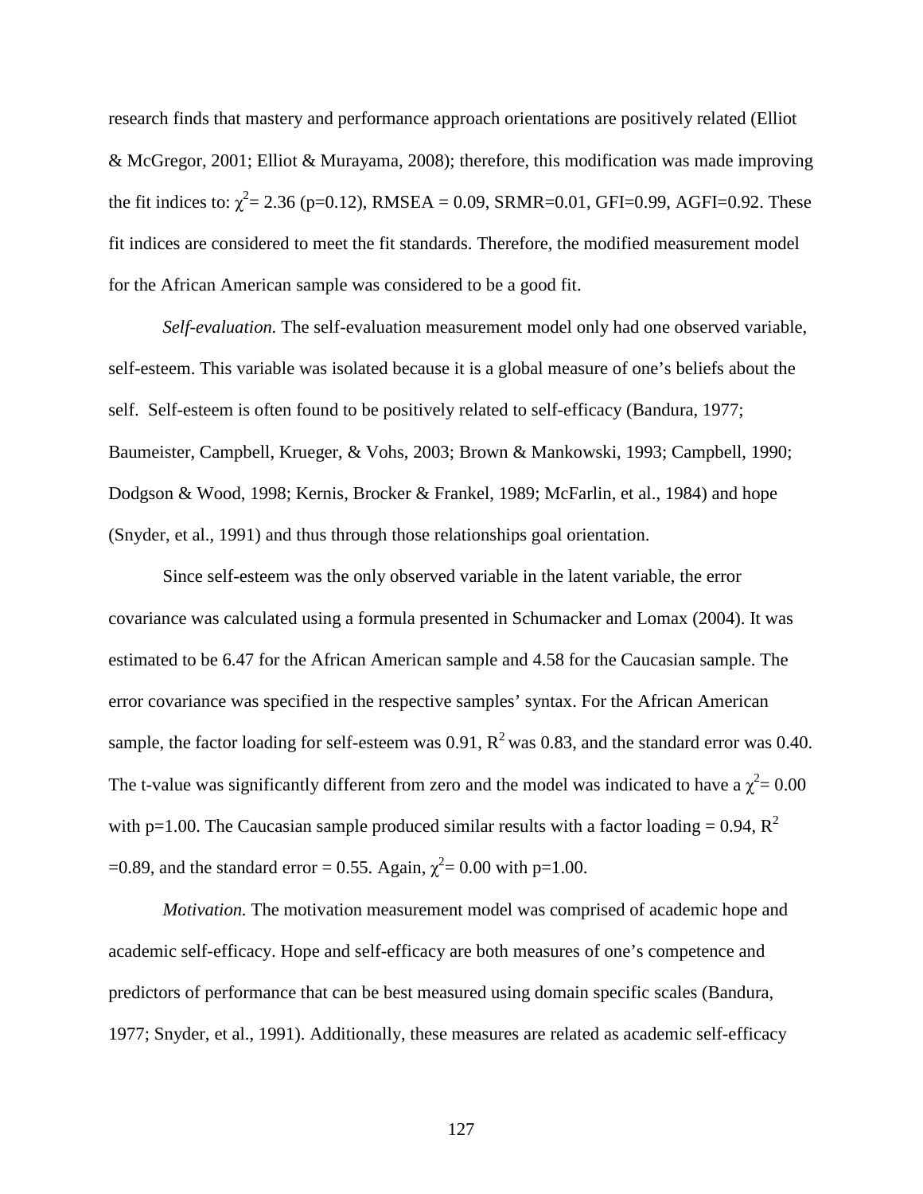research finds that mastery and performance approach orientations are positively related (Elliot & McGregor, 2001; Elliot & Murayama, 2008); therefore, this modification was made improving the fit indices to: $\chi^2 = 2.36$ (p=0.12), RMSEA = 0.09, SRMR=0.01, GFI=0.99, AGFI=0.92. These fit indices are considered to meet the fit standards. Therefore, the modified measurement model for the African American sample was considered to be a good fit.

*Self-evaluation.* The self-evaluation measurement model only had one observed variable, self-esteem. This variable was isolated because it is a global measure of one's beliefs about the self. Self-esteem is often found to be positively related to self-efficacy (Bandura, 1977; Baumeister, Campbell, Krueger, & Vohs, 2003; Brown & Mankowski, 1993; Campbell, 1990; Dodgson & Wood, 1998; Kernis, Brocker & Frankel, 1989; McFarlin, et al., 1984) and hope (Snyder, et al., 1991) and thus through those relationships goal orientation.

Since self-esteem was the only observed variable in the latent variable, the error covariance was calculated using a formula presented in Schumacker and Lomax (2004). It was estimated to be 6.47 for the African American sample and 4.58 for the Caucasian sample. The error covariance was specified in the respective samples' syntax. For the African American sample, the factor loading for self-esteem was 0.91, $R^2$ was 0.83, and the standard error was 0.40. The t-value was significantly different from zero and the model was indicated to have a $\chi^2 = 0.00$ with p=1.00. The Caucasian sample produced similar results with a factor loading = 0.94, $R^2$ =0.89, and the standard error = 0.55. Again, $\chi^2 = 0.00$ with p=1.00.

*Motivation.* The motivation measurement model was comprised of academic hope and academic self-efficacy. Hope and self-efficacy are both measures of one's competence and predictors of performance that can be best measured using domain specific scales (Bandura, 1977; Snyder, et al., 1991). Additionally, these measures are related as academic self-efficacy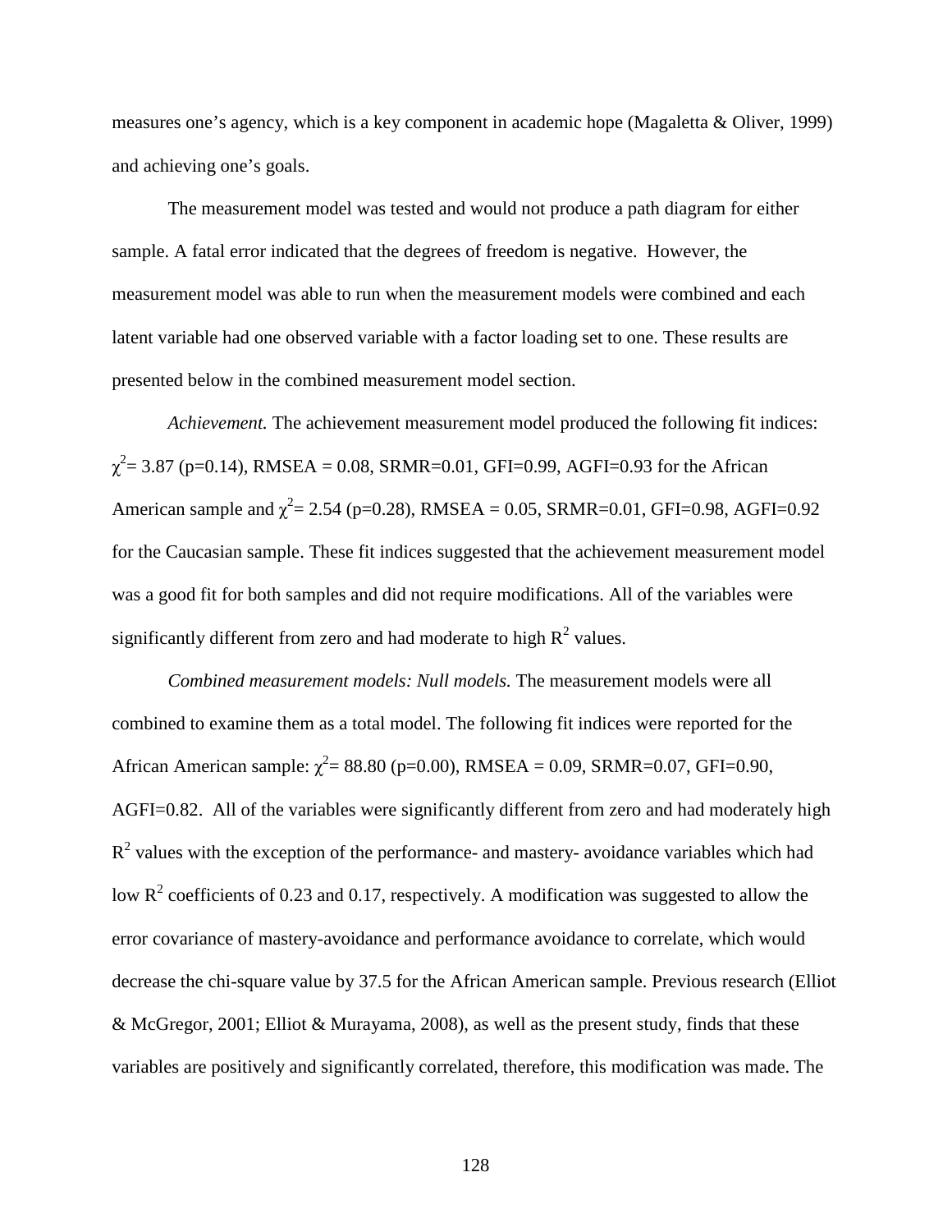measures one's agency, which is a key component in academic hope (Magaletta & Oliver, 1999) and achieving one's goals.

The measurement model was tested and would not produce a path diagram for either sample. A fatal error indicated that the degrees of freedom is negative. However, the measurement model was able to run when the measurement models were combined and each latent variable had one observed variable with a factor loading set to one. These results are presented below in the combined measurement model section.

*Achievement.* The achievement measurement model produced the following fit indices: $\chi^2$= 3.87 (p=0.14), RMSEA = 0.08, SRMR=0.01, GFI=0.99, AGFI=0.93 for the African American sample and $\chi^2$= 2.54 (p=0.28), RMSEA = 0.05, SRMR=0.01, GFI=0.98, AGFI=0.92 for the Caucasian sample. These fit indices suggested that the achievement measurement model was a good fit for both samples and did not require modifications. All of the variables were significantly different from zero and had moderate to high $R^2$ values.

*Combined measurement models: Null models.* The measurement models were all combined to examine them as a total model. The following fit indices were reported for the African American sample: $\chi^2$= 88.80 (p=0.00), RMSEA = 0.09, SRMR=0.07, GFI=0.90, AGFI=0.82. All of the variables were significantly different from zero and had moderately high $R^2$ values with the exception of the performance- and mastery- avoidance variables which had low $R^2$ coefficients of 0.23 and 0.17, respectively. A modification was suggested to allow the error covariance of mastery-avoidance and performance avoidance to correlate, which would decrease the chi-square value by 37.5 for the African American sample. Previous research (Elliot & McGregor, 2001; Elliot & Murayama, 2008), as well as the present study, finds that these variables are positively and significantly correlated, therefore, this modification was made. The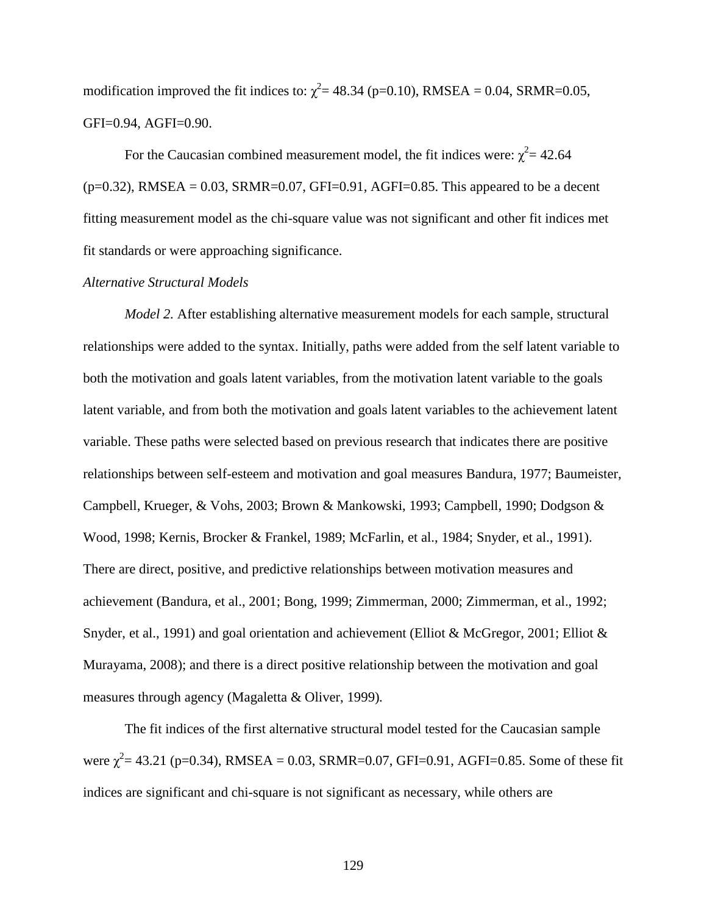modification improved the fit indices to: $\chi^2$= 48.34 (p=0.10), RMSEA = 0.04, SRMR=0.05, GFI=0.94, AGFI=0.90.

For the Caucasian combined measurement model, the fit indices were: $\chi^2$= 42.64 (p=0.32), RMSEA = 0.03, SRMR=0.07, GFI=0.91, AGFI=0.85. This appeared to be a decent fitting measurement model as the chi-square value was not significant and other fit indices met fit standards or were approaching significance.

*Alternative Structural Models*

*Model 2.* After establishing alternative measurement models for each sample, structural relationships were added to the syntax. Initially, paths were added from the self latent variable to both the motivation and goals latent variables, from the motivation latent variable to the goals latent variable, and from both the motivation and goals latent variables to the achievement latent variable. These paths were selected based on previous research that indicates there are positive relationships between self-esteem and motivation and goal measures Bandura, 1977; Baumeister, Campbell, Krueger, & Vohs, 2003; Brown & Mankowski, 1993; Campbell, 1990; Dodgson & Wood, 1998; Kernis, Brocker & Frankel, 1989; McFarlin, et al., 1984; Snyder, et al., 1991). There are direct, positive, and predictive relationships between motivation measures and achievement (Bandura, et al., 2001; Bong, 1999; Zimmerman, 2000; Zimmerman, et al., 1992; Snyder, et al., 1991) and goal orientation and achievement (Elliot & McGregor, 2001; Elliot & Murayama, 2008); and there is a direct positive relationship between the motivation and goal measures through agency (Magaletta & Oliver, 1999).

The fit indices of the first alternative structural model tested for the Caucasian sample were $\chi^2$= 43.21 (p=0.34), RMSEA = 0.03, SRMR=0.07, GFI=0.91, AGFI=0.85. Some of these fit indices are significant and chi-square is not significant as necessary, while others are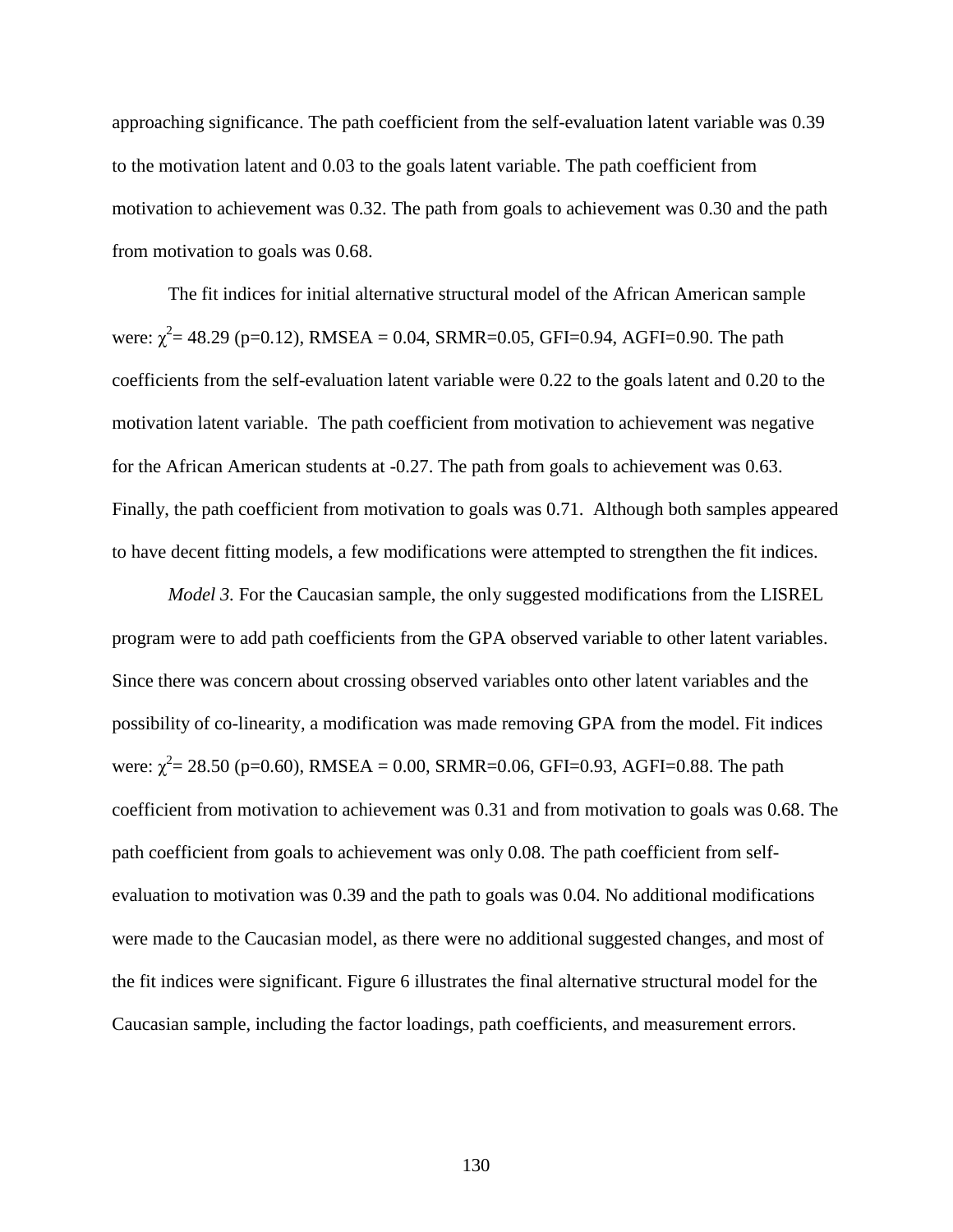approaching significance. The path coefficient from the self-evaluation latent variable was 0.39 to the motivation latent and 0.03 to the goals latent variable. The path coefficient from motivation to achievement was 0.32. The path from goals to achievement was 0.30 and the path from motivation to goals was 0.68.

The fit indices for initial alternative structural model of the African American sample were: $\chi^2$= 48.29 (p=0.12), RMSEA = 0.04, SRMR=0.05, GFI=0.94, AGFI=0.90. The path coefficients from the self-evaluation latent variable were 0.22 to the goals latent and 0.20 to the motivation latent variable. The path coefficient from motivation to achievement was negative for the African American students at -0.27. The path from goals to achievement was 0.63. Finally, the path coefficient from motivation to goals was 0.71. Although both samples appeared to have decent fitting models, a few modifications were attempted to strengthen the fit indices.

*Model 3.* For the Caucasian sample, the only suggested modifications from the LISREL program were to add path coefficients from the GPA observed variable to other latent variables. Since there was concern about crossing observed variables onto other latent variables and the possibility of co-linearity, a modification was made removing GPA from the model. Fit indices were: $\chi^2$= 28.50 (p=0.60), RMSEA = 0.00, SRMR=0.06, GFI=0.93, AGFI=0.88. The path coefficient from motivation to achievement was 0.31 and from motivation to goals was 0.68. The path coefficient from goals to achievement was only 0.08. The path coefficient from self-evaluation to motivation was 0.39 and the path to goals was 0.04. No additional modifications were made to the Caucasian model, as there were no additional suggested changes, and most of the fit indices were significant. Figure 6 illustrates the final alternative structural model for the Caucasian sample, including the factor loadings, path coefficients, and measurement errors.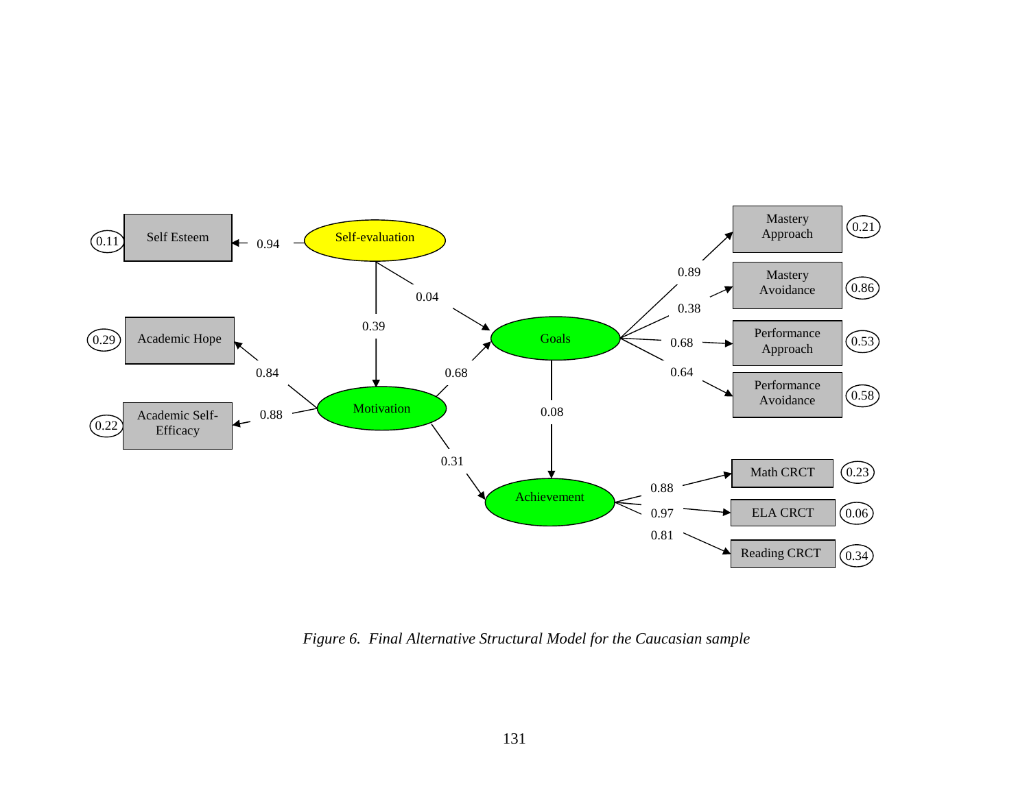Self Esteem

0.11

0.94

Self-evaluation

0.04

0.39

Academic Hope

0.29

0.84

Motivation

0.88

Academic Self-Efficacy

0.22

0.68

Goals

0.31

0.08

Achievement

Mastery Approach

0.21

0.89

Mastery Avoidance

0.86

0.38

Performance Approach

0.53

0.68

Performance Avoidance

0.58

0.64

Math CRCT

0.23

0.88

ELA CRCT

0.06

0.97

Reading CRCT

0.34

0.81

*Figure 6. Final Alternative Structural Model for the Caucasian sample*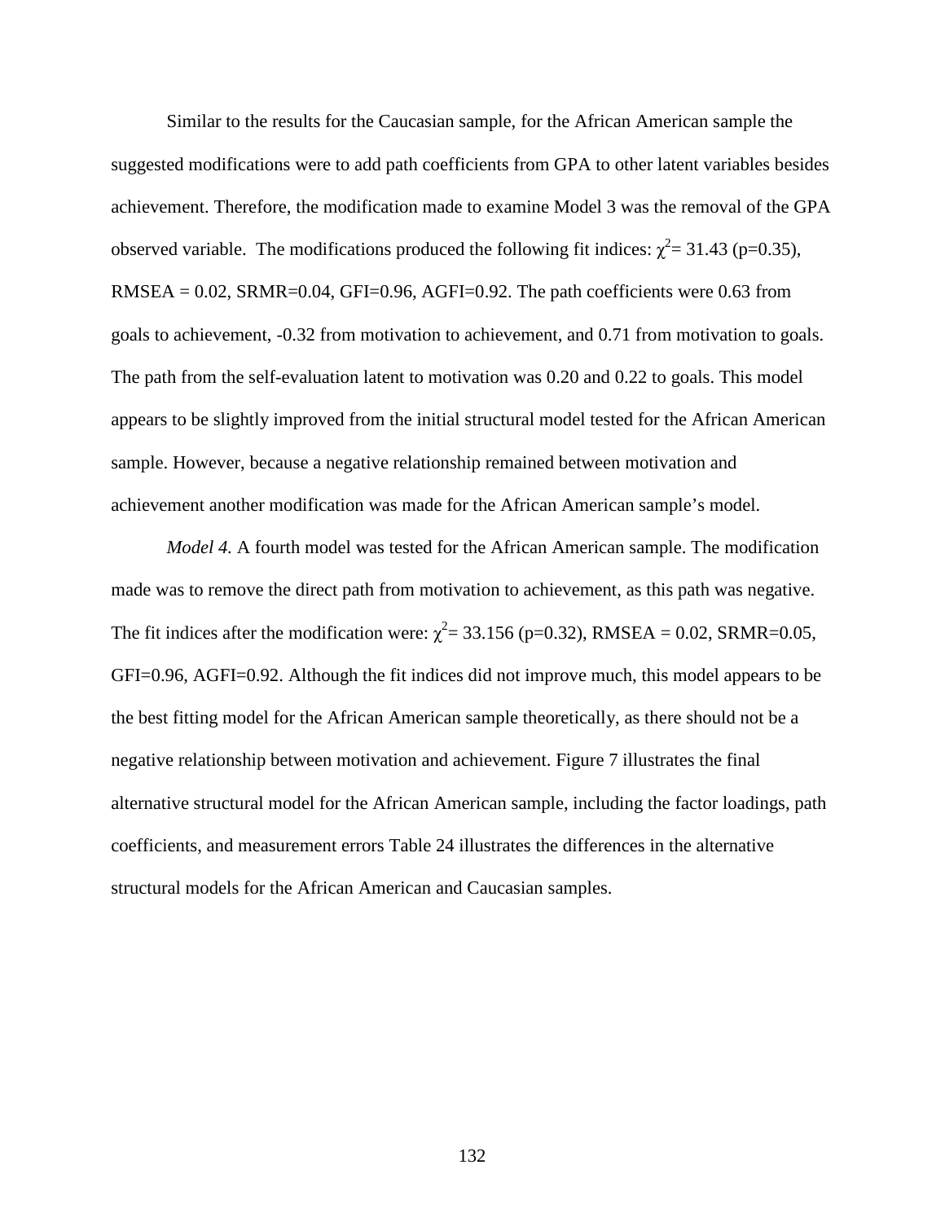Similar to the results for the Caucasian sample, for the African American sample the suggested modifications were to add path coefficients from GPA to other latent variables besides achievement. Therefore, the modification made to examine Model 3 was the removal of the GPA observed variable. The modifications produced the following fit indices: $\chi^2$= 31.43 (p=0.35), RMSEA = 0.02, SRMR=0.04, GFI=0.96, AGFI=0.92. The path coefficients were 0.63 from goals to achievement, -0.32 from motivation to achievement, and 0.71 from motivation to goals. The path from the self-evaluation latent to motivation was 0.20 and 0.22 to goals. This model appears to be slightly improved from the initial structural model tested for the African American sample. However, because a negative relationship remained between motivation and achievement another modification was made for the African American sample's model.

*Model 4.* A fourth model was tested for the African American sample. The modification made was to remove the direct path from motivation to achievement, as this path was negative. The fit indices after the modification were: $\chi^2$= 33.156 (p=0.32), RMSEA = 0.02, SRMR=0.05, GFI=0.96, AGFI=0.92. Although the fit indices did not improve much, this model appears to be the best fitting model for the African American sample theoretically, as there should not be a negative relationship between motivation and achievement. Figure 7 illustrates the final alternative structural model for the African American sample, including the factor loadings, path coefficients, and measurement errors Table 24 illustrates the differences in the alternative structural models for the African American and Caucasian samples.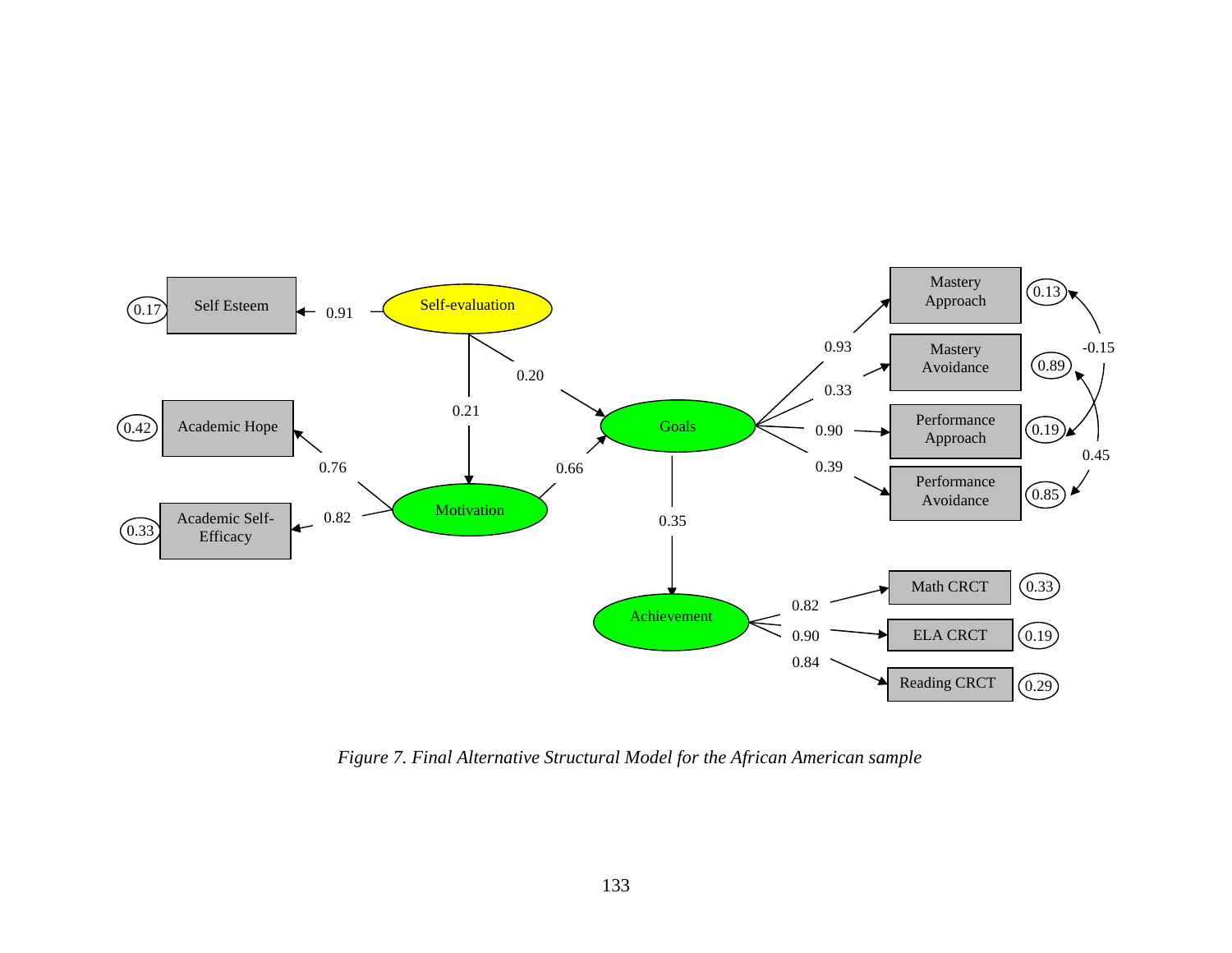*Figure 7.* *Final Alternative Structural Model for the African American sample*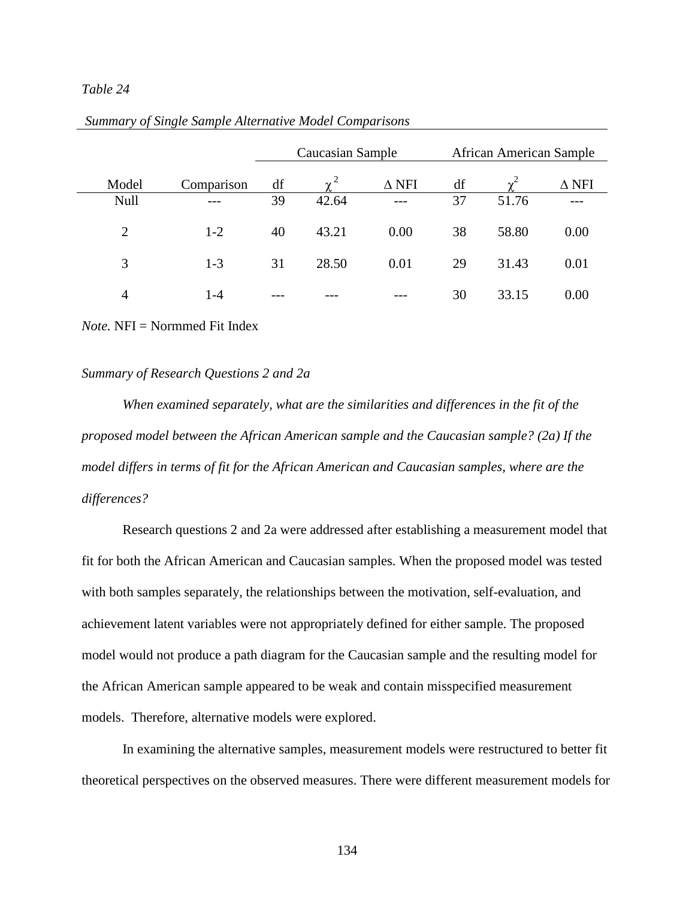*Table 24*

*Summary of Single Sample Alternative Model Comparisons*

| | | Caucasian Sample | | | African American Sample | | |
|---|---|---|---|---|---|---|---|
| Model | Comparison | df | $\chi^2$ | Δ NFI | df | $\chi^2$ | Δ NFI |
| Null | --- | 39 | 42.64 | --- | 37 | 51.76 | --- |
| 2 | 1-2 | 40 | 43.21 | 0.00 | 38 | 58.80 | 0.00 |
| 3 | 1-3 | 31 | 28.50 | 0.01 | 29 | 31.43 | 0.01 |
| 4 | 1-4 | --- | --- | --- | 30 | 33.15 | 0.00 |

*Note.* NFI = Normmed Fit Index

*Summary of Research Questions 2 and 2a*

*When examined separately, what are the similarities and differences in the fit of the proposed model between the African American sample and the Caucasian sample? (2a) If the model differs in terms of fit for the African American and Caucasian samples, where are the differences?*

Research questions 2 and 2a were addressed after establishing a measurement model that fit for both the African American and Caucasian samples. When the proposed model was tested with both samples separately, the relationships between the motivation, self-evaluation, and achievement latent variables were not appropriately defined for either sample. The proposed model would not produce a path diagram for the Caucasian sample and the resulting model for the African American sample appeared to be weak and contain misspecified measurement models. Therefore, alternative models were explored.

In examining the alternative samples, measurement models were restructured to better fit theoretical perspectives on the observed measures. There were different measurement models for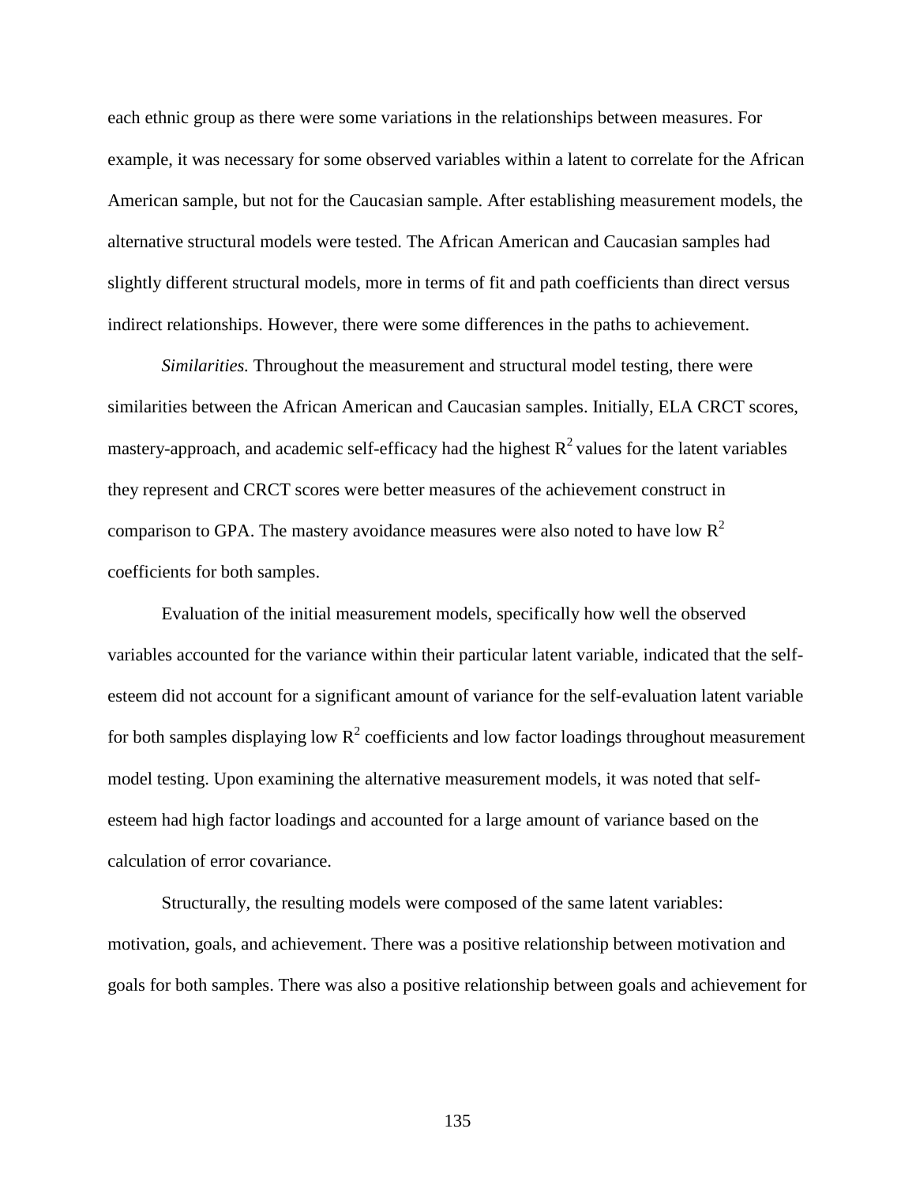each ethnic group as there were some variations in the relationships between measures. For example, it was necessary for some observed variables within a latent to correlate for the African American sample, but not for the Caucasian sample. After establishing measurement models, the alternative structural models were tested. The African American and Caucasian samples had slightly different structural models, more in terms of fit and path coefficients than direct versus indirect relationships. However, there were some differences in the paths to achievement.

*Similarities.* Throughout the measurement and structural model testing, there were similarities between the African American and Caucasian samples. Initially, ELA CRCT scores, mastery-approach, and academic self-efficacy had the highest $R^2$ values for the latent variables they represent and CRCT scores were better measures of the achievement construct in comparison to GPA. The mastery avoidance measures were also noted to have low $R^2$ coefficients for both samples.

Evaluation of the initial measurement models, specifically how well the observed variables accounted for the variance within their particular latent variable, indicated that the self-esteem did not account for a significant amount of variance for the self-evaluation latent variable for both samples displaying low $R^2$ coefficients and low factor loadings throughout measurement model testing. Upon examining the alternative measurement models, it was noted that self-esteem had high factor loadings and accounted for a large amount of variance based on the calculation of error covariance.

Structurally, the resulting models were composed of the same latent variables: motivation, goals, and achievement. There was a positive relationship between motivation and goals for both samples. There was also a positive relationship between goals and achievement for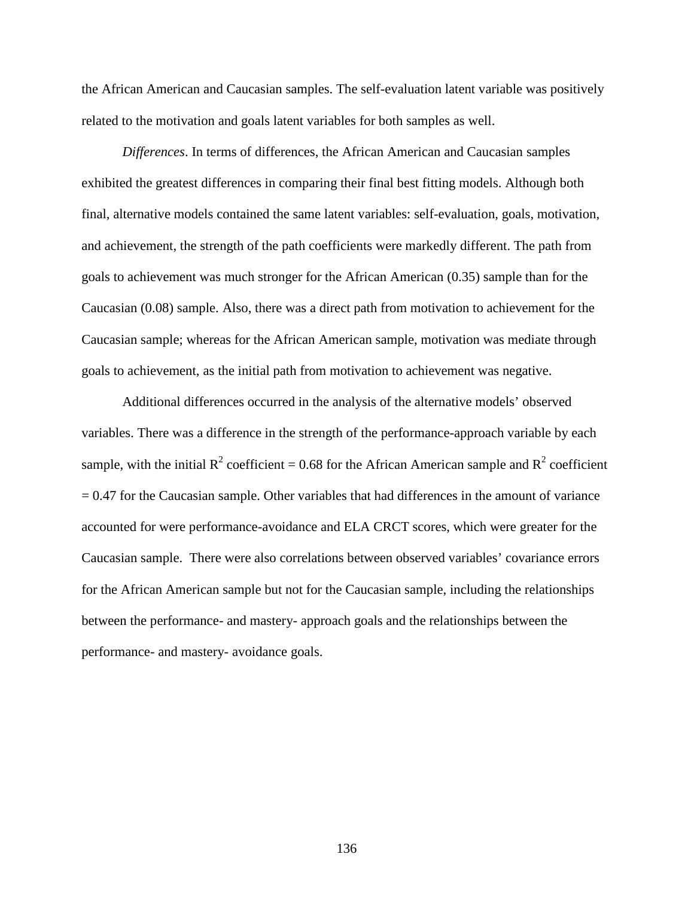the African American and Caucasian samples. The self-evaluation latent variable was positively related to the motivation and goals latent variables for both samples as well.

*Differences*. In terms of differences, the African American and Caucasian samples exhibited the greatest differences in comparing their final best fitting models. Although both final, alternative models contained the same latent variables: self-evaluation, goals, motivation, and achievement, the strength of the path coefficients were markedly different. The path from goals to achievement was much stronger for the African American (0.35) sample than for the Caucasian (0.08) sample. Also, there was a direct path from motivation to achievement for the Caucasian sample; whereas for the African American sample, motivation was mediate through goals to achievement, as the initial path from motivation to achievement was negative.

Additional differences occurred in the analysis of the alternative models' observed variables. There was a difference in the strength of the performance-approach variable by each sample, with the initial $R^2$ coefficient = 0.68 for the African American sample and $R^2$ coefficient = 0.47 for the Caucasian sample. Other variables that had differences in the amount of variance accounted for were performance-avoidance and ELA CRCT scores, which were greater for the Caucasian sample. There were also correlations between observed variables' covariance errors for the African American sample but not for the Caucasian sample, including the relationships between the performance- and mastery- approach goals and the relationships between the performance- and mastery- avoidance goals.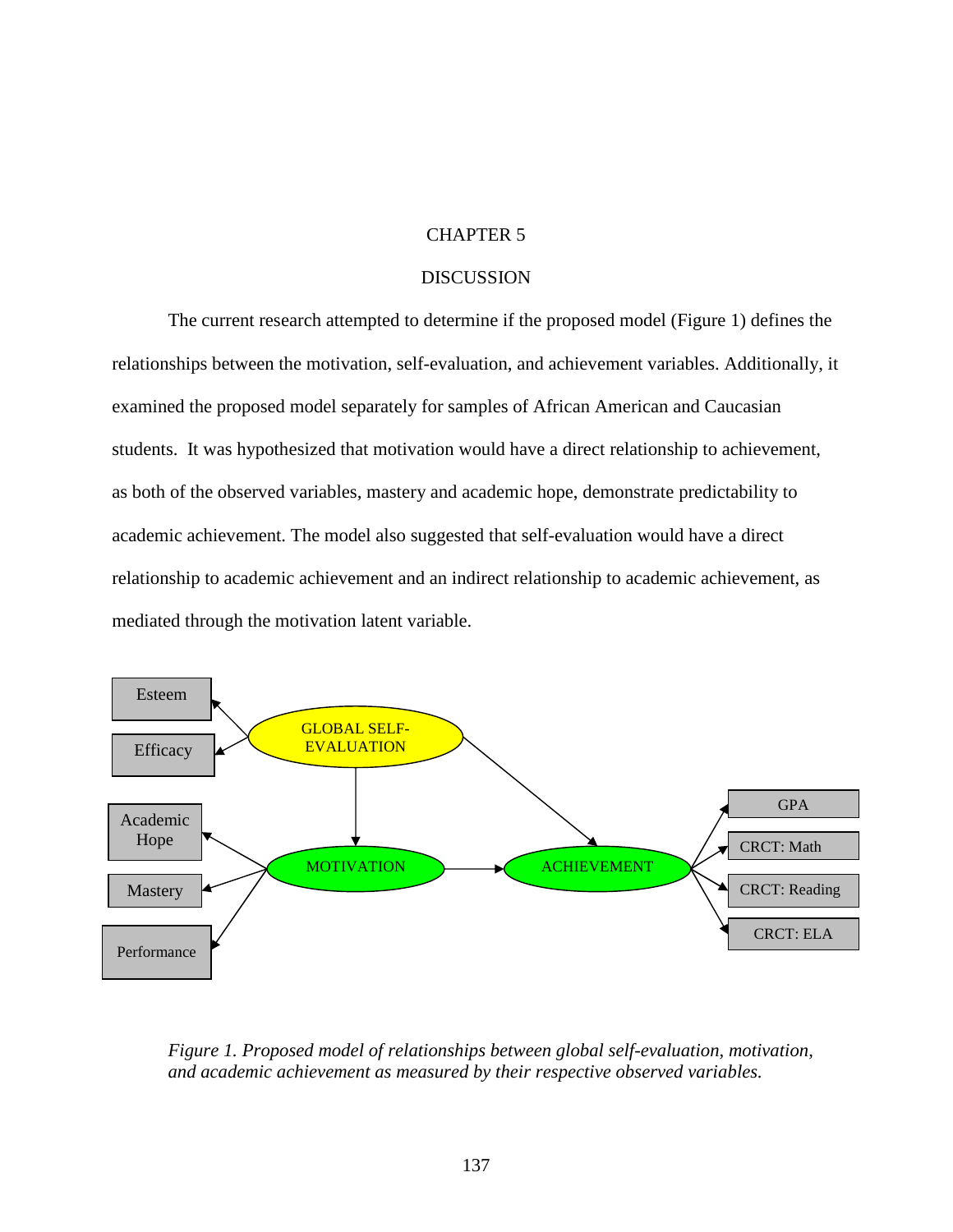# CHAPTER 5

## DISCUSSION

The current research attempted to determine if the proposed model (Figure 1) defines the relationships between the motivation, self-evaluation, and achievement variables. Additionally, it examined the proposed model separately for samples of African American and Caucasian students. It was hypothesized that motivation would have a direct relationship to achievement, as both of the observed variables, mastery and academic hope, demonstrate predictability to academic achievement. The model also suggested that self-evaluation would have a direct relationship to academic achievement and an indirect relationship to academic achievement, as mediated through the motivation latent variable.

*Figure 1.* *Proposed model of relationships between global self-evaluation, motivation, and academic achievement as measured by their respective observed variables.*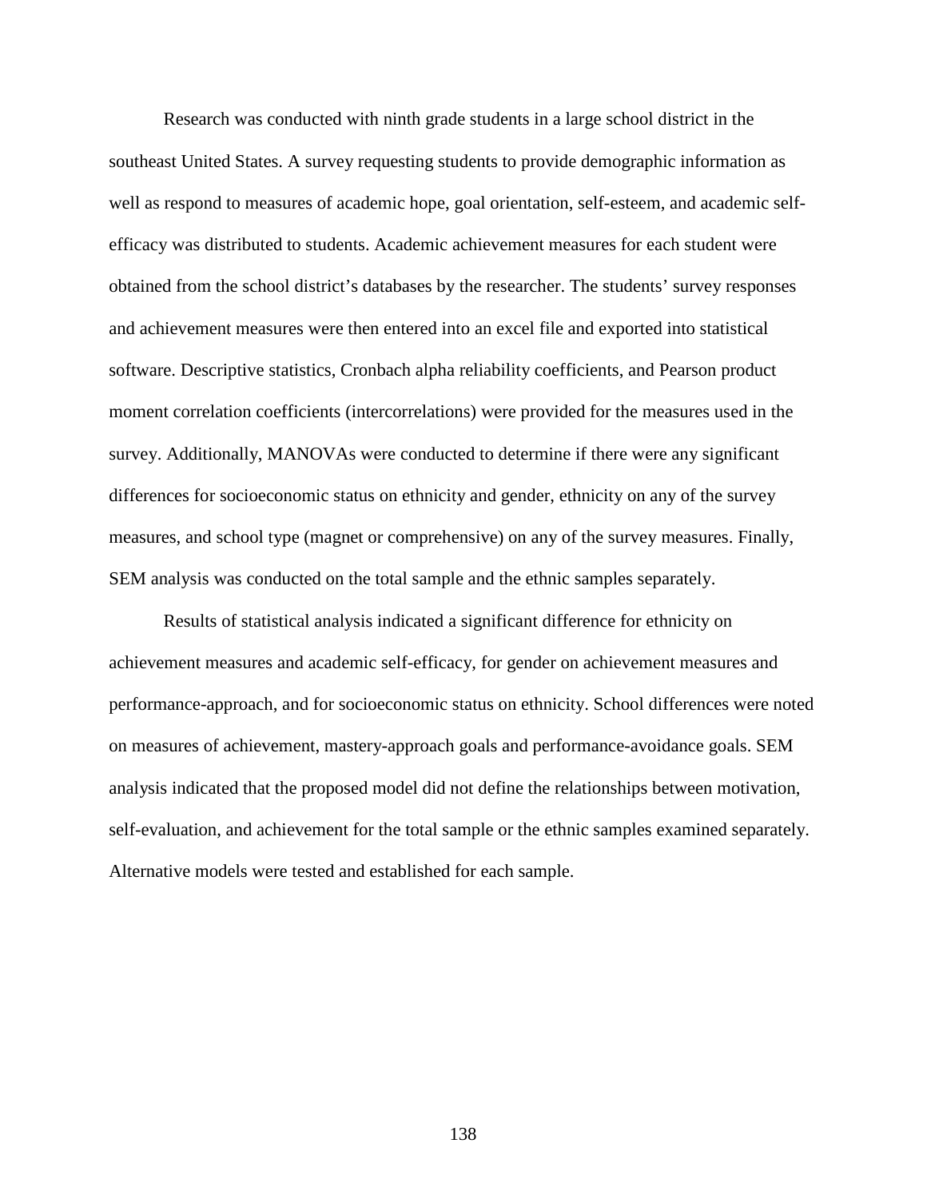Research was conducted with ninth grade students in a large school district in the southeast United States. A survey requesting students to provide demographic information as well as respond to measures of academic hope, goal orientation, self-esteem, and academic self-efficacy was distributed to students. Academic achievement measures for each student were obtained from the school district's databases by the researcher. The students' survey responses and achievement measures were then entered into an excel file and exported into statistical software. Descriptive statistics, Cronbach alpha reliability coefficients, and Pearson product moment correlation coefficients (intercorrelations) were provided for the measures used in the survey. Additionally, MANOVAs were conducted to determine if there were any significant differences for socioeconomic status on ethnicity and gender, ethnicity on any of the survey measures, and school type (magnet or comprehensive) on any of the survey measures. Finally, SEM analysis was conducted on the total sample and the ethnic samples separately.

Results of statistical analysis indicated a significant difference for ethnicity on achievement measures and academic self-efficacy, for gender on achievement measures and performance-approach, and for socioeconomic status on ethnicity. School differences were noted on measures of achievement, mastery-approach goals and performance-avoidance goals. SEM analysis indicated that the proposed model did not define the relationships between motivation, self-evaluation, and achievement for the total sample or the ethnic samples examined separately. Alternative models were tested and established for each sample.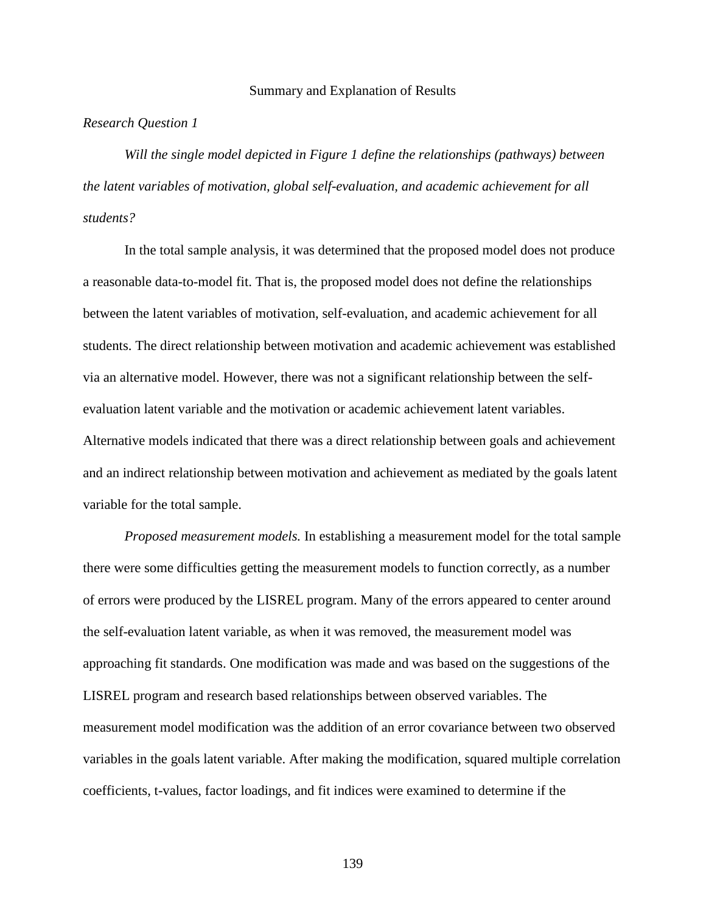## Summary and Explanation of Results

### *Research Question 1*

*Will the single model depicted in Figure 1 define the relationships (pathways) between the latent variables of motivation, global self-evaluation, and academic achievement for all students?*

In the total sample analysis, it was determined that the proposed model does not produce a reasonable data-to-model fit. That is, the proposed model does not define the relationships between the latent variables of motivation, self-evaluation, and academic achievement for all students. The direct relationship between motivation and academic achievement was established via an alternative model. However, there was not a significant relationship between the self-evaluation latent variable and the motivation or academic achievement latent variables. Alternative models indicated that there was a direct relationship between goals and achievement and an indirect relationship between motivation and achievement as mediated by the goals latent variable for the total sample.

*Proposed measurement models.* In establishing a measurement model for the total sample there were some difficulties getting the measurement models to function correctly, as a number of errors were produced by the LISREL program. Many of the errors appeared to center around the self-evaluation latent variable, as when it was removed, the measurement model was approaching fit standards. One modification was made and was based on the suggestions of the LISREL program and research based relationships between observed variables. The measurement model modification was the addition of an error covariance between two observed variables in the goals latent variable. After making the modification, squared multiple correlation coefficients, t-values, factor loadings, and fit indices were examined to determine if the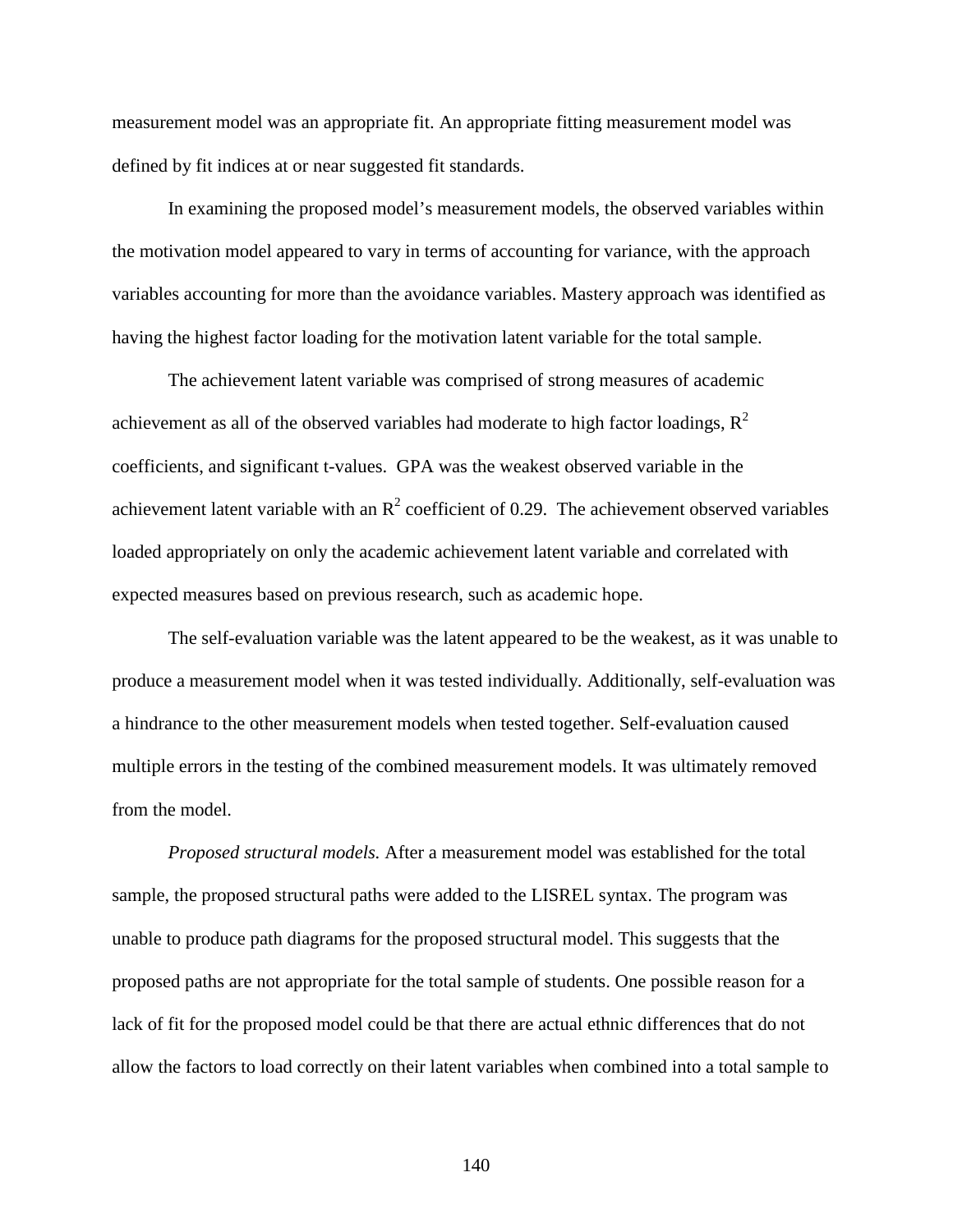measurement model was an appropriate fit. An appropriate fitting measurement model was defined by fit indices at or near suggested fit standards.

In examining the proposed model's measurement models, the observed variables within the motivation model appeared to vary in terms of accounting for variance, with the approach variables accounting for more than the avoidance variables. Mastery approach was identified as having the highest factor loading for the motivation latent variable for the total sample.

The achievement latent variable was comprised of strong measures of academic achievement as all of the observed variables had moderate to high factor loadings, $R^2$ coefficients, and significant t-values. GPA was the weakest observed variable in the achievement latent variable with an $R^2$ coefficient of 0.29. The achievement observed variables loaded appropriately on only the academic achievement latent variable and correlated with expected measures based on previous research, such as academic hope.

The self-evaluation variable was the latent appeared to be the weakest, as it was unable to produce a measurement model when it was tested individually. Additionally, self-evaluation was a hindrance to the other measurement models when tested together. Self-evaluation caused multiple errors in the testing of the combined measurement models. It was ultimately removed from the model.

*Proposed structural models.* After a measurement model was established for the total sample, the proposed structural paths were added to the LISREL syntax. The program was unable to produce path diagrams for the proposed structural model. This suggests that the proposed paths are not appropriate for the total sample of students. One possible reason for a lack of fit for the proposed model could be that there are actual ethnic differences that do not allow the factors to load correctly on their latent variables when combined into a total sample to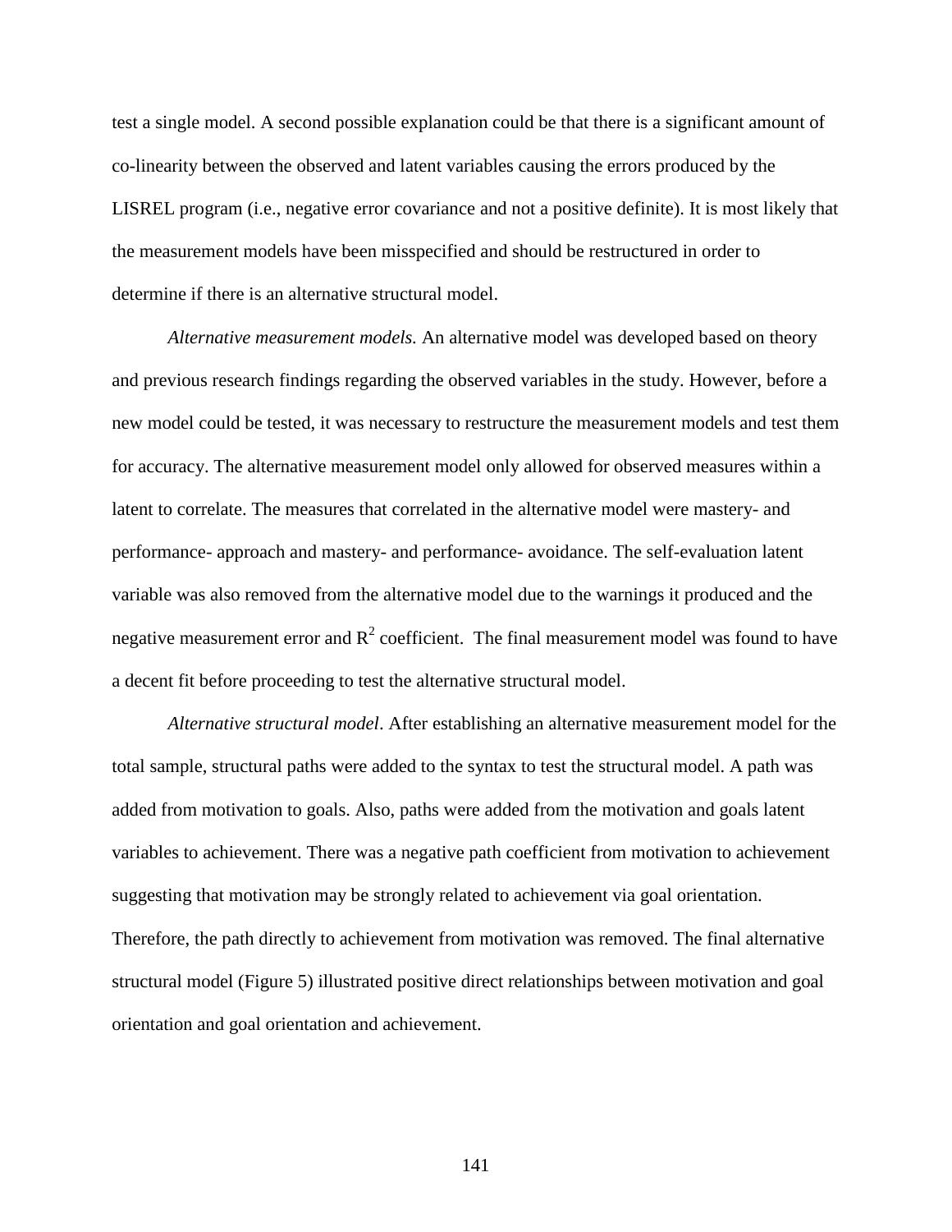test a single model. A second possible explanation could be that there is a significant amount of co-linearity between the observed and latent variables causing the errors produced by the LISREL program (i.e., negative error covariance and not a positive definite). It is most likely that the measurement models have been misspecified and should be restructured in order to determine if there is an alternative structural model.

*Alternative measurement models.* An alternative model was developed based on theory and previous research findings regarding the observed variables in the study. However, before a new model could be tested, it was necessary to restructure the measurement models and test them for accuracy. The alternative measurement model only allowed for observed measures within a latent to correlate. The measures that correlated in the alternative model were mastery- and performance- approach and mastery- and performance- avoidance. The self-evaluation latent variable was also removed from the alternative model due to the warnings it produced and the negative measurement error and $R^2$ coefficient. The final measurement model was found to have a decent fit before proceeding to test the alternative structural model.

*Alternative structural model*. After establishing an alternative measurement model for the total sample, structural paths were added to the syntax to test the structural model. A path was added from motivation to goals. Also, paths were added from the motivation and goals latent variables to achievement. There was a negative path coefficient from motivation to achievement suggesting that motivation may be strongly related to achievement via goal orientation. Therefore, the path directly to achievement from motivation was removed. The final alternative structural model (Figure 5) illustrated positive direct relationships between motivation and goal orientation and goal orientation and achievement.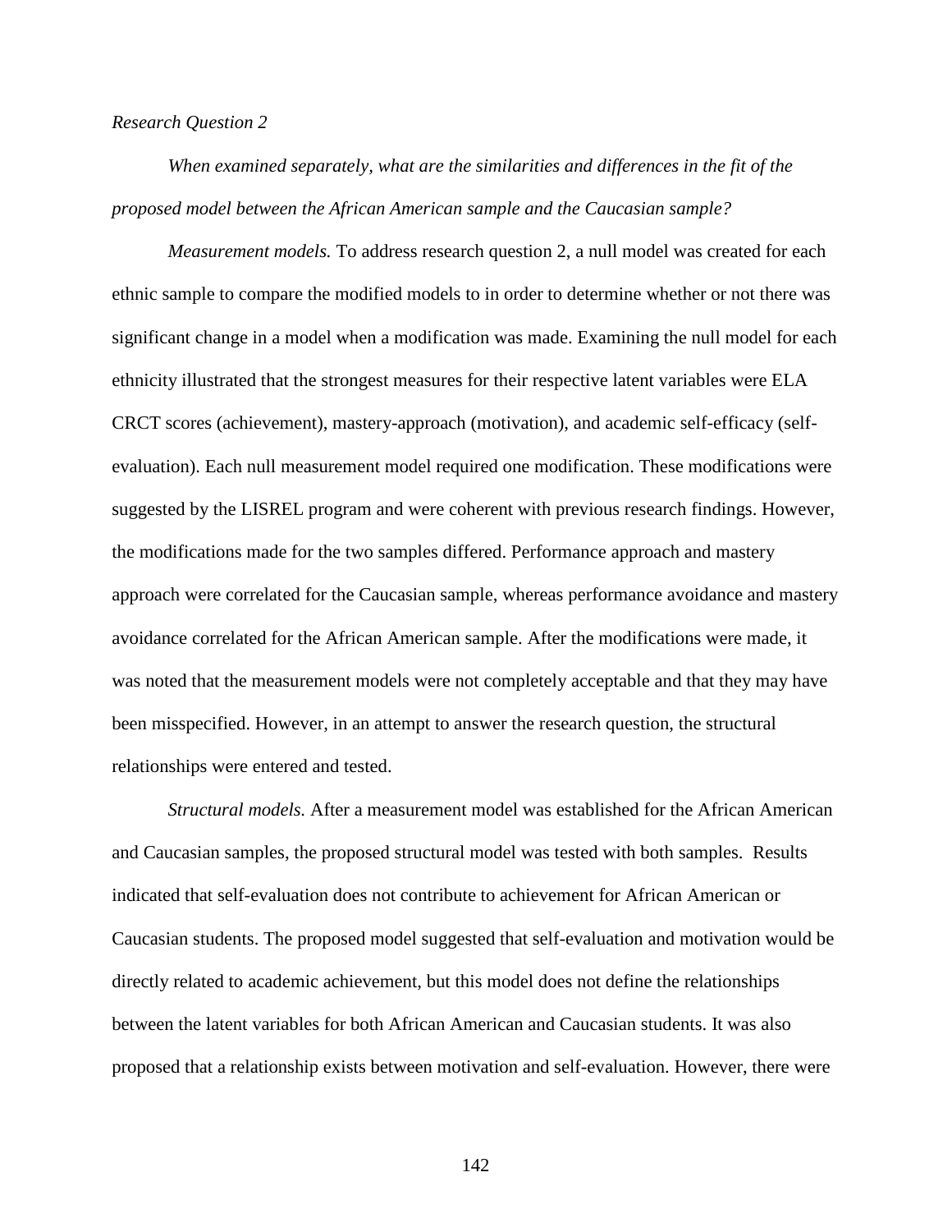*Research Question 2*

*When examined separately, what are the similarities and differences in the fit of the proposed model between the African American sample and the Caucasian sample?*

*Measurement models.* To address research question 2, a null model was created for each ethnic sample to compare the modified models to in order to determine whether or not there was significant change in a model when a modification was made. Examining the null model for each ethnicity illustrated that the strongest measures for their respective latent variables were ELA CRCT scores (achievement), mastery-approach (motivation), and academic self-efficacy (self-evaluation). Each null measurement model required one modification. These modifications were suggested by the LISREL program and were coherent with previous research findings. However, the modifications made for the two samples differed. Performance approach and mastery approach were correlated for the Caucasian sample, whereas performance avoidance and mastery avoidance correlated for the African American sample. After the modifications were made, it was noted that the measurement models were not completely acceptable and that they may have been misspecified. However, in an attempt to answer the research question, the structural relationships were entered and tested.

*Structural models.* After a measurement model was established for the African American and Caucasian samples, the proposed structural model was tested with both samples. Results indicated that self-evaluation does not contribute to achievement for African American or Caucasian students. The proposed model suggested that self-evaluation and motivation would be directly related to academic achievement, but this model does not define the relationships between the latent variables for both African American and Caucasian students. It was also proposed that a relationship exists between motivation and self-evaluation. However, there were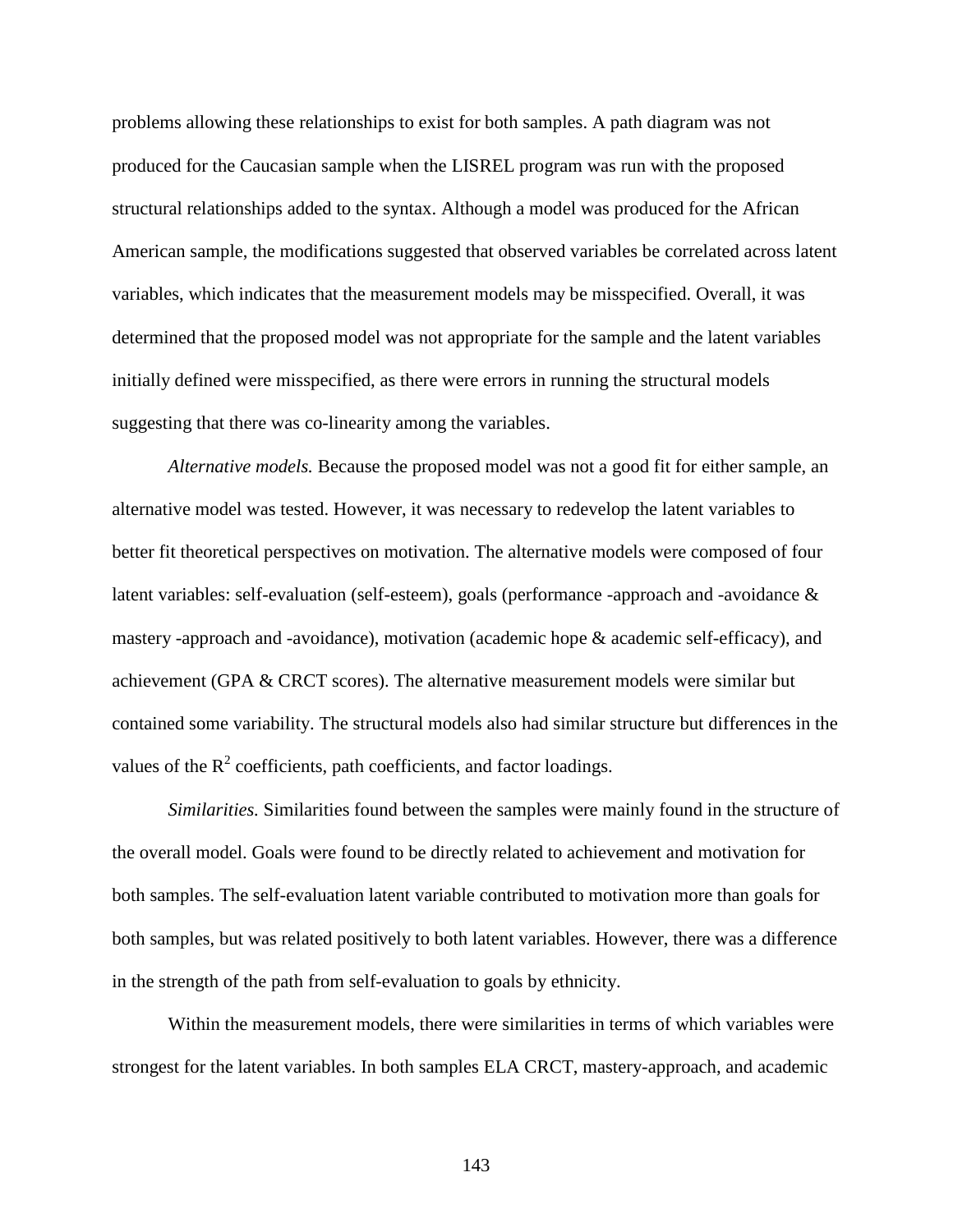problems allowing these relationships to exist for both samples. A path diagram was not produced for the Caucasian sample when the LISREL program was run with the proposed structural relationships added to the syntax. Although a model was produced for the African American sample, the modifications suggested that observed variables be correlated across latent variables, which indicates that the measurement models may be misspecified. Overall, it was determined that the proposed model was not appropriate for the sample and the latent variables initially defined were misspecified, as there were errors in running the structural models suggesting that there was co-linearity among the variables.

*Alternative models.* Because the proposed model was not a good fit for either sample, an alternative model was tested. However, it was necessary to redevelop the latent variables to better fit theoretical perspectives on motivation. The alternative models were composed of four latent variables: self-evaluation (self-esteem), goals (performance -approach and -avoidance & mastery -approach and -avoidance), motivation (academic hope & academic self-efficacy), and achievement (GPA & CRCT scores). The alternative measurement models were similar but contained some variability. The structural models also had similar structure but differences in the values of the $R^2$ coefficients, path coefficients, and factor loadings.

*Similarities.* Similarities found between the samples were mainly found in the structure of the overall model. Goals were found to be directly related to achievement and motivation for both samples. The self-evaluation latent variable contributed to motivation more than goals for both samples, but was related positively to both latent variables. However, there was a difference in the strength of the path from self-evaluation to goals by ethnicity.

Within the measurement models, there were similarities in terms of which variables were strongest for the latent variables. In both samples ELA CRCT, mastery-approach, and academic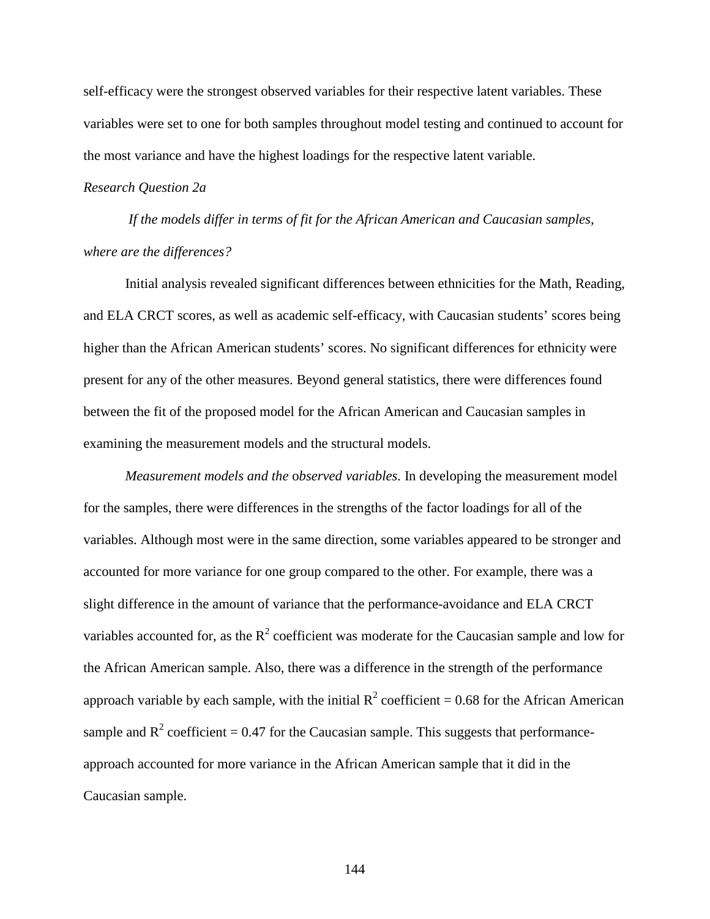self-efficacy were the strongest observed variables for their respective latent variables. These variables were set to one for both samples throughout model testing and continued to account for the most variance and have the highest loadings for the respective latent variable.

*Research Question 2a*

*If the models differ in terms of fit for the African American and Caucasian samples, where are the differences?*

Initial analysis revealed significant differences between ethnicities for the Math, Reading, and ELA CRCT scores, as well as academic self-efficacy, with Caucasian students' scores being higher than the African American students' scores. No significant differences for ethnicity were present for any of the other measures. Beyond general statistics, there were differences found between the fit of the proposed model for the African American and Caucasian samples in examining the measurement models and the structural models.

*Measurement models and the observed variables.* In developing the measurement model for the samples, there were differences in the strengths of the factor loadings for all of the variables. Although most were in the same direction, some variables appeared to be stronger and accounted for more variance for one group compared to the other. For example, there was a slight difference in the amount of variance that the performance-avoidance and ELA CRCT variables accounted for, as the $R^2$ coefficient was moderate for the Caucasian sample and low for the African American sample. Also, there was a difference in the strength of the performance approach variable by each sample, with the initial $R^2$ coefficient = 0.68 for the African American sample and $R^2$ coefficient = 0.47 for the Caucasian sample. This suggests that performance-approach accounted for more variance in the African American sample that it did in the Caucasian sample.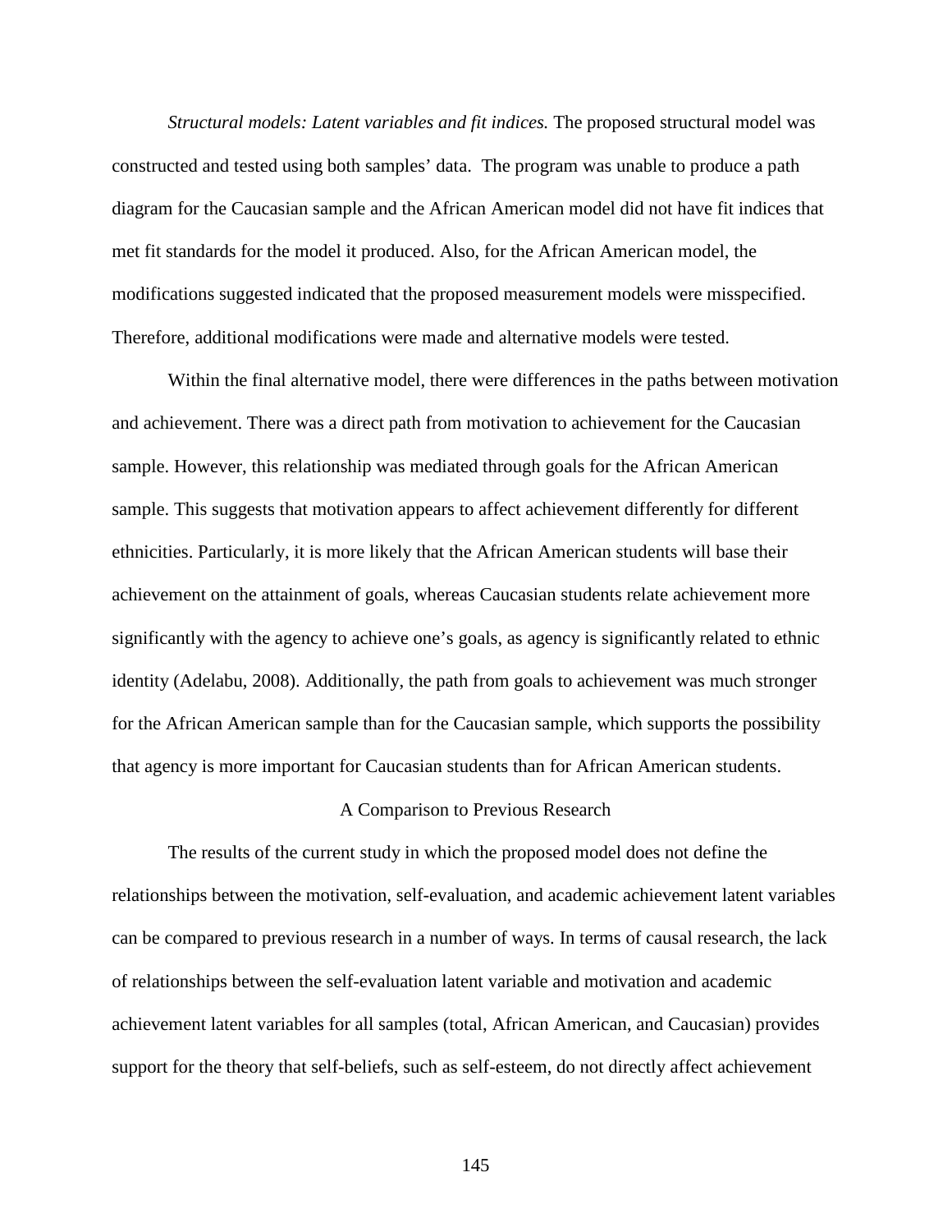*Structural models: Latent variables and fit indices.* The proposed structural model was constructed and tested using both samples' data. The program was unable to produce a path diagram for the Caucasian sample and the African American model did not have fit indices that met fit standards for the model it produced. Also, for the African American model, the modifications suggested indicated that the proposed measurement models were misspecified. Therefore, additional modifications were made and alternative models were tested.

Within the final alternative model, there were differences in the paths between motivation and achievement. There was a direct path from motivation to achievement for the Caucasian sample. However, this relationship was mediated through goals for the African American sample. This suggests that motivation appears to affect achievement differently for different ethnicities. Particularly, it is more likely that the African American students will base their achievement on the attainment of goals, whereas Caucasian students relate achievement more significantly with the agency to achieve one's goals, as agency is significantly related to ethnic identity (Adelabu, 2008). Additionally, the path from goals to achievement was much stronger for the African American sample than for the Caucasian sample, which supports the possibility that agency is more important for Caucasian students than for African American students.

## A Comparison to Previous Research

The results of the current study in which the proposed model does not define the relationships between the motivation, self-evaluation, and academic achievement latent variables can be compared to previous research in a number of ways. In terms of causal research, the lack of relationships between the self-evaluation latent variable and motivation and academic achievement latent variables for all samples (total, African American, and Caucasian) provides support for the theory that self-beliefs, such as self-esteem, do not directly affect achievement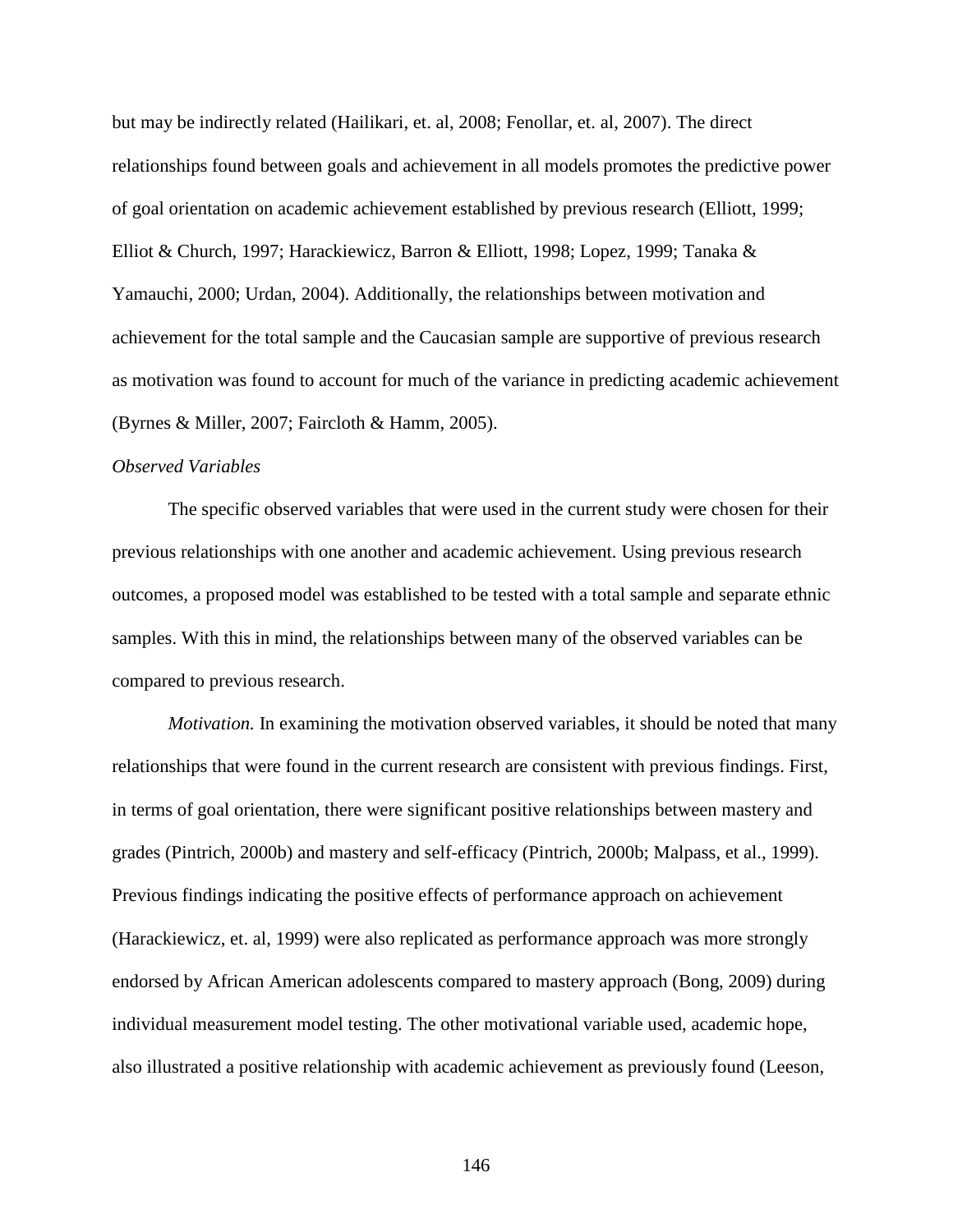but may be indirectly related (Hailikari, et. al, 2008; Fenollar, et. al, 2007). The direct relationships found between goals and achievement in all models promotes the predictive power of goal orientation on academic achievement established by previous research (Elliott, 1999; Elliot & Church, 1997; Harackiewicz, Barron & Elliott, 1998; Lopez, 1999; Tanaka & Yamauchi, 2000; Urdan, 2004). Additionally, the relationships between motivation and achievement for the total sample and the Caucasian sample are supportive of previous research as motivation was found to account for much of the variance in predicting academic achievement (Byrnes & Miller, 2007; Faircloth & Hamm, 2005).

*Observed Variables*

The specific observed variables that were used in the current study were chosen for their previous relationships with one another and academic achievement. Using previous research outcomes, a proposed model was established to be tested with a total sample and separate ethnic samples. With this in mind, the relationships between many of the observed variables can be compared to previous research.

*Motivation.* In examining the motivation observed variables, it should be noted that many relationships that were found in the current research are consistent with previous findings. First, in terms of goal orientation, there were significant positive relationships between mastery and grades (Pintrich, 2000b) and mastery and self-efficacy (Pintrich, 2000b; Malpass, et al., 1999). Previous findings indicating the positive effects of performance approach on achievement (Harackiewicz, et. al, 1999) were also replicated as performance approach was more strongly endorsed by African American adolescents compared to mastery approach (Bong, 2009) during individual measurement model testing. The other motivational variable used, academic hope, also illustrated a positive relationship with academic achievement as previously found (Leeson,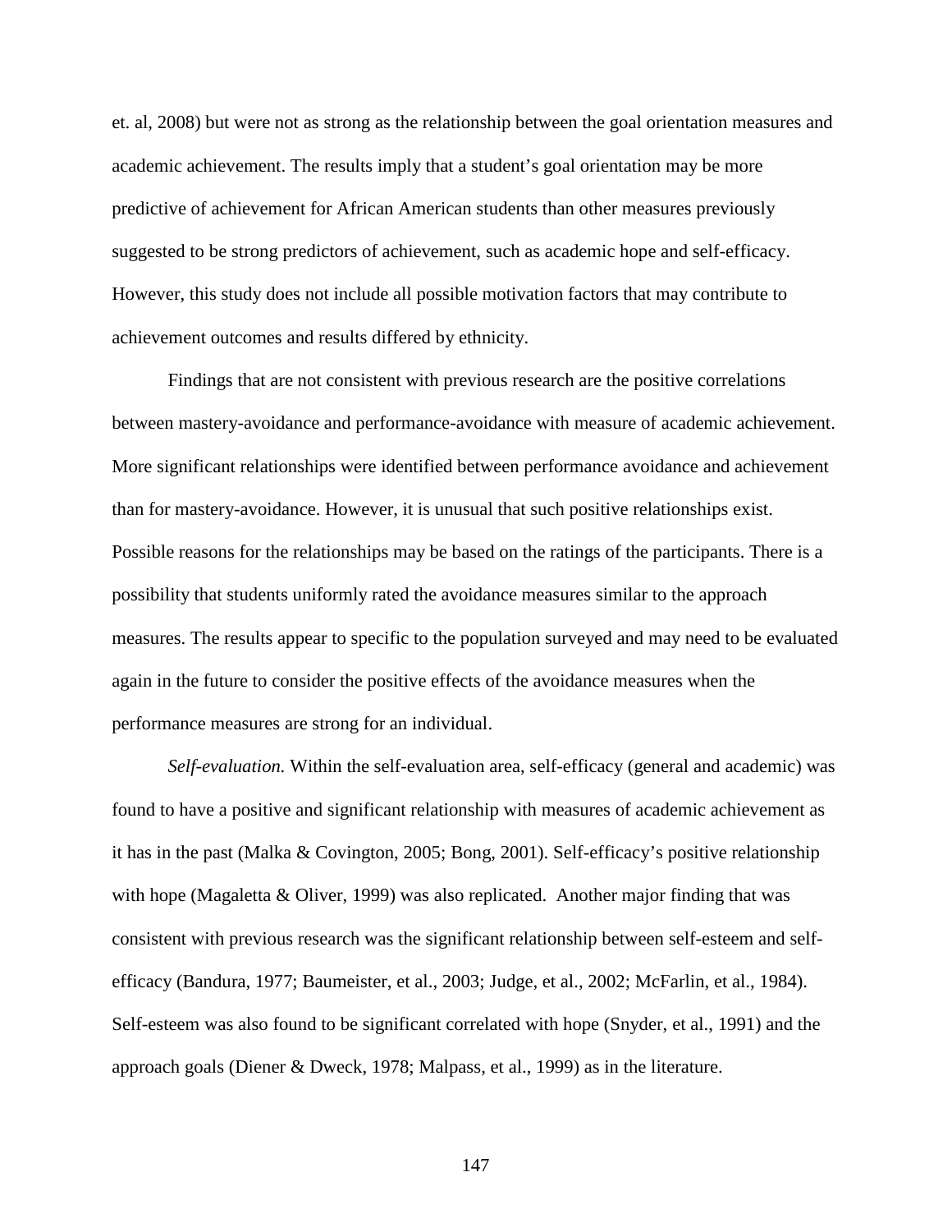et. al, 2008) but were not as strong as the relationship between the goal orientation measures and academic achievement. The results imply that a student's goal orientation may be more predictive of achievement for African American students than other measures previously suggested to be strong predictors of achievement, such as academic hope and self-efficacy. However, this study does not include all possible motivation factors that may contribute to achievement outcomes and results differed by ethnicity.

Findings that are not consistent with previous research are the positive correlations between mastery-avoidance and performance-avoidance with measure of academic achievement. More significant relationships were identified between performance avoidance and achievement than for mastery-avoidance. However, it is unusual that such positive relationships exist. Possible reasons for the relationships may be based on the ratings of the participants. There is a possibility that students uniformly rated the avoidance measures similar to the approach measures. The results appear to specific to the population surveyed and may need to be evaluated again in the future to consider the positive effects of the avoidance measures when the performance measures are strong for an individual.

*Self-evaluation.* Within the self-evaluation area, self-efficacy (general and academic) was found to have a positive and significant relationship with measures of academic achievement as it has in the past (Malka & Covington, 2005; Bong, 2001). Self-efficacy's positive relationship with hope (Magaletta & Oliver, 1999) was also replicated. Another major finding that was consistent with previous research was the significant relationship between self-esteem and self-efficacy (Bandura, 1977; Baumeister, et al., 2003; Judge, et al., 2002; McFarlin, et al., 1984). Self-esteem was also found to be significant correlated with hope (Snyder, et al., 1991) and the approach goals (Diener & Dweck, 1978; Malpass, et al., 1999) as in the literature.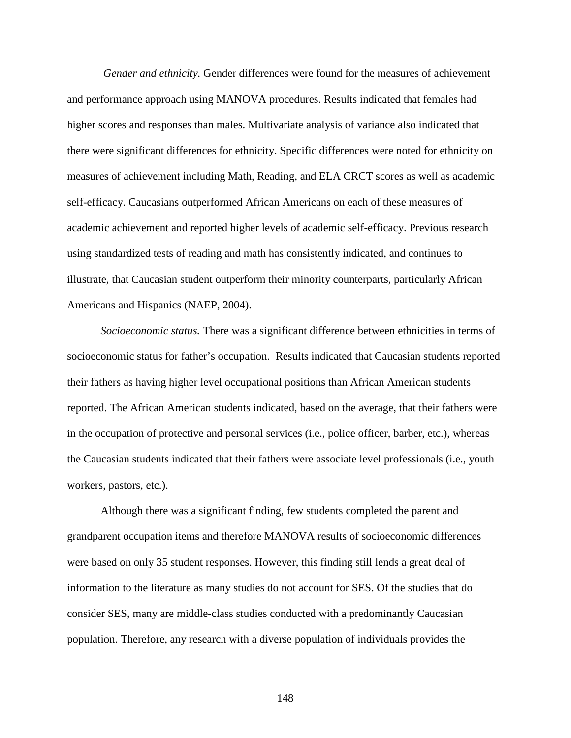*Gender and ethnicity.* Gender differences were found for the measures of achievement and performance approach using MANOVA procedures. Results indicated that females had higher scores and responses than males. Multivariate analysis of variance also indicated that there were significant differences for ethnicity. Specific differences were noted for ethnicity on measures of achievement including Math, Reading, and ELA CRCT scores as well as academic self-efficacy. Caucasians outperformed African Americans on each of these measures of academic achievement and reported higher levels of academic self-efficacy. Previous research using standardized tests of reading and math has consistently indicated, and continues to illustrate, that Caucasian student outperform their minority counterparts, particularly African Americans and Hispanics (NAEP, 2004).

*Socioeconomic status.* There was a significant difference between ethnicities in terms of socioeconomic status for father's occupation. Results indicated that Caucasian students reported their fathers as having higher level occupational positions than African American students reported. The African American students indicated, based on the average, that their fathers were in the occupation of protective and personal services (i.e., police officer, barber, etc.), whereas the Caucasian students indicated that their fathers were associate level professionals (i.e., youth workers, pastors, etc.).

Although there was a significant finding, few students completed the parent and grandparent occupation items and therefore MANOVA results of socioeconomic differences were based on only 35 student responses. However, this finding still lends a great deal of information to the literature as many studies do not account for SES. Of the studies that do consider SES, many are middle-class studies conducted with a predominantly Caucasian population. Therefore, any research with a diverse population of individuals provides the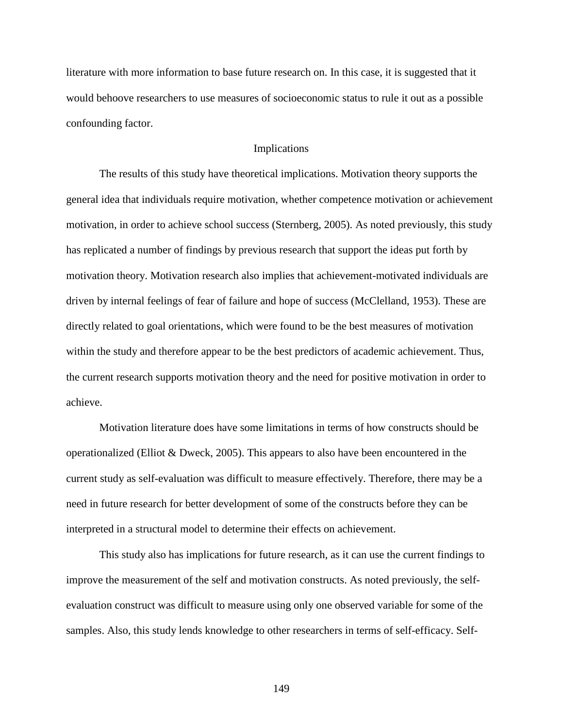literature with more information to base future research on. In this case, it is suggested that it would behoove researchers to use measures of socioeconomic status to rule it out as a possible confounding factor.

## Implications

The results of this study have theoretical implications. Motivation theory supports the general idea that individuals require motivation, whether competence motivation or achievement motivation, in order to achieve school success (Sternberg, 2005). As noted previously, this study has replicated a number of findings by previous research that support the ideas put forth by motivation theory. Motivation research also implies that achievement-motivated individuals are driven by internal feelings of fear of failure and hope of success (McClelland, 1953). These are directly related to goal orientations, which were found to be the best measures of motivation within the study and therefore appear to be the best predictors of academic achievement. Thus, the current research supports motivation theory and the need for positive motivation in order to achieve.

Motivation literature does have some limitations in terms of how constructs should be operationalized (Elliot & Dweck, 2005). This appears to also have been encountered in the current study as self-evaluation was difficult to measure effectively. Therefore, there may be a need in future research for better development of some of the constructs before they can be interpreted in a structural model to determine their effects on achievement.

This study also has implications for future research, as it can use the current findings to improve the measurement of the self and motivation constructs. As noted previously, the self-evaluation construct was difficult to measure using only one observed variable for some of the samples. Also, this study lends knowledge to other researchers in terms of self-efficacy. Self-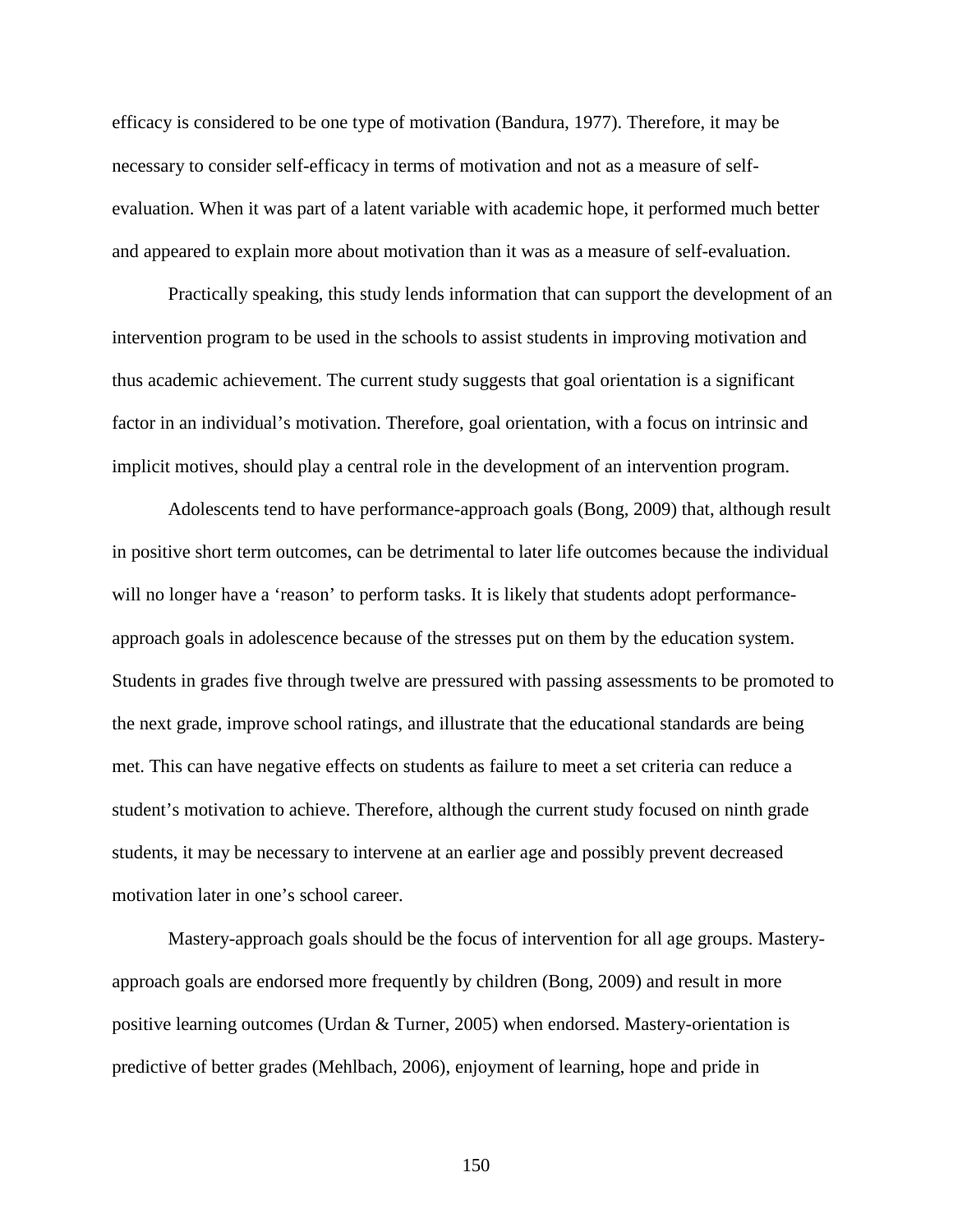efficacy is considered to be one type of motivation (Bandura, 1977). Therefore, it may be necessary to consider self-efficacy in terms of motivation and not as a measure of self-evaluation. When it was part of a latent variable with academic hope, it performed much better and appeared to explain more about motivation than it was as a measure of self-evaluation.

Practically speaking, this study lends information that can support the development of an intervention program to be used in the schools to assist students in improving motivation and thus academic achievement. The current study suggests that goal orientation is a significant factor in an individual's motivation. Therefore, goal orientation, with a focus on intrinsic and implicit motives, should play a central role in the development of an intervention program.

Adolescents tend to have performance-approach goals (Bong, 2009) that, although result in positive short term outcomes, can be detrimental to later life outcomes because the individual will no longer have a 'reason' to perform tasks. It is likely that students adopt performance-approach goals in adolescence because of the stresses put on them by the education system. Students in grades five through twelve are pressured with passing assessments to be promoted to the next grade, improve school ratings, and illustrate that the educational standards are being met. This can have negative effects on students as failure to meet a set criteria can reduce a student's motivation to achieve. Therefore, although the current study focused on ninth grade students, it may be necessary to intervene at an earlier age and possibly prevent decreased motivation later in one's school career.

Mastery-approach goals should be the focus of intervention for all age groups. Mastery-approach goals are endorsed more frequently by children (Bong, 2009) and result in more positive learning outcomes (Urdan & Turner, 2005) when endorsed. Mastery-orientation is predictive of better grades (Mehlbach, 2006), enjoyment of learning, hope and pride in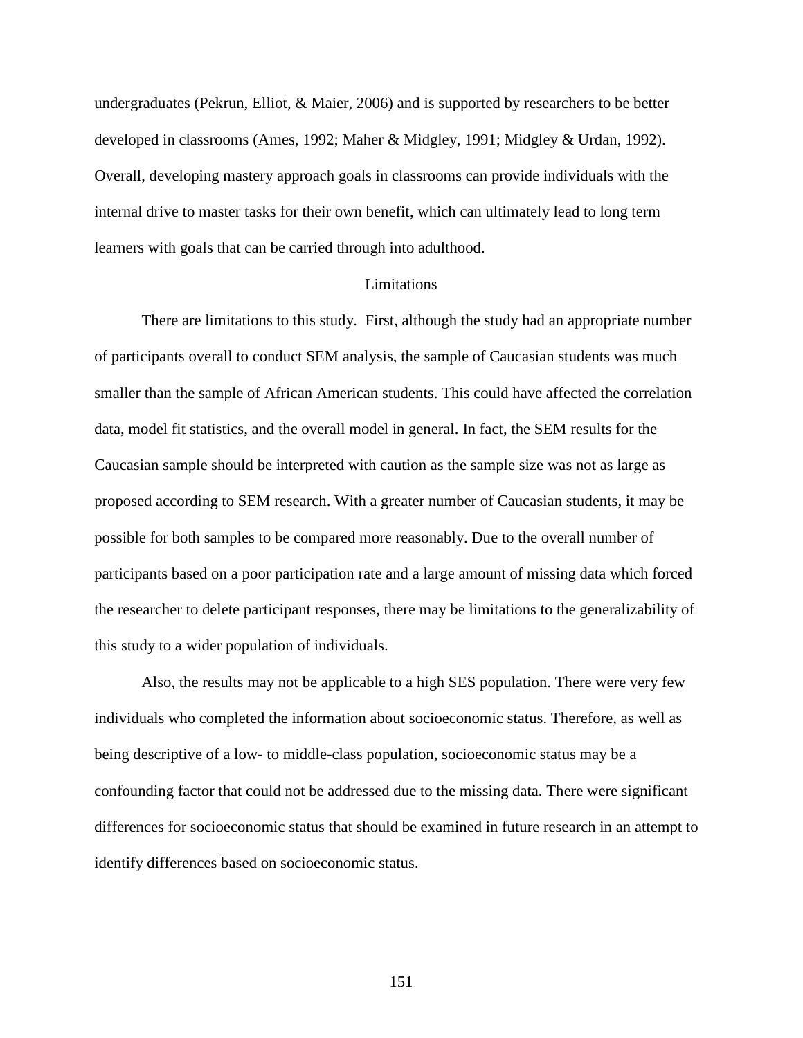undergraduates (Pekrun, Elliot, & Maier, 2006) and is supported by researchers to be better developed in classrooms (Ames, 1992; Maher & Midgley, 1991; Midgley & Urdan, 1992). Overall, developing mastery approach goals in classrooms can provide individuals with the internal drive to master tasks for their own benefit, which can ultimately lead to long term learners with goals that can be carried through into adulthood.

## Limitations

There are limitations to this study. First, although the study had an appropriate number of participants overall to conduct SEM analysis, the sample of Caucasian students was much smaller than the sample of African American students. This could have affected the correlation data, model fit statistics, and the overall model in general. In fact, the SEM results for the Caucasian sample should be interpreted with caution as the sample size was not as large as proposed according to SEM research. With a greater number of Caucasian students, it may be possible for both samples to be compared more reasonably. Due to the overall number of participants based on a poor participation rate and a large amount of missing data which forced the researcher to delete participant responses, there may be limitations to the generalizability of this study to a wider population of individuals.

Also, the results may not be applicable to a high SES population. There were very few individuals who completed the information about socioeconomic status. Therefore, as well as being descriptive of a low- to middle-class population, socioeconomic status may be a confounding factor that could not be addressed due to the missing data. There were significant differences for socioeconomic status that should be examined in future research in an attempt to identify differences based on socioeconomic status.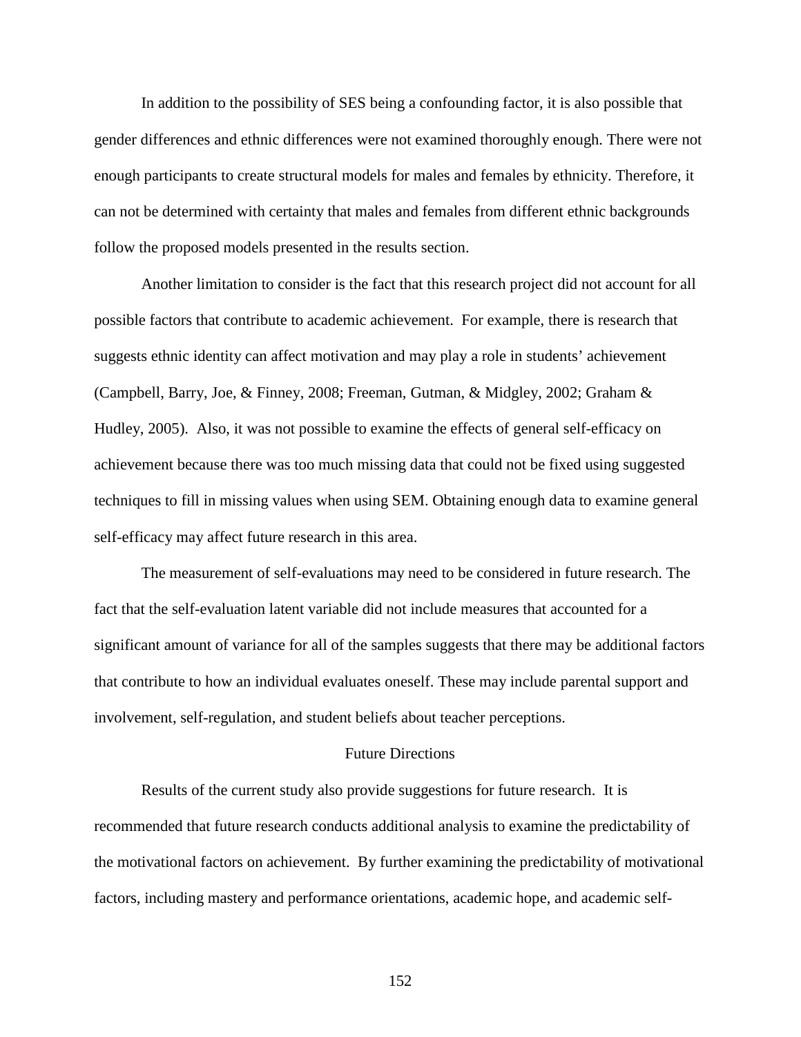In addition to the possibility of SES being a confounding factor, it is also possible that gender differences and ethnic differences were not examined thoroughly enough. There were not enough participants to create structural models for males and females by ethnicity. Therefore, it can not be determined with certainty that males and females from different ethnic backgrounds follow the proposed models presented in the results section.

Another limitation to consider is the fact that this research project did not account for all possible factors that contribute to academic achievement. For example, there is research that suggests ethnic identity can affect motivation and may play a role in students' achievement (Campbell, Barry, Joe, & Finney, 2008; Freeman, Gutman, & Midgley, 2002; Graham & Hudley, 2005). Also, it was not possible to examine the effects of general self-efficacy on achievement because there was too much missing data that could not be fixed using suggested techniques to fill in missing values when using SEM. Obtaining enough data to examine general self-efficacy may affect future research in this area.

The measurement of self-evaluations may need to be considered in future research. The fact that the self-evaluation latent variable did not include measures that accounted for a significant amount of variance for all of the samples suggests that there may be additional factors that contribute to how an individual evaluates oneself. These may include parental support and involvement, self-regulation, and student beliefs about teacher perceptions.

## Future Directions

Results of the current study also provide suggestions for future research. It is recommended that future research conducts additional analysis to examine the predictability of the motivational factors on achievement. By further examining the predictability of motivational factors, including mastery and performance orientations, academic hope, and academic self-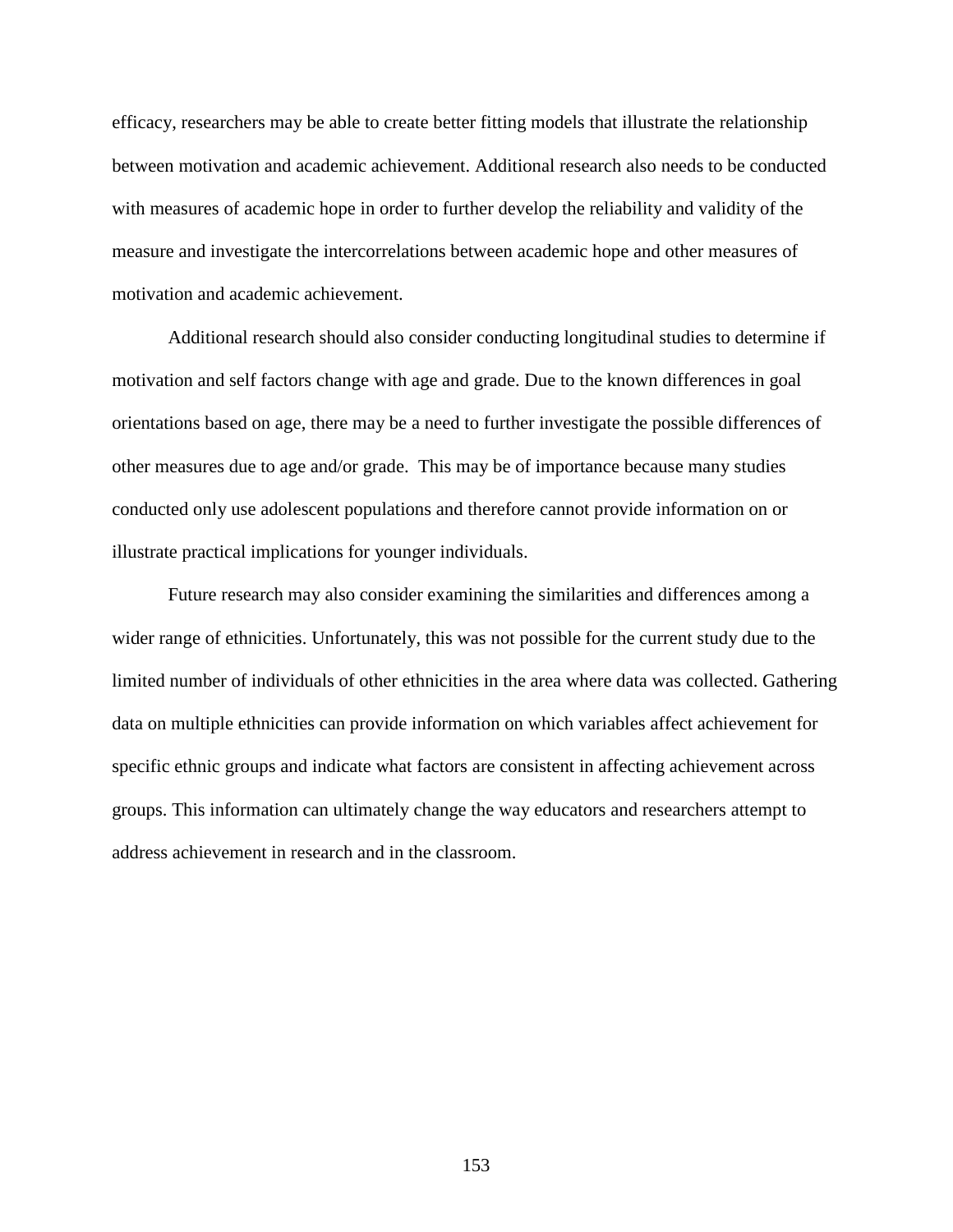efficacy, researchers may be able to create better fitting models that illustrate the relationship between motivation and academic achievement. Additional research also needs to be conducted with measures of academic hope in order to further develop the reliability and validity of the measure and investigate the intercorrelations between academic hope and other measures of motivation and academic achievement.

Additional research should also consider conducting longitudinal studies to determine if motivation and self factors change with age and grade. Due to the known differences in goal orientations based on age, there may be a need to further investigate the possible differences of other measures due to age and/or grade. This may be of importance because many studies conducted only use adolescent populations and therefore cannot provide information on or illustrate practical implications for younger individuals.

Future research may also consider examining the similarities and differences among a wider range of ethnicities. Unfortunately, this was not possible for the current study due to the limited number of individuals of other ethnicities in the area where data was collected. Gathering data on multiple ethnicities can provide information on which variables affect achievement for specific ethnic groups and indicate what factors are consistent in affecting achievement across groups. This information can ultimately change the way educators and researchers attempt to address achievement in research and in the classroom.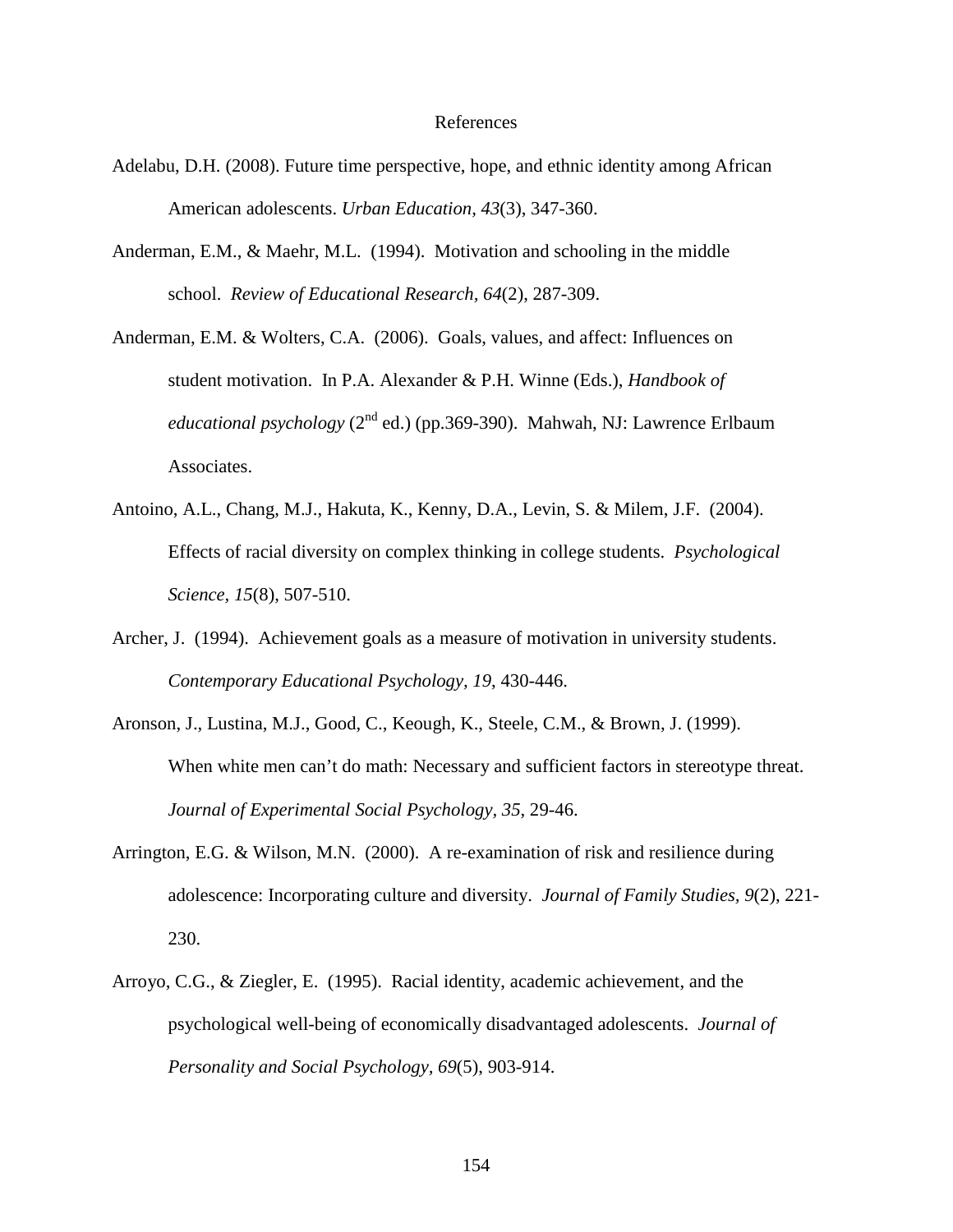# References

Adelabu, D.H. (2008). Future time perspective, hope, and ethnic identity among African American adolescents. *Urban Education*, *43*(3), 347-360.

Anderman, E.M., & Maehr, M.L. (1994). Motivation and schooling in the middle school. *Review of Educational Research, 64*(2), 287-309.

Anderman, E.M. & Wolters, C.A. (2006). Goals, values, and affect: Influences on student motivation. In P.A. Alexander & P.H. Winne (Eds.), *Handbook of educational psychology* (2nd ed.) (pp.369-390). Mahwah, NJ: Lawrence Erlbaum Associates.

Antoino, A.L., Chang, M.J., Hakuta, K., Kenny, D.A., Levin, S. & Milem, J.F. (2004). Effects of racial diversity on complex thinking in college students. *Psychological Science, 15*(8), 507-510.

Archer, J. (1994). Achievement goals as a measure of motivation in university students. *Contemporary Educational Psychology, 19*, 430-446.

Aronson, J., Lustina, M.J., Good, C., Keough, K., Steele, C.M., & Brown, J. (1999). When white men can't do math: Necessary and sufficient factors in stereotype threat. *Journal of Experimental Social Psychology, 35*, 29-46.

Arrington, E.G. & Wilson, M.N. (2000). A re-examination of risk and resilience during adolescence: Incorporating culture and diversity. *Journal of Family Studies, 9*(2), 221-230.

Arroyo, C.G., & Ziegler, E. (1995). Racial identity, academic achievement, and the psychological well-being of economically disadvantaged adolescents. *Journal of Personality and Social Psychology, 69*(5), 903-914.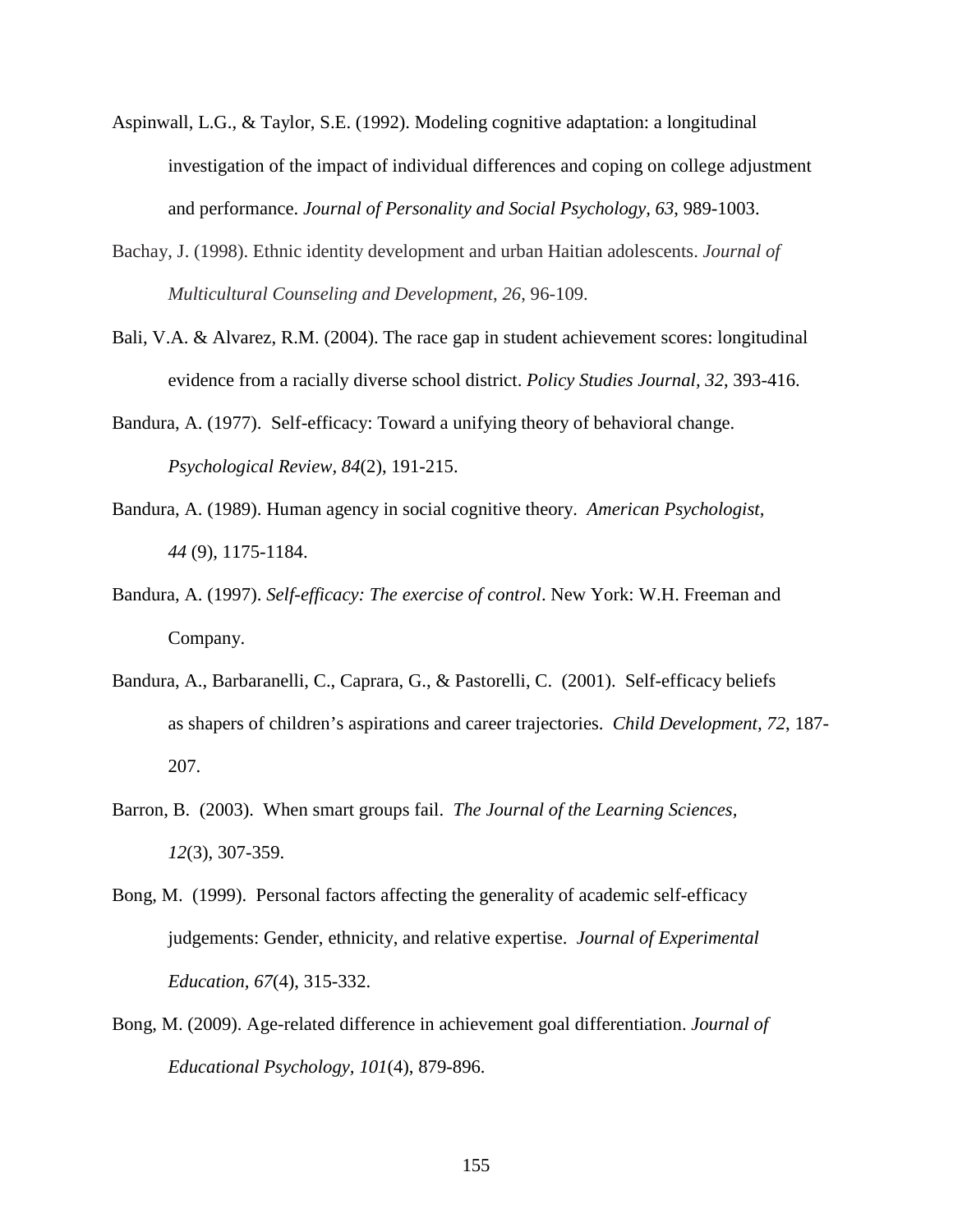Aspinwall, L.G., & Taylor, S.E. (1992). Modeling cognitive adaptation: a longitudinal investigation of the impact of individual differences and coping on college adjustment and performance. *Journal of Personality and Social Psychology, 63*, 989-1003.

Bachay, J. (1998). Ethnic identity development and urban Haitian adolescents. *Journal of Multicultural Counseling and Development, 26*, 96-109.

Bali, V.A. & Alvarez, R.M. (2004). The race gap in student achievement scores: longitudinal evidence from a racially diverse school district. *Policy Studies Journal, 32*, 393-416.

Bandura, A. (1977). Self-efficacy: Toward a unifying theory of behavioral change. *Psychological Review, 84*(2), 191-215.

Bandura, A. (1989). Human agency in social cognitive theory. *American Psychologist, 44* (9), 1175-1184.

Bandura, A. (1997). *Self-efficacy: The exercise of control*. New York: W.H. Freeman and Company.

Bandura, A., Barbaranelli, C., Caprara, G., & Pastorelli, C. (2001). Self-efficacy beliefs as shapers of children's aspirations and career trajectories. *Child Development, 72*, 187-207.

Barron, B. (2003). When smart groups fail. *The Journal of the Learning Sciences, 12*(3), 307-359.

Bong, M. (1999). Personal factors affecting the generality of academic self-efficacy judgements: Gender, ethnicity, and relative expertise. *Journal of Experimental Education, 67*(4), 315-332.

Bong, M. (2009). Age-related difference in achievement goal differentiation. *Journal of Educational Psychology, 101*(4), 879-896.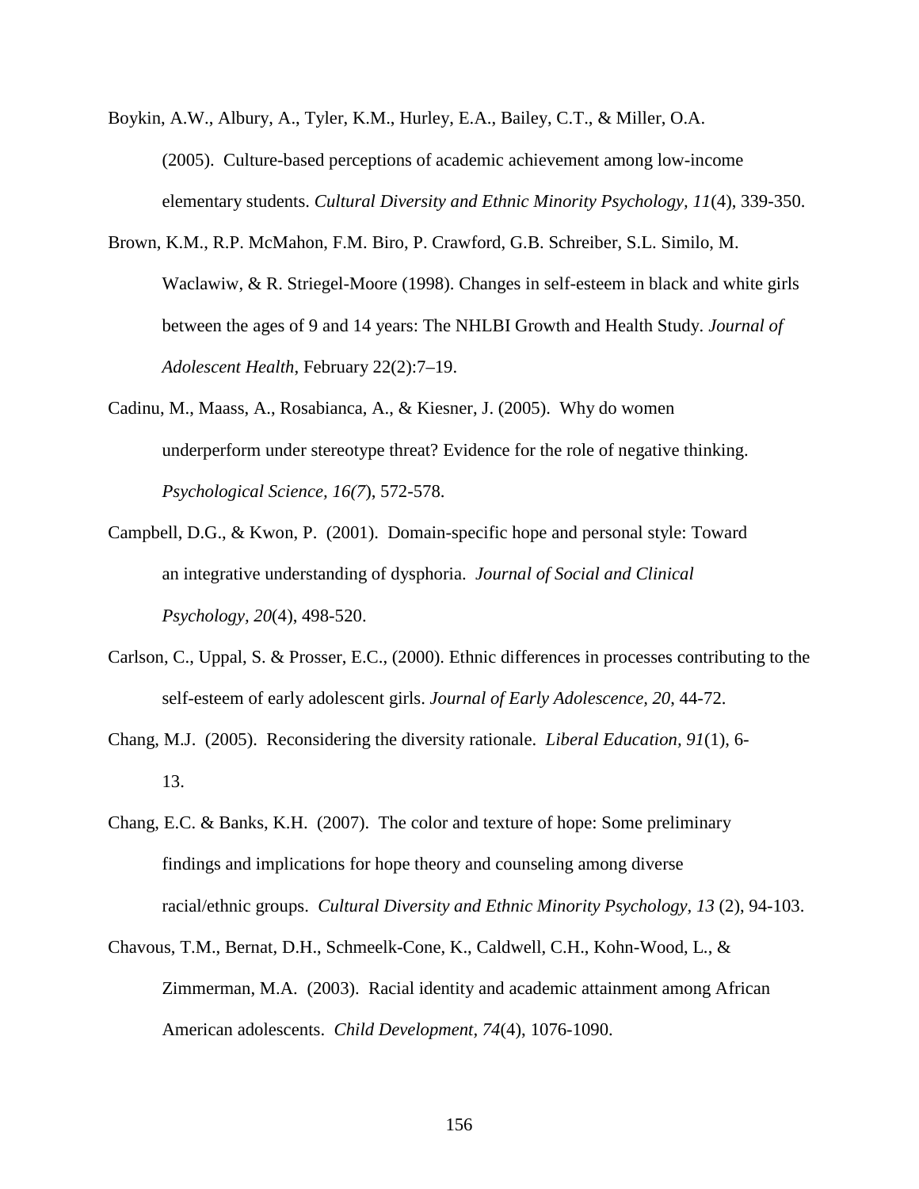Boykin, A.W., Albury, A., Tyler, K.M., Hurley, E.A., Bailey, C.T., & Miller, O.A. (2005). Culture-based perceptions of academic achievement among low-income elementary students. *Cultural Diversity and Ethnic Minority Psychology, 11*(4), 339-350.

Brown, K.M., R.P. McMahon, F.M. Biro, P. Crawford, G.B. Schreiber, S.L. Similo, M. Waclawiw, & R. Striegel-Moore (1998). Changes in self-esteem in black and white girls between the ages of 9 and 14 years: The NHLBI Growth and Health Study. *Journal of Adolescent Health*, February 22(2):7–19.

Cadinu, M., Maass, A., Rosabianca, A., & Kiesner, J. (2005). Why do women underperform under stereotype threat? Evidence for the role of negative thinking. *Psychological Science, 16(7*), 572-578.

Campbell, D.G., & Kwon, P. (2001). Domain-specific hope and personal style: Toward an integrative understanding of dysphoria. *Journal of Social and Clinical Psychology, 20*(4), 498-520.

Carlson, C., Uppal, S. & Prosser, E.C., (2000). Ethnic differences in processes contributing to the self-esteem of early adolescent girls. *Journal of Early Adolescence, 20*, 44-72.

Chang, M.J. (2005). Reconsidering the diversity rationale. *Liberal Education, 91*(1), 6-13.

Chang, E.C. & Banks, K.H. (2007). The color and texture of hope: Some preliminary findings and implications for hope theory and counseling among diverse racial/ethnic groups. *Cultural Diversity and Ethnic Minority Psychology, 13* (2), 94-103.

Chavous, T.M., Bernat, D.H., Schmeelk-Cone, K., Caldwell, C.H., Kohn-Wood, L., & Zimmerman, M.A. (2003). Racial identity and academic attainment among African American adolescents. *Child Development, 74*(4), 1076-1090.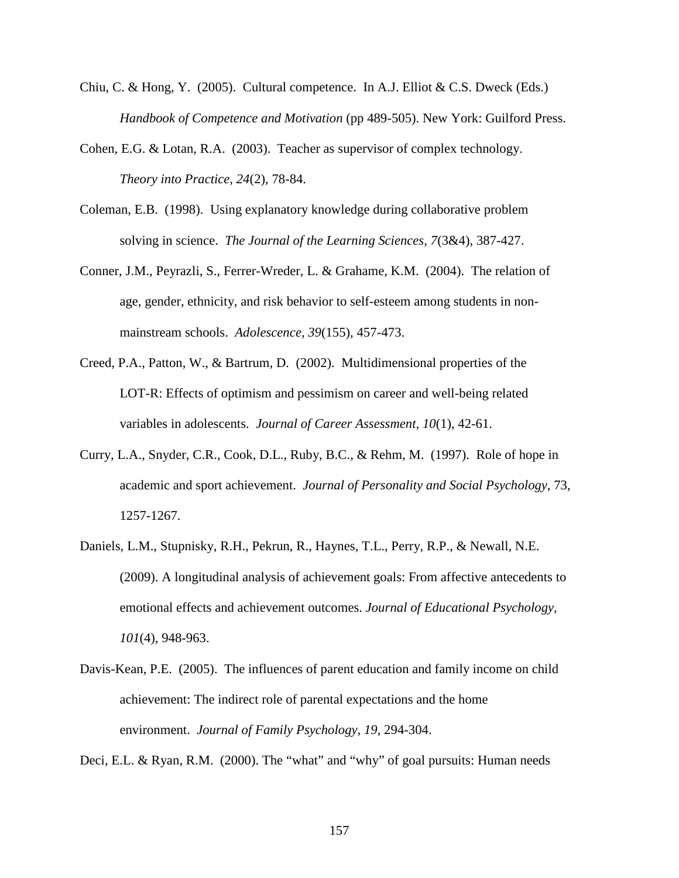Chiu, C. & Hong, Y. (2005). Cultural competence. In A.J. Elliot & C.S. Dweck (Eds.) *Handbook of Competence and Motivation* (pp 489-505). New York: Guilford Press.

Cohen, E.G. & Lotan, R.A. (2003). Teacher as supervisor of complex technology. *Theory into Practice, 24*(2), 78-84.

Coleman, E.B. (1998). Using explanatory knowledge during collaborative problem solving in science. *The Journal of the Learning Sciences, 7*(3&4), 387-427.

Conner, J.M., Peyrazli, S., Ferrer-Wreder, L. & Grahame, K.M. (2004). The relation of age, gender, ethnicity, and risk behavior to self-esteem among students in non-mainstream schools. *Adolescence, 39*(155), 457-473.

Creed, P.A., Patton, W., & Bartrum, D. (2002). Multidimensional properties of the LOT-R: Effects of optimism and pessimism on career and well-being related variables in adolescents. *Journal of Career Assessment, 10*(1), 42-61.

Curry, L.A., Snyder, C.R., Cook, D.L., Ruby, B.C., & Rehm, M. (1997). Role of hope in academic and sport achievement. *Journal of Personality and Social Psychology*, 73, 1257-1267.

Daniels, L.M., Stupnisky, R.H., Pekrun, R., Haynes, T.L., Perry, R.P., & Newall, N.E. (2009). A longitudinal analysis of achievement goals: From affective antecedents to emotional effects and achievement outcomes. *Journal of Educational Psychology, 101*(4), 948-963.

Davis-Kean, P.E. (2005). The influences of parent education and family income on child achievement: The indirect role of parental expectations and the home environment. *Journal of Family Psychology, 19*, 294-304.

Deci, E.L. & Ryan, R.M. (2000). The "what" and "why" of goal pursuits: Human needs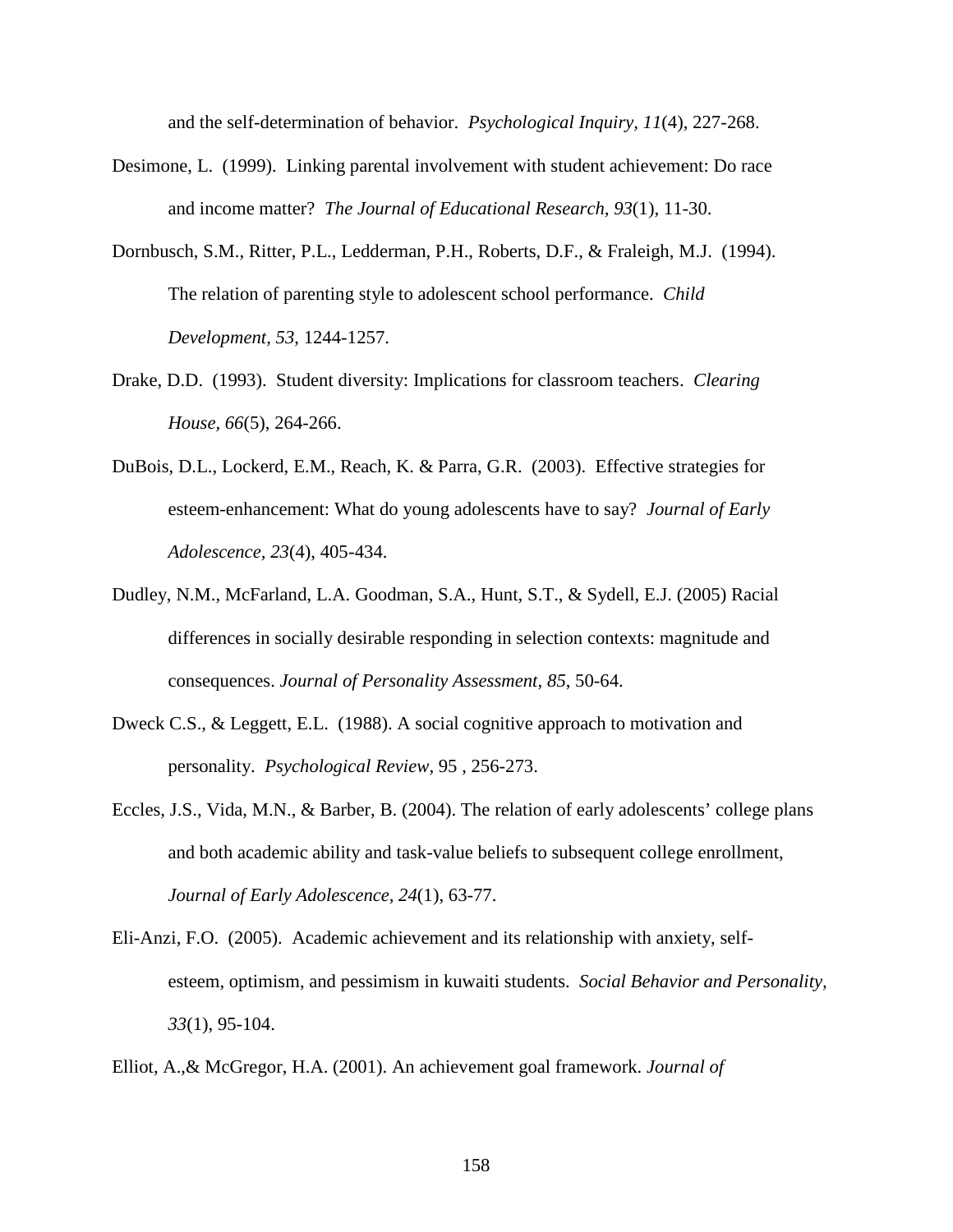and the self-determination of behavior. *Psychological Inquiry, 11*(4), 227-268.

Desimone, L. (1999). Linking parental involvement with student achievement: Do race and income matter? *The Journal of Educational Research, 93*(1), 11-30.

Dornbusch, S.M., Ritter, P.L., Ledderman, P.H., Roberts, D.F., & Fraleigh, M.J. (1994). The relation of parenting style to adolescent school performance. *Child Development, 53*, 1244-1257.

Drake, D.D. (1993). Student diversity: Implications for classroom teachers. *Clearing House, 66*(5), 264-266.

DuBois, D.L., Lockerd, E.M., Reach, K. & Parra, G.R. (2003). Effective strategies for esteem-enhancement: What do young adolescents have to say? *Journal of Early Adolescence, 23*(4), 405-434.

Dudley, N.M., McFarland, L.A. Goodman, S.A., Hunt, S.T., & Sydell, E.J. (2005) Racial differences in socially desirable responding in selection contexts: magnitude and consequences. *Journal of Personality Assessment, 85*, 50-64.

Dweck C.S., & Leggett, E.L. (1988). A social cognitive approach to motivation and personality. *Psychological Review,* 95 , 256-273.

Eccles, J.S., Vida, M.N., & Barber, B. (2004). The relation of early adolescents' college plans and both academic ability and task-value beliefs to subsequent college enrollment, *Journal of Early Adolescence, 24*(1), 63-77.

Eli-Anzi, F.O. (2005). Academic achievement and its relationship with anxiety, self-esteem, optimism, and pessimism in kuwaiti students. *Social Behavior and Personality, 33*(1), 95-104.

Elliot, A.,& McGregor, H.A. (2001). An achievement goal framework. *Journal of*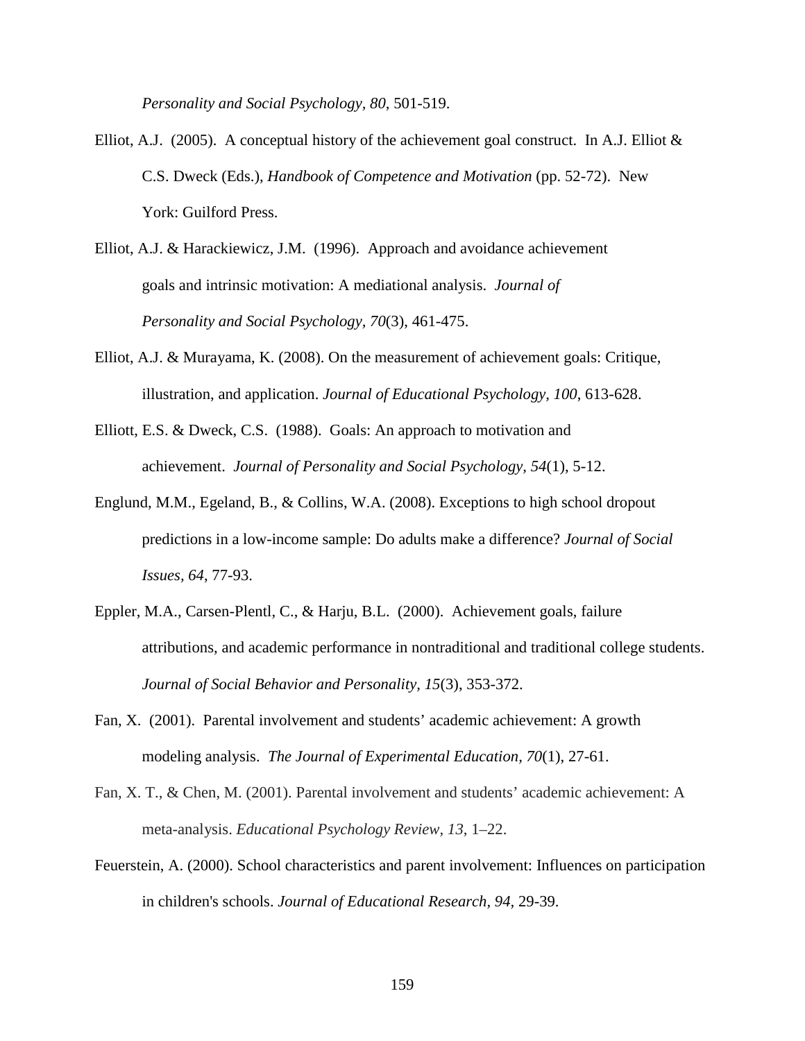*Personality and Social Psychology, 80*, 501-519.

Elliot, A.J. (2005). A conceptual history of the achievement goal construct. In A.J. Elliot & C.S. Dweck (Eds.), *Handbook of Competence and Motivation* (pp. 52-72). New York: Guilford Press.

Elliot, A.J. & Harackiewicz, J.M. (1996). Approach and avoidance achievement goals and intrinsic motivation: A mediational analysis. *Journal of Personality and Social Psychology, 70*(3), 461-475.

Elliot, A.J. & Murayama, K. (2008). On the measurement of achievement goals: Critique, illustration, and application. *Journal of Educational Psychology, 100*, 613-628.

Elliott, E.S. & Dweck, C.S. (1988). Goals: An approach to motivation and achievement. *Journal of Personality and Social Psychology, 54*(1), 5-12.

Englund, M.M., Egeland, B., & Collins, W.A. (2008). Exceptions to high school dropout predictions in a low-income sample: Do adults make a difference? *Journal of Social Issues, 64*, 77-93.

Eppler, M.A., Carsen-Plentl, C., & Harju, B.L. (2000). Achievement goals, failure attributions, and academic performance in nontraditional and traditional college students. *Journal of Social Behavior and Personality, 15*(3), 353-372.

Fan, X. (2001). Parental involvement and students' academic achievement: A growth modeling analysis. *The Journal of Experimental Education, 70*(1), 27-61.

Fan, X. T., & Chen, M. (2001). Parental involvement and students' academic achievement: A meta-analysis. *Educational Psychology Review*, *13*, 1–22.

Feuerstein, A. (2000). School characteristics and parent involvement: Influences on participation in children's schools. *Journal of Educational Research, 94,* 29-39.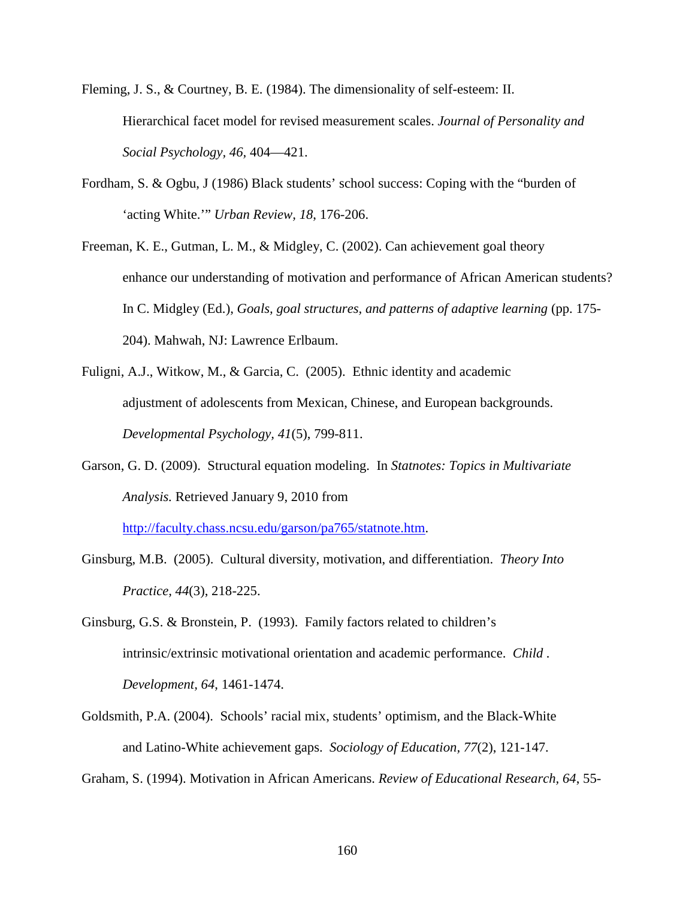Fleming, J. S., & Courtney, B. E. (1984). The dimensionality of self-esteem: II. Hierarchical facet model for revised measurement scales. *Journal of Personality and Social Psychology, 46*, 404—421.

Fordham, S. & Ogbu, J (1986) Black students' school success: Coping with the "burden of 'acting White.'" *Urban Review, 18,* 176-206.

Freeman, K. E., Gutman, L. M., & Midgley, C. (2002). Can achievement goal theory enhance our understanding of motivation and performance of African American students? In C. Midgley (Ed.), *Goals, goal structures, and patterns of adaptive learning* (pp. 175-204). Mahwah, NJ: Lawrence Erlbaum.

Fuligni, A.J., Witkow, M., & Garcia, C. (2005). Ethnic identity and academic adjustment of adolescents from Mexican, Chinese, and European backgrounds. *Developmental Psychology, 41*(5), 799-811.

Garson, G. D. (2009). Structural equation modeling. In *Statnotes: Topics in Multivariate Analysis.* Retrieved January 9, 2010 from http://faculty.chass.ncsu.edu/garson/pa765/statnote.htm.

Ginsburg, M.B. (2005). Cultural diversity, motivation, and differentiation. *Theory Into Practice, 44*(3), 218-225.

Ginsburg, G.S. & Bronstein, P. (1993). Family factors related to children's intrinsic/extrinsic motivational orientation and academic performance. *Child . Development, 64*, 1461-1474.

Goldsmith, P.A. (2004). Schools' racial mix, students' optimism, and the Black-White and Latino-White achievement gaps. *Sociology of Education, 77*(2), 121-147.

Graham, S. (1994). Motivation in African Americans. *Review of Educational Research, 64*, 55-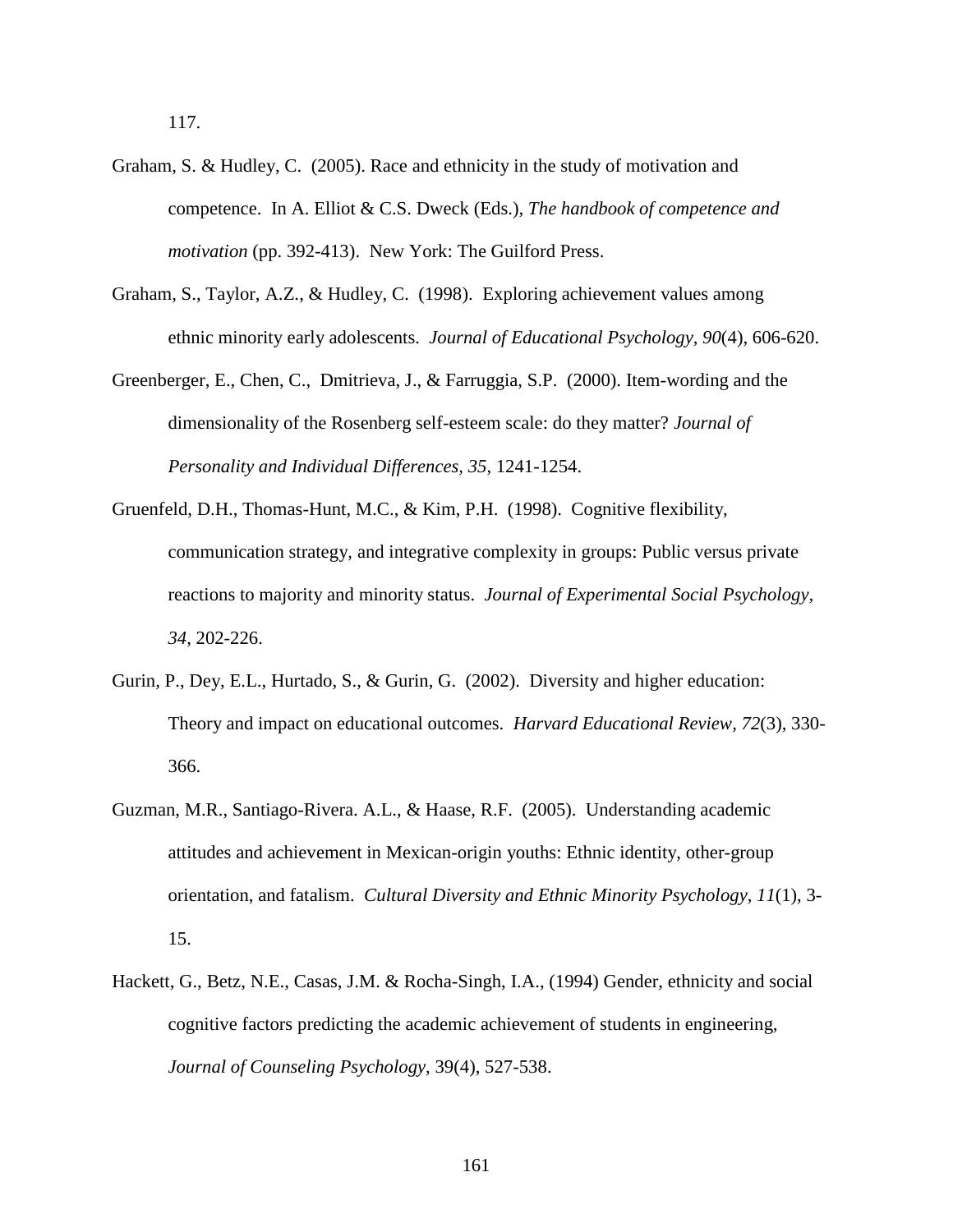117.

Graham, S. & Hudley, C. (2005). Race and ethnicity in the study of motivation and competence. In A. Elliot & C.S. Dweck (Eds.), *The handbook of competence and motivation* (pp. 392-413). New York: The Guilford Press.

Graham, S., Taylor, A.Z., & Hudley, C. (1998). Exploring achievement values among ethnic minority early adolescents. *Journal of Educational Psychology, 90*(4), 606-620.

Greenberger, E., Chen, C., Dmitrieva, J., & Farruggia, S.P. (2000). Item-wording and the dimensionality of the Rosenberg self-esteem scale: do they matter? *Journal of Personality and Individual Differences, 35*, 1241-1254.

Gruenfeld, D.H., Thomas-Hunt, M.C., & Kim, P.H. (1998). Cognitive flexibility, communication strategy, and integrative complexity in groups: Public versus private reactions to majority and minority status. *Journal of Experimental Social Psychology, 34*, 202-226.

Gurin, P., Dey, E.L., Hurtado, S., & Gurin, G. (2002). Diversity and higher education: Theory and impact on educational outcomes. *Harvard Educational Review, 72*(3), 330-366.

Guzman, M.R., Santiago-Rivera. A.L., & Haase, R.F. (2005). Understanding academic attitudes and achievement in Mexican-origin youths: Ethnic identity, other-group orientation, and fatalism. *Cultural Diversity and Ethnic Minority Psychology, 11*(1), 3-15.

Hackett, G., Betz, N.E., Casas, J.M. & Rocha-Singh, I.A., (1994) Gender, ethnicity and social cognitive factors predicting the academic achievement of students in engineering, *Journal of Counseling Psychology*, 39(4), 527-538.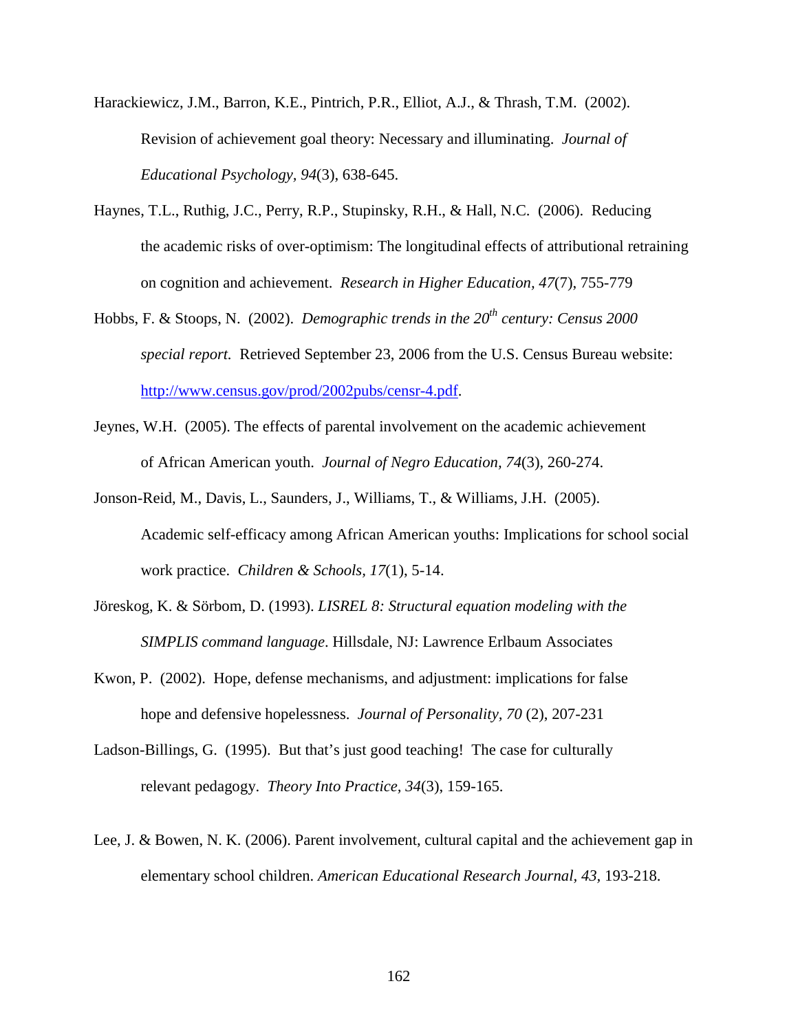Harackiewicz, J.M., Barron, K.E., Pintrich, P.R., Elliot, A.J., & Thrash, T.M. (2002). Revision of achievement goal theory: Necessary and illuminating. *Journal of Educational Psychology, 94*(3), 638-645.

Haynes, T.L., Ruthig, J.C., Perry, R.P., Stupinsky, R.H., & Hall, N.C. (2006). Reducing the academic risks of over-optimism: The longitudinal effects of attributional retraining on cognition and achievement. *Research in Higher Education, 47*(7), 755-779

Hobbs, F. & Stoops, N. (2002). *Demographic trends in the 20th century: Census 2000 special report.* Retrieved September 23, 2006 from the U.S. Census Bureau website: http://www.census.gov/prod/2002pubs/censr-4.pdf.

Jeynes, W.H. (2005). The effects of parental involvement on the academic achievement of African American youth. *Journal of Negro Education, 74*(3), 260-274.

Jonson-Reid, M., Davis, L., Saunders, J., Williams, T., & Williams, J.H. (2005). Academic self-efficacy among African American youths: Implications for school social work practice. *Children & Schools, 17*(1), 5-14.

Jöreskog, K. & Sörbom, D. (1993). *LISREL 8: Structural equation modeling with the SIMPLIS command language*. Hillsdale, NJ: Lawrence Erlbaum Associates

Kwon, P. (2002). Hope, defense mechanisms, and adjustment: implications for false hope and defensive hopelessness. *Journal of Personality, 70* (2), 207-231

Ladson-Billings, G. (1995). But that's just good teaching! The case for culturally relevant pedagogy. *Theory Into Practice, 34*(3), 159-165.

Lee, J. & Bowen, N. K. (2006). Parent involvement, cultural capital and the achievement gap in elementary school children. *American Educational Research Journal, 43,* 193-218.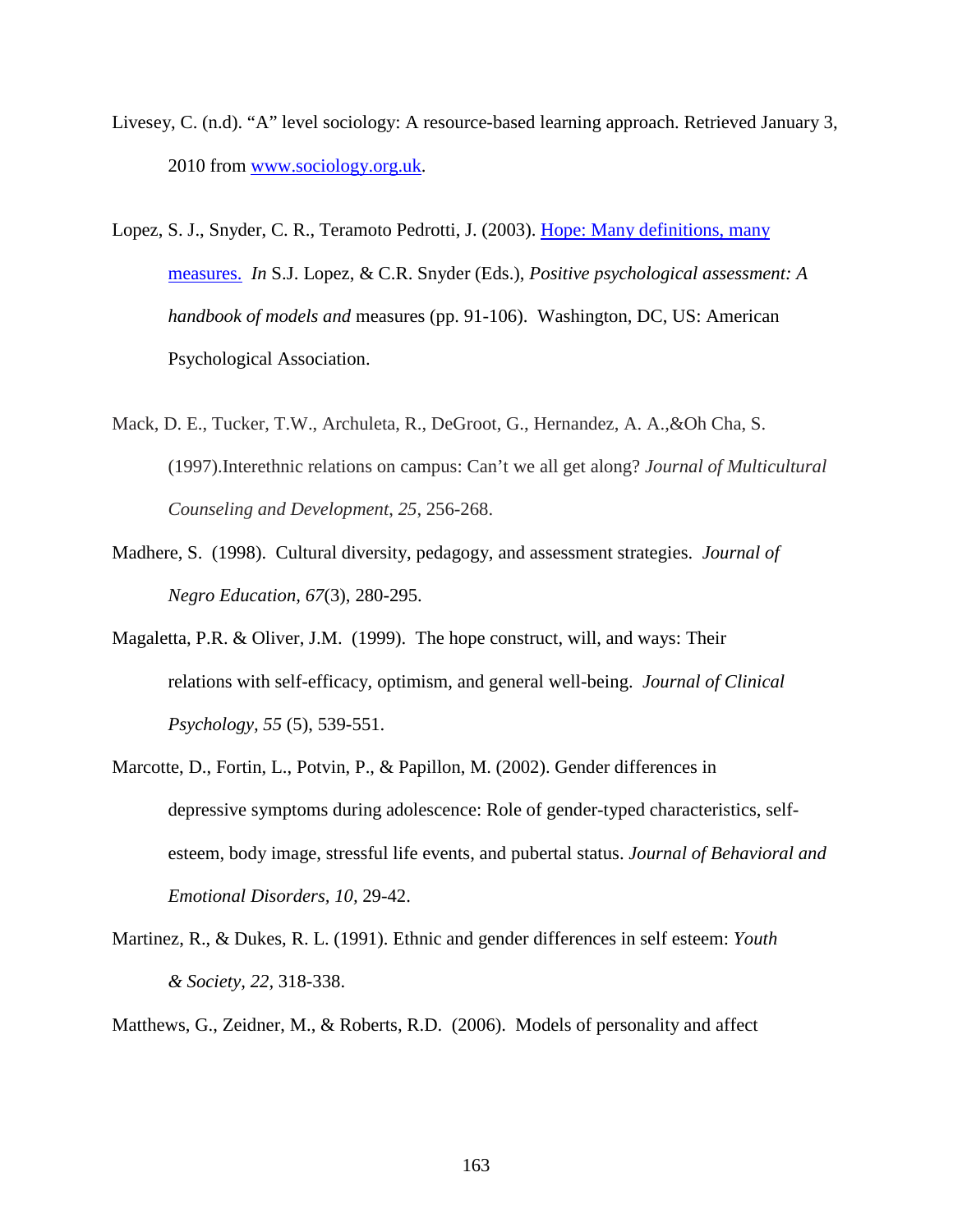Livesey, C. (n.d). “A” level sociology: A resource-based learning approach. Retrieved January 3, 2010 from [www.sociology.org.uk](www.sociology.org.uk).

Lopez, S. J., Snyder, C. R., Teramoto Pedrotti, J. (2003). [Hope: Many definitions, many measures.](#) *In* S.J. Lopez, & C.R. Snyder (Eds.), *Positive psychological assessment: A handbook of models and* measures (pp. 91-106). Washington, DC, US: American Psychological Association.

Mack, D. E., Tucker, T.W., Archuleta, R., DeGroot, G., Hernandez, A. A.,&Oh Cha, S. (1997).Interethnic relations on campus: Can’t we all get along? *Journal of Multicultural Counseling and Development, 25*, 256-268.

Madhere, S. (1998). Cultural diversity, pedagogy, and assessment strategies. *Journal of Negro Education, 67*(3), 280-295.

Magaletta, P.R. & Oliver, J.M. (1999). The hope construct, will, and ways: Their relations with self-efficacy, optimism, and general well-being. *Journal of Clinical Psychology, 55* (5), 539-551.

Marcotte, D., Fortin, L., Potvin, P., & Papillon, M. (2002). Gender differences in depressive symptoms during adolescence: Role of gender-typed characteristics, self-esteem, body image, stressful life events, and pubertal status. *Journal of Behavioral and Emotional Disorders, 10*, 29-42.

Martinez, R., & Dukes, R. L. (1991). Ethnic and gender differences in self esteem: *Youth & Society, 22*, 318-338.

Matthews, G., Zeidner, M., & Roberts, R.D. (2006). Models of personality and affect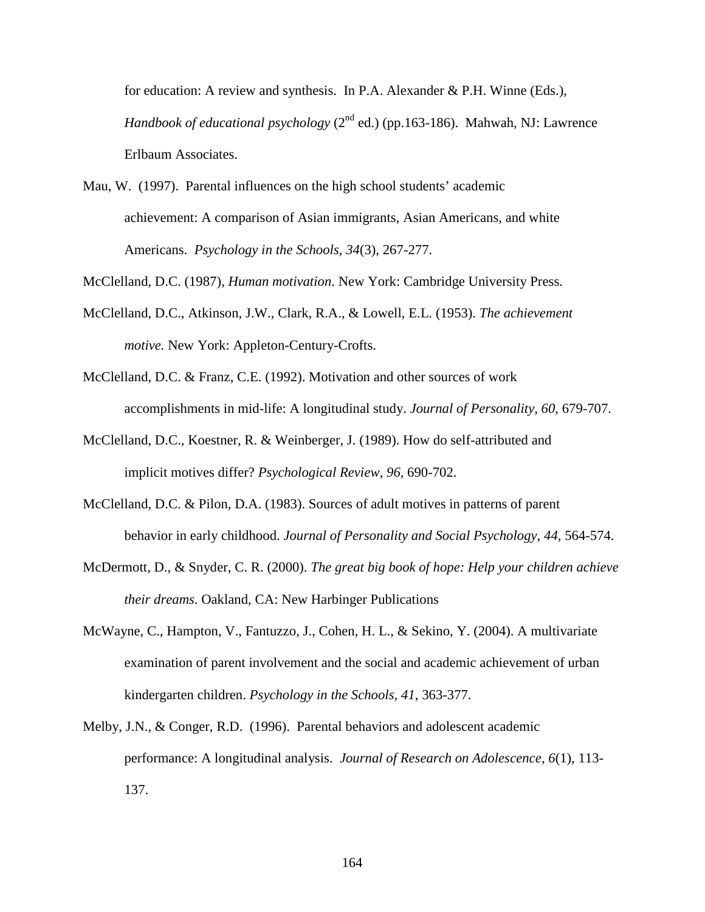for education: A review and synthesis. In P.A. Alexander & P.H. Winne (Eds.), *Handbook of educational psychology* (2nd ed.) (pp.163-186). Mahwah, NJ: Lawrence Erlbaum Associates.

Mau, W. (1997). Parental influences on the high school students' academic achievement: A comparison of Asian immigrants, Asian Americans, and white Americans. *Psychology in the Schools, 34*(3), 267-277.

McClelland, D.C. (1987), *Human motivation*. New York: Cambridge University Press.

McClelland, D.C., Atkinson, J.W., Clark, R.A., & Lowell, E.L. (1953). *The achievement motive.* New York: Appleton-Century-Crofts.

McClelland, D.C. & Franz, C.E. (1992). Motivation and other sources of work accomplishments in mid-life: A longitudinal study. *Journal of Personality, 60*, 679-707.

McClelland, D.C., Koestner, R. & Weinberger, J. (1989). How do self-attributed and implicit motives differ? *Psychological Review, 96*, 690-702.

McClelland, D.C. & Pilon, D.A. (1983). Sources of adult motives in patterns of parent behavior in early childhood. *Journal of Personality and Social Psychology, 44*, 564-574.

McDermott, D., & Snyder, C. R. (2000). *The great big book of hope: Help your children achieve their dreams*. Oakland, CA: New Harbinger Publications

McWayne, C., Hampton, V., Fantuzzo, J., Cohen, H. L., & Sekino, Y. (2004). A multivariate examination of parent involvement and the social and academic achievement of urban kindergarten children. *Psychology in the Schools, 41*, 363-377.

Melby, J.N., & Conger, R.D. (1996). Parental behaviors and adolescent academic performance: A longitudinal analysis. *Journal of Research on Adolescence, 6*(1), 113-137.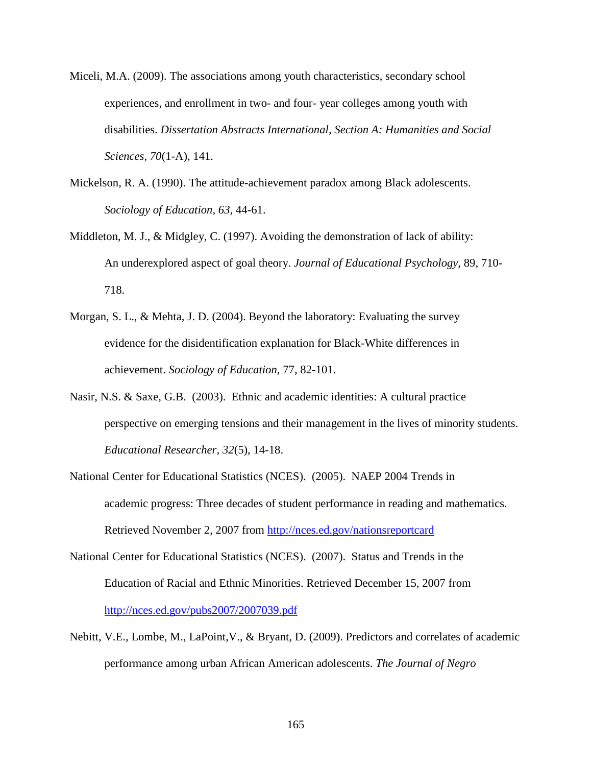Miceli, M.A. (2009). The associations among youth characteristics, secondary school experiences, and enrollment in two- and four- year colleges among youth with disabilities. *Dissertation Abstracts International, Section A: Humanities and Social Sciences, 70*(1-A), 141.

Mickelson, R. A. (1990). The attitude-achievement paradox among Black adolescents. *Sociology of Education, 63*, 44-61.

Middleton, M. J., & Midgley, C. (1997). Avoiding the demonstration of lack of ability: An underexplored aspect of goal theory. *Journal of Educational Psychology,* 89, 710-718.

Morgan, S. L., & Mehta, J. D. (2004). Beyond the laboratory: Evaluating the survey evidence for the disidentification explanation for Black-White differences in achievement. *Sociology of Education*, 77, 82-101.

Nasir, N.S. & Saxe, G.B. (2003). Ethnic and academic identities: A cultural practice perspective on emerging tensions and their management in the lives of minority students. *Educational Researcher, 32*(5), 14-18.

National Center for Educational Statistics (NCES). (2005). NAEP 2004 Trends in academic progress: Three decades of student performance in reading and mathematics. Retrieved November 2, 2007 from http://nces.ed.gov/nationsreportcard

National Center for Educational Statistics (NCES). (2007). Status and Trends in the Education of Racial and Ethnic Minorities. Retrieved December 15, 2007 from http://nces.ed.gov/pubs2007/2007039.pdf

Nebitt, V.E., Lombe, M., LaPoint,V., & Bryant, D. (2009). Predictors and correlates of academic performance among urban African American adolescents. *The Journal of Negro*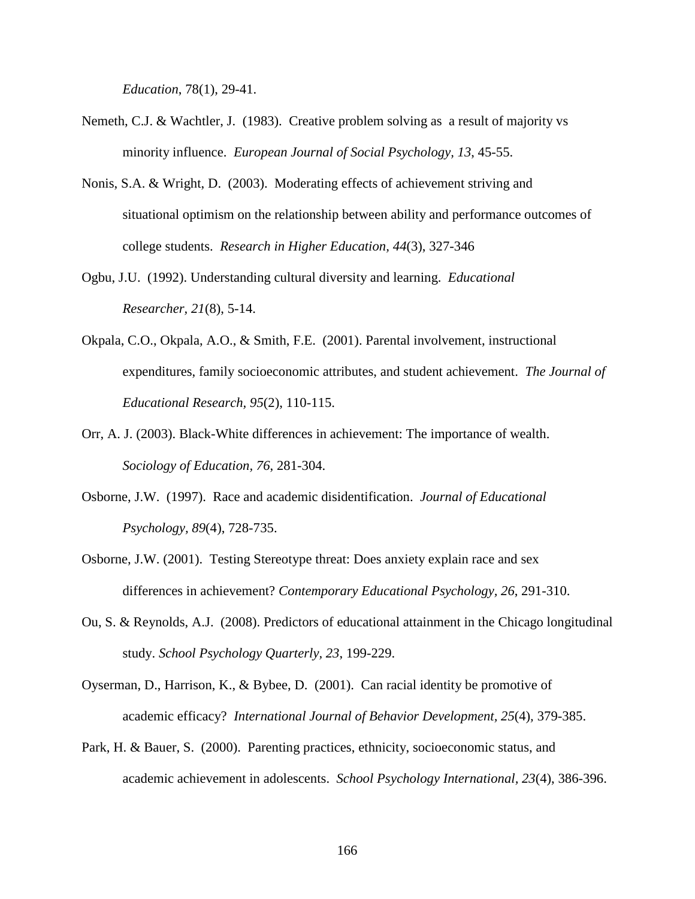*Education*, 78(1), 29-41.

Nemeth, C.J. & Wachtler, J. (1983). Creative problem solving as a result of majority vs minority influence. *European Journal of Social Psychology, 13*, 45-55.

Nonis, S.A. & Wright, D. (2003). Moderating effects of achievement striving and situational optimism on the relationship between ability and performance outcomes of college students. *Research in Higher Education*, *44*(3), 327-346

Ogbu, J.U. (1992). Understanding cultural diversity and learning. *Educational Researcher, 21*(8), 5-14.

Okpala, C.O., Okpala, A.O., & Smith, F.E. (2001). Parental involvement, instructional expenditures, family socioeconomic attributes, and student achievement. *The Journal of Educational Research, 95*(2), 110-115.

Orr, A. J. (2003). Black-White differences in achievement: The importance of wealth. *Sociology of Education, 76*, 281-304.

Osborne, J.W. (1997). Race and academic disidentification. *Journal of Educational Psychology, 89*(4), 728-735.

Osborne, J.W. (2001). Testing Stereotype threat: Does anxiety explain race and sex differences in achievement? *Contemporary Educational Psychology, 26*, 291-310.

Ou, S. & Reynolds, A.J. (2008). Predictors of educational attainment in the Chicago longitudinal study. *School Psychology Quarterly, 23*, 199-229.

Oyserman, D., Harrison, K., & Bybee, D. (2001). Can racial identity be promotive of academic efficacy? *International Journal of Behavior Development, 25*(4), 379-385.

Park, H. & Bauer, S. (2000). Parenting practices, ethnicity, socioeconomic status, and academic achievement in adolescents. *School Psychology International*, *23*(4), 386-396.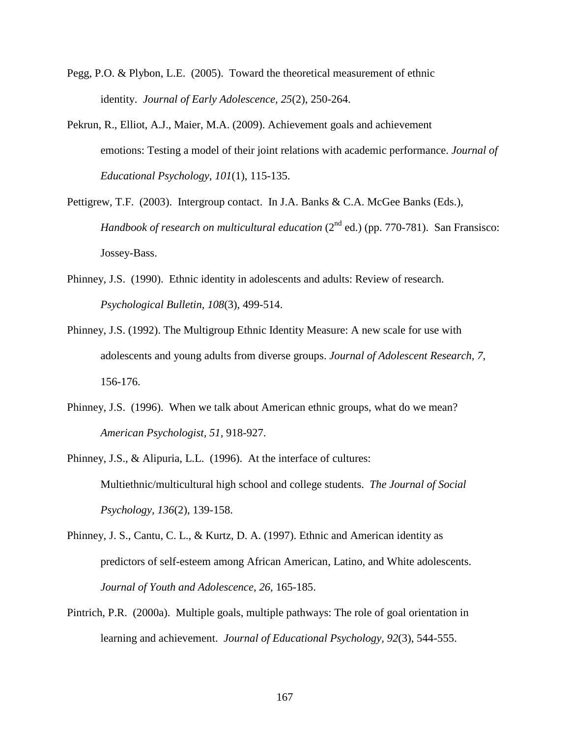Pegg, P.O. & Plybon, L.E. (2005). Toward the theoretical measurement of ethnic identity. *Journal of Early Adolescence, 25*(2), 250-264.

Pekrun, R., Elliot, A.J., Maier, M.A. (2009). Achievement goals and achievement emotions: Testing a model of their joint relations with academic performance. *Journal of Educational Psychology, 101*(1), 115-135.

Pettigrew, T.F. (2003). Intergroup contact. In J.A. Banks & C.A. McGee Banks (Eds.), *Handbook of research on multicultural education* (2nd ed.) (pp. 770-781). San Fransisco: Jossey-Bass.

Phinney, J.S. (1990). Ethnic identity in adolescents and adults: Review of research. *Psychological Bulletin, 108*(3), 499-514.

Phinney, J.S. (1992). The Multigroup Ethnic Identity Measure: A new scale for use with adolescents and young adults from diverse groups. *Journal of Adolescent Research, 7*, 156-176.

Phinney, J.S. (1996). When we talk about American ethnic groups, what do we mean? *American Psychologist, 51,* 918-927.

Phinney, J.S., & Alipuria, L.L. (1996). At the interface of cultures: Multiethnic/multicultural high school and college students. *The Journal of Social Psychology, 136*(2), 139-158.

Phinney, J. S., Cantu, C. L., & Kurtz, D. A. (1997). Ethnic and American identity as predictors of self-esteem among African American, Latino, and White adolescents. *Journal of Youth and Adolescence, 26,* 165-185.

Pintrich, P.R. (2000a). Multiple goals, multiple pathways: The role of goal orientation in learning and achievement. *Journal of Educational Psychology, 92*(3), 544-555.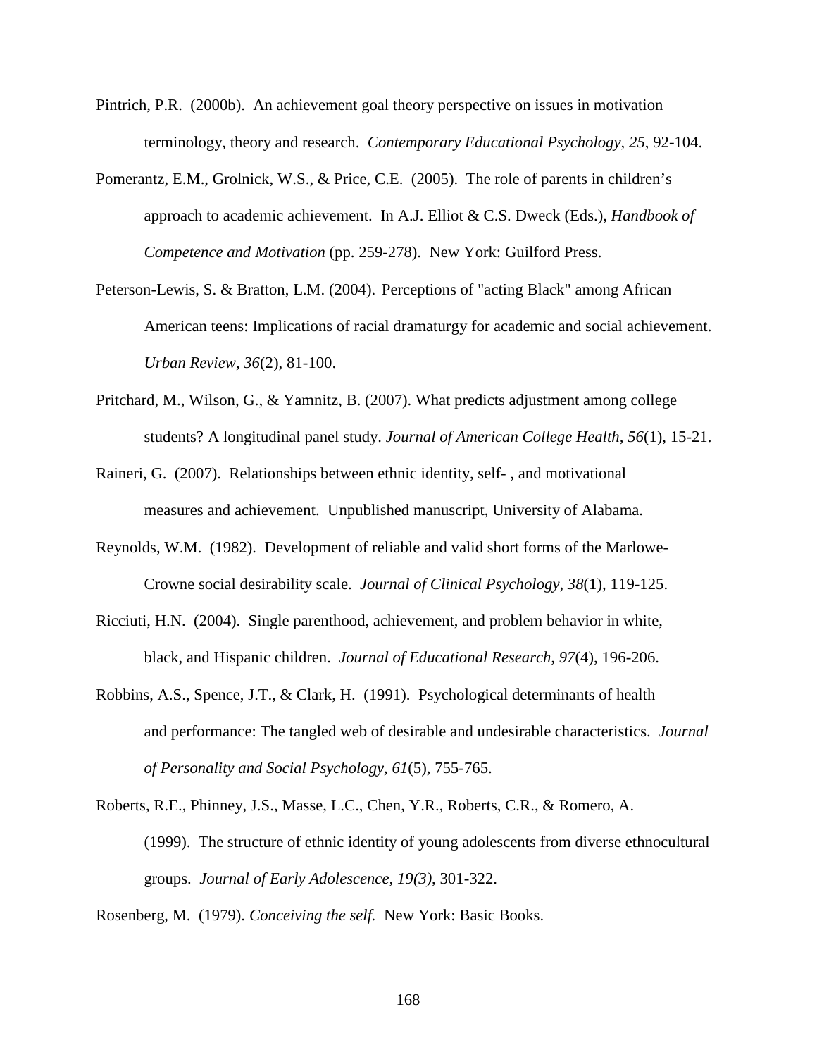Pintrich, P.R. (2000b). An achievement goal theory perspective on issues in motivation terminology, theory and research. *Contemporary Educational Psychology*, *25*, 92-104.

Pomerantz, E.M., Grolnick, W.S., & Price, C.E. (2005). The role of parents in children's approach to academic achievement. In A.J. Elliot & C.S. Dweck (Eds.), *Handbook of Competence and Motivation* (pp. 259-278). New York: Guilford Press.

Peterson-Lewis, S. & Bratton, L.M. (2004). Perceptions of "acting Black" among African American teens: Implications of racial dramaturgy for academic and social achievement. *Urban Review, 36*(2), 81-100.

Pritchard, M., Wilson, G., & Yamnitz, B. (2007). What predicts adjustment among college students? A longitudinal panel study. *Journal of American College Health, 56*(1), 15-21.

Raineri, G. (2007). Relationships between ethnic identity, self- , and motivational measures and achievement. Unpublished manuscript, University of Alabama.

Reynolds, W.M. (1982). Development of reliable and valid short forms of the Marlowe-Crowne social desirability scale. *Journal of Clinical Psychology*, *38*(1), 119-125.

Ricciuti, H.N. (2004). Single parenthood, achievement, and problem behavior in white, black, and Hispanic children. *Journal of Educational Research*, *97*(4), 196-206.

Robbins, A.S., Spence, J.T., & Clark, H. (1991). Psychological determinants of health and performance: The tangled web of desirable and undesirable characteristics. *Journal of Personality and Social Psychology, 61*(5), 755-765.

Roberts, R.E., Phinney, J.S., Masse, L.C., Chen, Y.R., Roberts, C.R., & Romero, A. (1999). The structure of ethnic identity of young adolescents from diverse ethnocultural groups. *Journal of Early Adolescence, 19(3)*, 301-322.

Rosenberg, M. (1979). *Conceiving the self.* New York: Basic Books.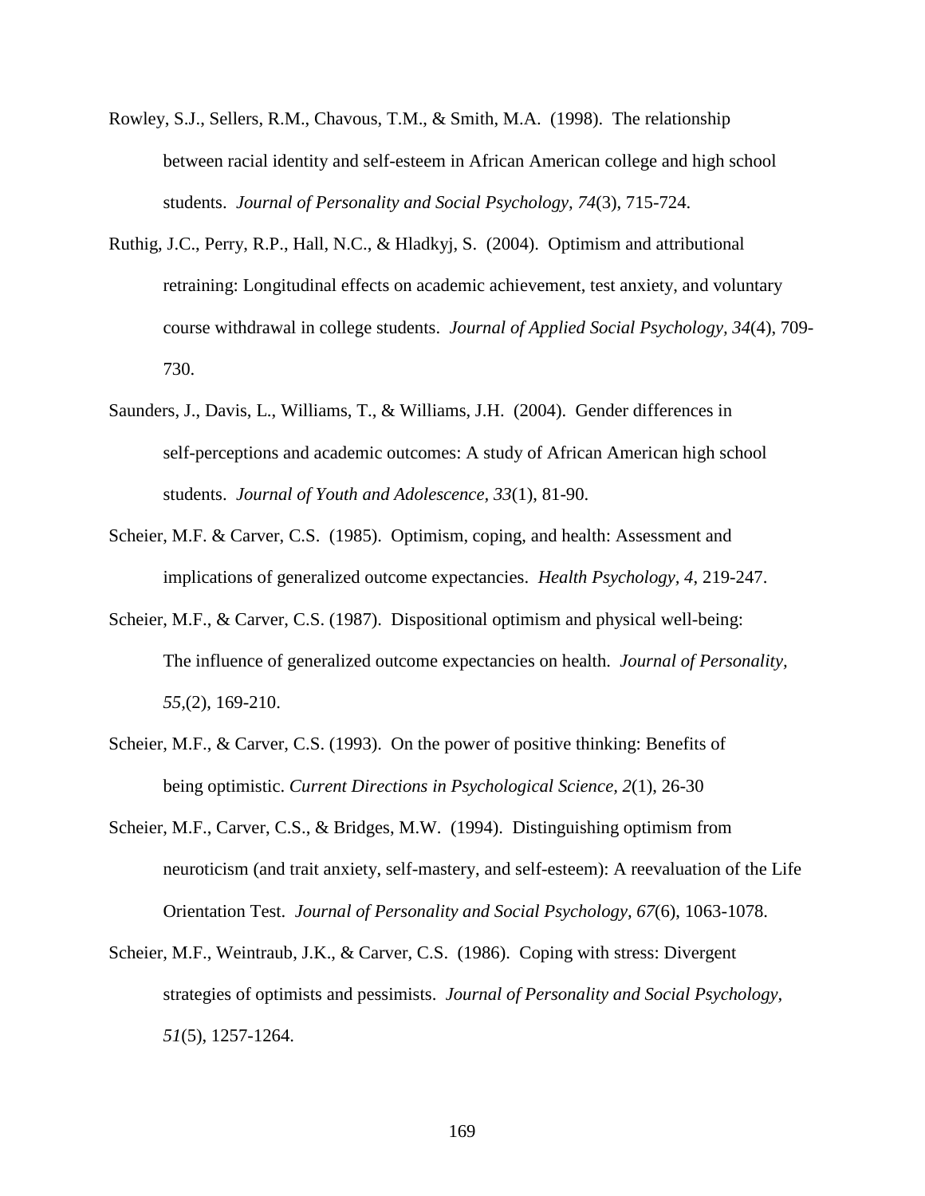Rowley, S.J., Sellers, R.M., Chavous, T.M., & Smith, M.A. (1998). The relationship between racial identity and self-esteem in African American college and high school students. *Journal of Personality and Social Psychology, 74*(3), 715-724.

Ruthig, J.C., Perry, R.P., Hall, N.C., & Hladkyj, S. (2004). Optimism and attributional retraining: Longitudinal effects on academic achievement, test anxiety, and voluntary course withdrawal in college students. *Journal of Applied Social Psychology, 34*(4), 709-730.

Saunders, J., Davis, L., Williams, T., & Williams, J.H. (2004). Gender differences in self-perceptions and academic outcomes: A study of African American high school students. *Journal of Youth and Adolescence, 33*(1), 81-90.

Scheier, M.F. & Carver, C.S. (1985). Optimism, coping, and health: Assessment and implications of generalized outcome expectancies. *Health Psychology, 4*, 219-247.

Scheier, M.F., & Carver, C.S. (1987). Dispositional optimism and physical well-being: The influence of generalized outcome expectancies on health. *Journal of Personality, 55*,(2), 169-210.

Scheier, M.F., & Carver, C.S. (1993). On the power of positive thinking: Benefits of being optimistic. *Current Directions in Psychological Science, 2*(1), 26-30

Scheier, M.F., Carver, C.S., & Bridges, M.W. (1994). Distinguishing optimism from neuroticism (and trait anxiety, self-mastery, and self-esteem): A reevaluation of the Life Orientation Test. *Journal of Personality and Social Psychology, 67*(6), 1063-1078.

Scheier, M.F., Weintraub, J.K., & Carver, C.S. (1986). Coping with stress: Divergent strategies of optimists and pessimists. *Journal of Personality and Social Psychology, 51*(5), 1257-1264.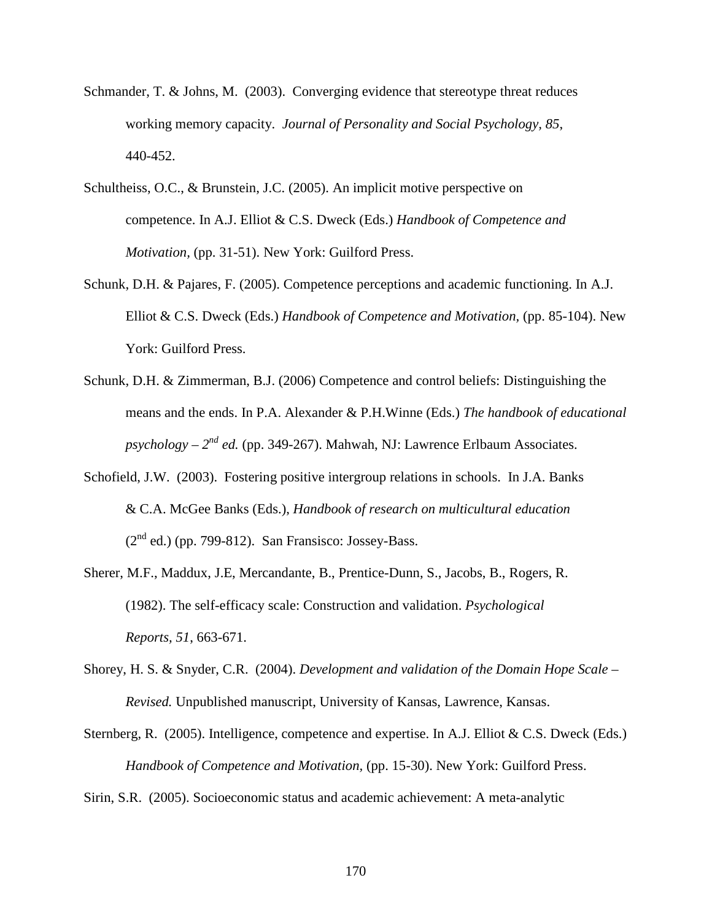Schmander, T. & Johns, M. (2003). Converging evidence that stereotype threat reduces working memory capacity. *Journal of Personality and Social Psychology, 85*, 440-452.

Schultheiss, O.C., & Brunstein, J.C. (2005). An implicit motive perspective on competence. In A.J. Elliot & C.S. Dweck (Eds.) *Handbook of Competence and Motivation,* (pp. 31-51). New York: Guilford Press.

Schunk, D.H. & Pajares, F. (2005). Competence perceptions and academic functioning. In A.J. Elliot & C.S. Dweck (Eds.) *Handbook of Competence and Motivation,* (pp. 85-104). New York: Guilford Press.

Schunk, D.H. & Zimmerman, B.J. (2006) Competence and control beliefs: Distinguishing the means and the ends. In P.A. Alexander & P.H.Winne (Eds.) *The handbook of educational psychology – 2nd ed.* (pp. 349-267). Mahwah, NJ: Lawrence Erlbaum Associates.

Schofield, J.W. (2003). Fostering positive intergroup relations in schools. In J.A. Banks & C.A. McGee Banks (Eds.), *Handbook of research on multicultural education* (2nd ed.) (pp. 799-812). San Fransisco: Jossey-Bass.

Sherer, M.F., Maddux, J.E, Mercandante, B., Prentice-Dunn, S., Jacobs, B., Rogers, R. (1982). The self-efficacy scale: Construction and validation. *Psychological Reports, 51*, 663-671.

Shorey, H. S. & Snyder, C.R. (2004). *Development and validation of the Domain Hope Scale – Revised.* Unpublished manuscript, University of Kansas, Lawrence, Kansas.

Sternberg, R. (2005). Intelligence, competence and expertise. In A.J. Elliot & C.S. Dweck (Eds.) *Handbook of Competence and Motivation,* (pp. 15-30). New York: Guilford Press.

Sirin, S.R. (2005). Socioeconomic status and academic achievement: A meta-analytic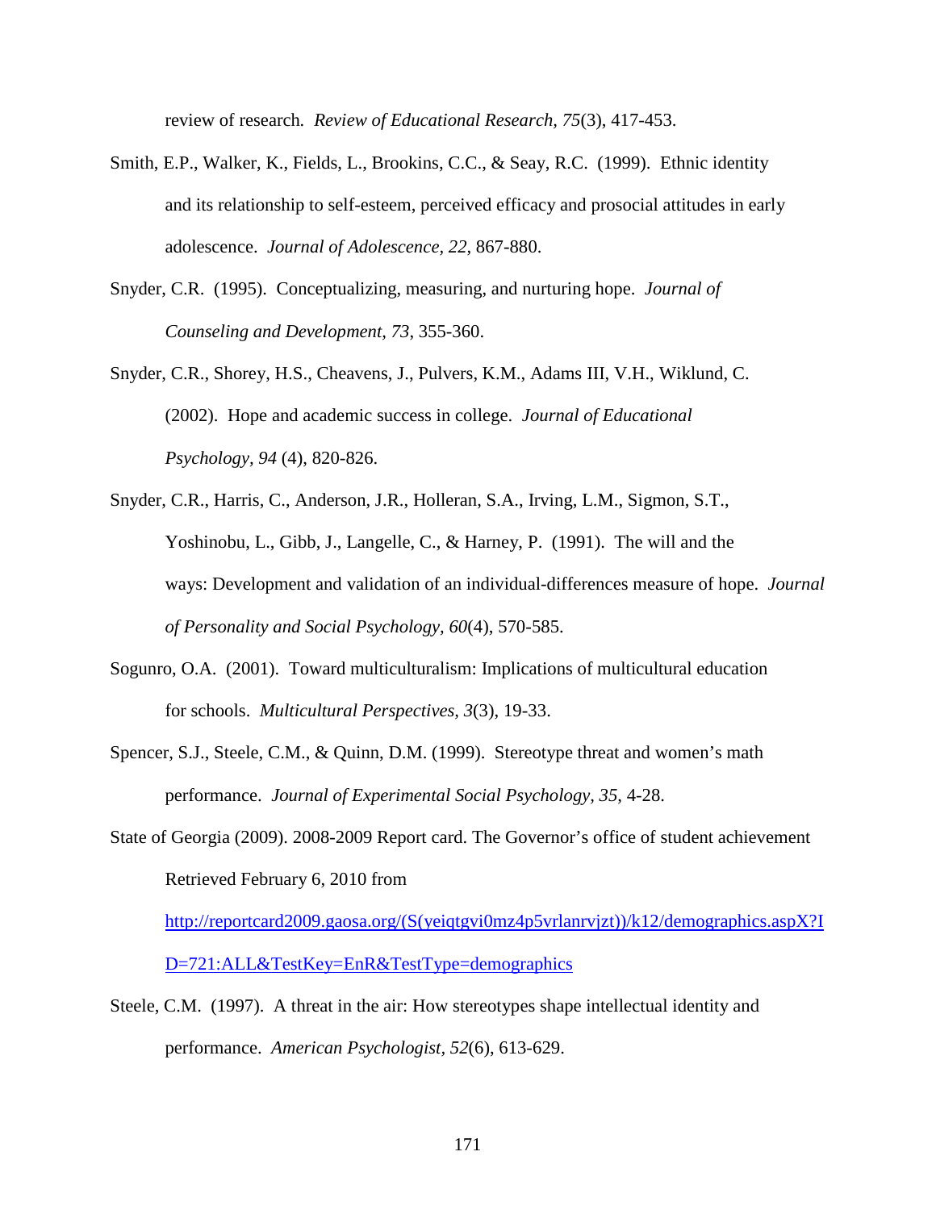review of research. *Review of Educational Research, 75*(3), 417-453.

Smith, E.P., Walker, K., Fields, L., Brookins, C.C., & Seay, R.C. (1999). Ethnic identity and its relationship to self-esteem, perceived efficacy and prosocial attitudes in early adolescence. *Journal of Adolescence, 22*, 867-880.

Snyder, C.R. (1995). Conceptualizing, measuring, and nurturing hope. *Journal of Counseling and Development, 73*, 355-360.

Snyder, C.R., Shorey, H.S., Cheavens, J., Pulvers, K.M., Adams III, V.H., Wiklund, C. (2002). Hope and academic success in college. *Journal of Educational Psychology, 94* (4), 820-826.

Snyder, C.R., Harris, C., Anderson, J.R., Holleran, S.A., Irving, L.M., Sigmon, S.T., Yoshinobu, L., Gibb, J., Langelle, C., & Harney, P. (1991). The will and the ways: Development and validation of an individual-differences measure of hope. *Journal of Personality and Social Psychology, 60*(4), 570-585.

Sogunro, O.A. (2001). Toward multiculturalism: Implications of multicultural education for schools. *Multicultural Perspectives, 3*(3), 19-33.

Spencer, S.J., Steele, C.M., & Quinn, D.M. (1999). Stereotype threat and women's math performance. *Journal of Experimental Social Psychology, 35*, 4-28.

State of Georgia (2009). 2008-2009 Report card. The Governor's office of student achievement Retrieved February 6, 2010 from http://reportcard2009.gaosa.org/(S(yeiqtgvi0mz4p5vrlanrvjzt))/k12/demographics.aspX?ID=721:ALL&TestKey=EnR&TestType=demographics

Steele, C.M. (1997). A threat in the air: How stereotypes shape intellectual identity and performance. *American Psychologist, 52*(6), 613-629.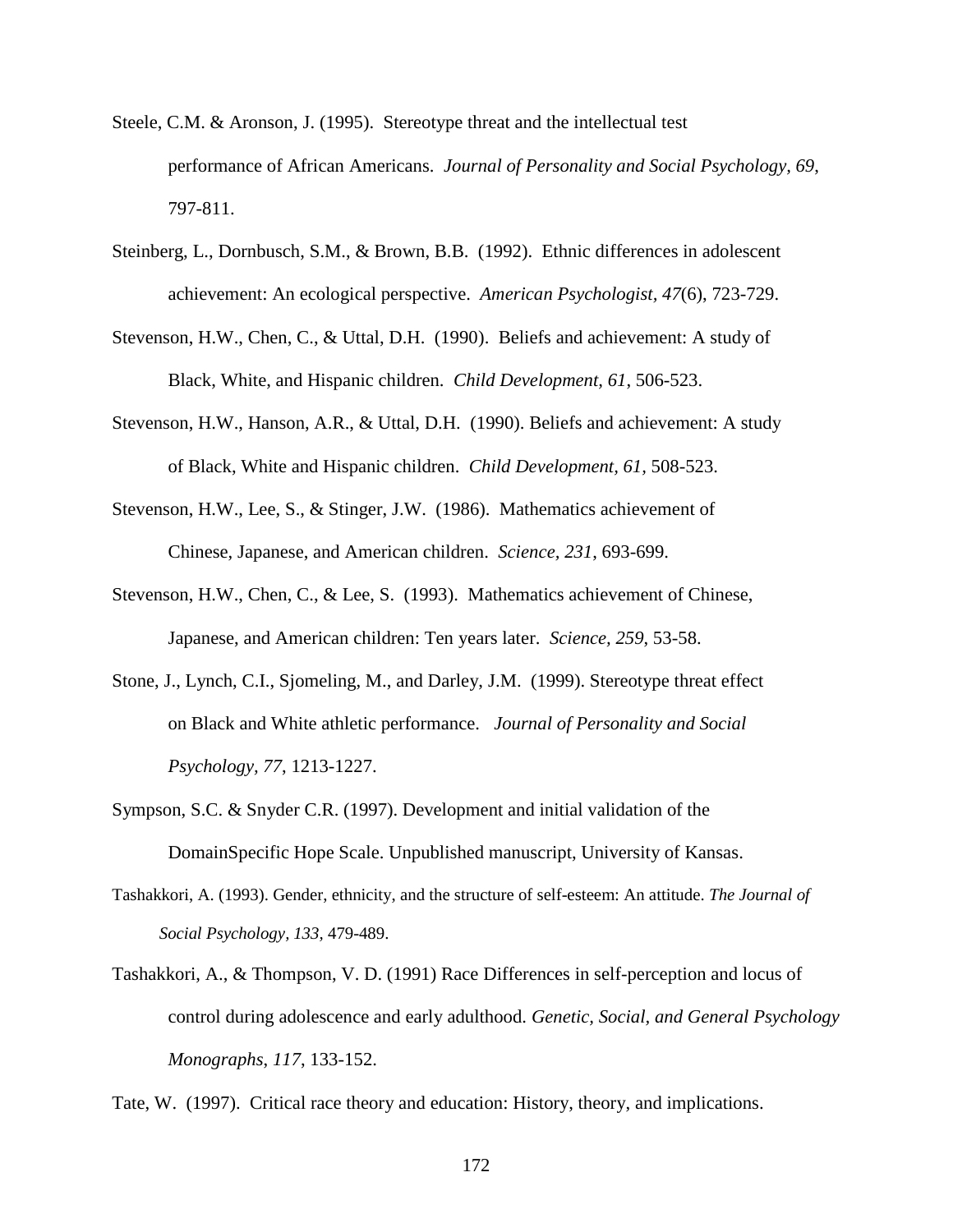Steele, C.M. & Aronson, J. (1995). Stereotype threat and the intellectual test performance of African Americans. *Journal of Personality and Social Psychology, 69*, 797-811.

Steinberg, L., Dornbusch, S.M., & Brown, B.B. (1992). Ethnic differences in adolescent achievement: An ecological perspective. *American Psychologist, 47*(6), 723-729.

Stevenson, H.W., Chen, C., & Uttal, D.H. (1990). Beliefs and achievement: A study of Black, White, and Hispanic children. *Child Development, 61*, 506-523.

Stevenson, H.W., Hanson, A.R., & Uttal, D.H. (1990). Beliefs and achievement: A study of Black, White and Hispanic children. *Child Development, 61,* 508-523.

Stevenson, H.W., Lee, S., & Stinger, J.W. (1986). Mathematics achievement of Chinese, Japanese, and American children. *Science, 231*, 693-699.

Stevenson, H.W., Chen, C., & Lee, S. (1993). Mathematics achievement of Chinese, Japanese, and American children: Ten years later. *Science, 259*, 53-58.

Stone, J., Lynch, C.I., Sjomeling, M., and Darley, J.M. (1999). Stereotype threat effect on Black and White athletic performance. *Journal of Personality and Social Psychology, 77*, 1213-1227.

Sympson, S.C. & Snyder C.R. (1997). Development and initial validation of the DomainSpecific Hope Scale. Unpublished manuscript, University of Kansas.

Tashakkori, A. (1993). Gender, ethnicity, and the structure of self-esteem: An attitude. *The Journal of Social Psychology, 133*, 479-489.

Tashakkori, A., & Thompson, V. D. (1991) Race Differences in self-perception and locus of control during adolescence and early adulthood. *Genetic, Social, and General Psychology Monographs*, *117*, 133-152.

Tate, W. (1997). Critical race theory and education: History, theory, and implications.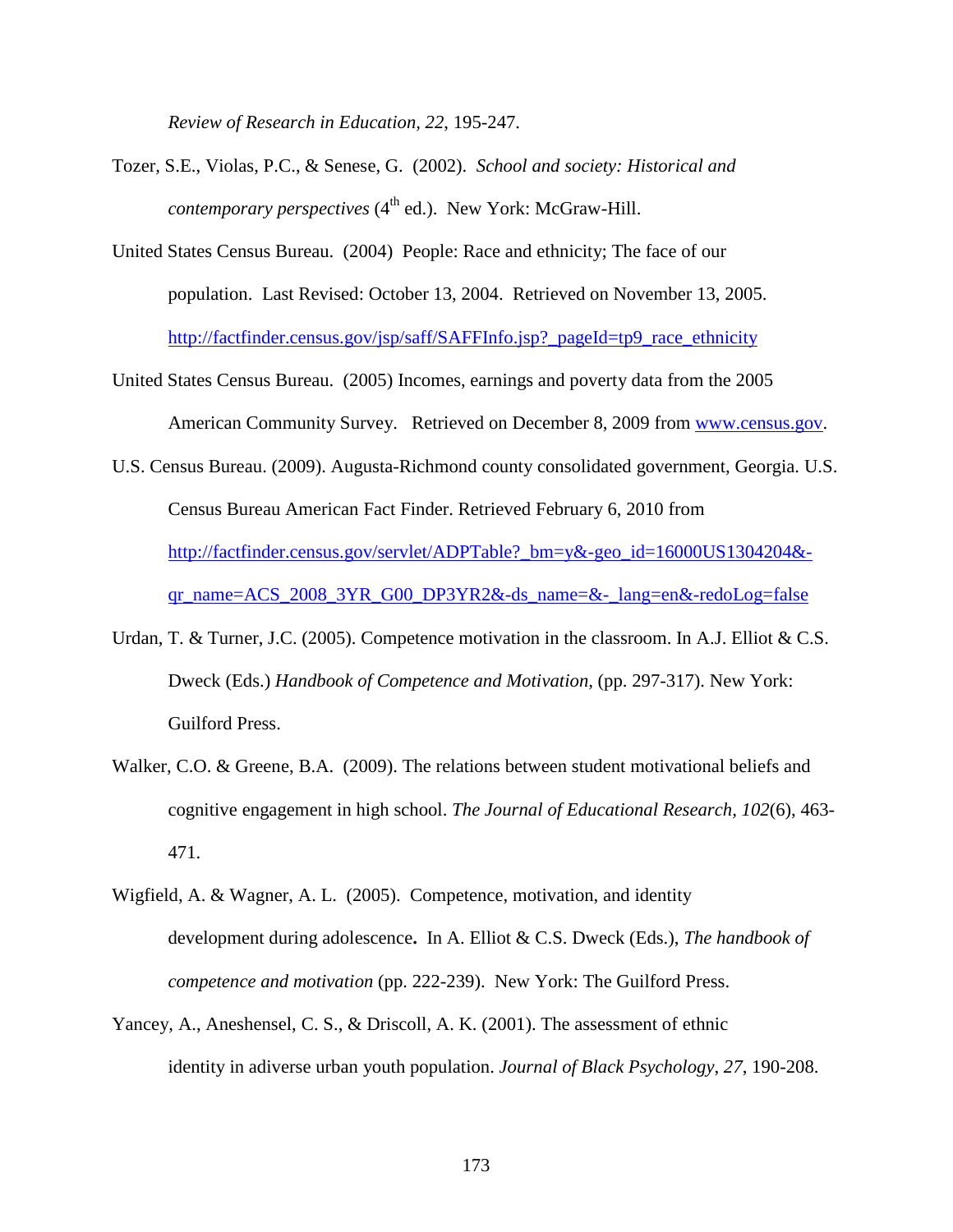*Review of Research in Education, 22*, 195-247.

Tozer, S.E., Violas, P.C., & Senese, G. (2002). *School and society: Historical and contemporary perspectives* ($4^{th}$ ed.). New York: McGraw-Hill.

United States Census Bureau. (2004) People: Race and ethnicity; The face of our population. Last Revised: October 13, 2004. Retrieved on November 13, 2005. http://factfinder.census.gov/jsp/saff/SAFFInfo.jsp?_pageId=tp9_race_ethnicity

United States Census Bureau. (2005) Incomes, earnings and poverty data from the 2005 American Community Survey. Retrieved on December 8, 2009 from www.census.gov.

U.S. Census Bureau. (2009). Augusta-Richmond county consolidated government, Georgia. U.S. Census Bureau American Fact Finder. Retrieved February 6, 2010 from http://factfinder.census.gov/servlet/ADPTable?_bm=y&-geo_id=16000US1304204&-qr_name=ACS_2008_3YR_G00_DP3YR2&-ds_name=&-_lang=en&-redoLog=false

Urdan, T. & Turner, J.C. (2005). Competence motivation in the classroom. In A.J. Elliot & C.S. Dweck (Eds.) *Handbook of Competence and Motivation*, (pp. 297-317). New York: Guilford Press.

Walker, C.O. & Greene, B.A. (2009). The relations between student motivational beliefs and cognitive engagement in high school. *The Journal of Educational Research, 102*(6), 463-471.

Wigfield, A. & Wagner, A. L. (2005). Competence, motivation, and identity development during adolescence**.** In A. Elliot & C.S. Dweck (Eds.), *The handbook of competence and motivation* (pp. 222-239). New York: The Guilford Press.

Yancey, A., Aneshensel, C. S., & Driscoll, A. K. (2001). The assessment of ethnic identity in adiverse urban youth population. *Journal of Black Psychology, 27*, 190-208.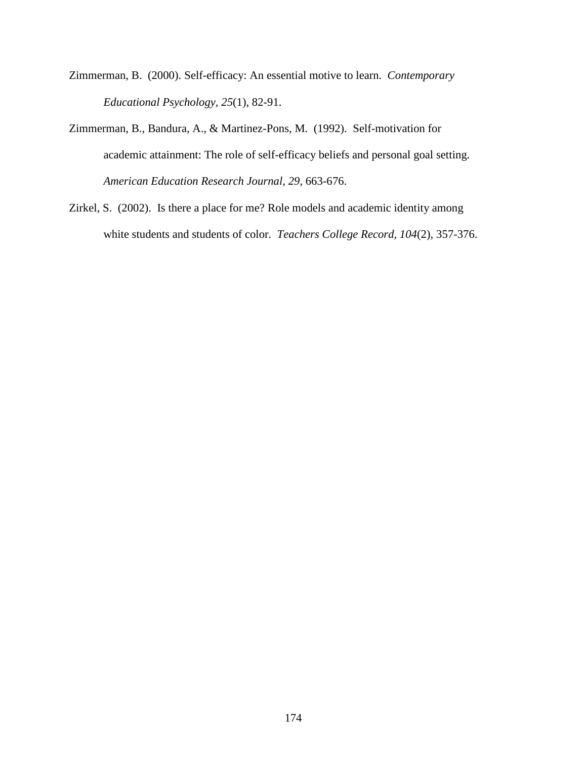Zimmerman, B. (2000). Self-efficacy: An essential motive to learn. *Contemporary Educational Psychology, 25*(1), 82-91.

Zimmerman, B., Bandura, A., & Martinez-Pons, M. (1992). Self-motivation for academic attainment: The role of self-efficacy beliefs and personal goal setting. *American Education Research Journal, 29*, 663-676.

Zirkel, S. (2002). Is there a place for me? Role models and academic identity among white students and students of color. *Teachers College Record, 104*(2), 357-376.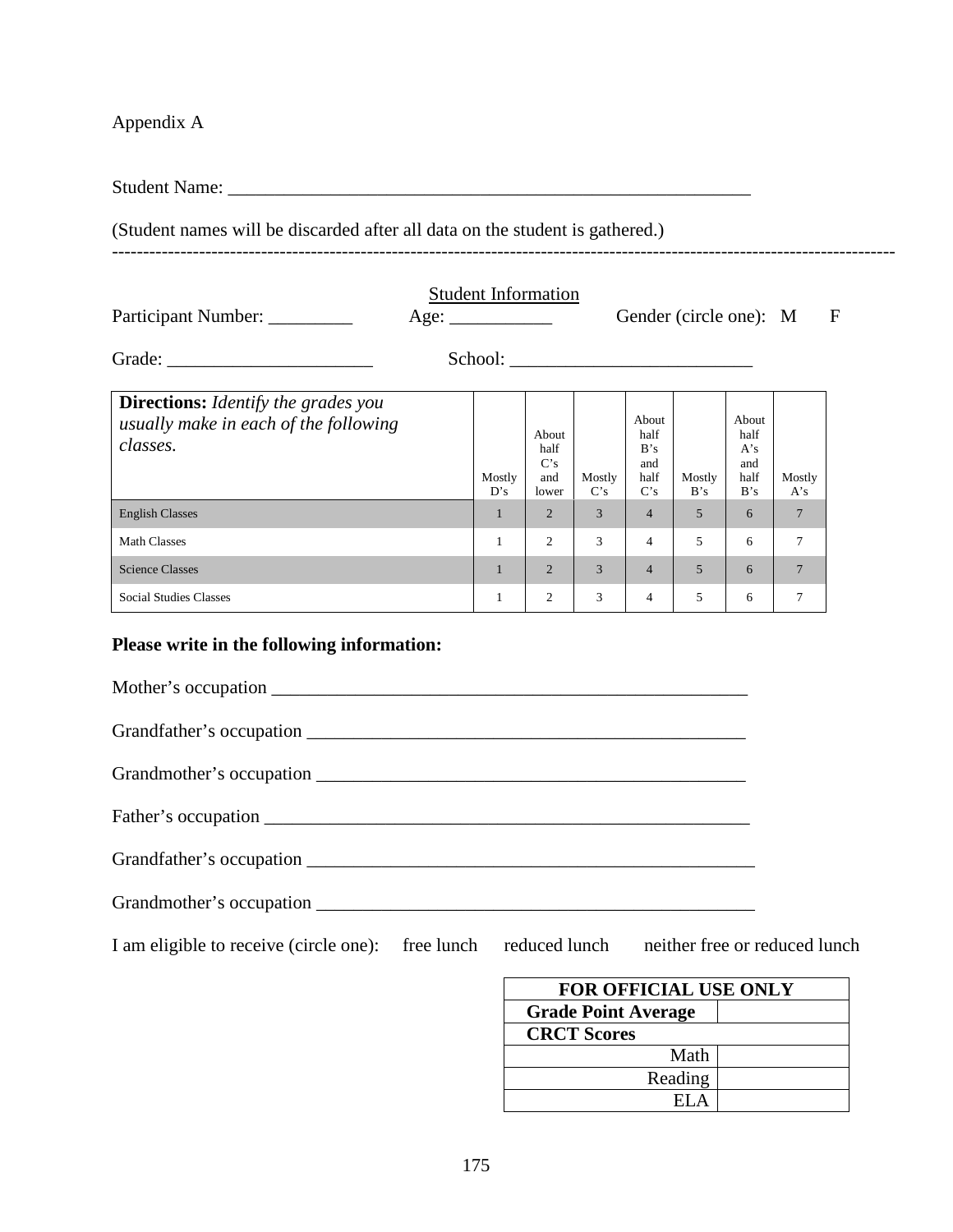Appendix A

Student Name: ________________________________________________________

(Student names will be discarded after all data on the student is gathered.)

---

<u>Student Information</u>

Participant Number: _________ Age: ___________ Gender (circle one): M F

Grade: ______________________ School: __________________________

| **Directions:** *Identify the grades you usually make in each of the following classes.* | Mostly D's | About half C's and lower | Mostly C's | About half B's and half C's | Mostly B's | About half A's and half B's | Mostly A's |
|---|---|---|---|---|---|---|---|
| English Classes | 1 | 2 | 3 | 4 | 5 | 6 | 7 |
| Math Classes | 1 | 2 | 3 | 4 | 5 | 6 | 7 |
| Science Classes | 1 | 2 | 3 | 4 | 5 | 6 | 7 |
| Social Studies Classes | 1 | 2 | 3 | 4 | 5 | 6 | 7 |

**Please write in the following information:**

Mother's occupation ____________________________________________________

Grandfather's occupation ________________________________________________

Grandmother's occupation _______________________________________________

Father's occupation _____________________________________________________

Grandfather's occupation _________________________________________________

Grandmother's occupation ________________________________________________

I am eligible to receive (circle one): free lunch reduced lunch neither free or reduced lunch

| FOR OFFICIAL USE ONLY | |
|---|---|
| **Grade Point Average** | |
| **CRCT Scores** | |
| Math | |
| Reading | |
| ELA | |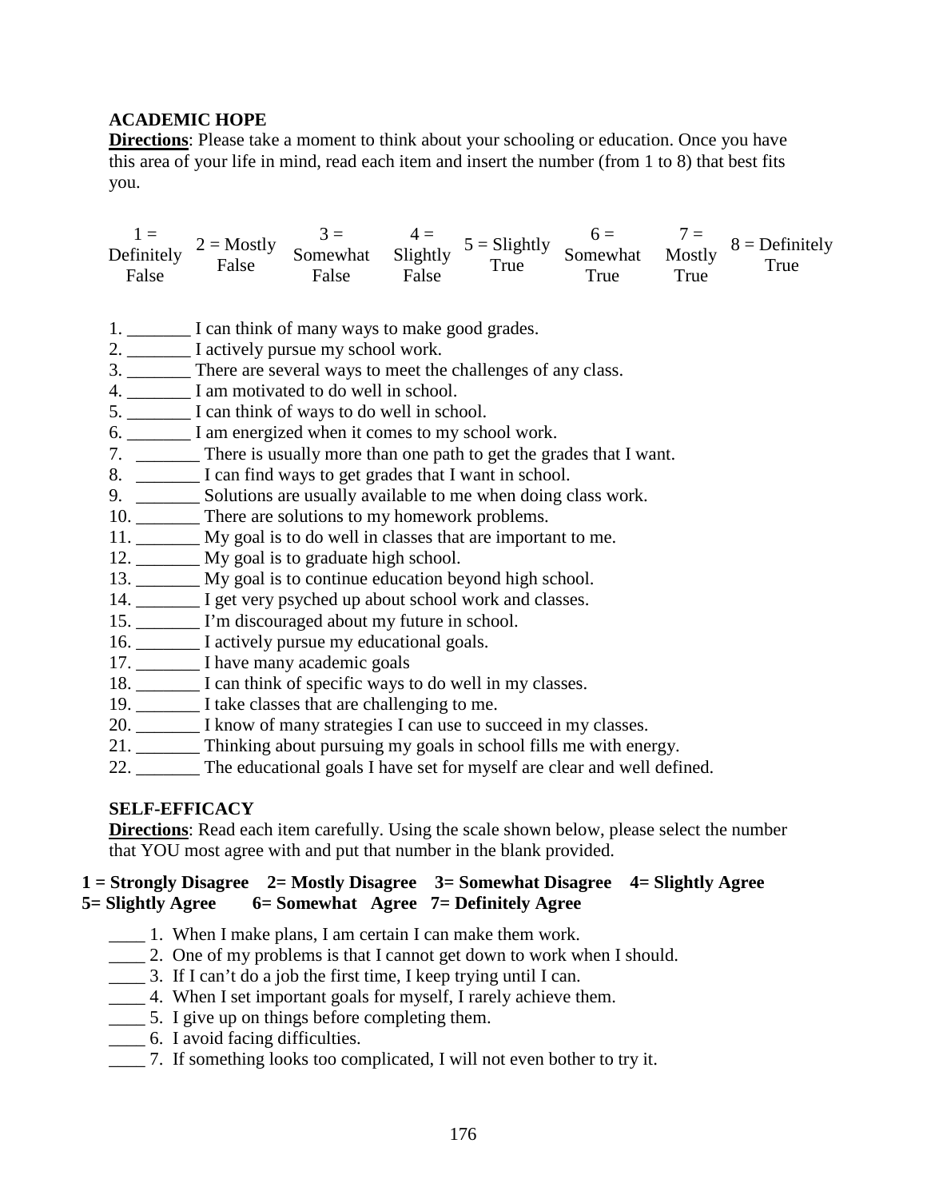**ACADEMIC HOPE**

**Directions**: Please take a moment to think about your schooling or education. Once you have this area of your life in mind, read each item and insert the number (from 1 to 8) that best fits you.

| 1 = Definitely False | 2 = Mostly False | 3 = Somewhat False | 4 = Slightly False | 5 = Slightly True | 6 = Somewhat True | 7 = Mostly True | 8 = Definitely True |
|---|---|---|---|---|---|---|---|

1. _______ I can think of many ways to make good grades.
2. _______ I actively pursue my school work.
3. _______ There are several ways to meet the challenges of any class.
4. _______ I am motivated to do well in school.
5. _______ I can think of ways to do well in school.
6. _______ I am energized when it comes to my school work.
7. _______ There is usually more than one path to get the grades that I want.
8. _______ I can find ways to get grades that I want in school.
9. _______ Solutions are usually available to me when doing class work.
10. _______ There are solutions to my homework problems.
11. _______ My goal is to do well in classes that are important to me.
12. _______ My goal is to graduate high school.
13. _______ My goal is to continue education beyond high school.
14. _______ I get very psyched up about school work and classes.
15. _______ I'm discouraged about my future in school.
16. _______ I actively pursue my educational goals.
17. _______ I have many academic goals
18. _______ I can think of specific ways to do well in my classes.
19. _______ I take classes that are challenging to me.
20. _______ I know of many strategies I can use to succeed in my classes.
21. _______ Thinking about pursuing my goals in school fills me with energy.
22. _______ The educational goals I have set for myself are clear and well defined.

**SELF-EFFICACY**

**Directions**: Read each item carefully. Using the scale shown below, please select the number that YOU most agree with and put that number in the blank provided.

**1 = Strongly Disagree 2= Mostly Disagree 3= Somewhat Disagree 4= Slightly Agree 5= Slightly Agree 6= Somewhat Agree 7= Definitely Agree**

____ 1. When I make plans, I am certain I can make them work.
____ 2. One of my problems is that I cannot get down to work when I should.
____ 3. If I can't do a job the first time, I keep trying until I can.
____ 4. When I set important goals for myself, I rarely achieve them.
____ 5. I give up on things before completing them.
____ 6. I avoid facing difficulties.
____ 7. If something looks too complicated, I will not even bother to try it.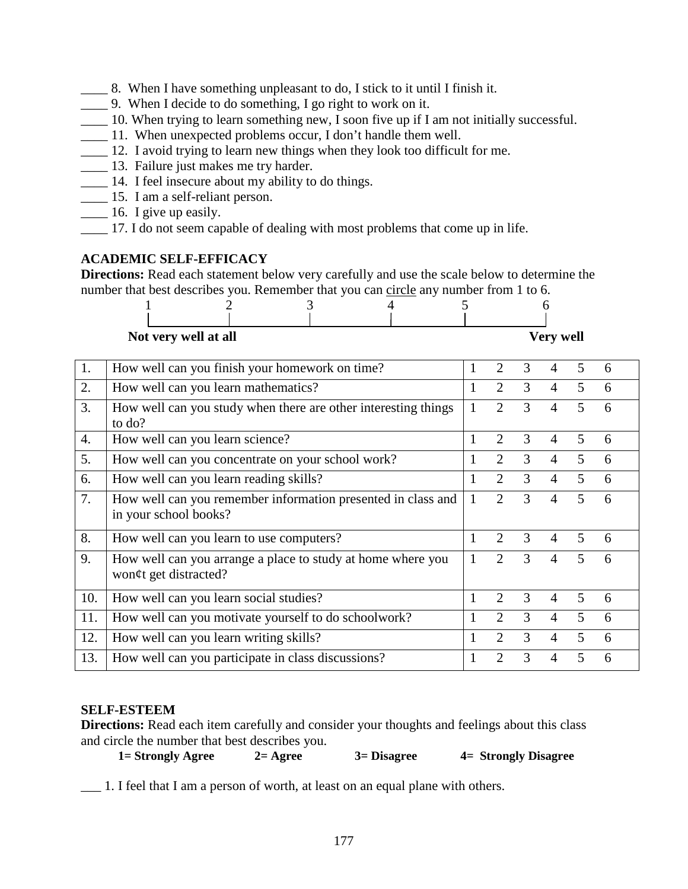____ 8. When I have something unpleasant to do, I stick to it until I finish it.
____ 9. When I decide to do something, I go right to work on it.
____ 10. When trying to learn something new, I soon five up if I am not initially successful.
____ 11. When unexpected problems occur, I don't handle them well.
____ 12. I avoid trying to learn new things when they look too difficult for me.
____ 13. Failure just makes me try harder.
____ 14. I feel insecure about my ability to do things.
____ 15. I am a self-reliant person.
____ 16. I give up easily.
____ 17. I do not seem capable of dealing with most problems that come up in life.

**ACADEMIC SELF-EFFICACY**

**Directions:** Read each statement below very carefully and use the scale below to determine the number that best describes you. Remember that you can circle any number from 1 to 6.

| 1 | 2 | 3 | 4 | 5 | 6 |
|---|---|---|---|---|---|
| **Not very well at all** | | | | | **Very well** |

| | | | | | | | |
|---|---|---|---|---|---|---|---|
| 1. | How well can you finish your homework on time? | 1 | 2 | 3 | 4 | 5 | 6 |
| 2. | How well can you learn mathematics? | 1 | 2 | 3 | 4 | 5 | 6 |
| 3. | How well can you study when there are other interesting things to do? | 1 | 2 | 3 | 4 | 5 | 6 |
| 4. | How well can you learn science? | 1 | 2 | 3 | 4 | 5 | 6 |
| 5. | How well can you concentrate on your school work? | 1 | 2 | 3 | 4 | 5 | 6 |
| 6. | How well can you learn reading skills? | 1 | 2 | 3 | 4 | 5 | 6 |
| 7. | How well can you remember information presented in class and in your school books? | 1 | 2 | 3 | 4 | 5 | 6 |
| 8. | How well can you learn to use computers? | 1 | 2 | 3 | 4 | 5 | 6 |
| 9. | How well can you arrange a place to study at home where you won¢t get distracted? | 1 | 2 | 3 | 4 | 5 | 6 |
| 10. | How well can you learn social studies? | 1 | 2 | 3 | 4 | 5 | 6 |
| 11. | How well can you motivate yourself to do schoolwork? | 1 | 2 | 3 | 4 | 5 | 6 |
| 12. | How well can you learn writing skills? | 1 | 2 | 3 | 4 | 5 | 6 |
| 13. | How well can you participate in class discussions? | 1 | 2 | 3 | 4 | 5 | 6 |

**SELF-ESTEEM**

**Directions:** Read each item carefully and consider your thoughts and feelings about this class and circle the number that best describes you.

**1= Strongly Agree** **2= Agree** **3= Disagree** **4= Strongly Disagree**

___ 1. I feel that I am a person of worth, at least on an equal plane with others.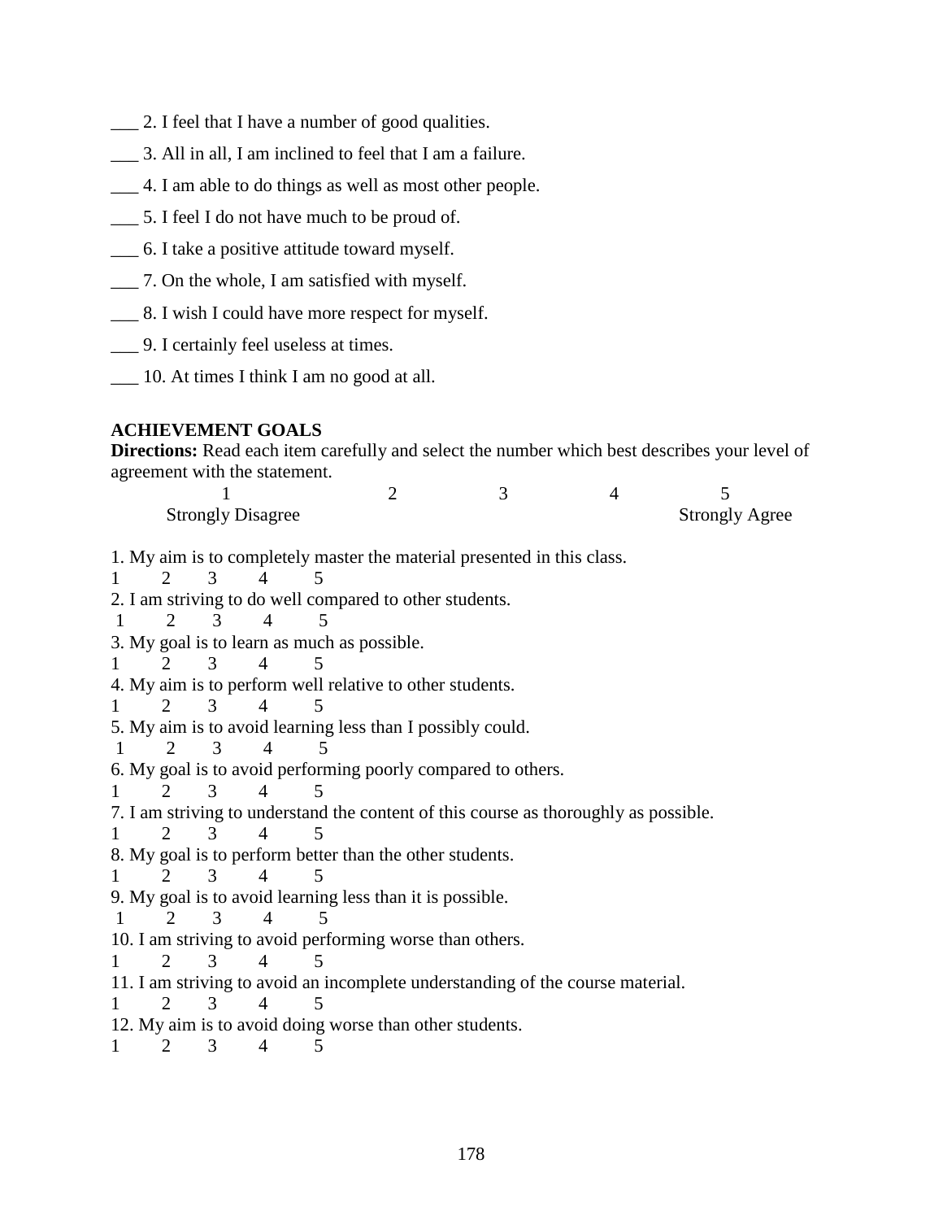___ 2. I feel that I have a number of good qualities.

___ 3. All in all, I am inclined to feel that I am a failure.

___ 4. I am able to do things as well as most other people.

___ 5. I feel I do not have much to be proud of.

___ 6. I take a positive attitude toward myself.

___ 7. On the whole, I am satisfied with myself.

___ 8. I wish I could have more respect for myself.

___ 9. I certainly feel useless at times.

___ 10. At times I think I am no good at all.

**ACHIEVEMENT GOALS**

**Directions:** Read each item carefully and select the number which best describes your level of agreement with the statement.

| 1 | 2 | 3 | 4 | 5 |
|---|---|---|---|---|
| Strongly Disagree | | | | Strongly Agree |

1. My aim is to completely master the material presented in this class.
1 2 3 4 5

2. I am striving to do well compared to other students.
1 2 3 4 5

3. My goal is to learn as much as possible.
1 2 3 4 5

4. My aim is to perform well relative to other students.
1 2 3 4 5

5. My aim is to avoid learning less than I possibly could.
1 2 3 4 5

6. My goal is to avoid performing poorly compared to others.
1 2 3 4 5

7. I am striving to understand the content of this course as thoroughly as possible.
1 2 3 4 5

8. My goal is to perform better than the other students.
1 2 3 4 5

9. My goal is to avoid learning less than it is possible.
1 2 3 4 5

10. I am striving to avoid performing worse than others.
1 2 3 4 5

11. I am striving to avoid an incomplete understanding of the course material.
1 2 3 4 5

12. My aim is to avoid doing worse than other students.
1 2 3 4 5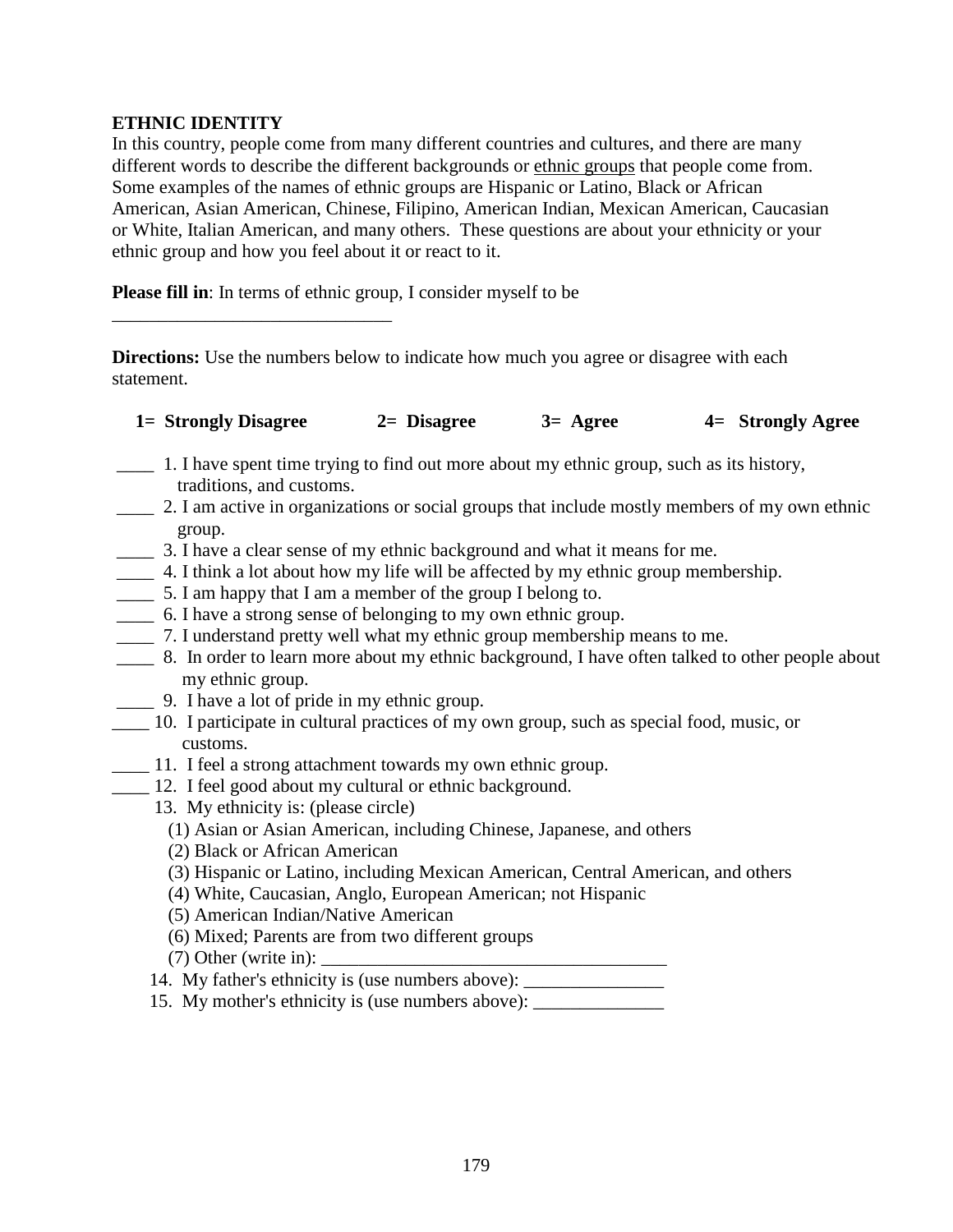**ETHNIC IDENTITY**

In this country, people come from many different countries and cultures, and there are many different words to describe the different backgrounds or <u>ethnic groups</u> that people come from. Some examples of the names of ethnic groups are Hispanic or Latino, Black or African American, Asian American, Chinese, Filipino, American Indian, Mexican American, Caucasian or White, Italian American, and many others. These questions are about your ethnicity or your ethnic group and how you feel about it or react to it.

**Please fill in**: In terms of ethnic group, I consider myself to be ______________________________

**Directions:** Use the numbers below to indicate how much you agree or disagree with each statement.

**1= Strongly Disagree** **2= Disagree** **3= Agree** **4= Strongly Agree**

____ 1. I have spent time trying to find out more about my ethnic group, such as its history, traditions, and customs.
____ 2. I am active in organizations or social groups that include mostly members of my own ethnic group.
____ 3. I have a clear sense of my ethnic background and what it means for me.
____ 4. I think a lot about how my life will be affected by my ethnic group membership.
____ 5. I am happy that I am a member of the group I belong to.
____ 6. I have a strong sense of belonging to my own ethnic group.
____ 7. I understand pretty well what my ethnic group membership means to me.
____ 8. In order to learn more about my ethnic background, I have often talked to other people about my ethnic group.
____ 9. I have a lot of pride in my ethnic group.
____ 10. I participate in cultural practices of my own group, such as special food, music, or customs.
____ 11. I feel a strong attachment towards my own ethnic group.
____ 12. I feel good about my cultural or ethnic background.

13. My ethnicity is: (please circle)
 (1) Asian or Asian American, including Chinese, Japanese, and others
 (2) Black or African American
 (3) Hispanic or Latino, including Mexican American, Central American, and others
 (4) White, Caucasian, Anglo, European American; not Hispanic
 (5) American Indian/Native American
 (6) Mixed; Parents are from two different groups
 (7) Other (write in): _____________________________________

14. My father's ethnicity is (use numbers above): _______________

15. My mother's ethnicity is (use numbers above): ______________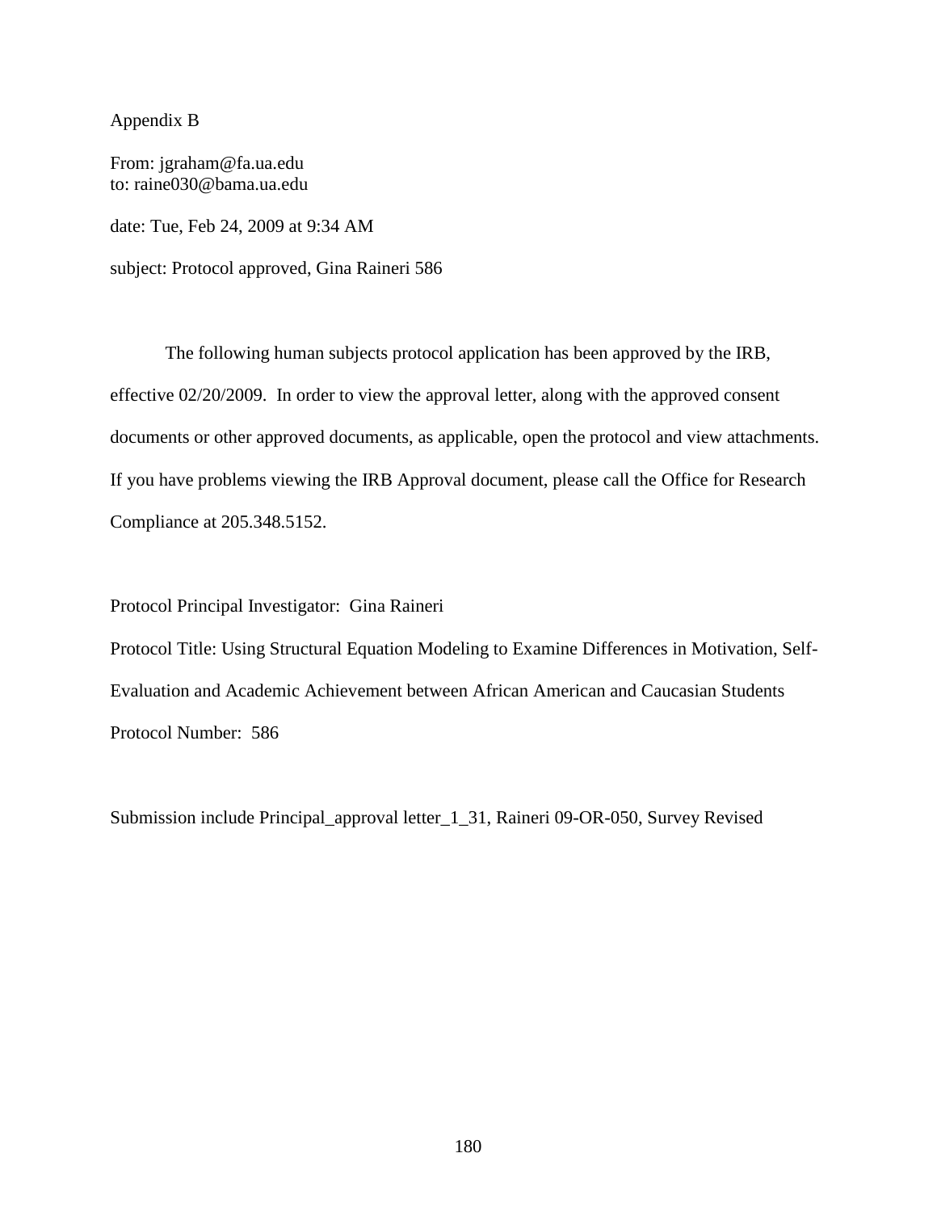Appendix B

From: jgraham@fa.ua.edu
to: raine030@bama.ua.edu

date: Tue, Feb 24, 2009 at 9:34 AM

subject: Protocol approved, Gina Raineri 586

The following human subjects protocol application has been approved by the IRB, effective 02/20/2009. In order to view the approval letter, along with the approved consent documents or other approved documents, as applicable, open the protocol and view attachments. If you have problems viewing the IRB Approval document, please call the Office for Research Compliance at 205.348.5152.

Protocol Principal Investigator: Gina Raineri

Protocol Title: Using Structural Equation Modeling to Examine Differences in Motivation, Self-Evaluation and Academic Achievement between African American and Caucasian Students

Protocol Number: 586

Submission include Principal_approval letter_1_31, Raineri 09-OR-050, Survey Revised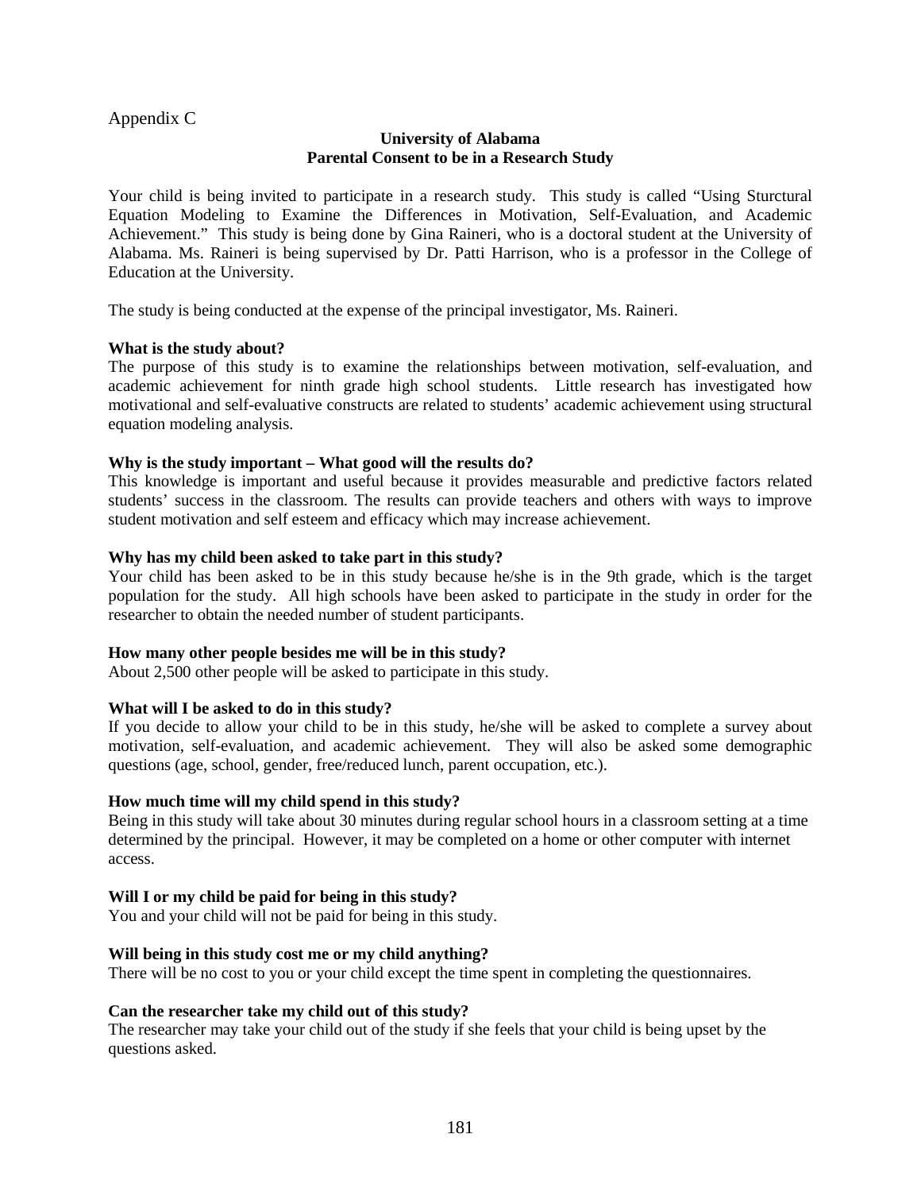Appendix C

**University of Alabama**
**Parental Consent to be in a Research Study**

Your child is being invited to participate in a research study. This study is called "Using Sturctural Equation Modeling to Examine the Differences in Motivation, Self-Evaluation, and Academic Achievement." This study is being done by Gina Raineri, who is a doctoral student at the University of Alabama. Ms. Raineri is being supervised by Dr. Patti Harrison, who is a professor in the College of Education at the University.

The study is being conducted at the expense of the principal investigator, Ms. Raineri.

**What is the study about?**
The purpose of this study is to examine the relationships between motivation, self-evaluation, and academic achievement for ninth grade high school students. Little research has investigated how motivational and self-evaluative constructs are related to students' academic achievement using structural equation modeling analysis.

**Why is the study important – What good will the results do?**
This knowledge is important and useful because it provides measurable and predictive factors related students' success in the classroom. The results can provide teachers and others with ways to improve student motivation and self esteem and efficacy which may increase achievement.

**Why has my child been asked to take part in this study?**
Your child has been asked to be in this study because he/she is in the 9th grade, which is the target population for the study. All high schools have been asked to participate in the study in order for the researcher to obtain the needed number of student participants.

**How many other people besides me will be in this study?**
About 2,500 other people will be asked to participate in this study.

**What will I be asked to do in this study?**
If you decide to allow your child to be in this study, he/she will be asked to complete a survey about motivation, self-evaluation, and academic achievement. They will also be asked some demographic questions (age, school, gender, free/reduced lunch, parent occupation, etc.).

**How much time will my child spend in this study?**
Being in this study will take about 30 minutes during regular school hours in a classroom setting at a time determined by the principal. However, it may be completed on a home or other computer with internet access.

**Will I or my child be paid for being in this study?**
You and your child will not be paid for being in this study.

**Will being in this study cost me or my child anything?**
There will be no cost to you or your child except the time spent in completing the questionnaires.

**Can the researcher take my child out of this study?**
The researcher may take your child out of the study if she feels that your child is being upset by the questions asked.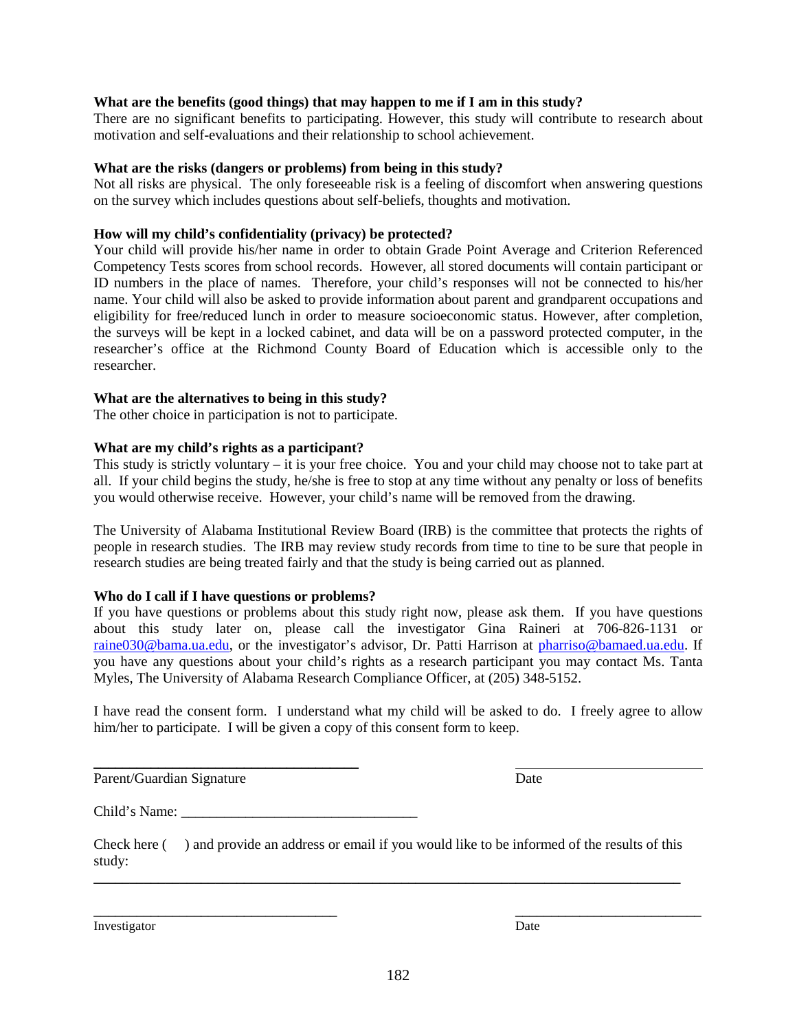**What are the benefits (good things) that may happen to me if I am in this study?**
There are no significant benefits to participating. However, this study will contribute to research about motivation and self-evaluations and their relationship to school achievement.

**What are the risks (dangers or problems) from being in this study?**
Not all risks are physical. The only foreseeable risk is a feeling of discomfort when answering questions on the survey which includes questions about self-beliefs, thoughts and motivation.

**How will my child's confidentiality (privacy) be protected?**
Your child will provide his/her name in order to obtain Grade Point Average and Criterion Referenced Competency Tests scores from school records. However, all stored documents will contain participant or ID numbers in the place of names. Therefore, your child's responses will not be connected to his/her name. Your child will also be asked to provide information about parent and grandparent occupations and eligibility for free/reduced lunch in order to measure socioeconomic status. However, after completion, the surveys will be kept in a locked cabinet, and data will be on a password protected computer, in the researcher's office at the Richmond County Board of Education which is accessible only to the researcher.

**What are the alternatives to being in this study?**
The other choice in participation is not to participate.

**What are my child's rights as a participant?**
This study is strictly voluntary – it is your free choice. You and your child may choose not to take part at all. If your child begins the study, he/she is free to stop at any time without any penalty or loss of benefits you would otherwise receive. However, your child's name will be removed from the drawing.

The University of Alabama Institutional Review Board (IRB) is the committee that protects the rights of people in research studies. The IRB may review study records from time to tine to be sure that people in research studies are being treated fairly and that the study is being carried out as planned.

**Who do I call if I have questions or problems?**
If you have questions or problems about this study right now, please ask them. If you have questions about this study later on, please call the investigator Gina Raineri at 706-826-1131 or raine030@bama.ua.edu, or the investigator's advisor, Dr. Patti Harrison at pharriso@bamaed.ua.edu. If you have any questions about your child's rights as a research participant you may contact Ms. Tanta Myles, The University of Alabama Research Compliance Officer, at (205) 348-5152.

I have read the consent form. I understand what my child will be asked to do. I freely agree to allow him/her to participate. I will be given a copy of this consent form to keep.

\_\_\_\_\_\_\_\_\_\_\_\_\_\_\_\_\_\_\_\_\_\_\_\_\_\_\_\_\_\_\_\_\_\_\_ \_\_\_\_\_\_\_\_\_\_\_\_\_\_\_\_\_\_\_\_\_\_\_\_\_
Parent/Guardian Signature Date

Child's Name: \_\_\_\_\_\_\_\_\_\_\_\_\_\_\_\_\_\_\_\_\_\_\_\_\_\_\_\_\_\_\_

Check here (   ) and provide an address or email if you would like to be informed of the results of this study:
\_\_\_\_\_\_\_\_\_\_\_\_\_\_\_\_\_\_\_\_\_\_\_\_\_\_\_\_\_\_\_\_\_\_\_\_\_\_\_\_\_\_\_\_\_\_\_\_\_\_\_\_\_\_\_\_\_\_\_\_\_\_\_\_\_\_\_\_\_\_\_\_\_\_\_\_\_

\_\_\_\_\_\_\_\_\_\_\_\_\_\_\_\_\_\_\_\_\_\_\_\_\_\_\_\_\_\_\_\_\_\_\_ \_\_\_\_\_\_\_\_\_\_\_\_\_\_\_\_\_\_\_\_\_\_\_\_\_
Investigator Date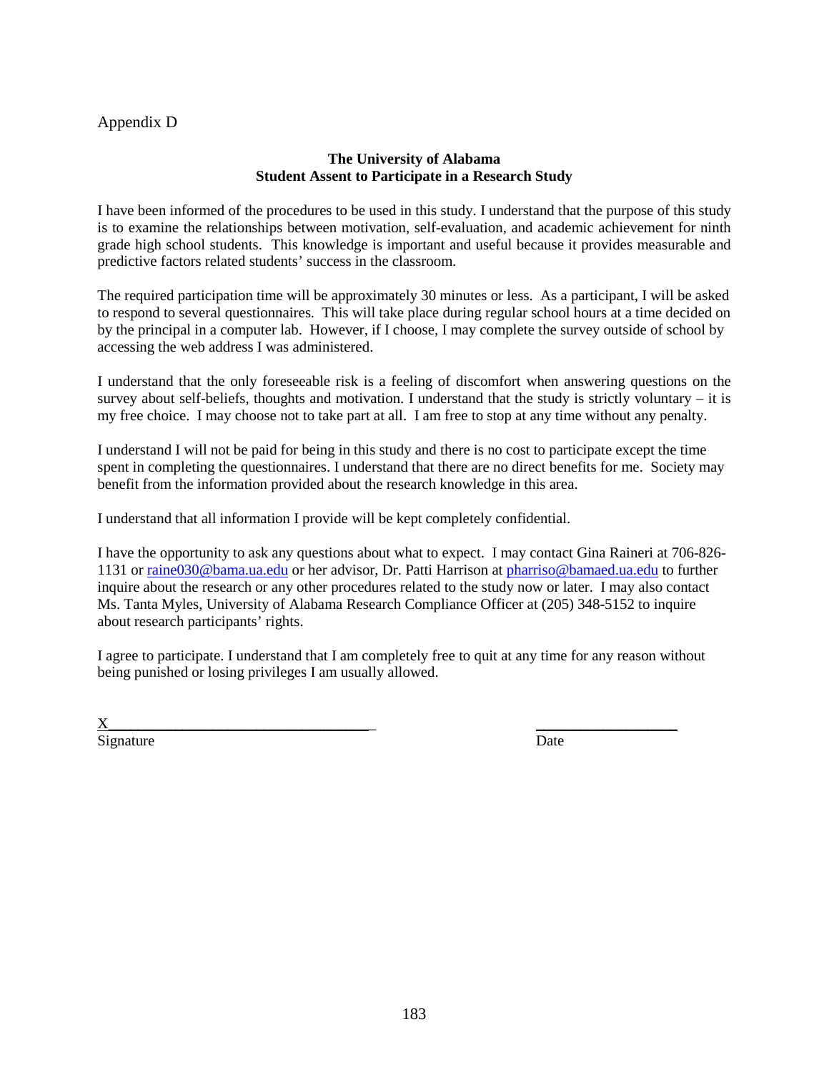Appendix D

**The University of Alabama**
**Student Assent to Participate in a Research Study**

I have been informed of the procedures to be used in this study. I understand that the purpose of this study is to examine the relationships between motivation, self-evaluation, and academic achievement for ninth grade high school students. This knowledge is important and useful because it provides measurable and predictive factors related students' success in the classroom.

The required participation time will be approximately 30 minutes or less. As a participant, I will be asked to respond to several questionnaires. This will take place during regular school hours at a time decided on by the principal in a computer lab. However, if I choose, I may complete the survey outside of school by accessing the web address I was administered.

I understand that the only foreseeable risk is a feeling of discomfort when answering questions on the survey about self-beliefs, thoughts and motivation. I understand that the study is strictly voluntary – it is my free choice. I may choose not to take part at all. I am free to stop at any time without any penalty.

I understand I will not be paid for being in this study and there is no cost to participate except the time spent in completing the questionnaires. I understand that there are no direct benefits for me. Society may benefit from the information provided about the research knowledge in this area.

I understand that all information I provide will be kept completely confidential.

I have the opportunity to ask any questions about what to expect. I may contact Gina Raineri at 706-826-1131 or raine030@bama.ua.edu or her advisor, Dr. Patti Harrison at pharriso@bamaed.ua.edu to further inquire about the research or any other procedures related to the study now or later. I may also contact Ms. Tanta Myles, University of Alabama Research Compliance Officer at (205) 348-5152 to inquire about research participants' rights.

I agree to participate. I understand that I am completely free to quit at any time for any reason without being punished or losing privileges I am usually allowed.

X__________________________________ ________________

Signature Date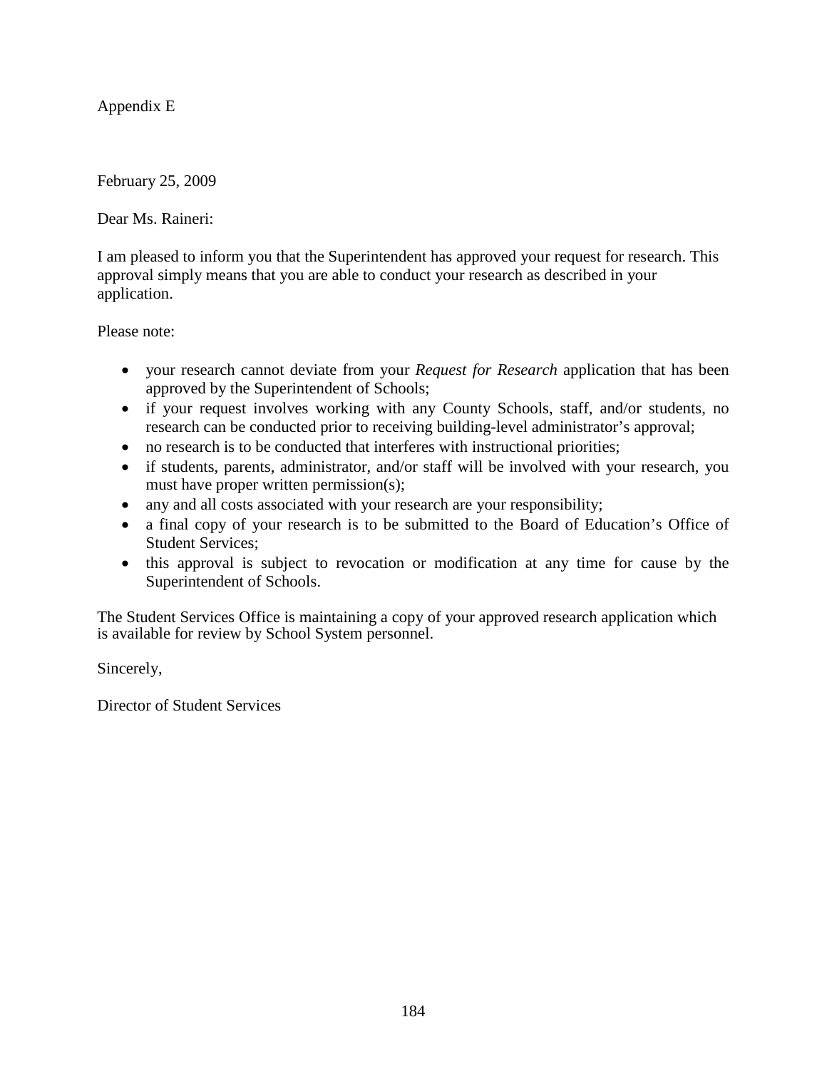Appendix E

February 25, 2009

Dear Ms. Raineri:

I am pleased to inform you that the Superintendent has approved your request for research. This approval simply means that you are able to conduct your research as described in your application.

Please note:

- your research cannot deviate from your *Request for Research* application that has been approved by the Superintendent of Schools;
- if your request involves working with any County Schools, staff, and/or students, no research can be conducted prior to receiving building-level administrator's approval;
- no research is to be conducted that interferes with instructional priorities;
- if students, parents, administrator, and/or staff will be involved with your research, you must have proper written permission(s);
- any and all costs associated with your research are your responsibility;
- a final copy of your research is to be submitted to the Board of Education's Office of Student Services;
- this approval is subject to revocation or modification at any time for cause by the Superintendent of Schools.

The Student Services Office is maintaining a copy of your approved research application which is available for review by School System personnel.

Sincerely,

Director of Student Services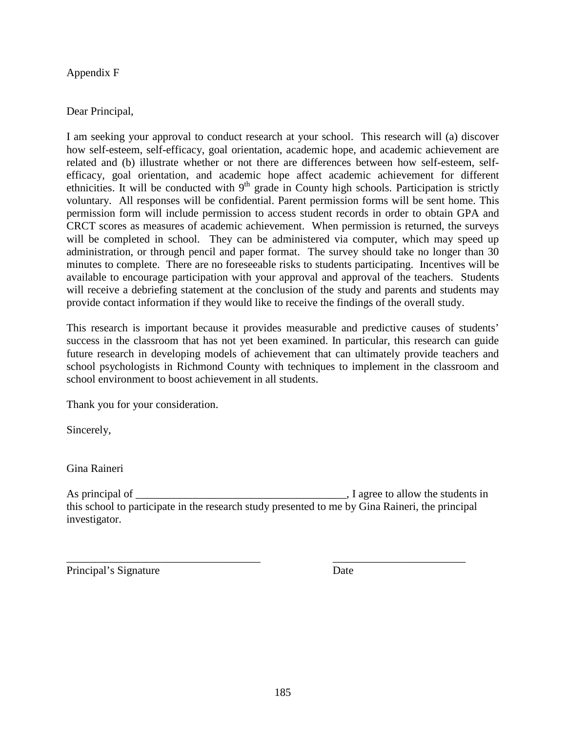Appendix F

Dear Principal,

I am seeking your approval to conduct research at your school. This research will (a) discover how self-esteem, self-efficacy, goal orientation, academic hope, and academic achievement are related and (b) illustrate whether or not there are differences between how self-esteem, self-efficacy, goal orientation, and academic hope affect academic achievement for different ethnicities. It will be conducted with 9th grade in County high schools. Participation is strictly voluntary. All responses will be confidential. Parent permission forms will be sent home. This permission form will include permission to access student records in order to obtain GPA and CRCT scores as measures of academic achievement. When permission is returned, the surveys will be completed in school. They can be administered via computer, which may speed up administration, or through pencil and paper format. The survey should take no longer than 30 minutes to complete. There are no foreseeable risks to students participating. Incentives will be available to encourage participation with your approval and approval of the teachers. Students will receive a debriefing statement at the conclusion of the study and parents and students may provide contact information if they would like to receive the findings of the overall study.

This research is important because it provides measurable and predictive causes of students' success in the classroom that has not yet been examined. In particular, this research can guide future research in developing models of achievement that can ultimately provide teachers and school psychologists in Richmond County with techniques to implement in the classroom and school environment to boost achievement in all students.

Thank you for your consideration.

Sincerely,

Gina Raineri

As principal of ______________________________________, I agree to allow the students in this school to participate in the research study presented to me by Gina Raineri, the principal investigator.

___________________________________ ________________________

Principal's Signature Date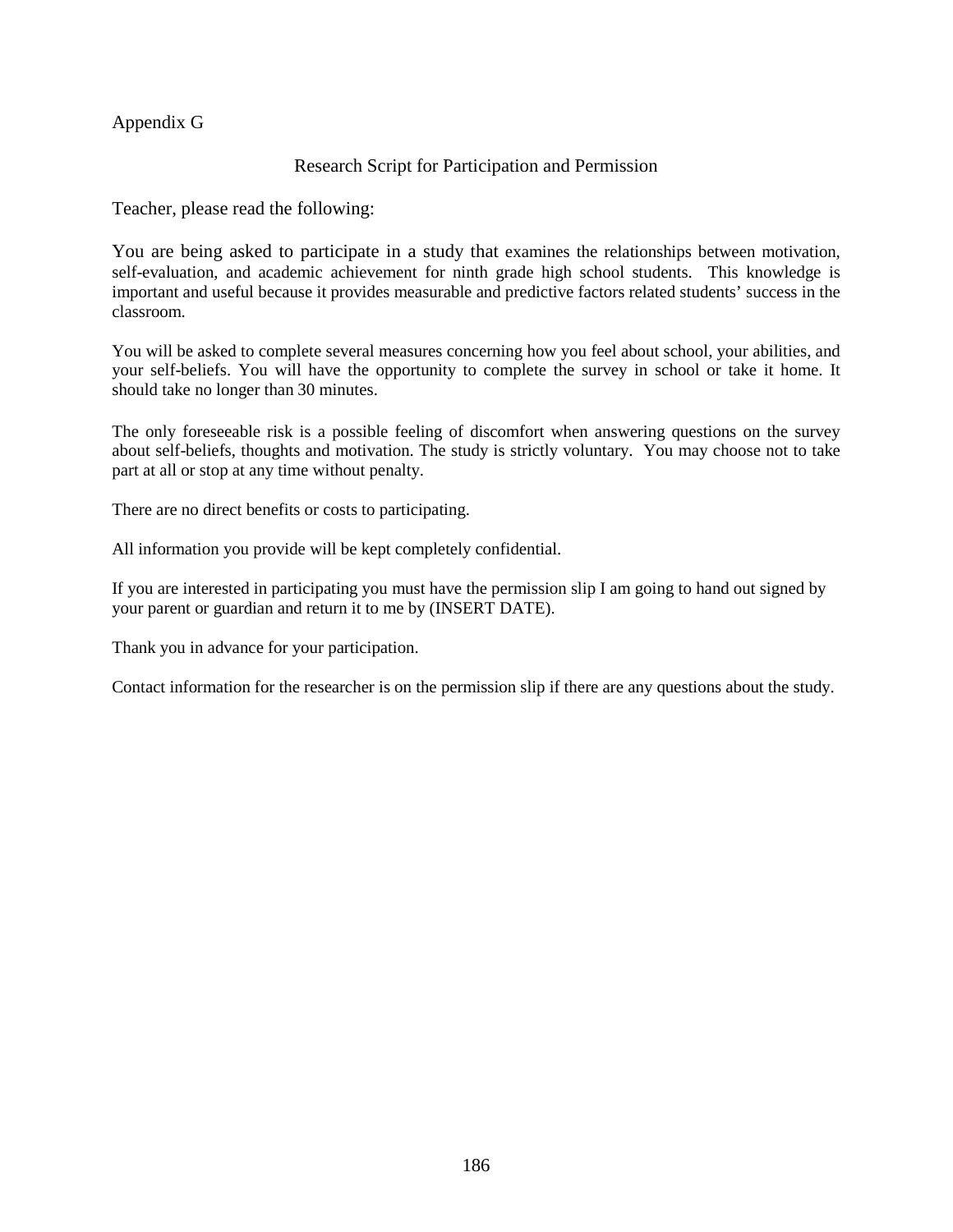Appendix G

## Research Script for Participation and Permission

Teacher, please read the following:

You are being asked to participate in a study that examines the relationships between motivation, self-evaluation, and academic achievement for ninth grade high school students. This knowledge is important and useful because it provides measurable and predictive factors related students' success in the classroom.

You will be asked to complete several measures concerning how you feel about school, your abilities, and your self-beliefs. You will have the opportunity to complete the survey in school or take it home. It should take no longer than 30 minutes.

The only foreseeable risk is a possible feeling of discomfort when answering questions on the survey about self-beliefs, thoughts and motivation. The study is strictly voluntary. You may choose not to take part at all or stop at any time without penalty.

There are no direct benefits or costs to participating.

All information you provide will be kept completely confidential.

If you are interested in participating you must have the permission slip I am going to hand out signed by your parent or guardian and return it to me by (INSERT DATE).

Thank you in advance for your participation.

Contact information for the researcher is on the permission slip if there are any questions about the study.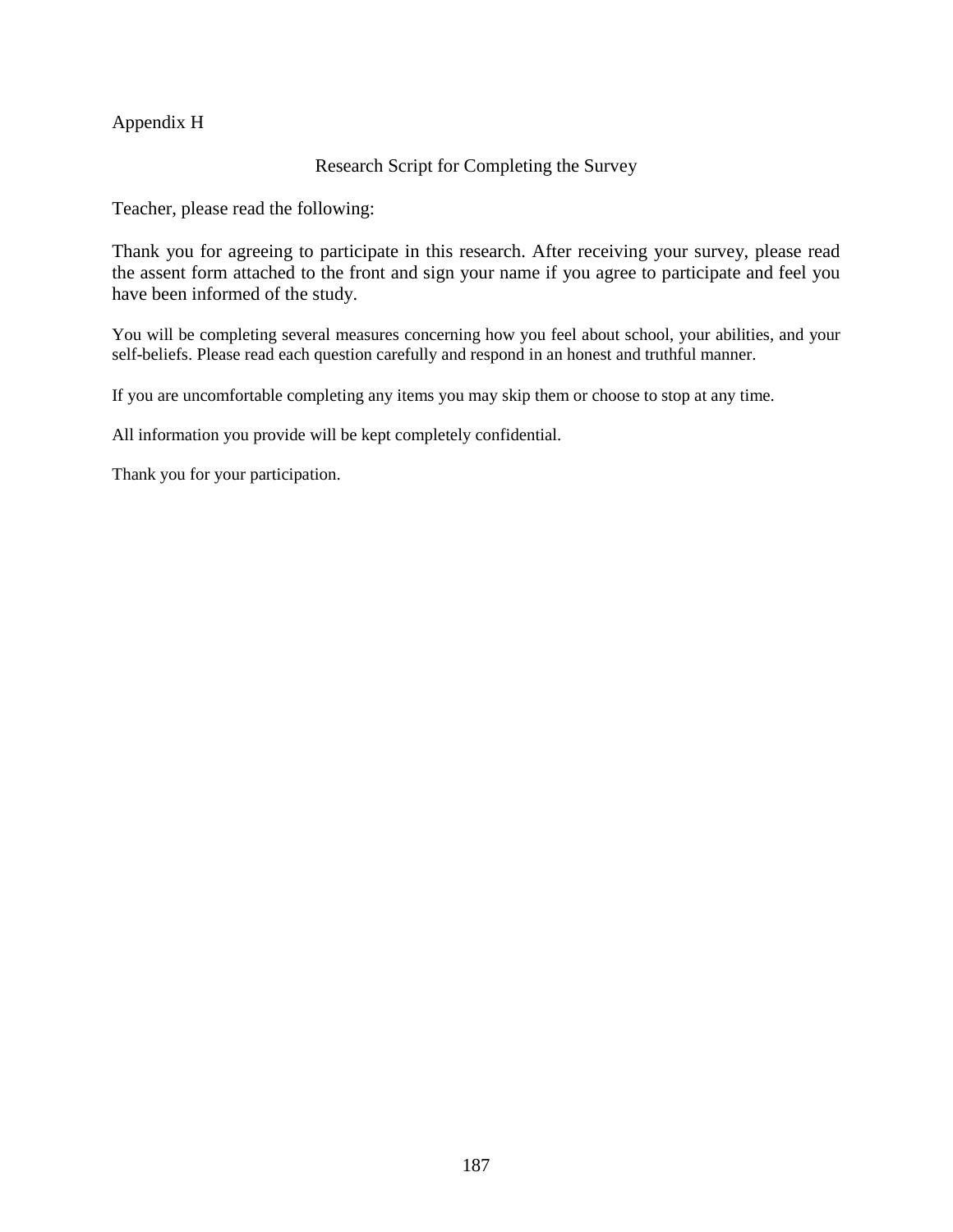Appendix H

## Research Script for Completing the Survey

Teacher, please read the following:

Thank you for agreeing to participate in this research. After receiving your survey, please read the assent form attached to the front and sign your name if you agree to participate and feel you have been informed of the study.

You will be completing several measures concerning how you feel about school, your abilities, and your self-beliefs. Please read each question carefully and respond in an honest and truthful manner.

If you are uncomfortable completing any items you may skip them or choose to stop at any time.

All information you provide will be kept completely confidential.

Thank you for your participation.